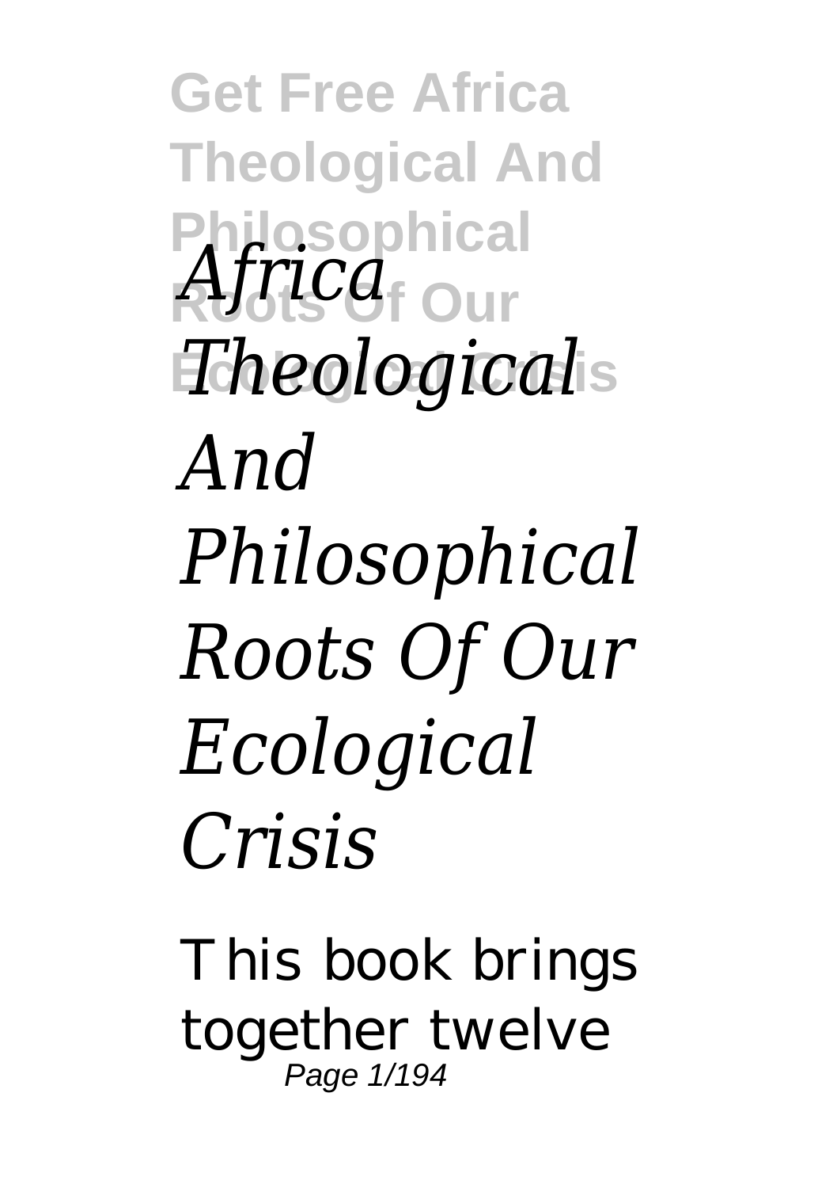*Africa Theological And Philosophical Roots Of Our Ecological Crisis*

This book brings together twelve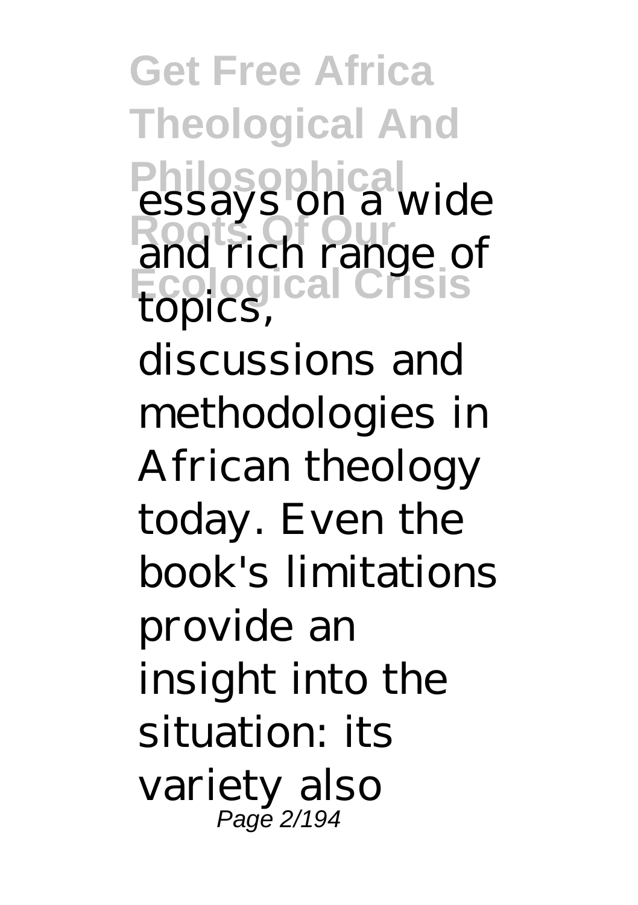essays on a wide and rich range of topics, discussions and methodologies in African theology today. Even the book's limitations provide an insight into the situation: its variety also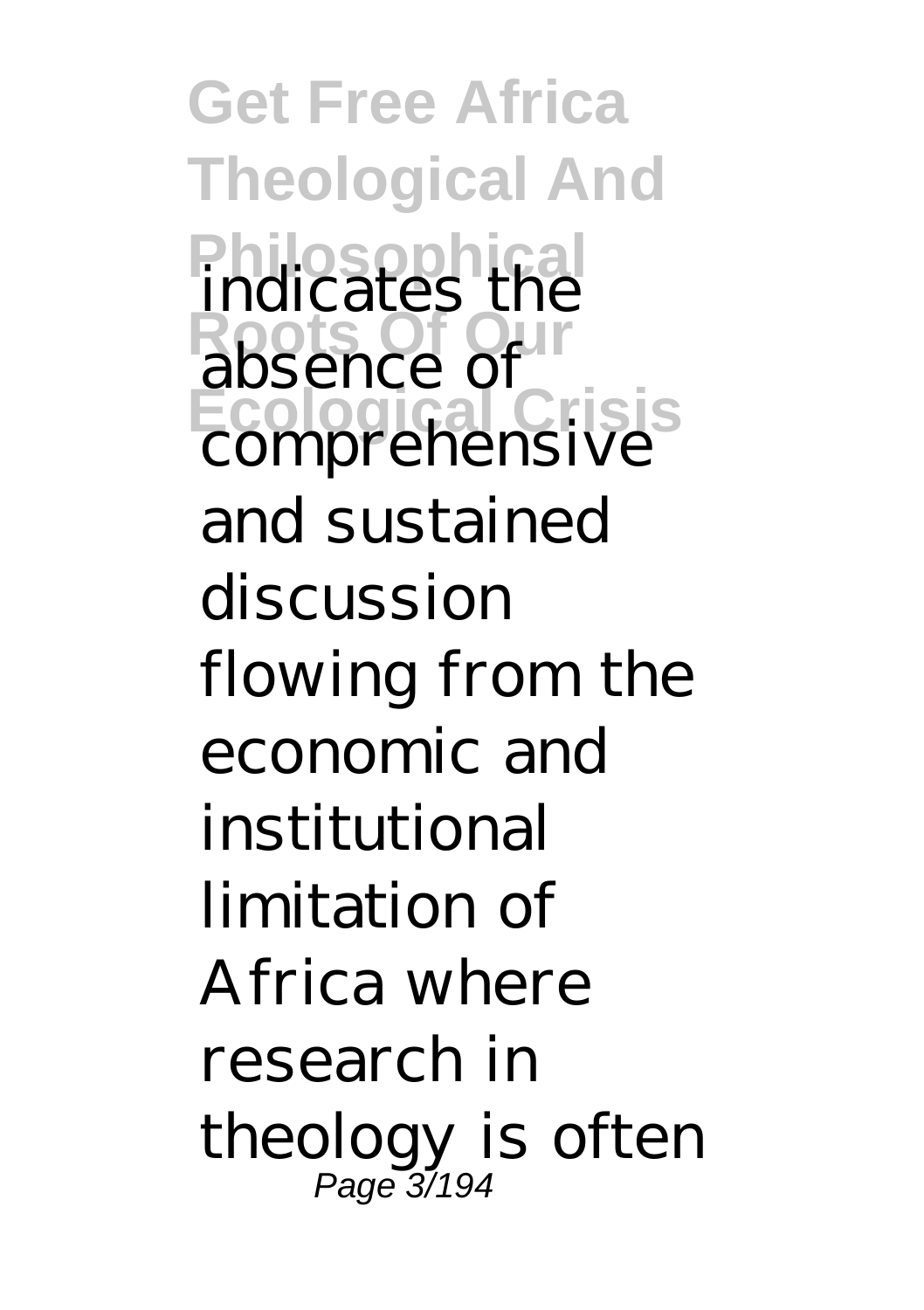indicates the absence of comprehensive and sustained discussion flowing from the economic and institutional limitation of Africa where research in theology is often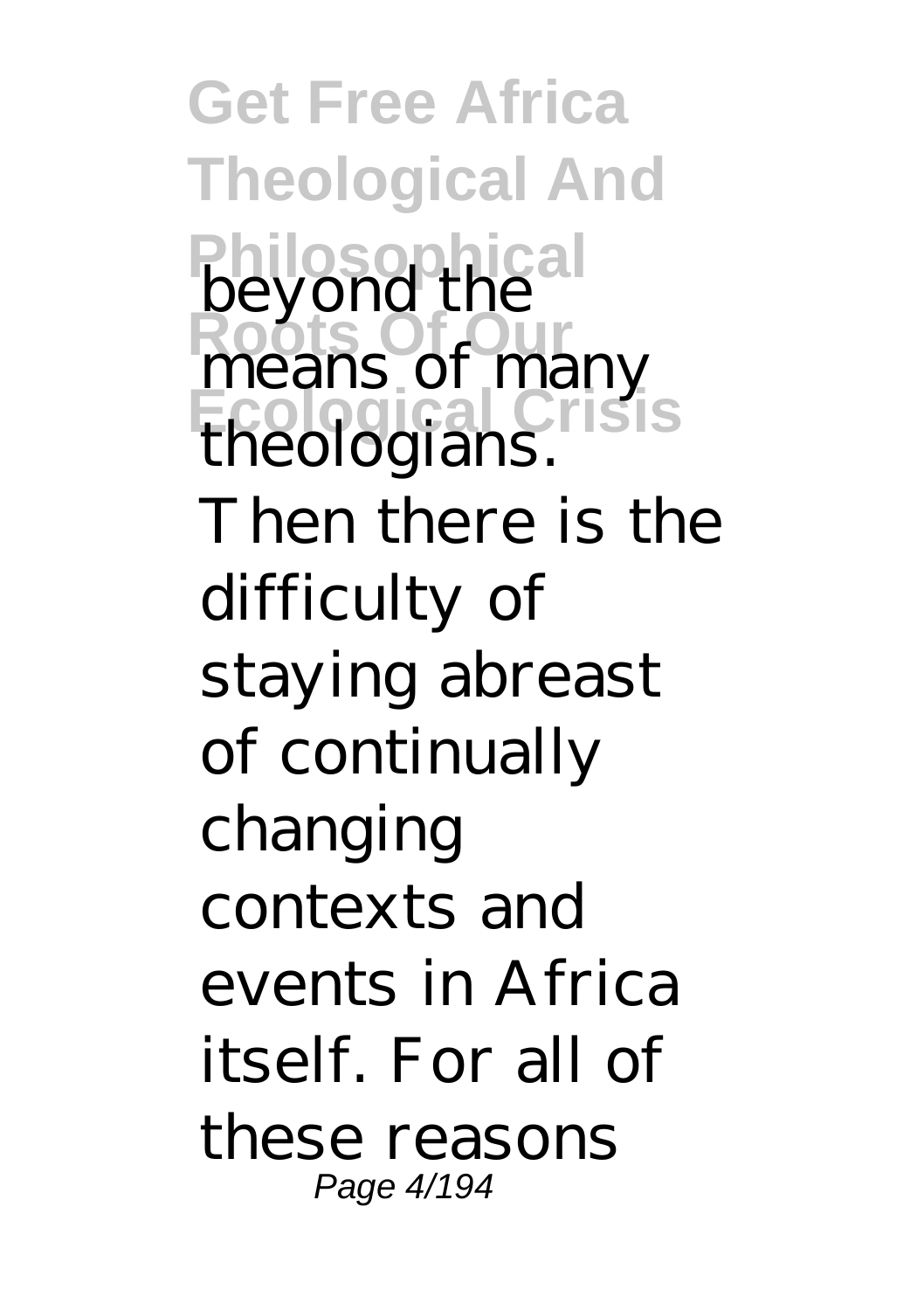beyond the means of many theologians. Then there is the difficulty of staying abreast of continually changing contexts and events in Africa itself. For all of these reasons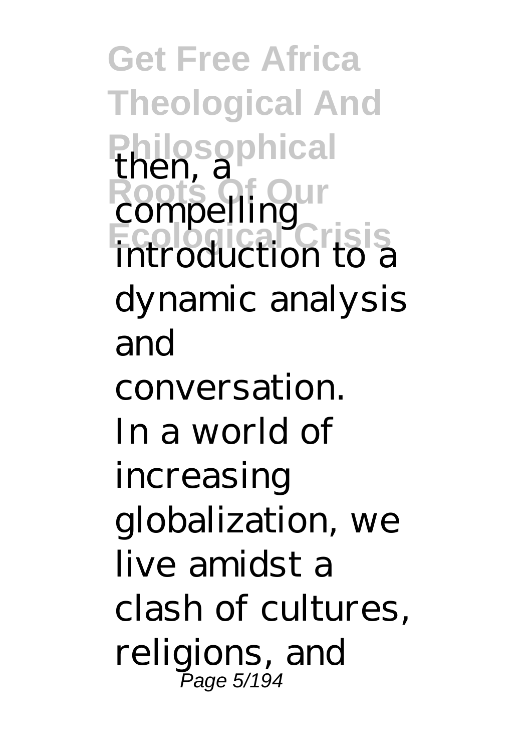then, a compelling introduction to a dynamic analysis and conversation.

In a world of increasing globalization, we live amidst a clash of cultures, religions, and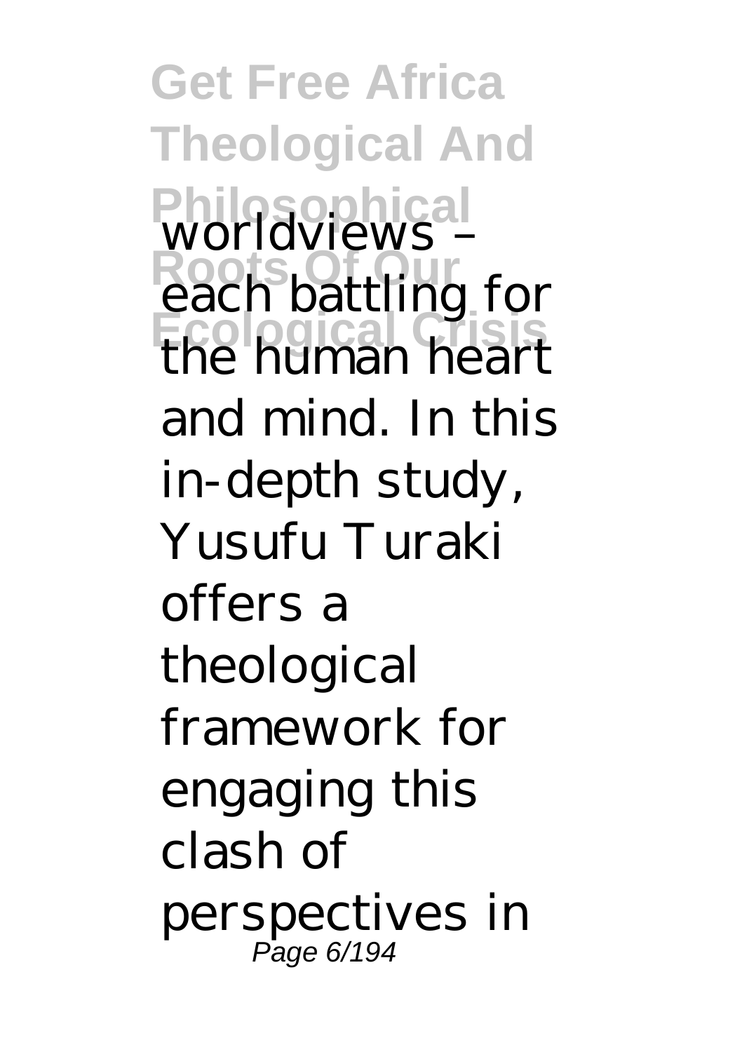worldviews – each battling for the human heart and mind. In this in-depth study, Yusufu Turaki offers a theological framework for engaging this clash of perspectives in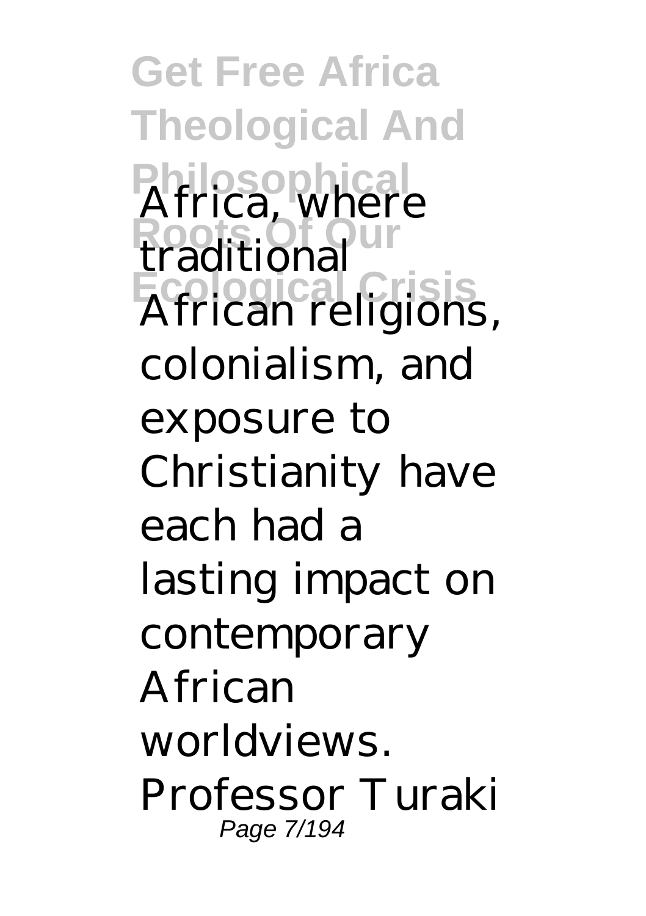Africa, where traditional African religions, colonialism, and exposure to Christianity have each had a lasting impact on contemporary African worldviews. Professor Turaki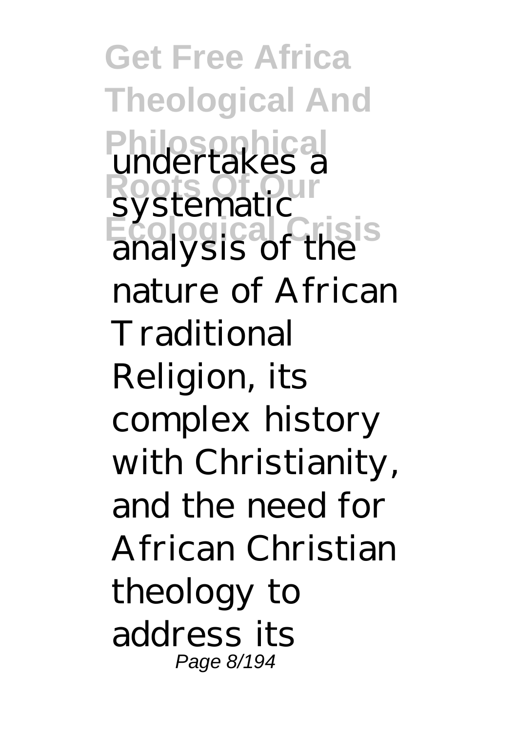undertakes a systematic analysis of the nature of African Traditional Religion, its complex history with Christianity, and the need for African Christian theology to address its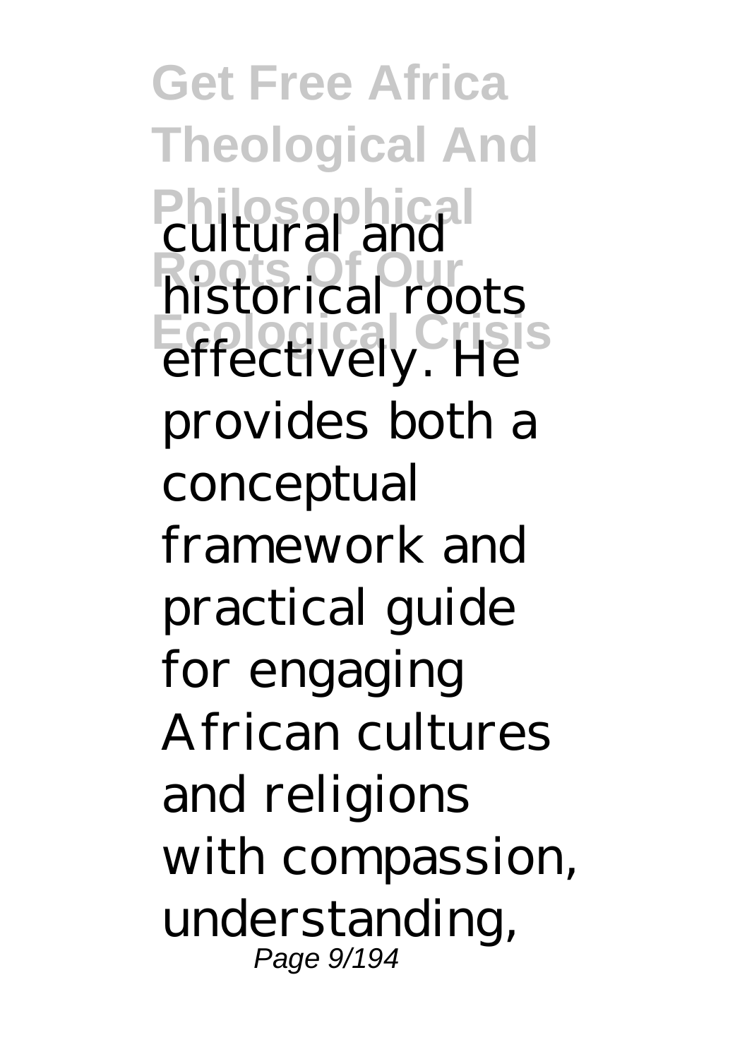cultural and historical roots effectively. He provides both a conceptual framework and practical guide for engaging African cultures and religions with compassion, understanding,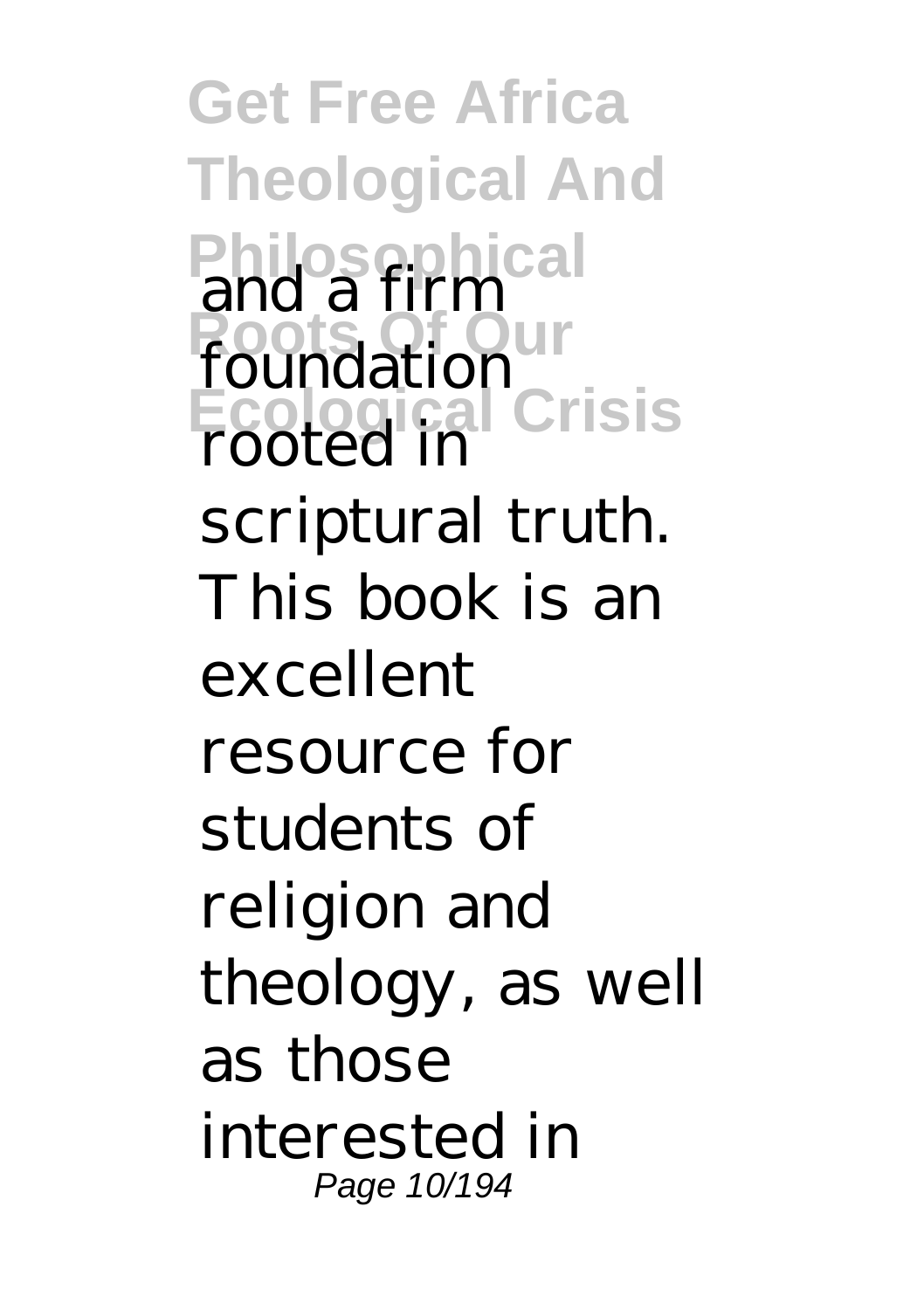and a firm foundation rooted in scriptural truth. This book is an excellent resource for students of religion and theology, as well as those interested in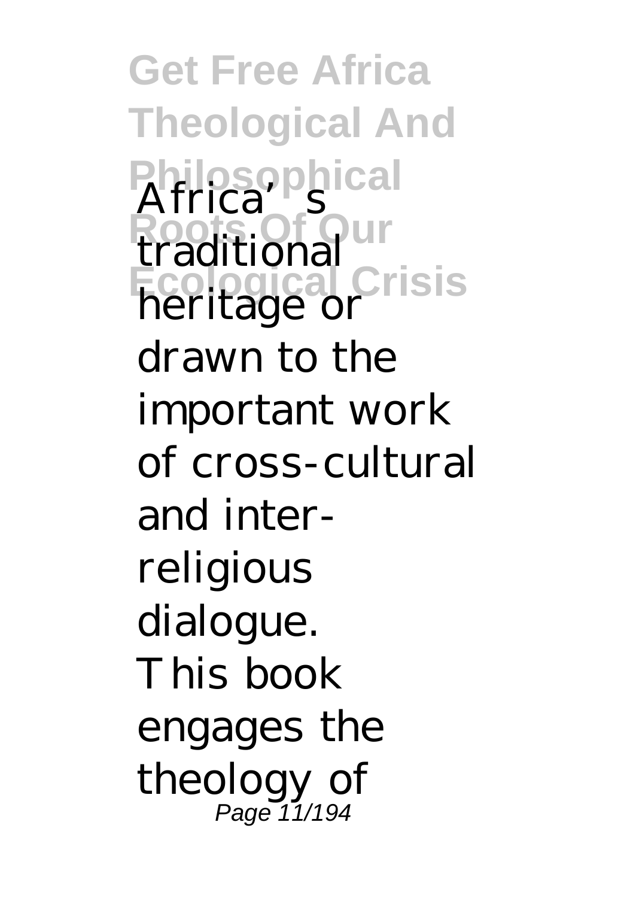Africa's traditional heritage or drawn to the important work of cross-cultural and inter-religious dialogue.

This book engages the theology of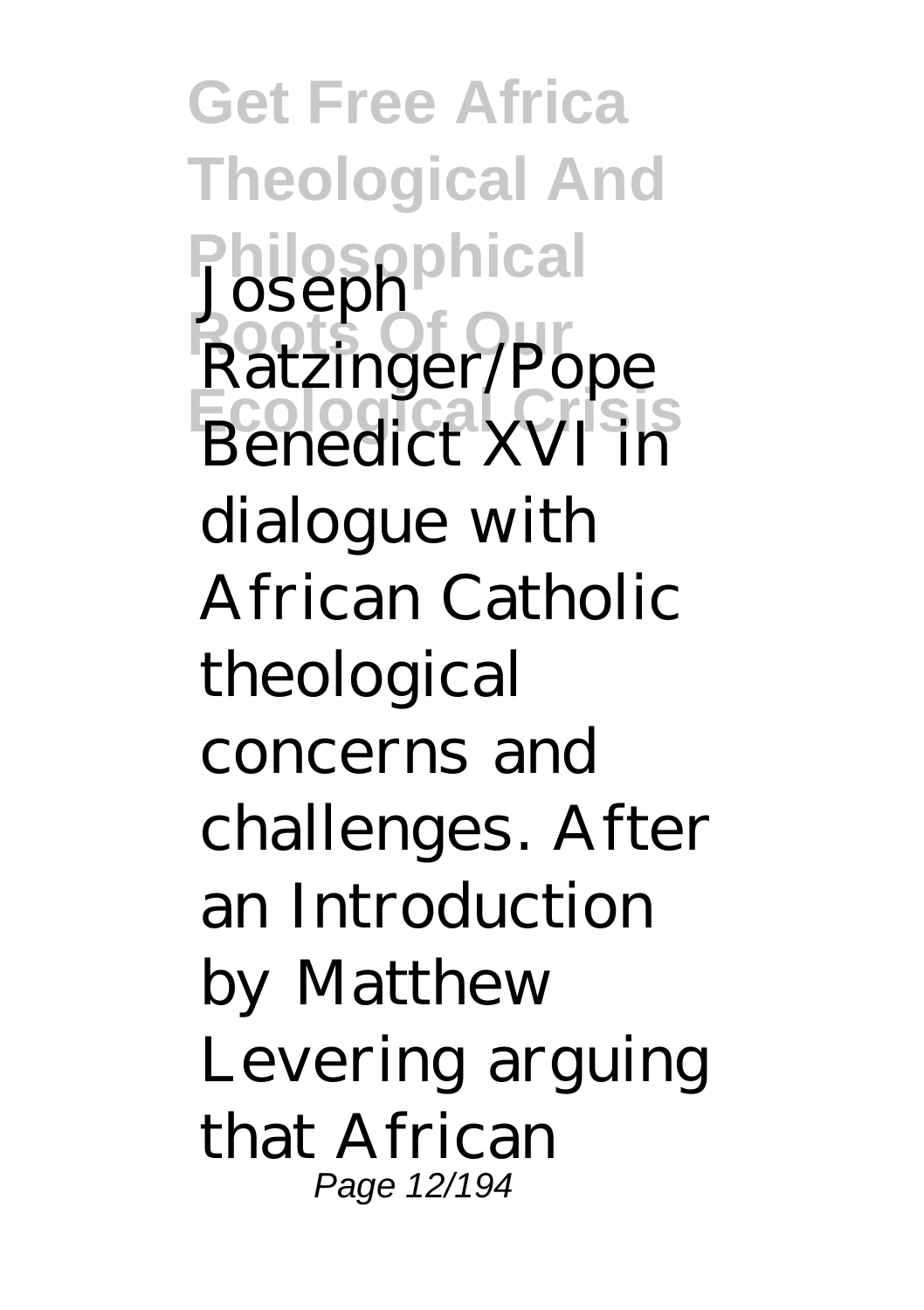Joseph Ratzinger/Pope Benedict XVI in dialogue with African Catholic theological concerns and challenges. After an Introduction by Matthew Levering arguing that African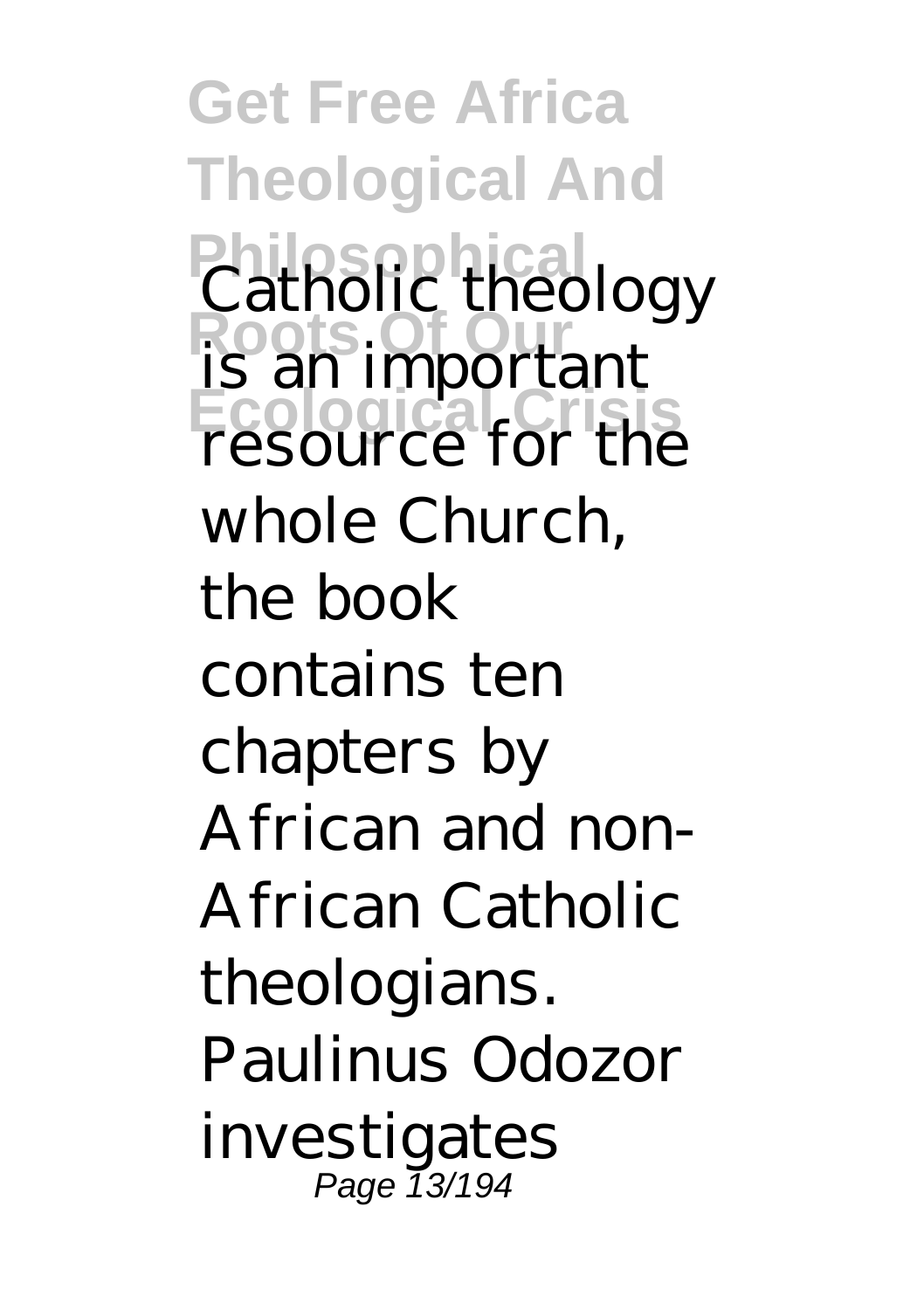Catholic theology is an important resource for the whole Church, the book contains ten chapters by African and non-African Catholic theologians. Paulinus Odozor investigates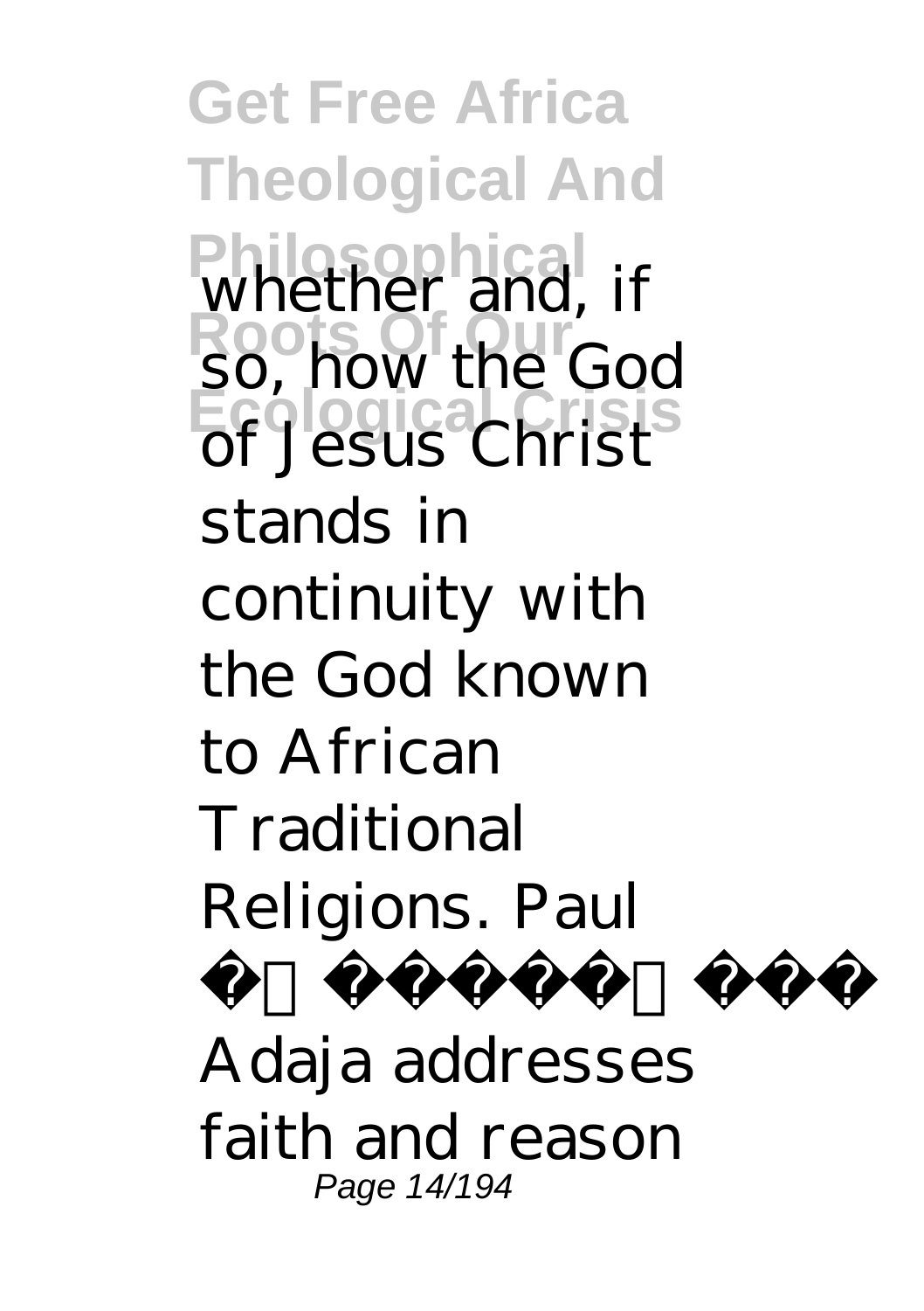whether and, if so, how the God of Jesus Christ stands in continuity with the God known to African Traditional Religions. Paul

Adaja addresses faith and reason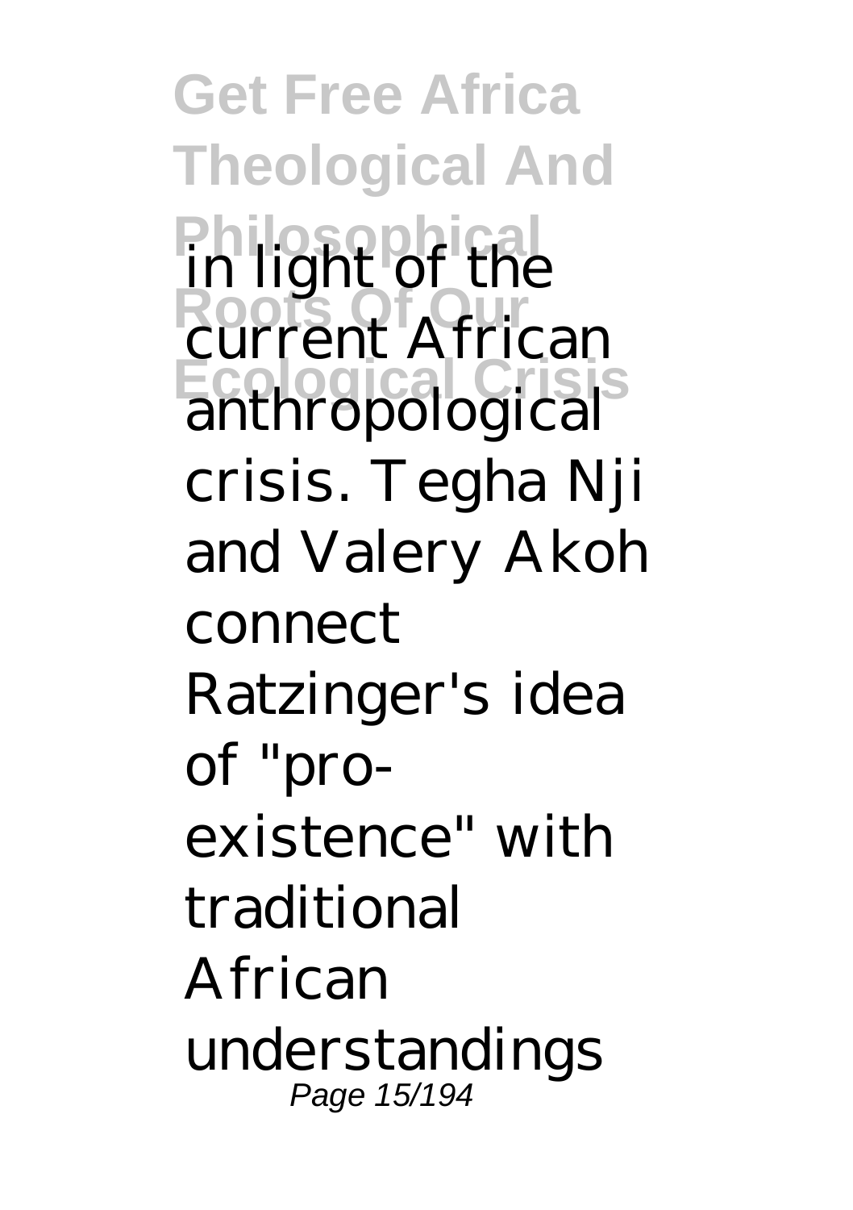in light of the current African anthropological crisis. Tegha Nji and Valery Akoh connect Ratzinger's idea of "pro-existence" with traditional African understandings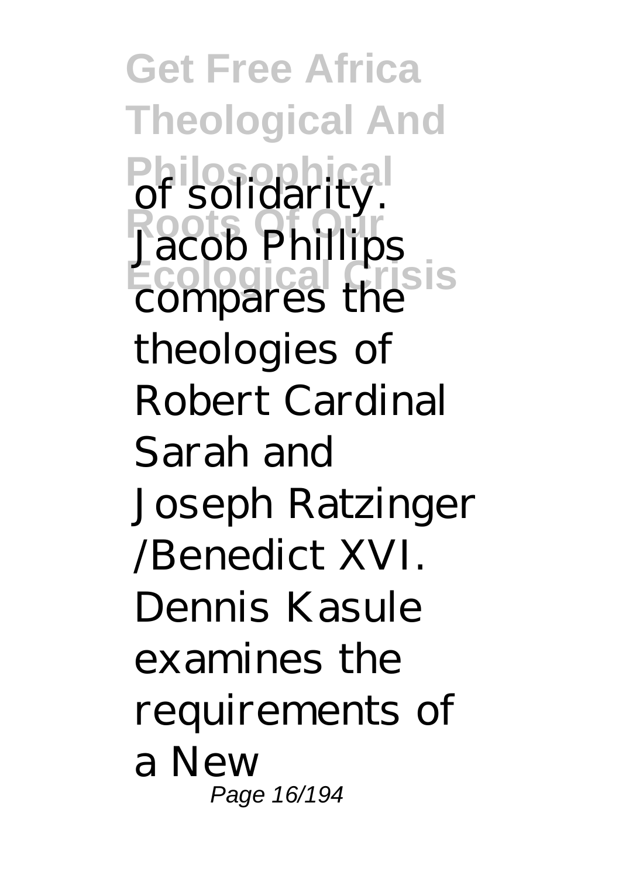of solidarity. Jacob Phillips compares the theologies of Robert Cardinal Sarah and Joseph Ratzinger /Benedict XVI. Dennis Kasule examines the requirements of a New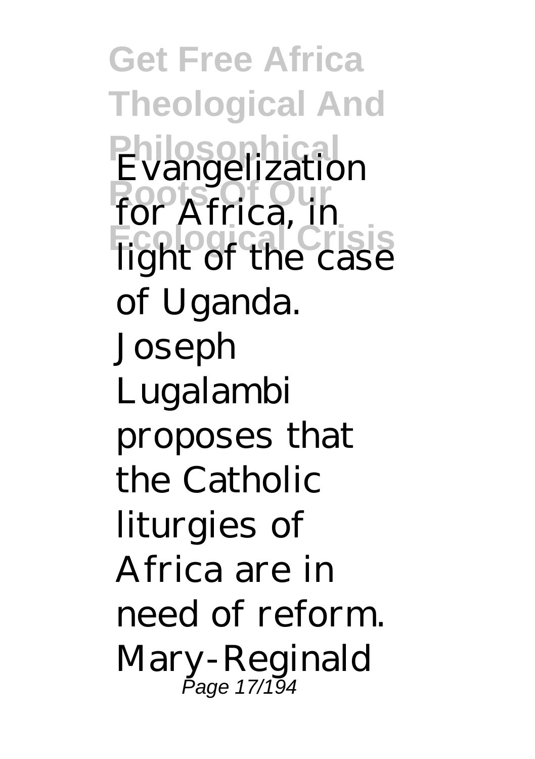Evangelization for Africa, in light of the case of Uganda. Joseph Lugalambi proposes that the Catholic liturgies of Africa are in need of reform. Mary-Reginald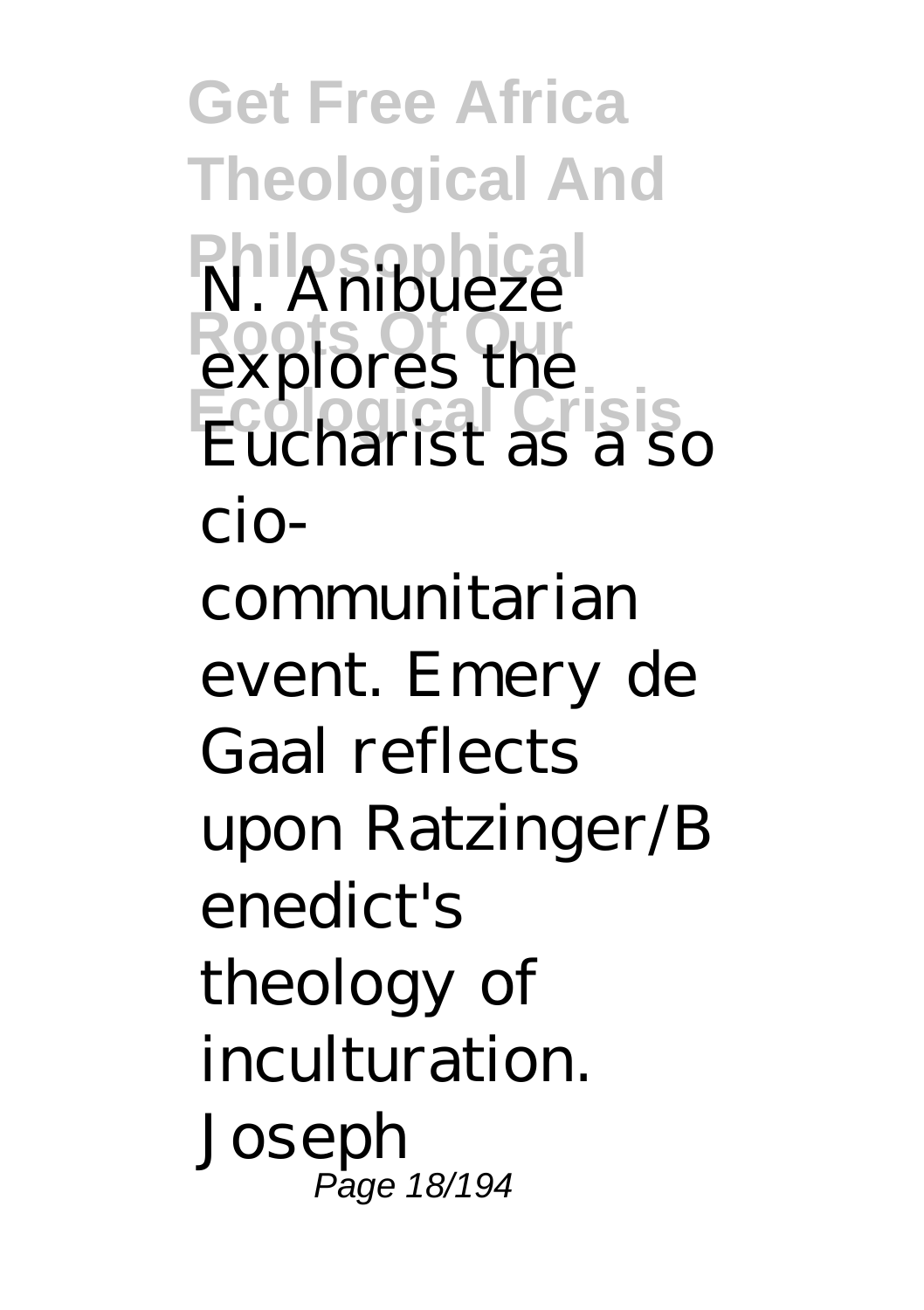N. Anibueze explores the Eucharist as a socio-communitarian event. Emery de Gaal reflects upon Ratzinger/Benedict's theology of inculturation. Joseph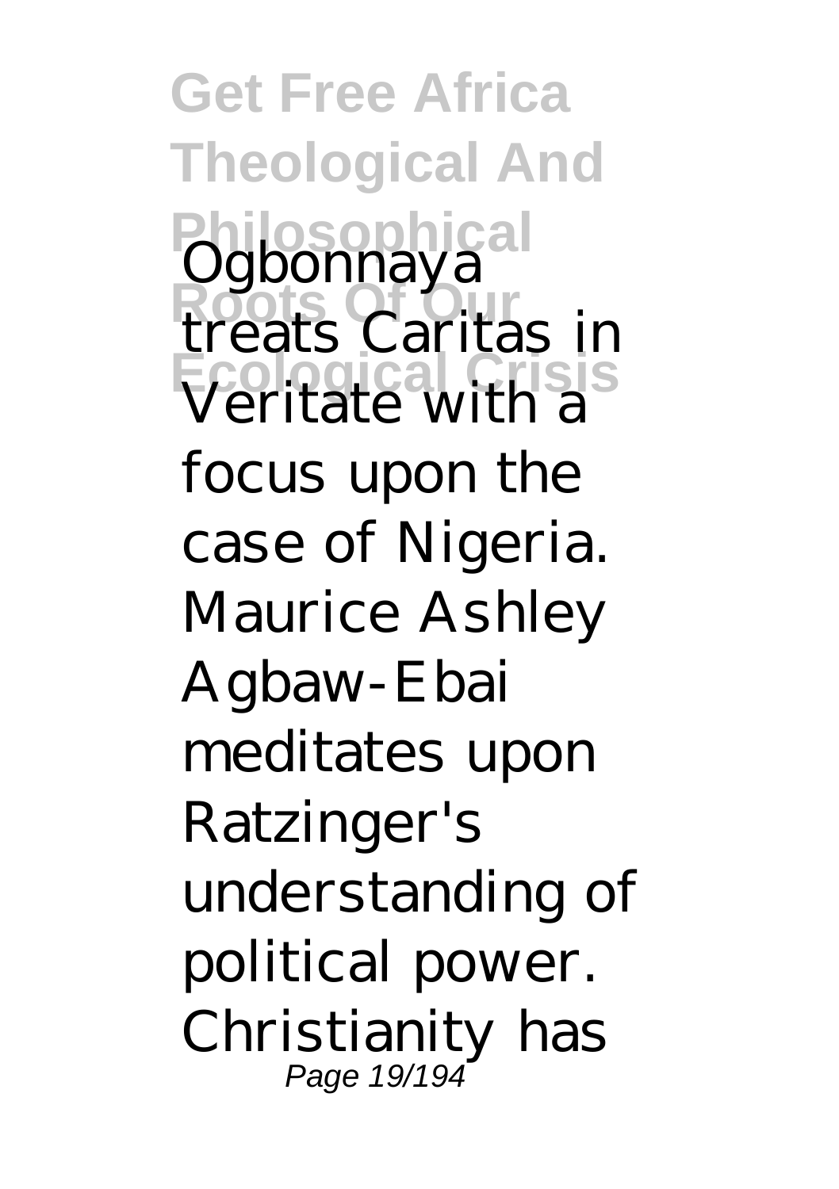Ogbonnaya treats Caritas in Veritate with a focus upon the case of Nigeria. Maurice Ashley Agbaw-Ebai meditates upon Ratzinger's understanding of political power. Christianity has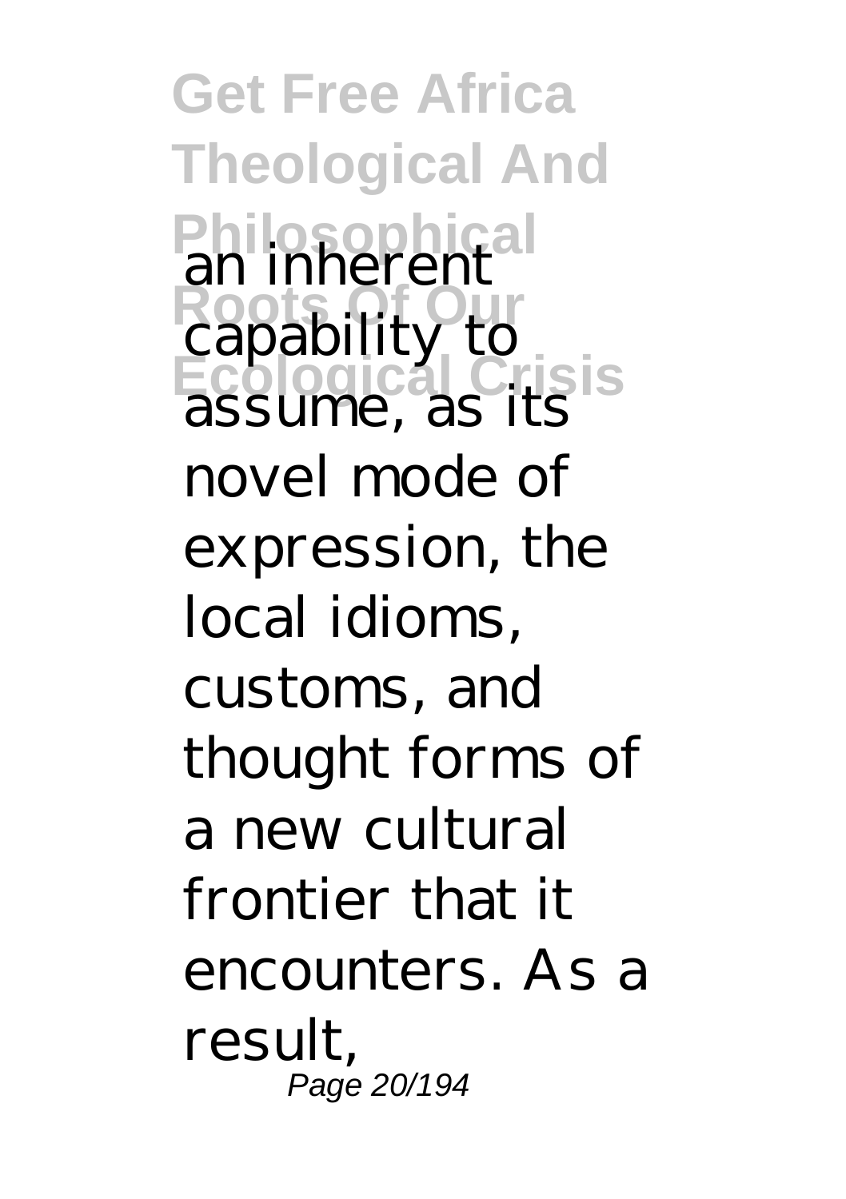an inherent capability to assume, as its novel mode of expression, the local idioms, customs, and thought forms of a new cultural frontier that it encounters. As a result,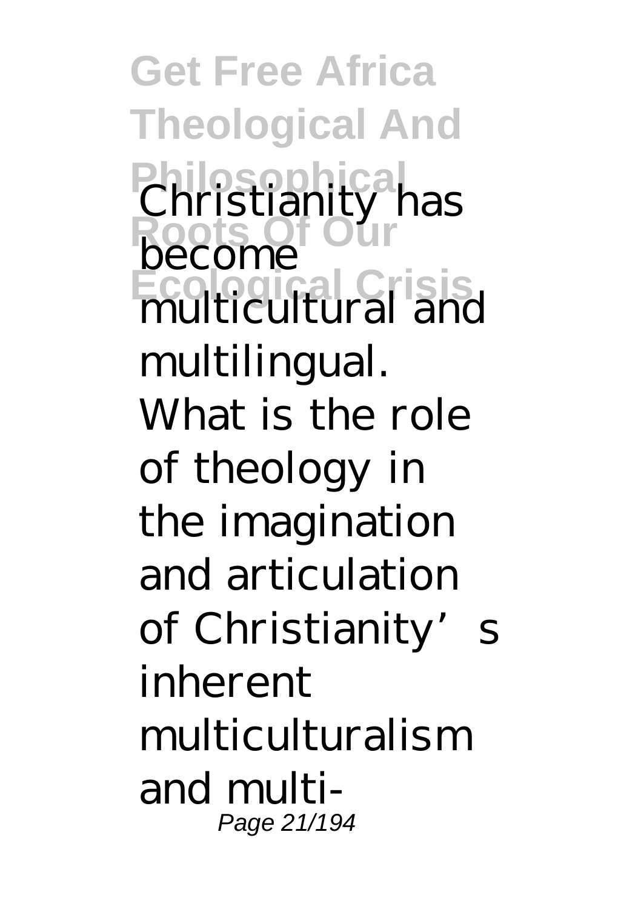Christianity has become multicultural and multilingual. What is the role of theology in the imagination and articulation of Christianity's inherent multiculturalism and multi-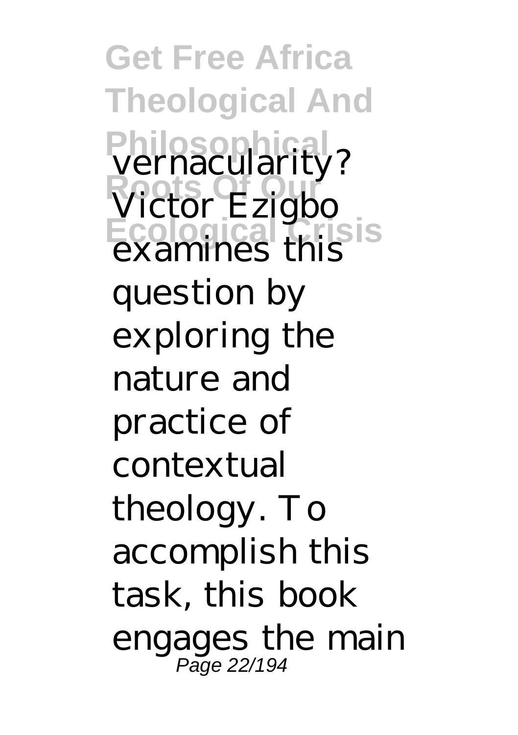vernacularity? Victor Ezigbo examines this question by exploring the nature and practice of contextual theology. To accomplish this task, this book engages the main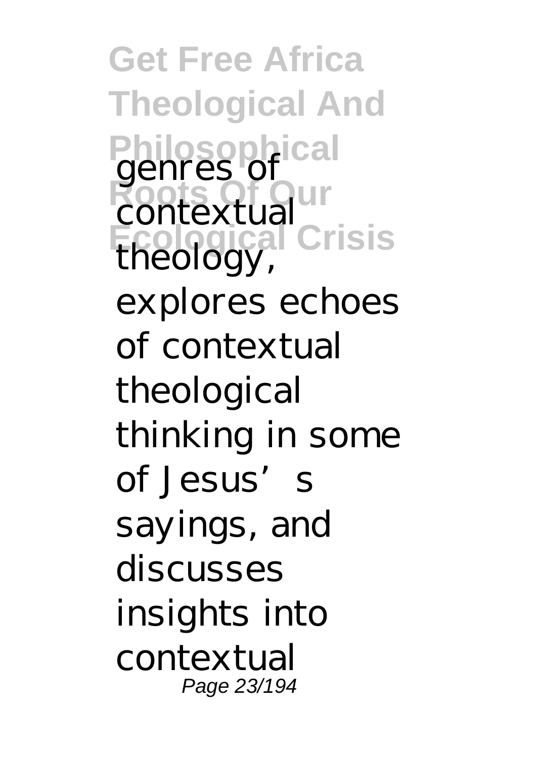genres of contextual theology, explores echoes of contextual theological thinking in some of Jesus's sayings, and discusses insights into contextual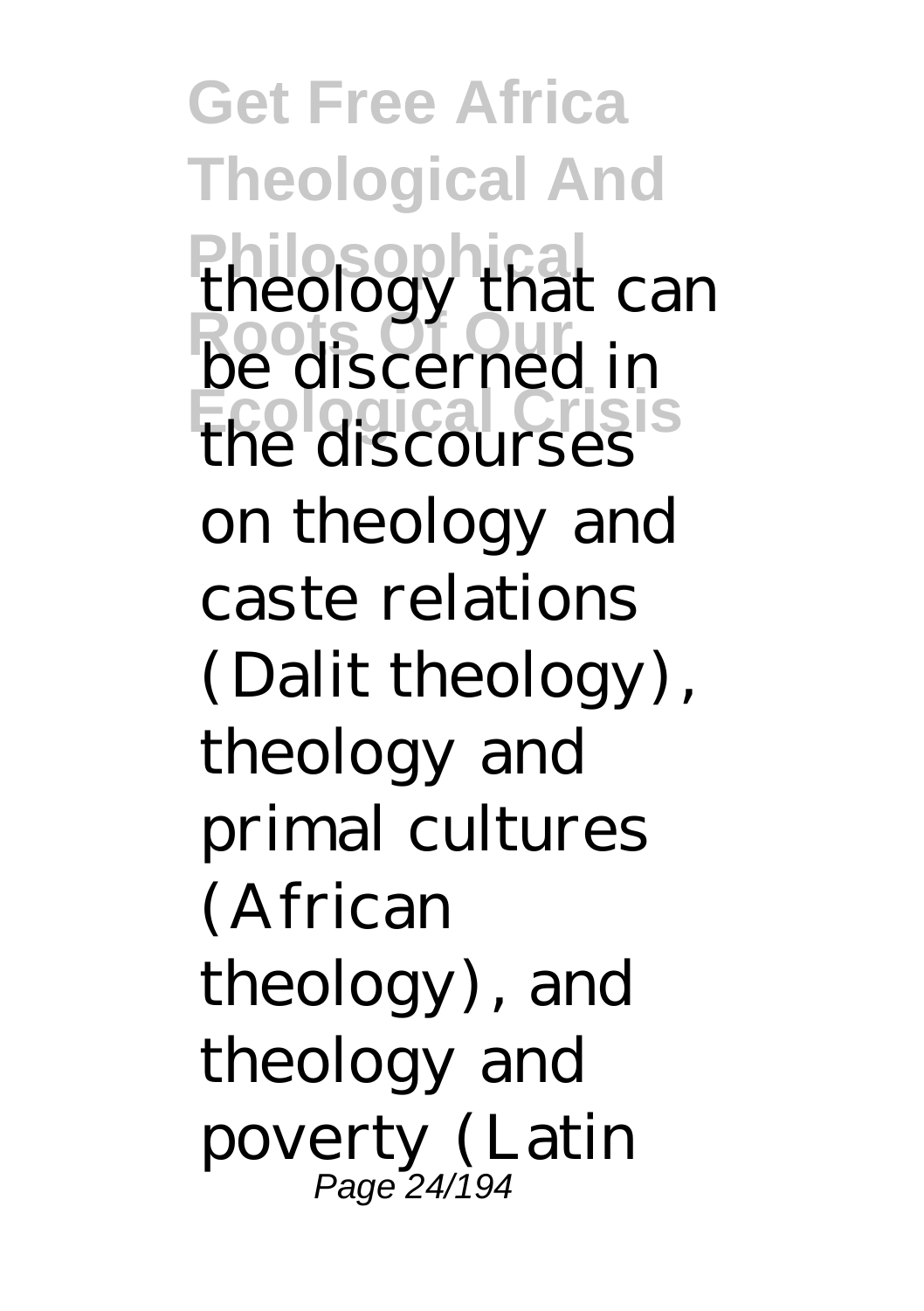theology that can be discerned in the discourses on theology and caste relations (Dalit theology), theology and primal cultures (African theology), and theology and poverty (Latin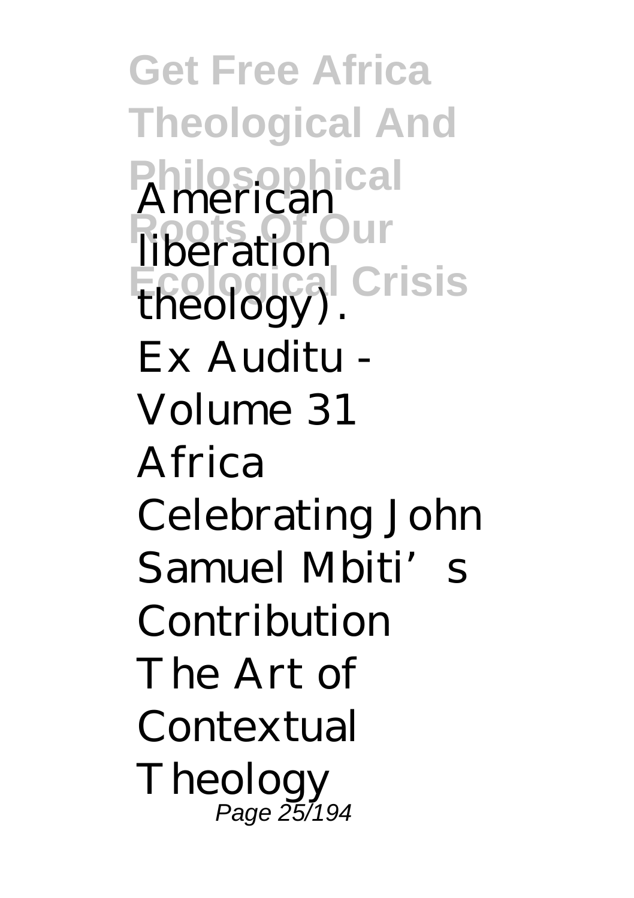American liberation theology).

Ex Auditu - Volume 31

Africa

Celebrating John Samuel Mbiti’s Contribution

The Art of Contextual Theology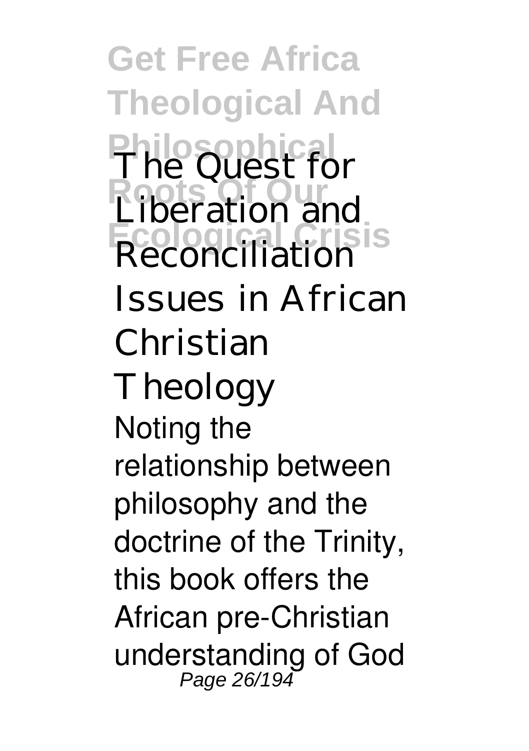The Quest for Liberation and Reconciliation

Issues in African Christian Theology

Noting the relationship between philosophy and the doctrine of the Trinity, this book offers the African pre-Christian understanding of God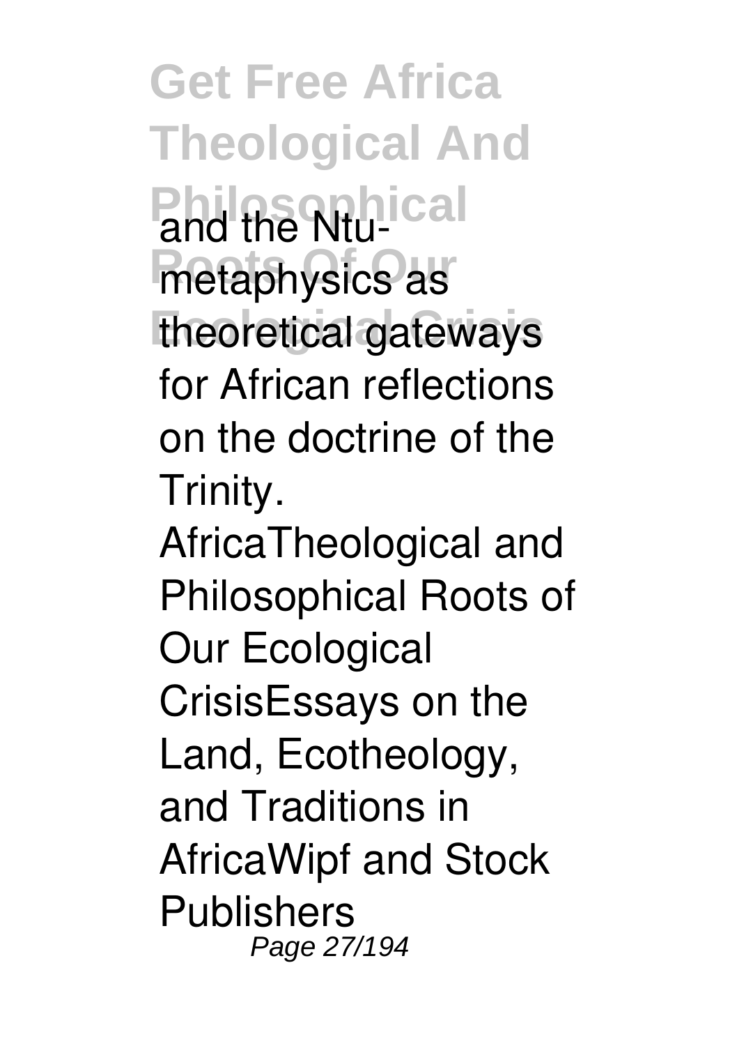and the Ntu-metaphysics as theoretical gateways for African reflections on the doctrine of the Trinity.

AfricaTheological and Philosophical Roots of Our Ecological CrisisEssays on the Land, Ecotheology, and Traditions in AfricaWipf and Stock Publishers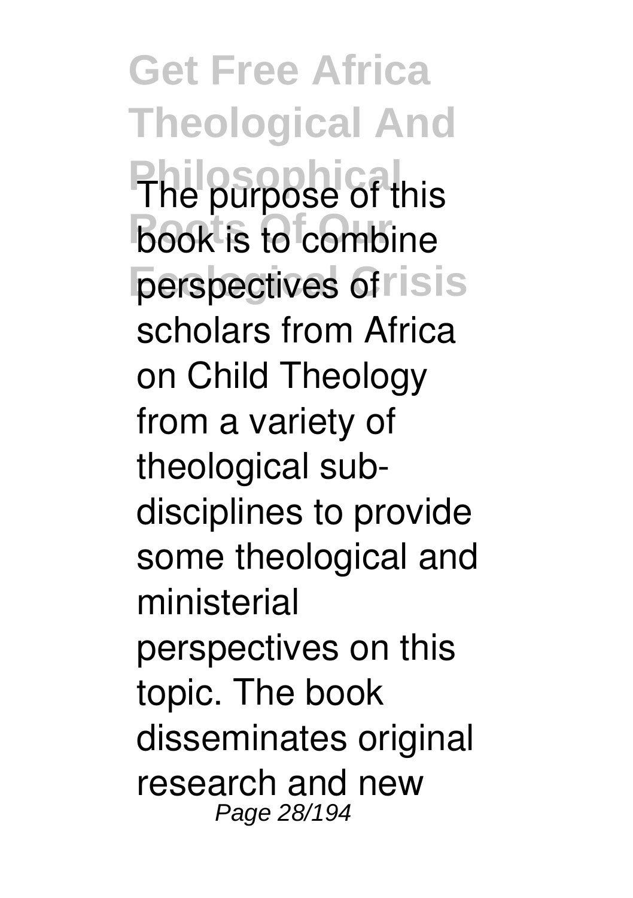The purpose of this book is to combine perspectives of scholars from Africa on Child Theology from a variety of theological sub-disciplines to provide some theological and ministerial perspectives on this topic. The book disseminates original research and new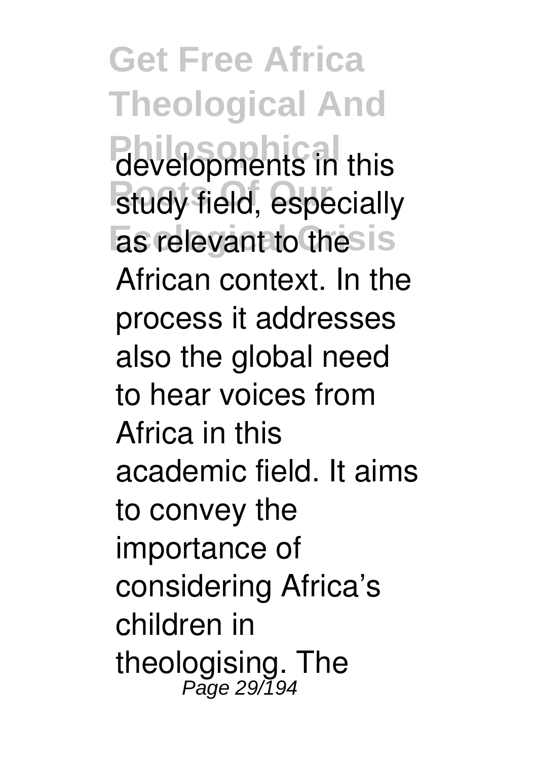developments in this study field, especially as relevant to the African context. In the process it addresses also the global need to hear voices from Africa in this academic field. It aims to convey the importance of considering Africa's children in theologising. The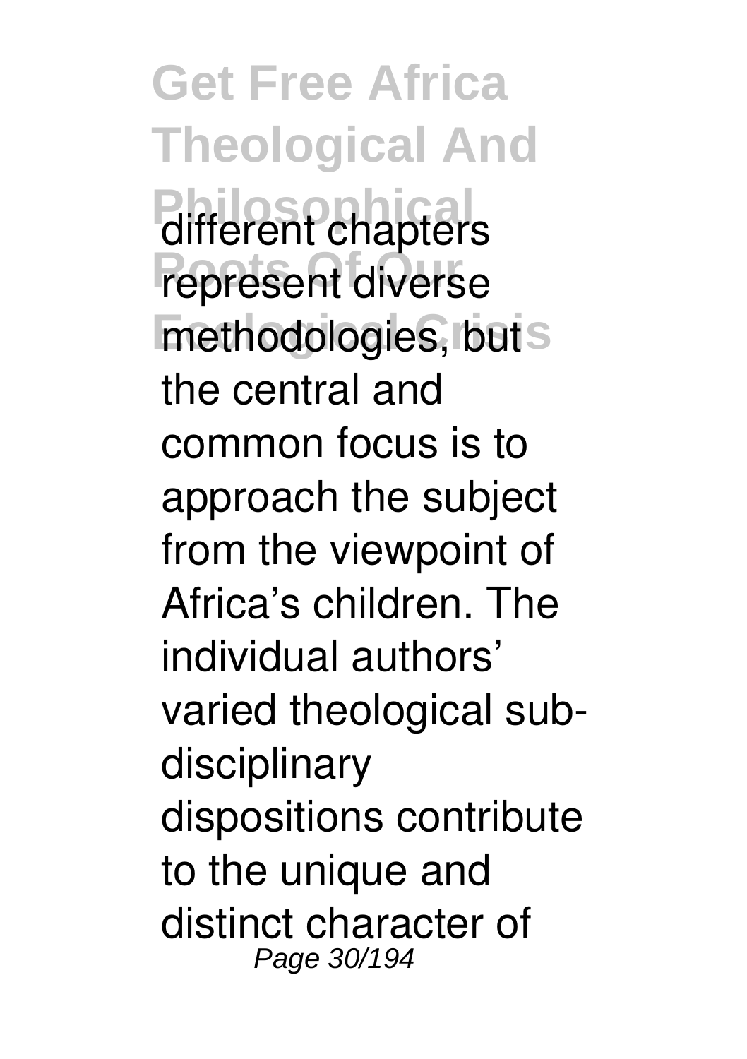different chapters represent diverse methodologies, but the central and common focus is to approach the subject from the viewpoint of Africa's children. The individual authors' varied theological sub-disciplinary dispositions contribute to the unique and distinct character of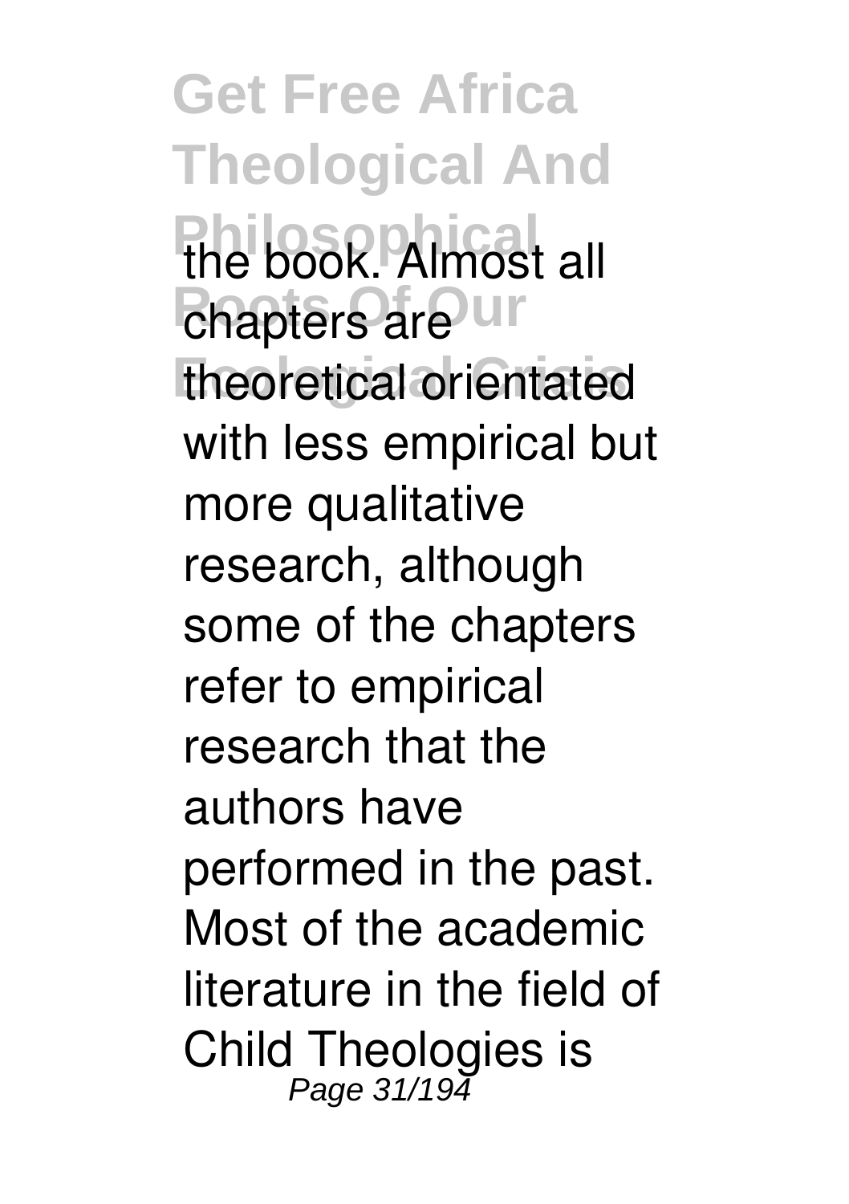the book. Almost all chapters are theoretical orientated with less empirical but more qualitative research, although some of the chapters refer to empirical research that the authors have performed in the past. Most of the academic literature in the field of Child Theologies is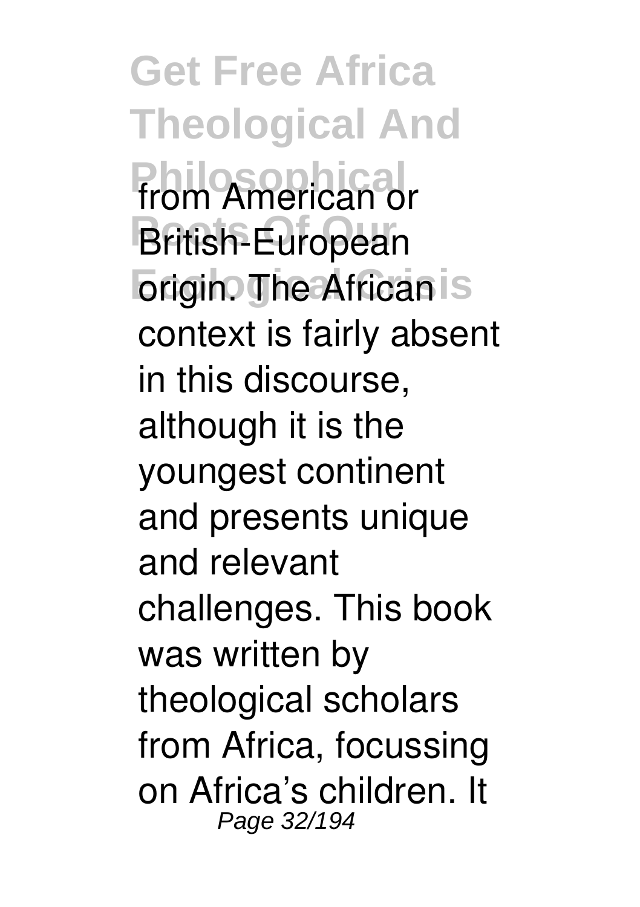from American or British-European origin. The African context is fairly absent in this discourse, although it is the youngest continent and presents unique and relevant challenges. This book was written by theological scholars from Africa, focussing on Africa's children. It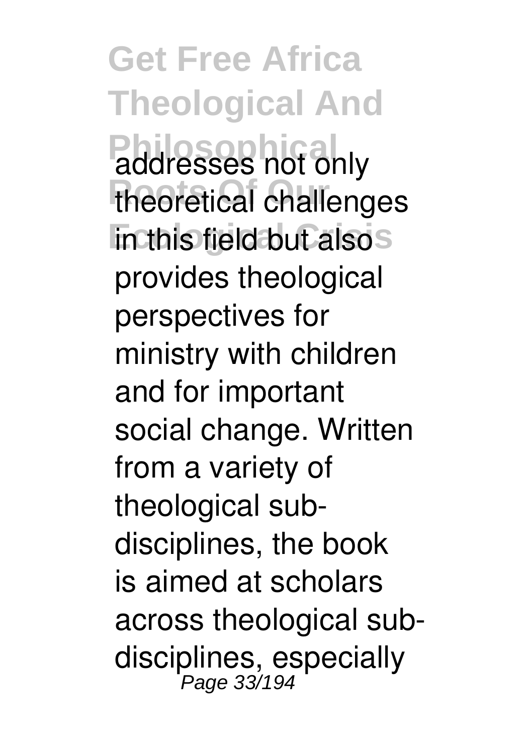addresses not only theoretical challenges in this field but also provides theological perspectives for ministry with children and for important social change. Written from a variety of theological sub-disciplines, the book is aimed at scholars across theological sub-disciplines, especially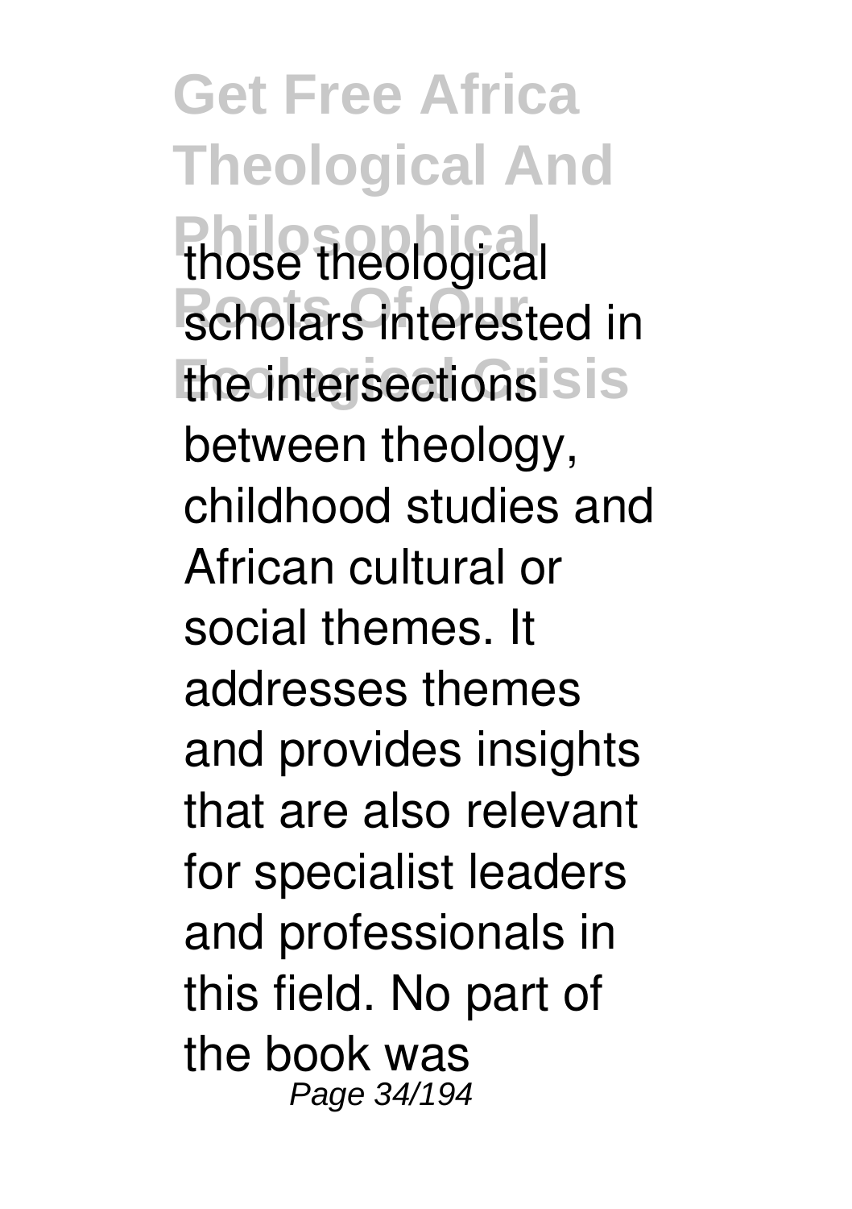those theological scholars interested in the intersections between theology, childhood studies and African cultural or social themes. It addresses themes and provides insights that are also relevant for specialist leaders and professionals in this field. No part of the book was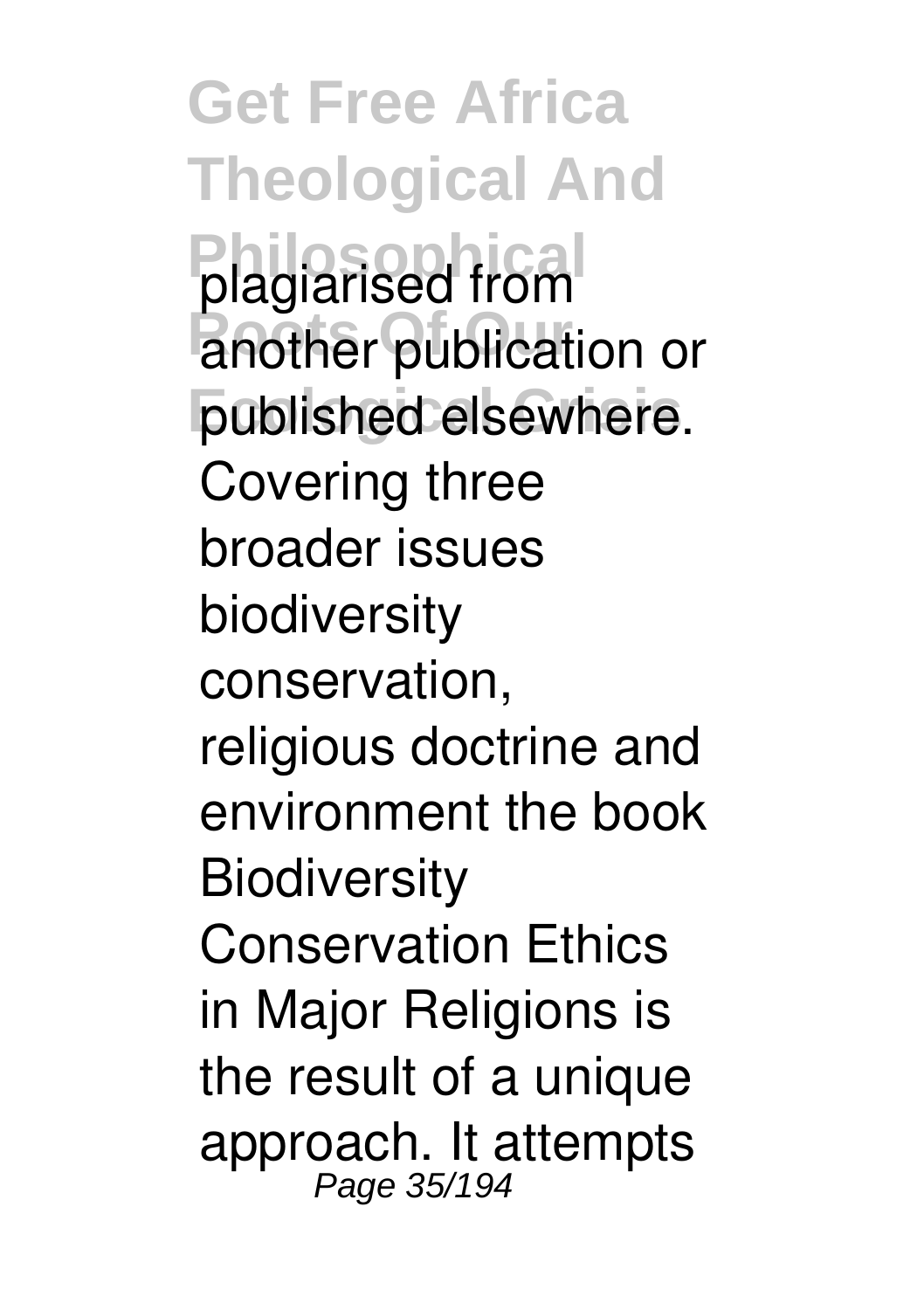plagiarised from another publication or published elsewhere. Covering three broader issues biodiversity conservation, religious doctrine and environment the book Biodiversity Conservation Ethics in Major Religions is the result of a unique approach. It attempts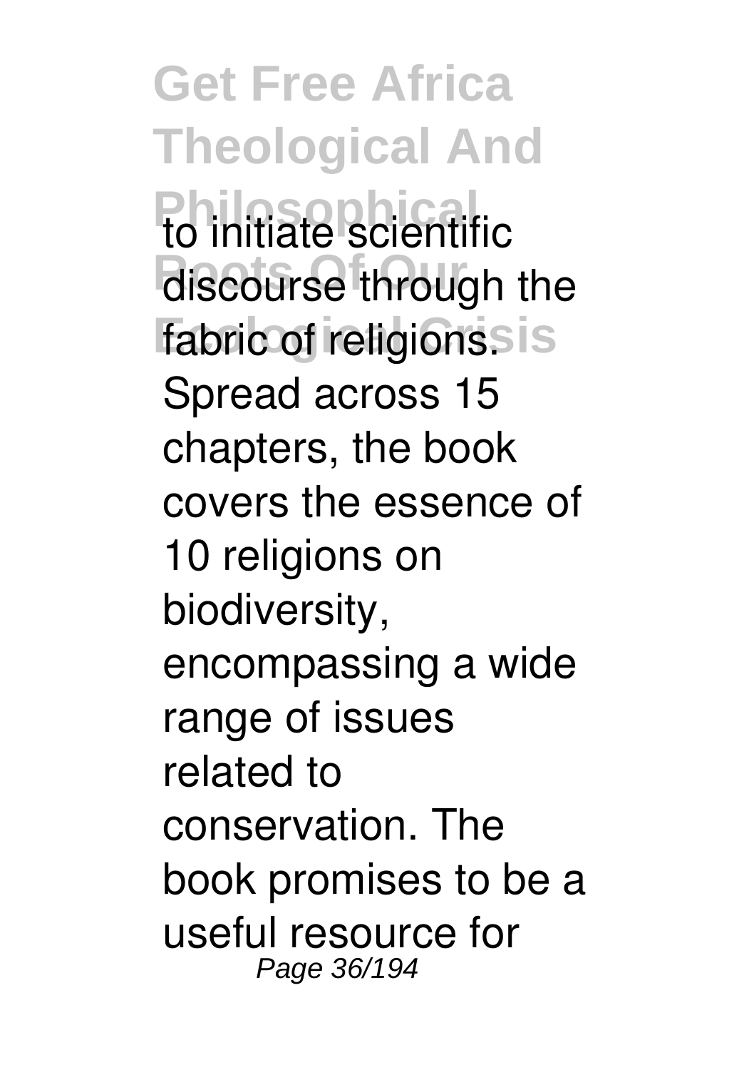to initiate scientific discourse through the fabric of religions. Spread across 15 chapters, the book covers the essence of 10 religions on biodiversity, encompassing a wide range of issues related to conservation. The book promises to be a useful resource for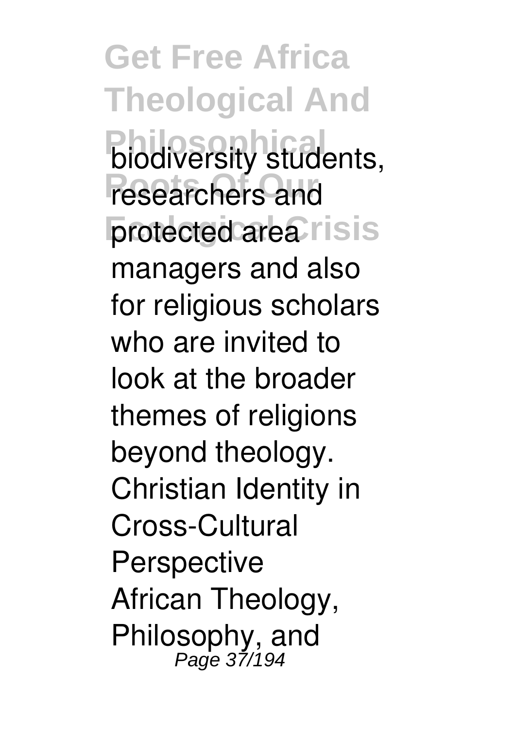biodiversity students, researchers and protected area managers and also for religious scholars who are invited to look at the broader themes of religions beyond theology.

Christian Identity in Cross-Cultural Perspective

African Theology, Philosophy, and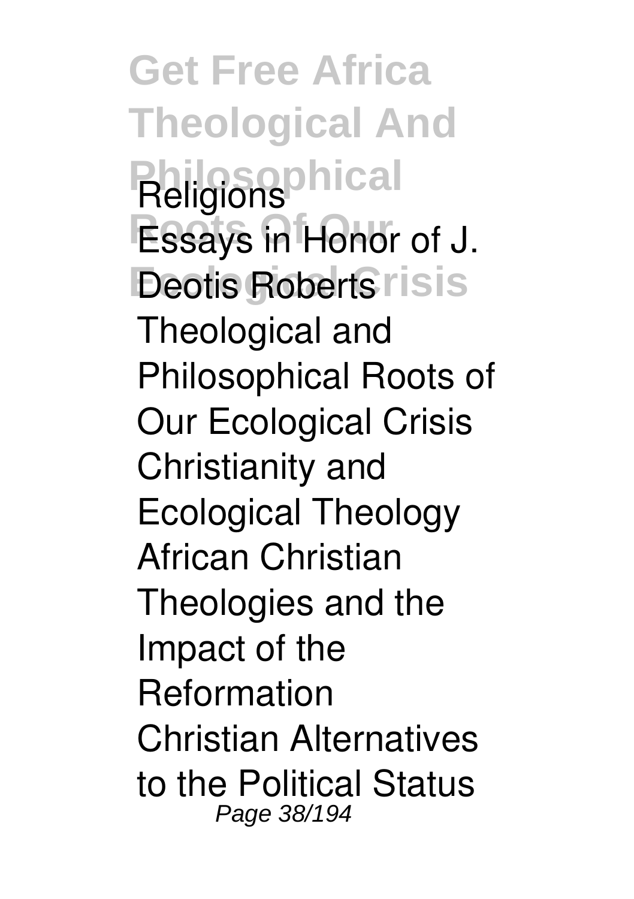Religions
Essays in Honor of J. Deotis Roberts
Theological and Philosophical Roots of Our Ecological Crisis
Christianity and Ecological Theology
African Christian Theologies and the Impact of the Reformation
Christian Alternatives to the Political Status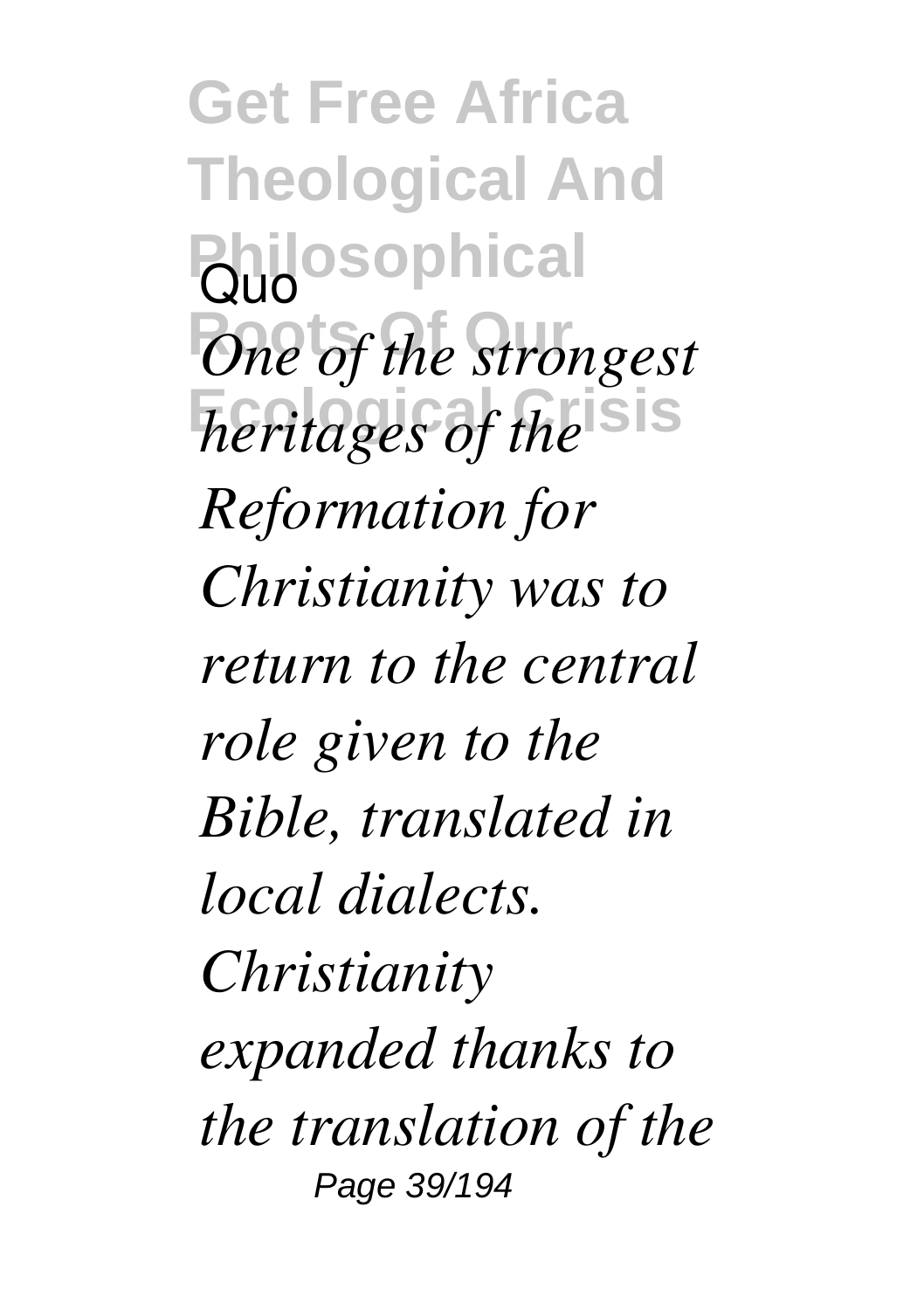Quo

*One of the strongest heritages of the Reformation for Christianity was to return to the central role given to the Bible, translated in local dialects. Christianity expanded thanks to the translation of the*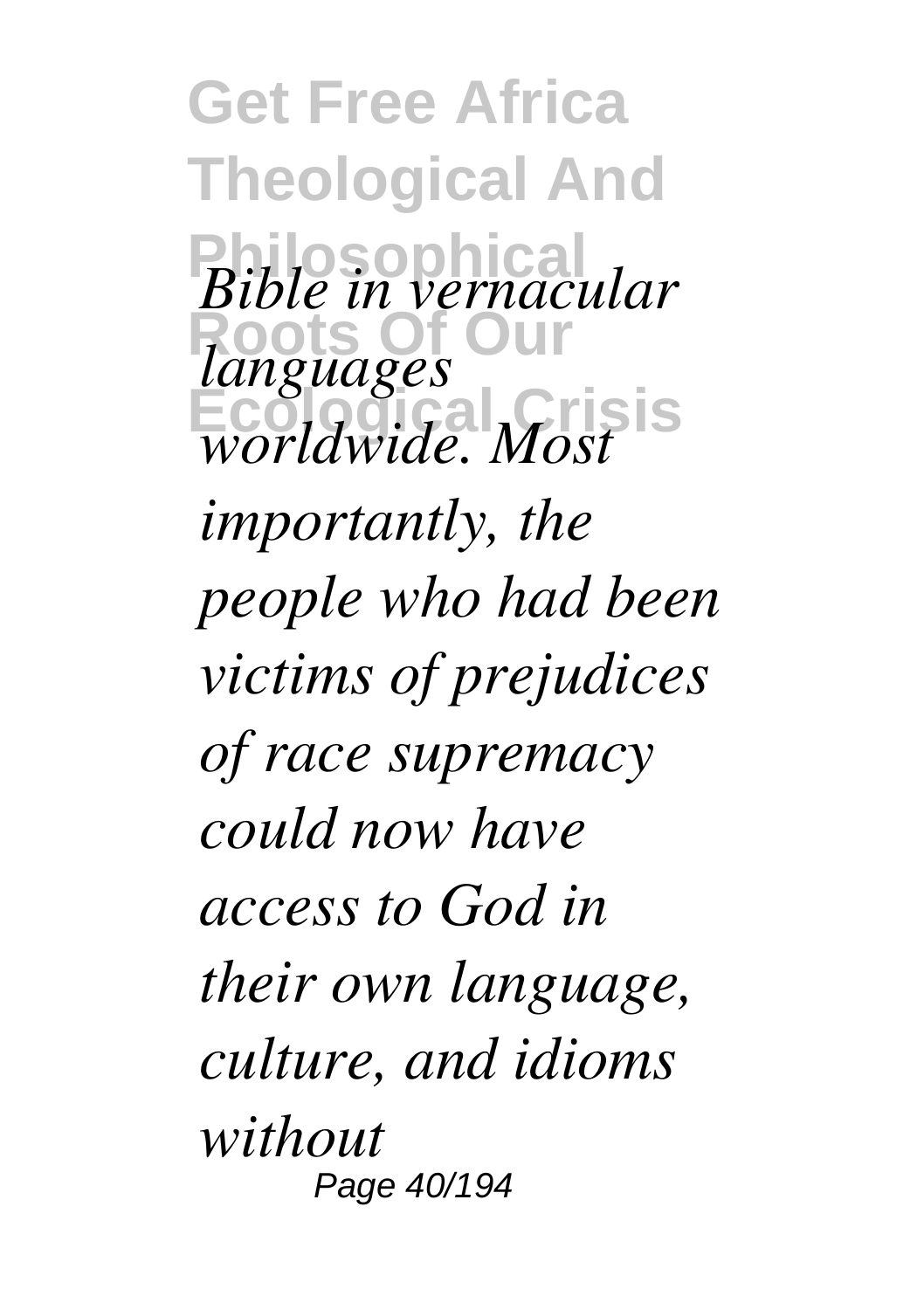*Bible in vernacular languages worldwide. Most importantly, the people who had been victims of prejudices of race supremacy could now have access to God in their own language, culture, and idioms without*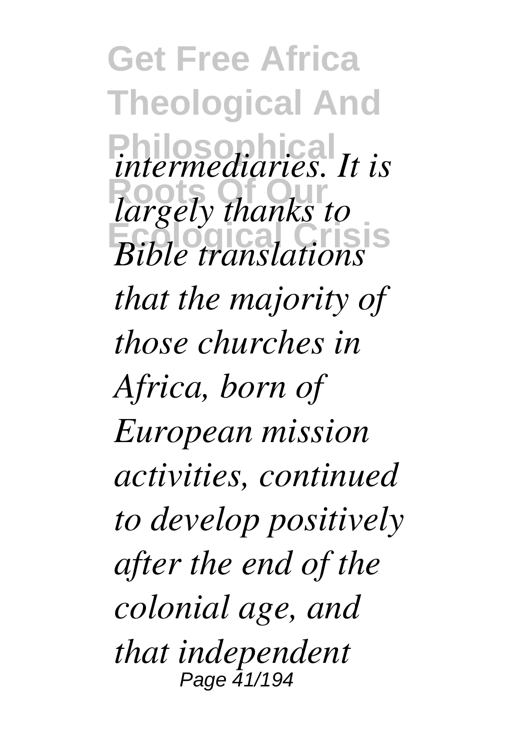*intermediaries. It is largely thanks to Bible translations that the majority of those churches in Africa, born of European mission activities, continued to develop positively after the end of the colonial age, and that independent*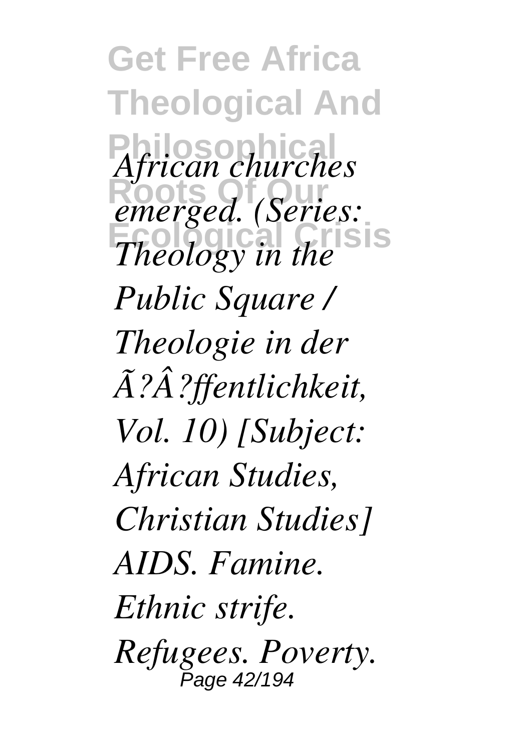*African churches emerged. (Series: Theology in the Public Square / Theologie in der Ã?Â?ffentlichkeit, Vol. 10) [Subject: African Studies, Christian Studies] AIDS. Famine. Ethnic strife. Refugees. Poverty.*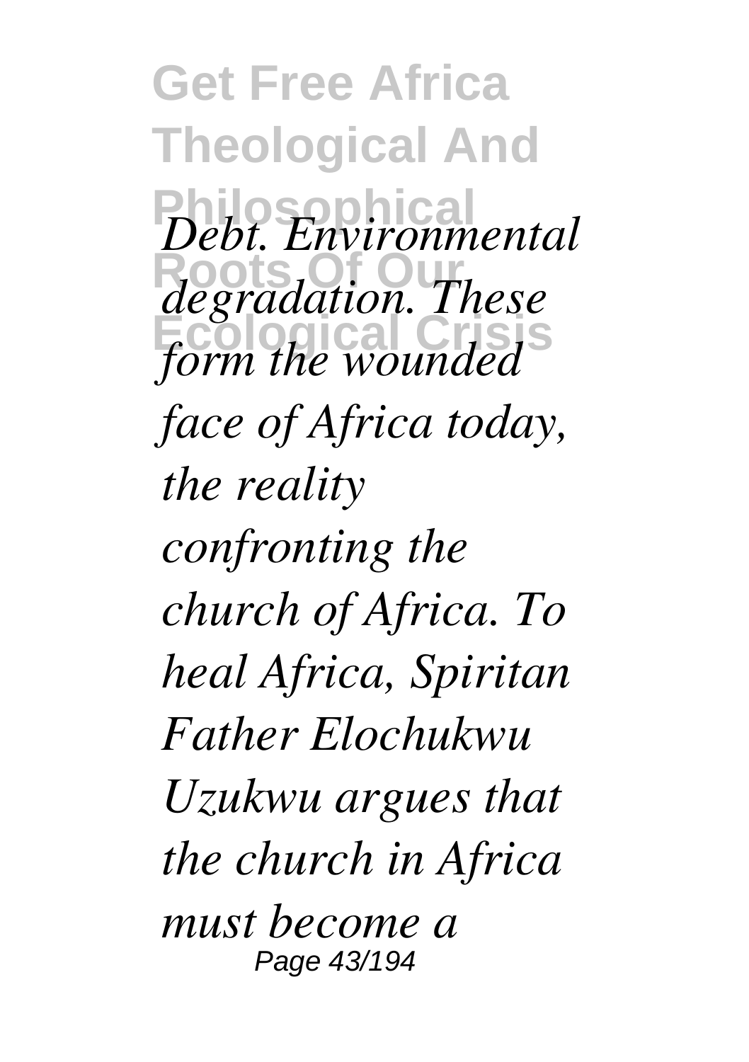*Debt. Environmental degradation. These form the wounded face of Africa today, the reality confronting the church of Africa. To heal Africa, Spiritan Father Elochukwu Uzukwu argues that the church in Africa must become a*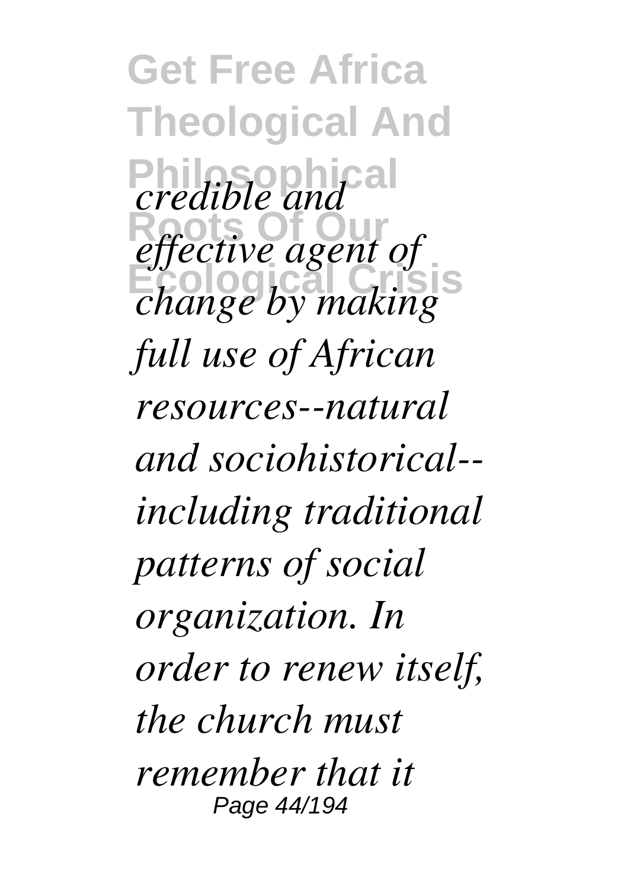*credible and effective agent of change by making full use of African resources--natural and sociohistorical--including traditional patterns of social organization. In order to renew itself, the church must remember that it*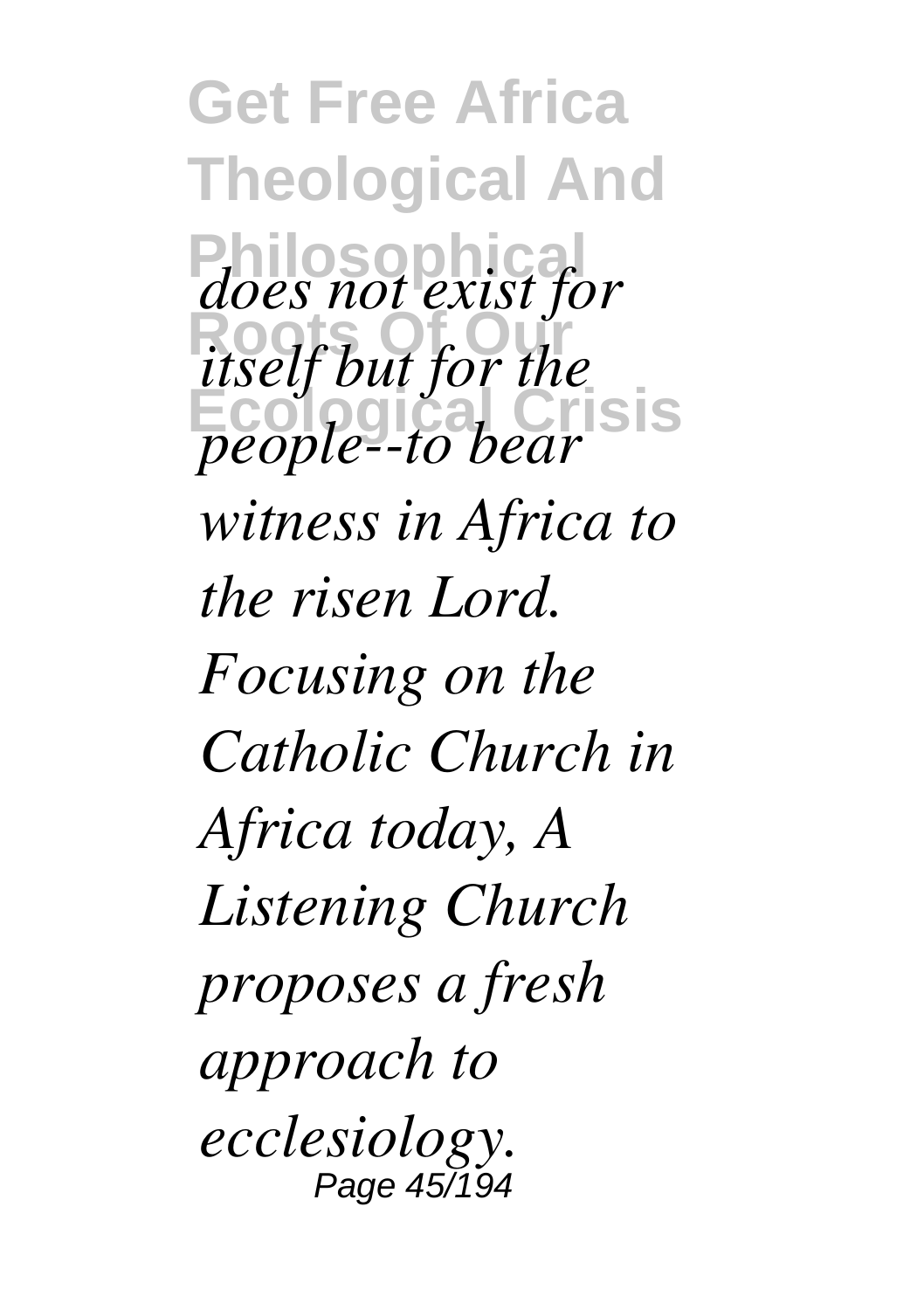*does not exist for itself but for the people--to bear witness in Africa to the risen Lord. Focusing on the Catholic Church in Africa today, A Listening Church proposes a fresh approach to ecclesiology.*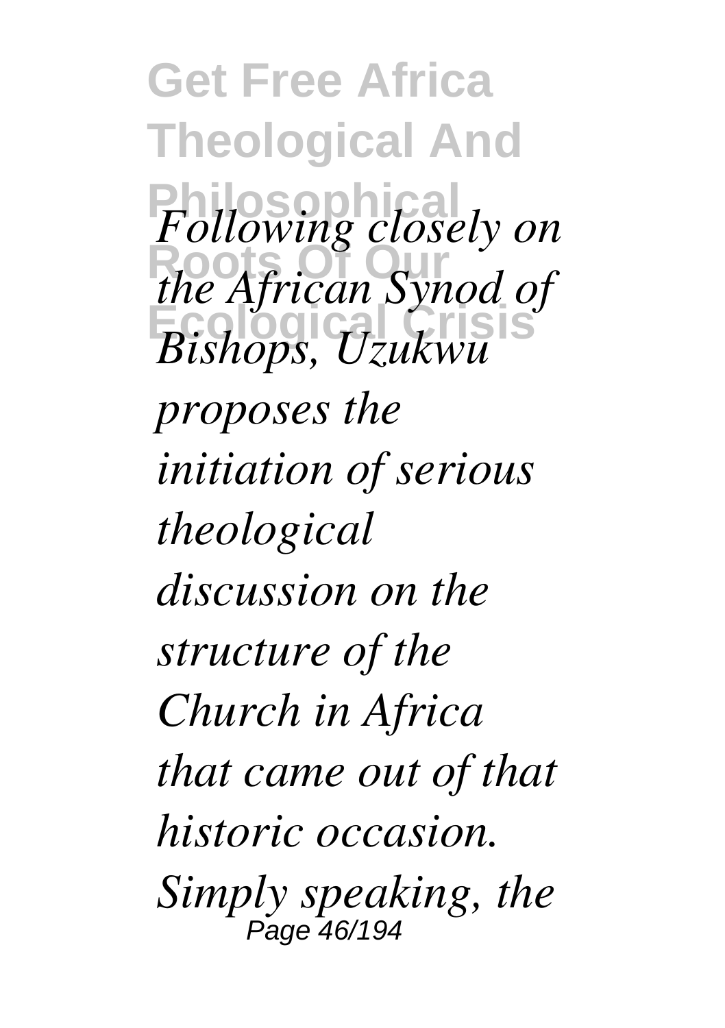*Following closely on the African Synod of Bishops, Uzukwu proposes the initiation of serious theological discussion on the structure of the Church in Africa that came out of that historic occasion. Simply speaking, the*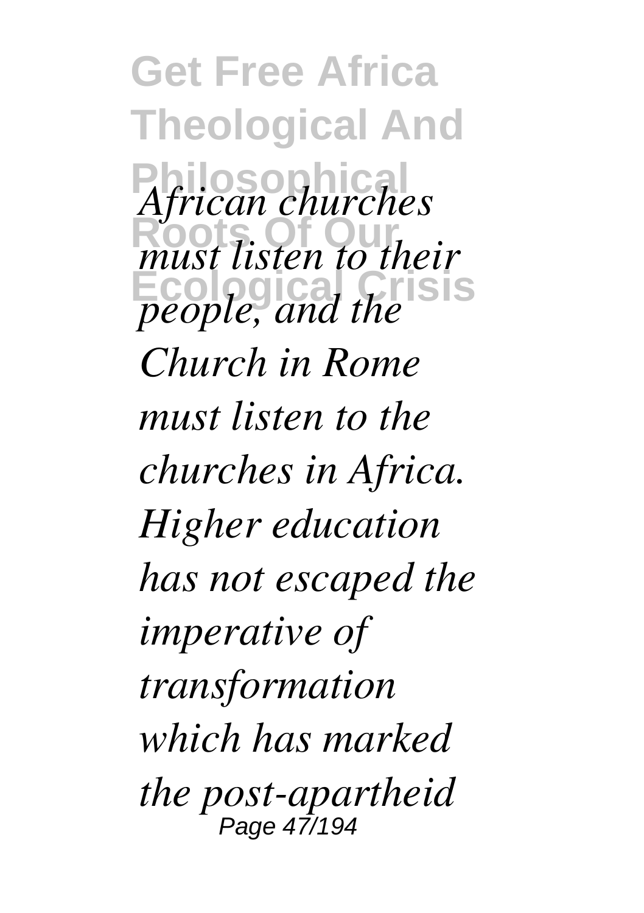*African churches must listen to their people, and the Church in Rome must listen to the churches in Africa. Higher education has not escaped the imperative of transformation which has marked the post-apartheid*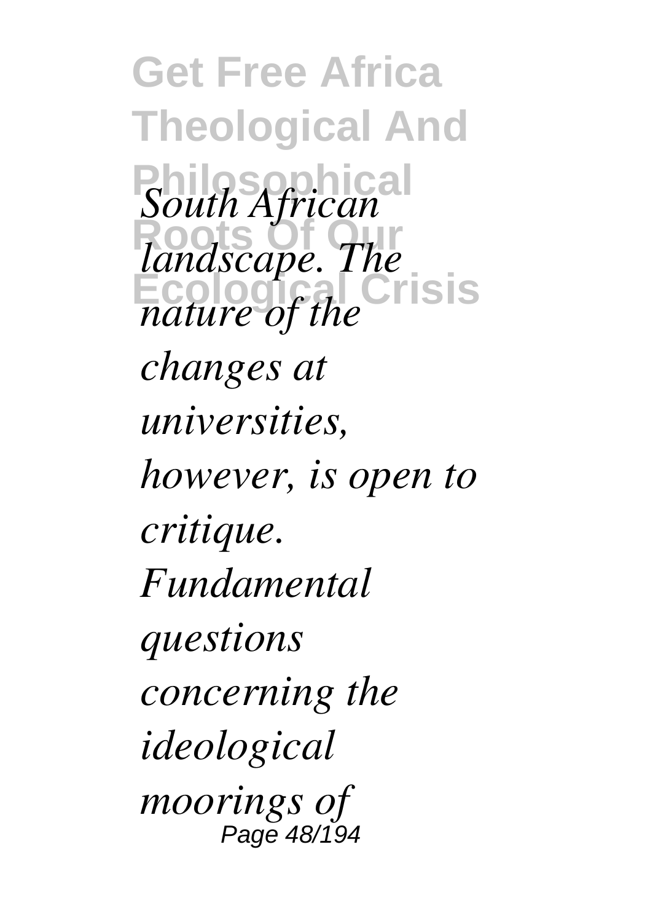*South African landscape. The nature of the changes at universities, however, is open to critique. Fundamental questions concerning the ideological moorings of*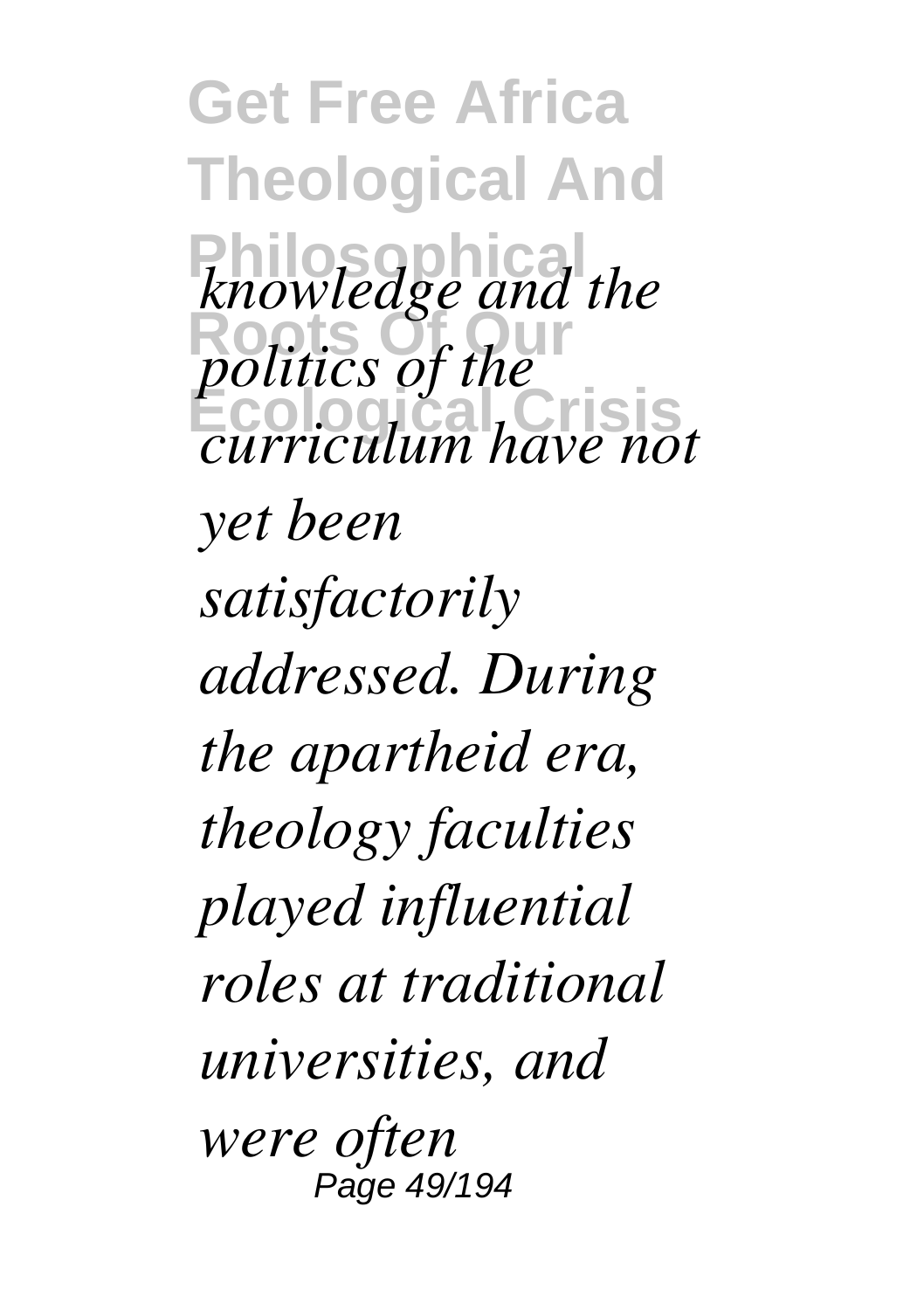*knowledge and the politics of the curriculum have not yet been satisfactorily addressed. During the apartheid era, theology faculties played influential roles at traditional universities, and were often*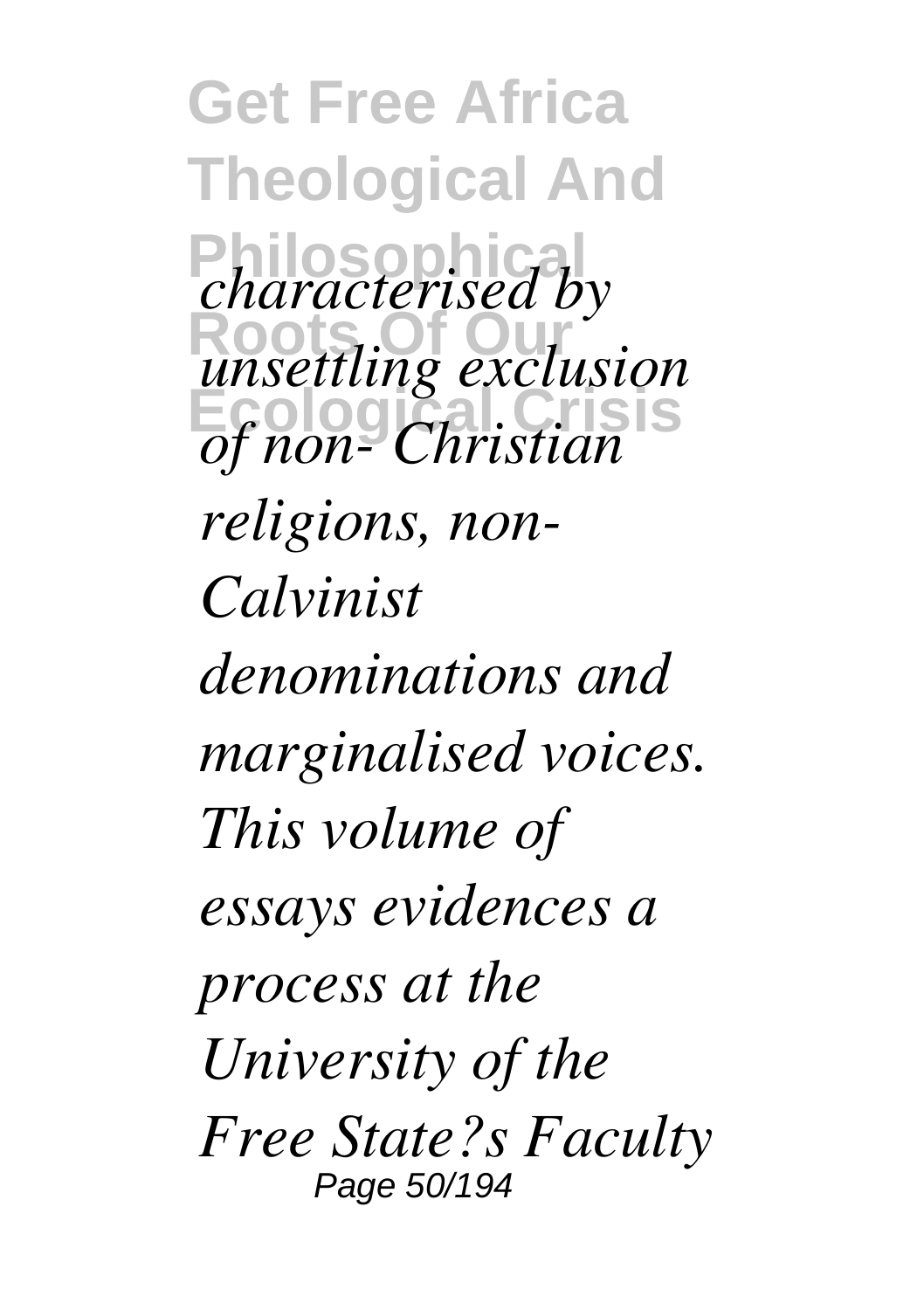*characterised by unsettling exclusion of non- Christian religions, non-Calvinist denominations and marginalised voices. This volume of essays evidences a process at the University of the Free State?s Faculty*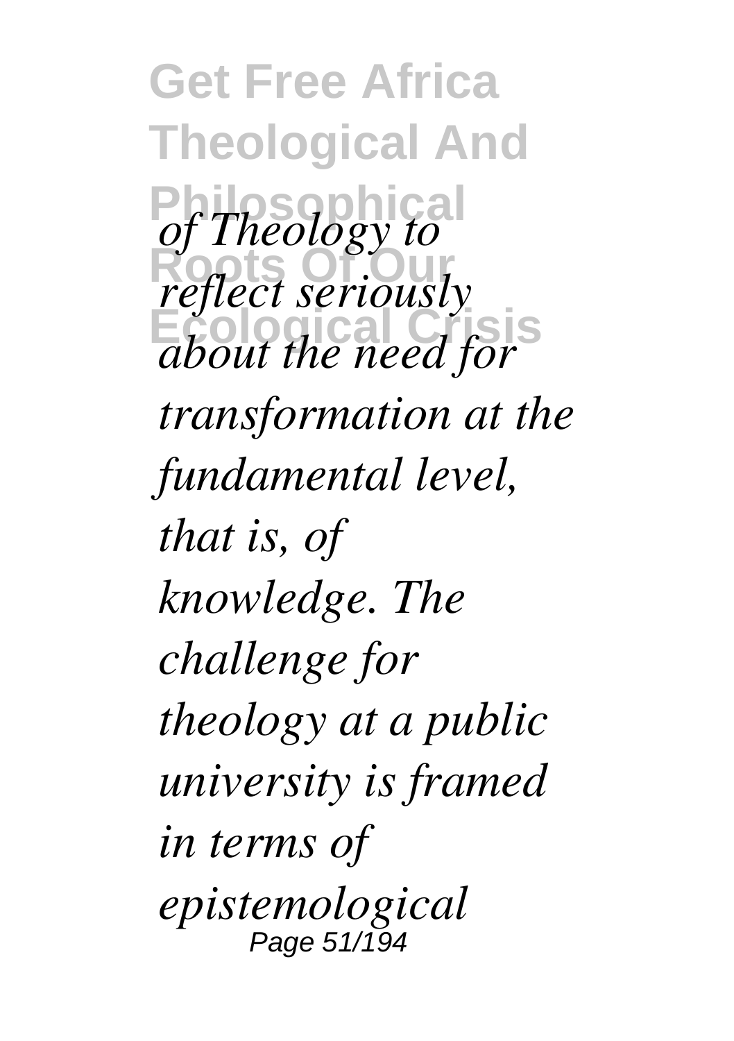*of Theology to reflect seriously about the need for transformation at the fundamental level, that is, of knowledge. The challenge for theology at a public university is framed in terms of epistemological*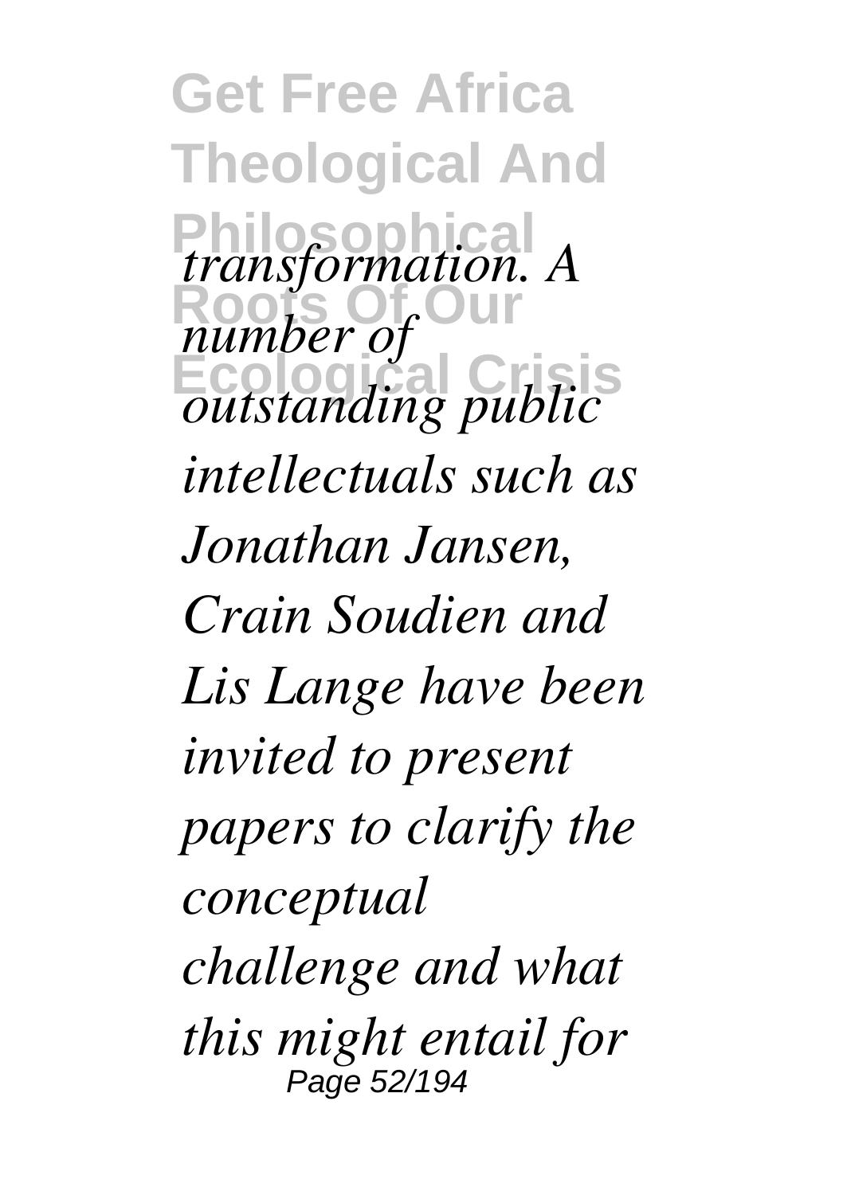*transformation. A number of outstanding public intellectuals such as Jonathan Jansen, Crain Soudien and Lis Lange have been invited to present papers to clarify the conceptual challenge and what this might entail for*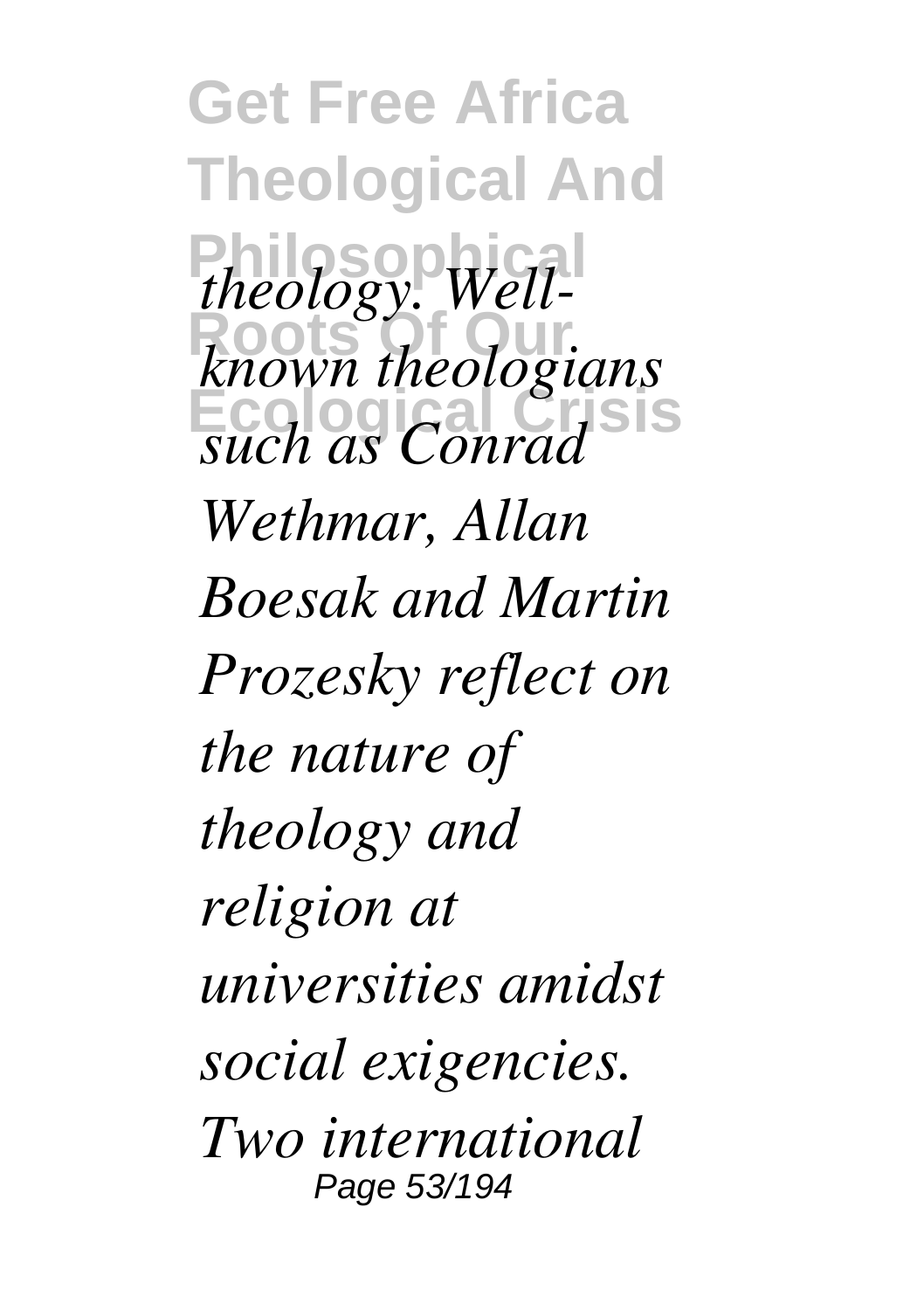*theology. Well-known theologians such as Conrad Wethmar, Allan Boesak and Martin Prozesky reflect on the nature of theology and religion at universities amidst social exigencies. Two international*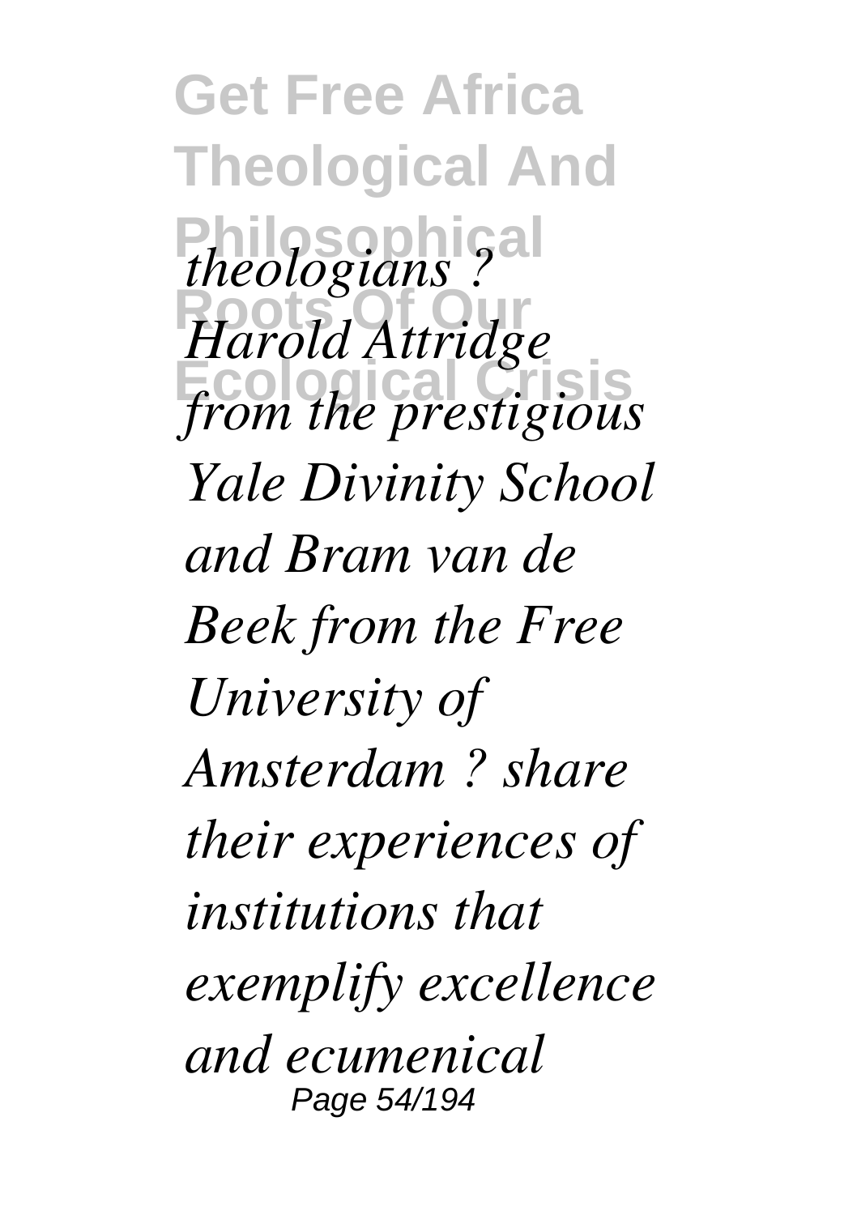*theologians ? Harold Attridge from the prestigious Yale Divinity School and Bram van de Beek from the Free University of Amsterdam ? share their experiences of institutions that exemplify excellence and ecumenical*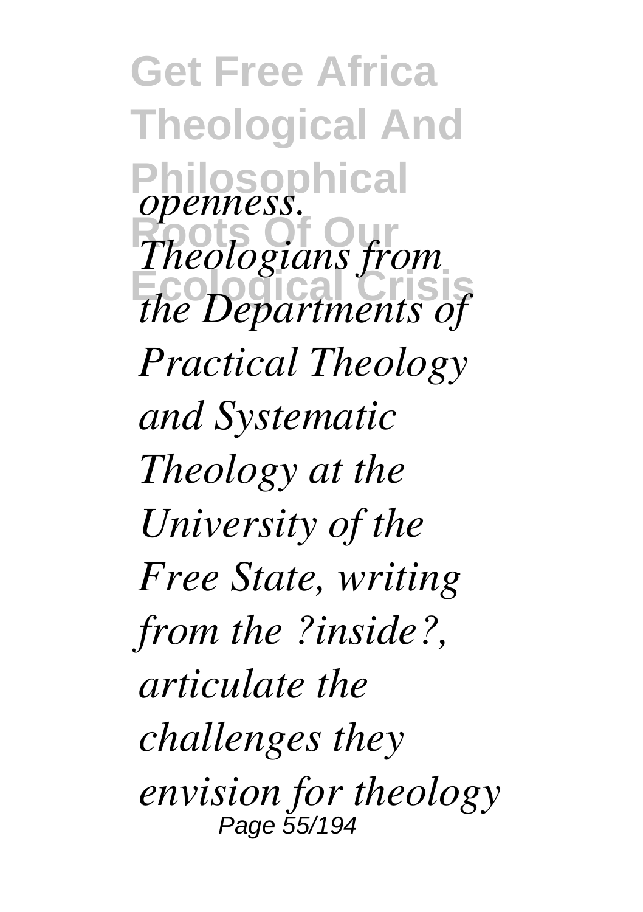*openness. Theologians from the Departments of Practical Theology and Systematic Theology at the University of the Free State, writing from the ?inside?, articulate the challenges they envision for theology*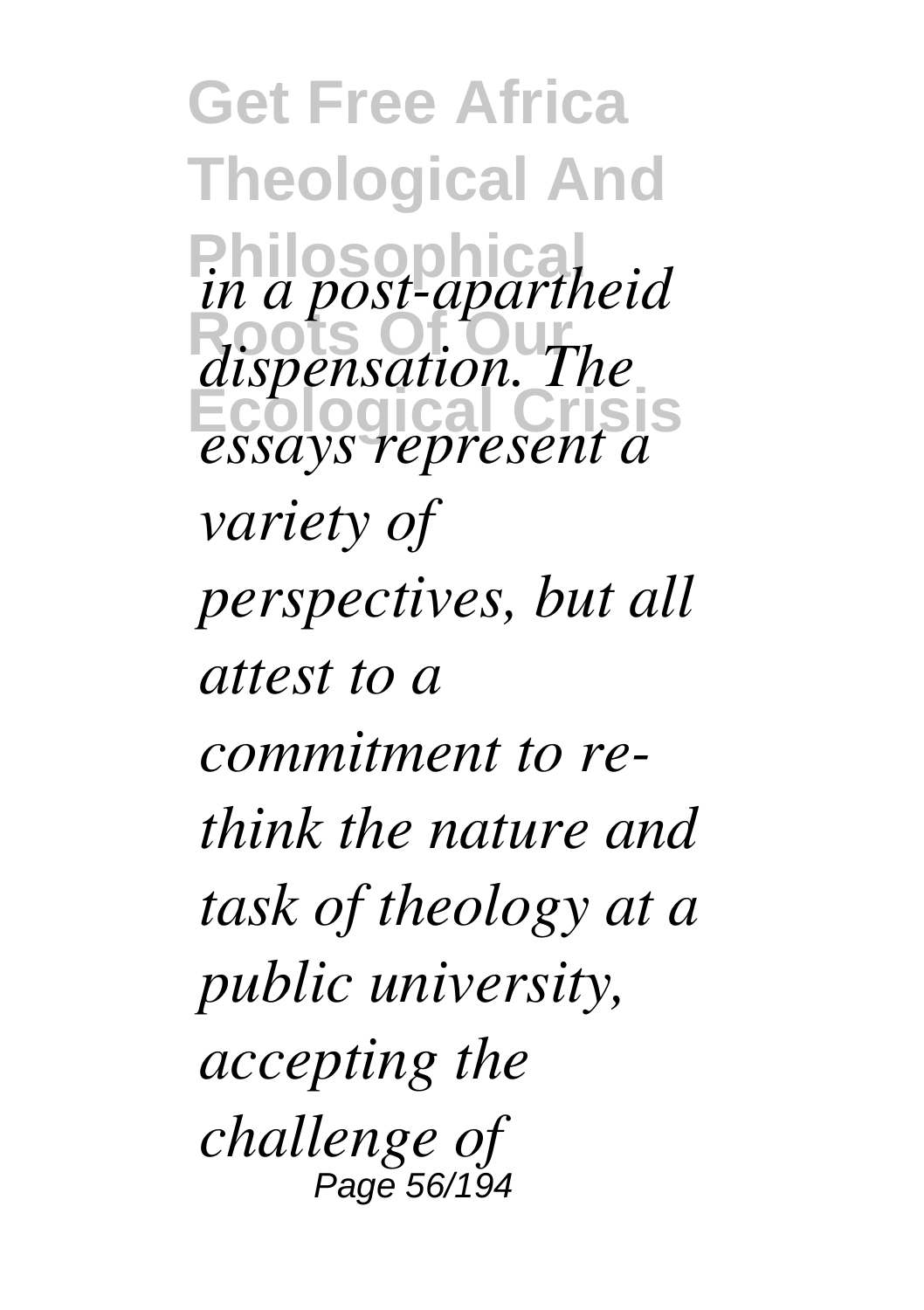*in a post-apartheid dispensation. The essays represent a variety of perspectives, but all attest to a commitment to re-think the nature and task of theology at a public university, accepting the challenge of*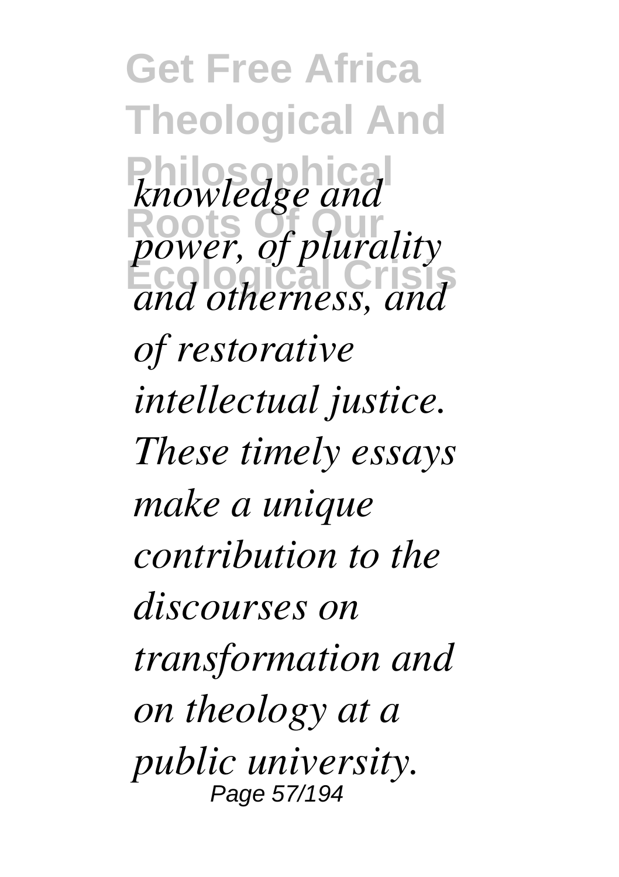*knowledge and power, of plurality and otherness, and of restorative intellectual justice. These timely essays make a unique contribution to the discourses on transformation and on theology at a public university.*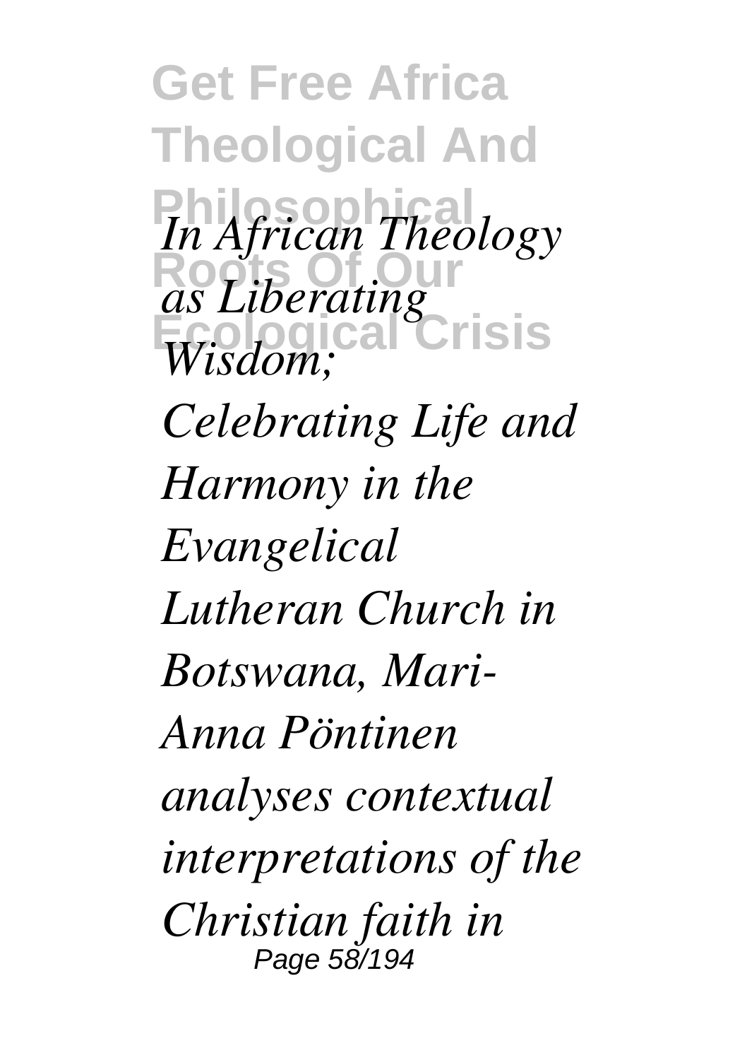*In African Theology as Liberating Wisdom; Celebrating Life and Harmony in the Evangelical Lutheran Church in Botswana, Mari-Anna Pöntinen analyses contextual interpretations of the Christian faith in*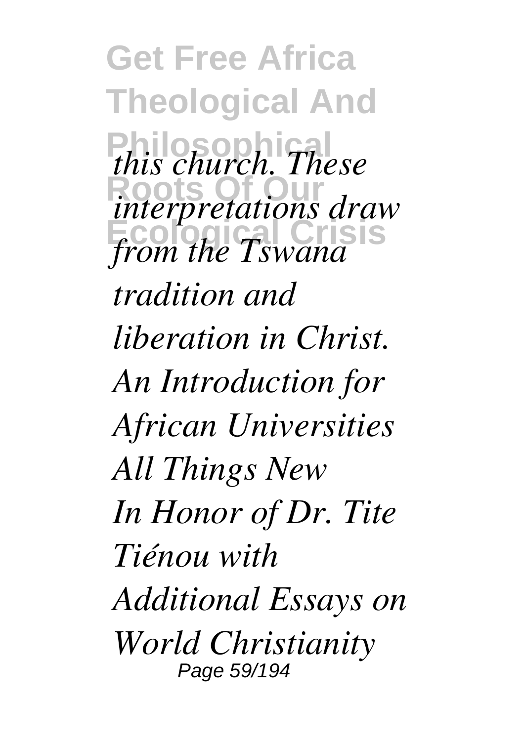*this church. These interpretations draw from the Tswana tradition and liberation in Christ.*

*An Introduction for African Universities*

*All Things New*

*In Honor of Dr. Tite Tiénou with Additional Essays on World Christianity*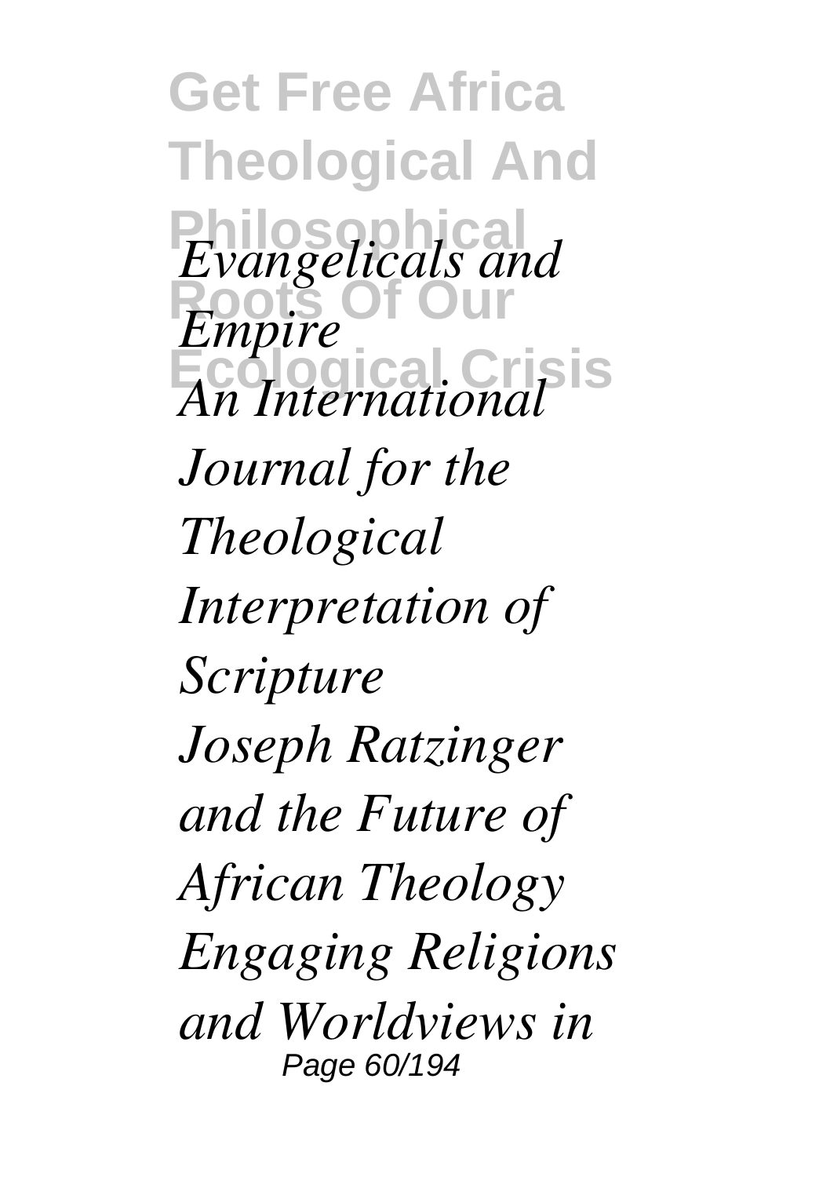*Evangelicals and Empire*

*An International Journal for the Theological Interpretation of Scripture*

*Joseph Ratzinger and the Future of African Theology*

*Engaging Religions and Worldviews in*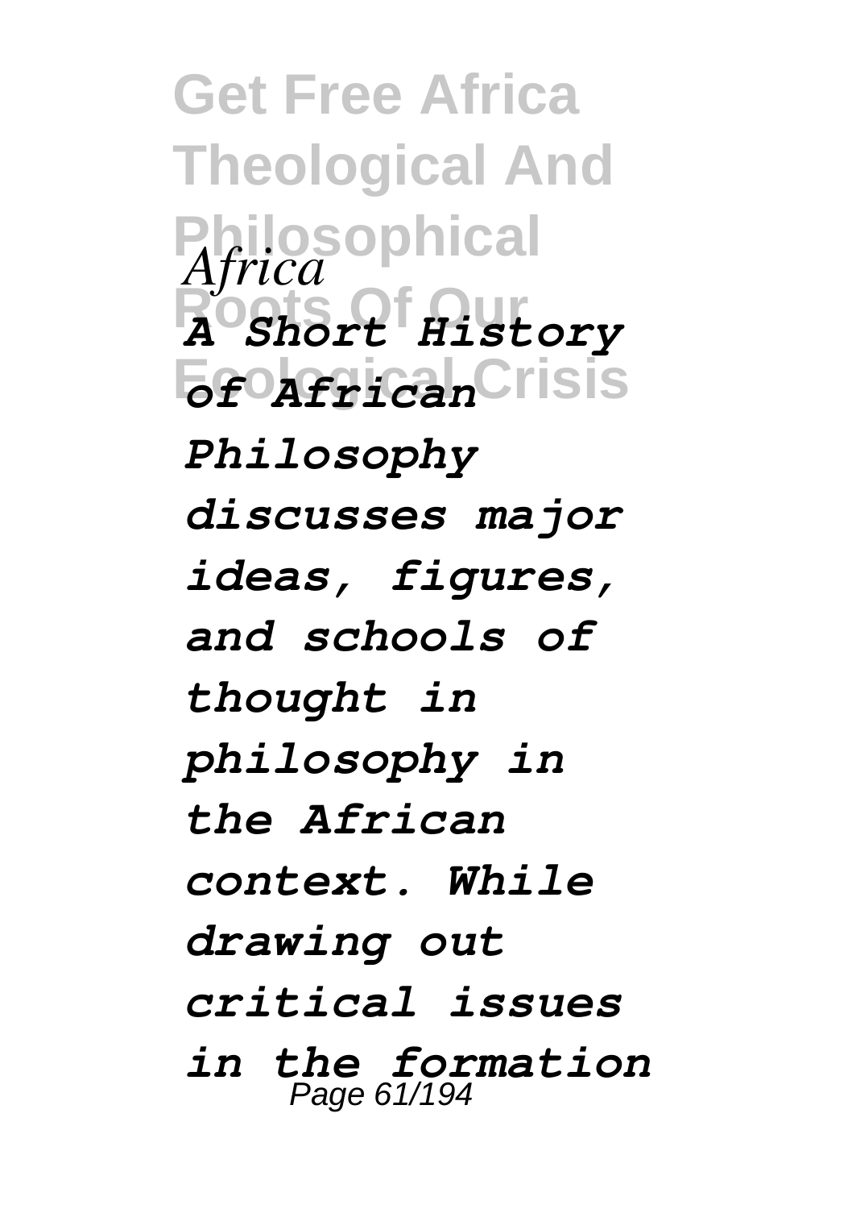*Africa*

***A Short History of African Philosophy discusses major ideas, figures, and schools of thought in philosophy in the African context. While drawing out critical issues in the formation***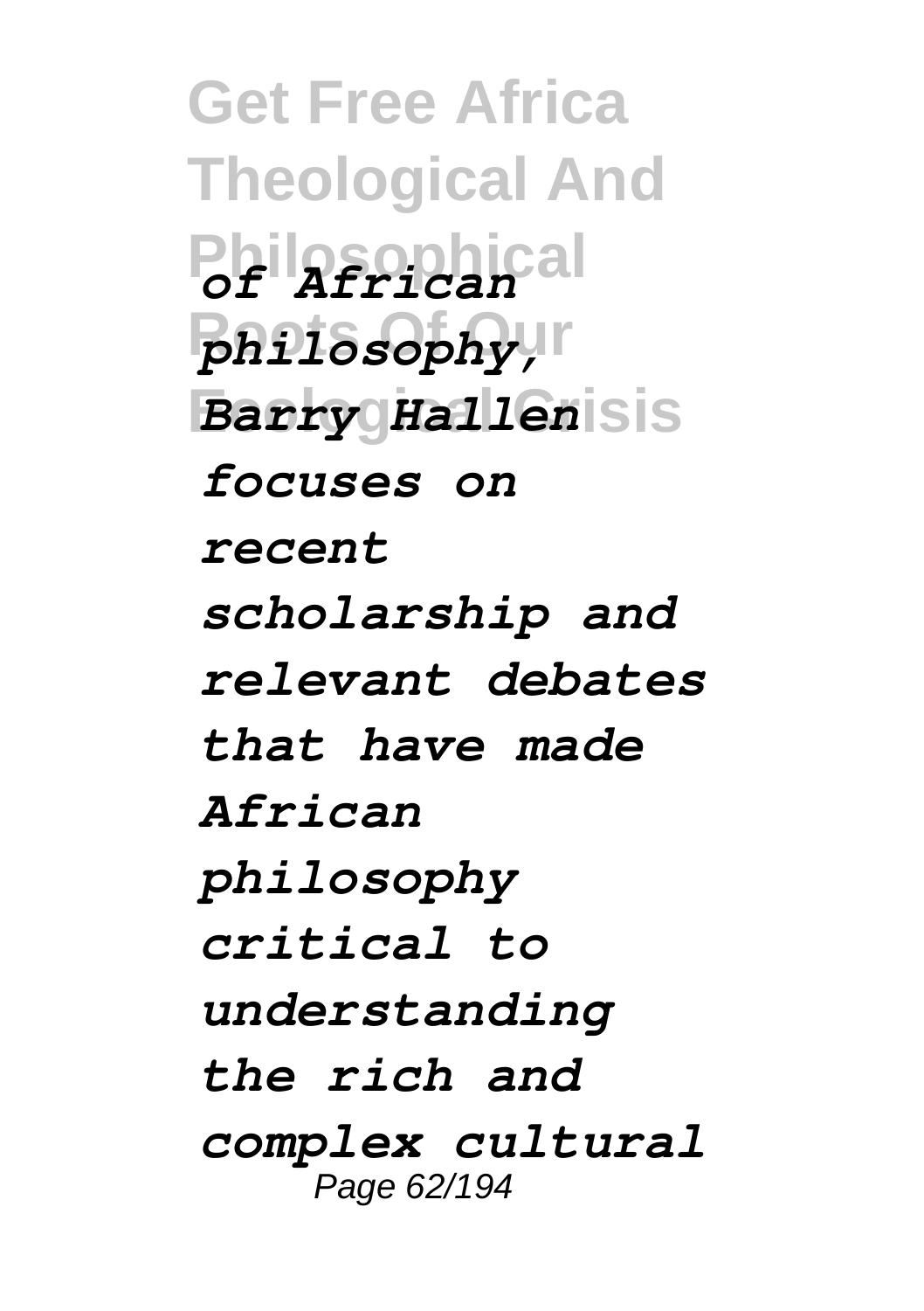*of African philosophy, Barry Hallen focuses on recent scholarship and relevant debates that have made African philosophy critical to understanding the rich and complex cultural*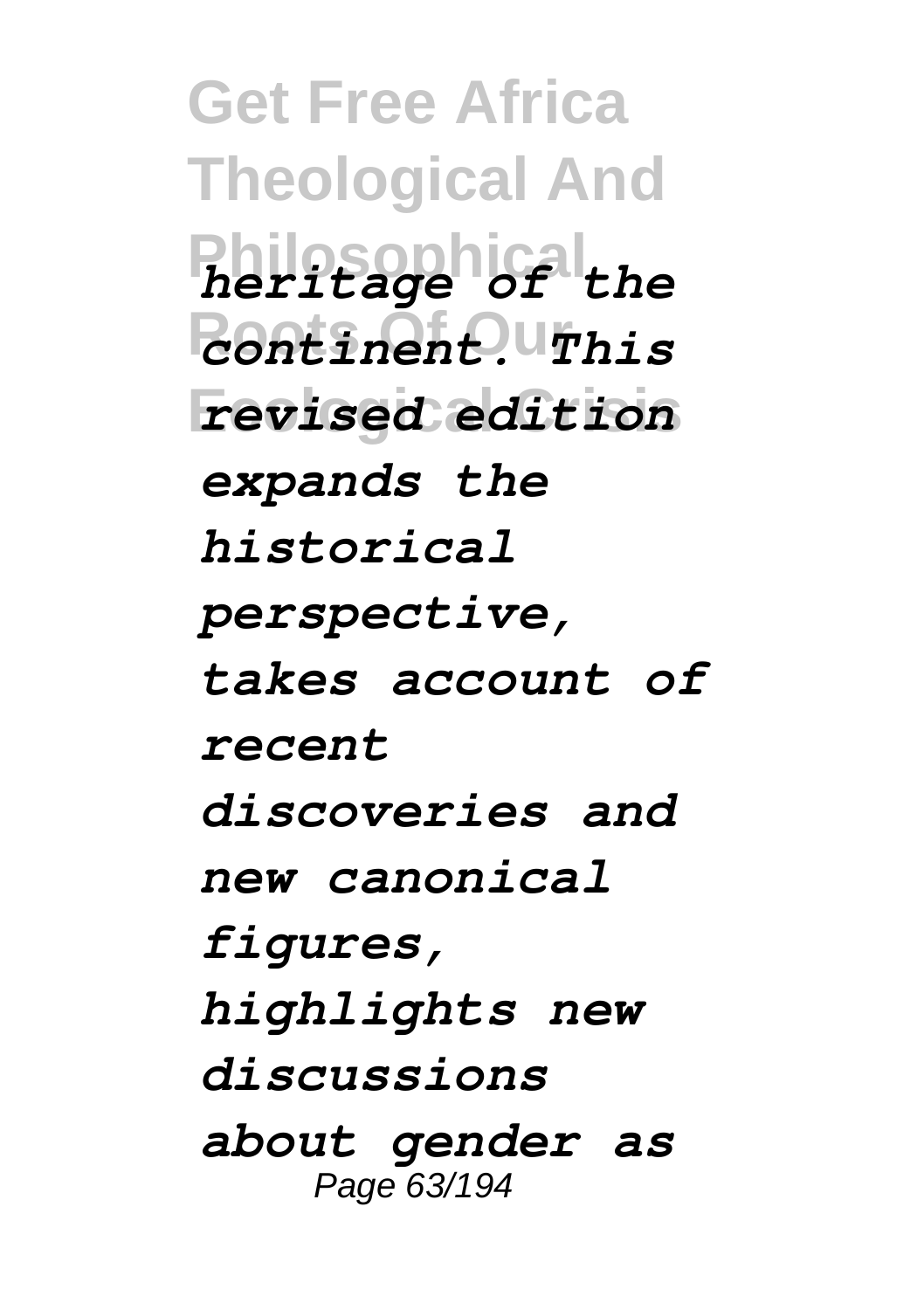*heritage of the continent. This revised edition expands the historical perspective, takes account of recent discoveries and new canonical figures, highlights new discussions about gender as*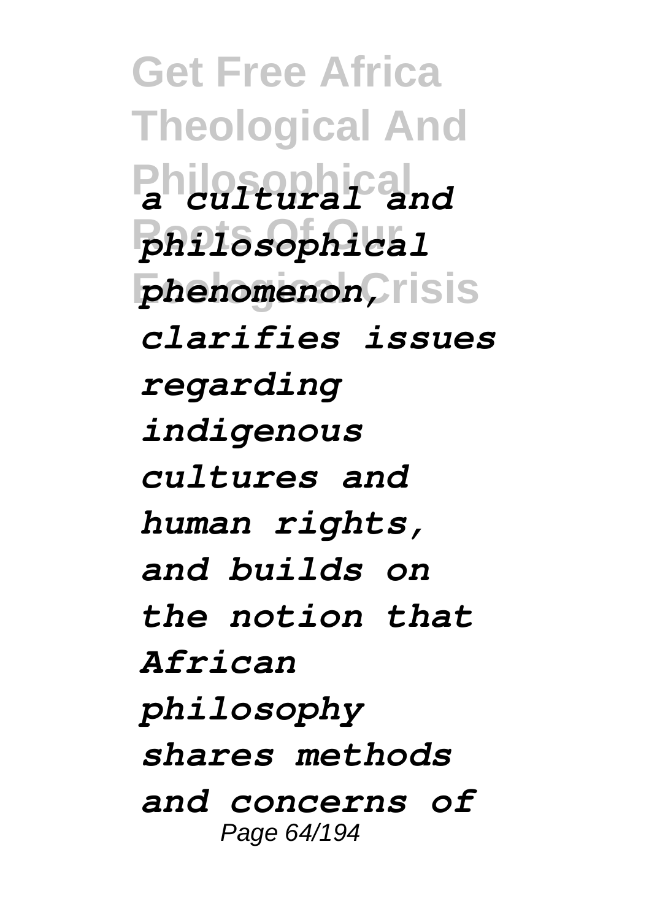*a cultural and philosophical phenomenon, clarifies issues regarding indigenous cultures and human rights, and builds on the notion that African philosophy shares methods and concerns of*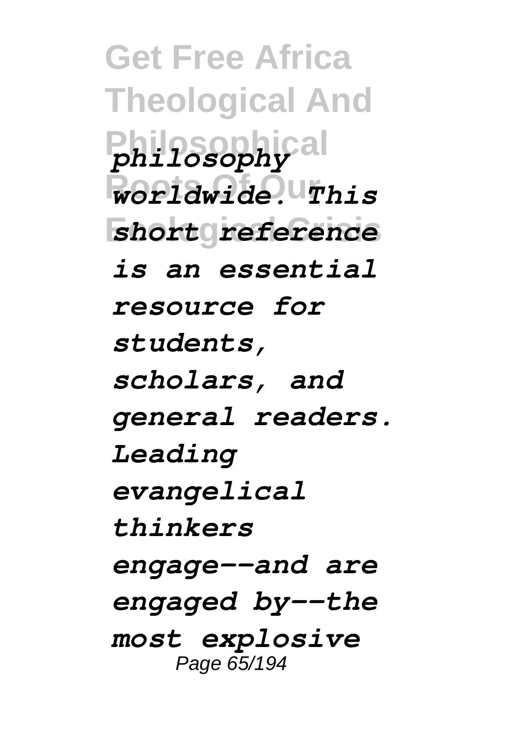*philosophy worldwide. This short reference is an essential resource for students, scholars, and general readers. Leading evangelical thinkers engage--and are engaged by--the most explosive*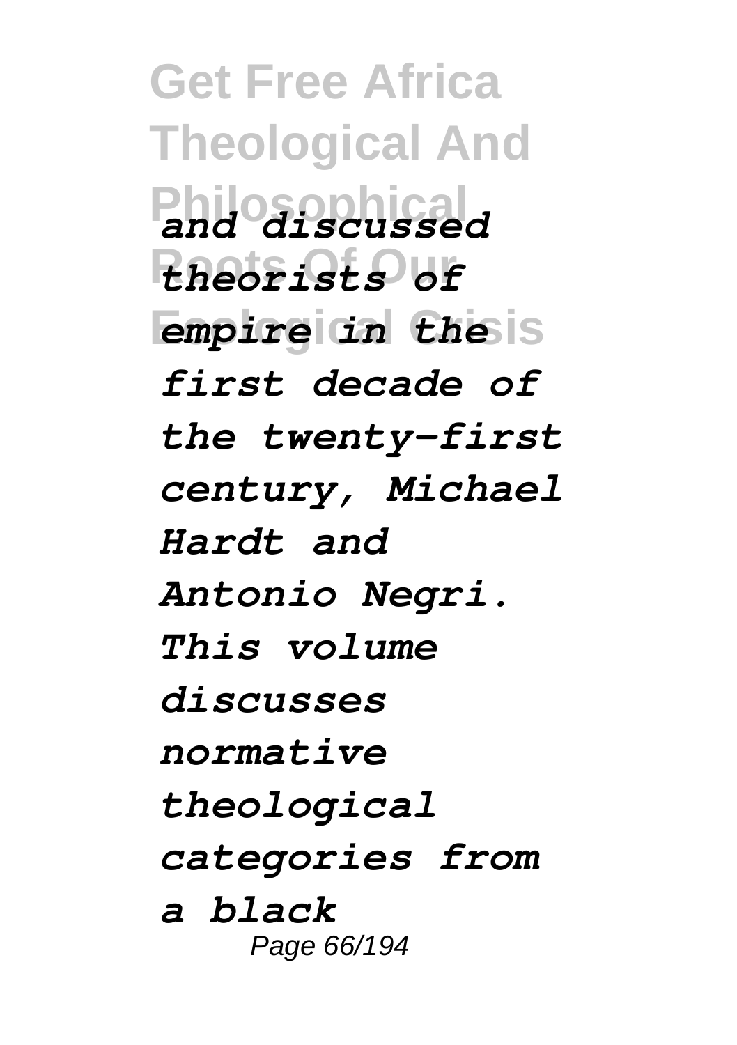*and discussed theorists of empire in the first decade of the twenty-first century, Michael Hardt and Antonio Negri. This volume discusses normative theological categories from a black*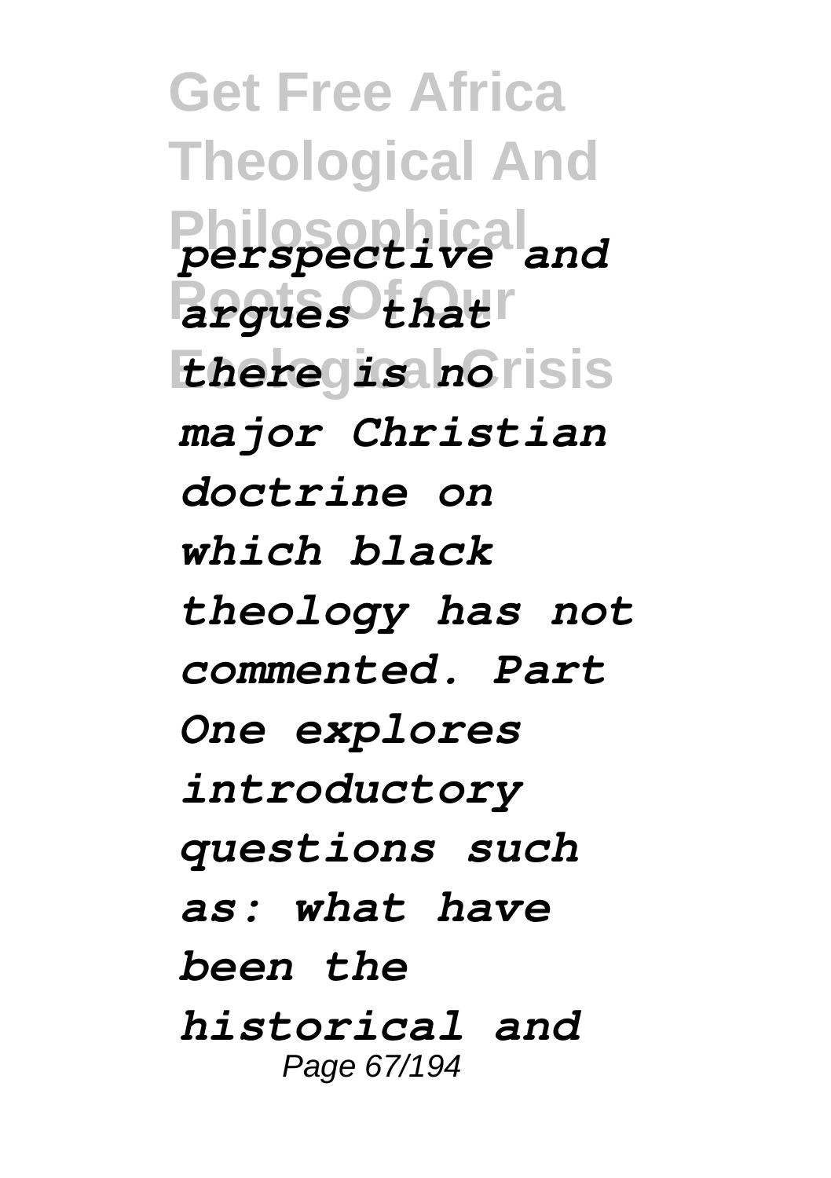*perspective and argues that there is no major Christian doctrine on which black theology has not commented. Part One explores introductory questions such as: what have been the historical and*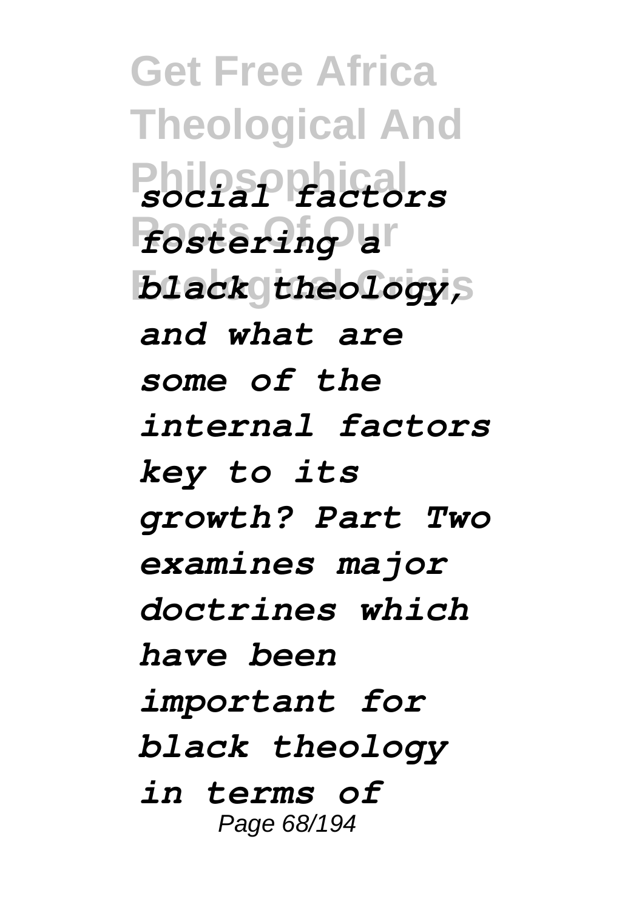*social factors fostering a black theology, and what are some of the internal factors key to its growth? Part Two examines major doctrines which have been important for black theology in terms of*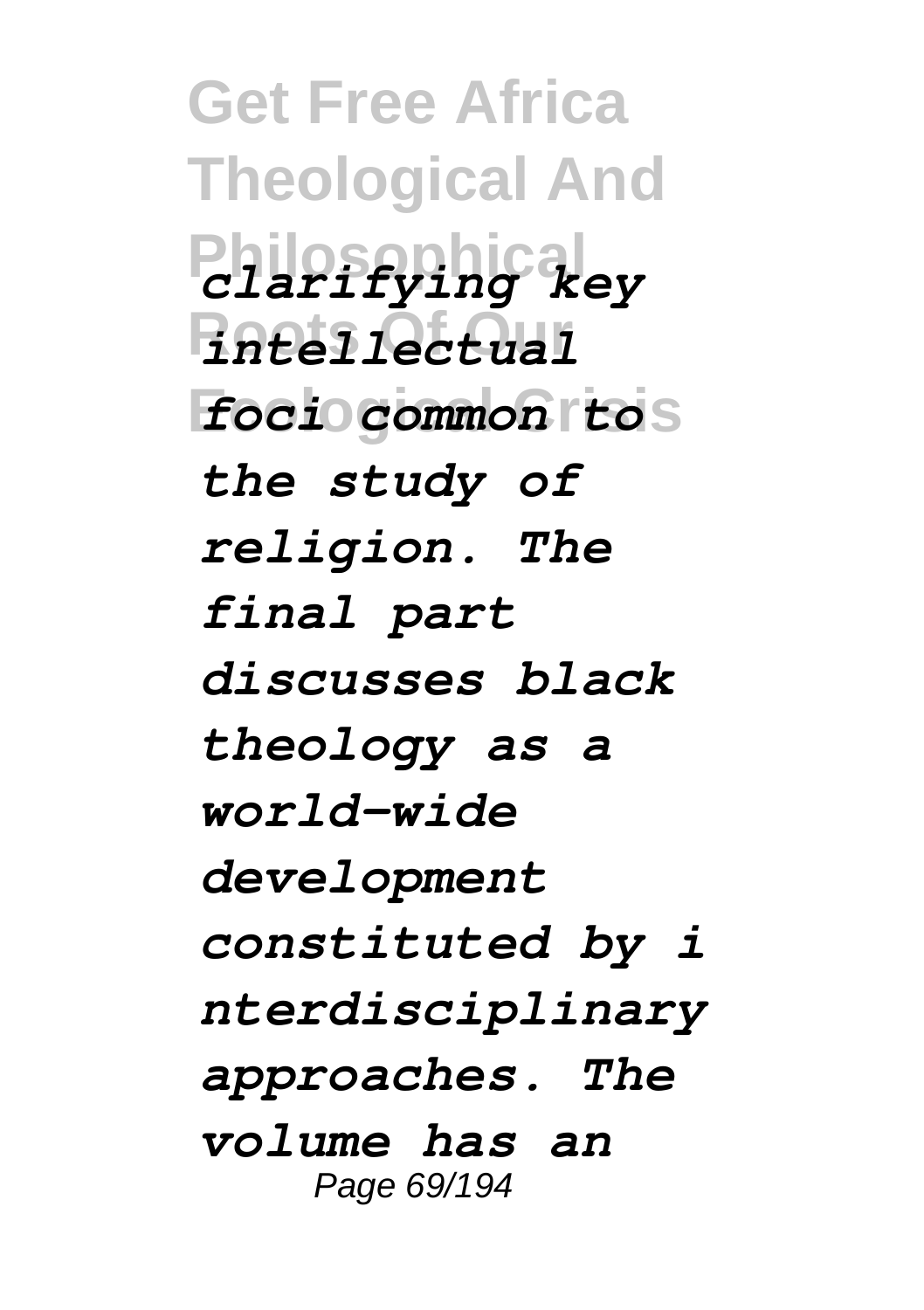*clarifying key intellectual foci common to the study of religion. The final part discusses black theology as a world-wide development constituted by interdisciplinary approaches. The volume has an*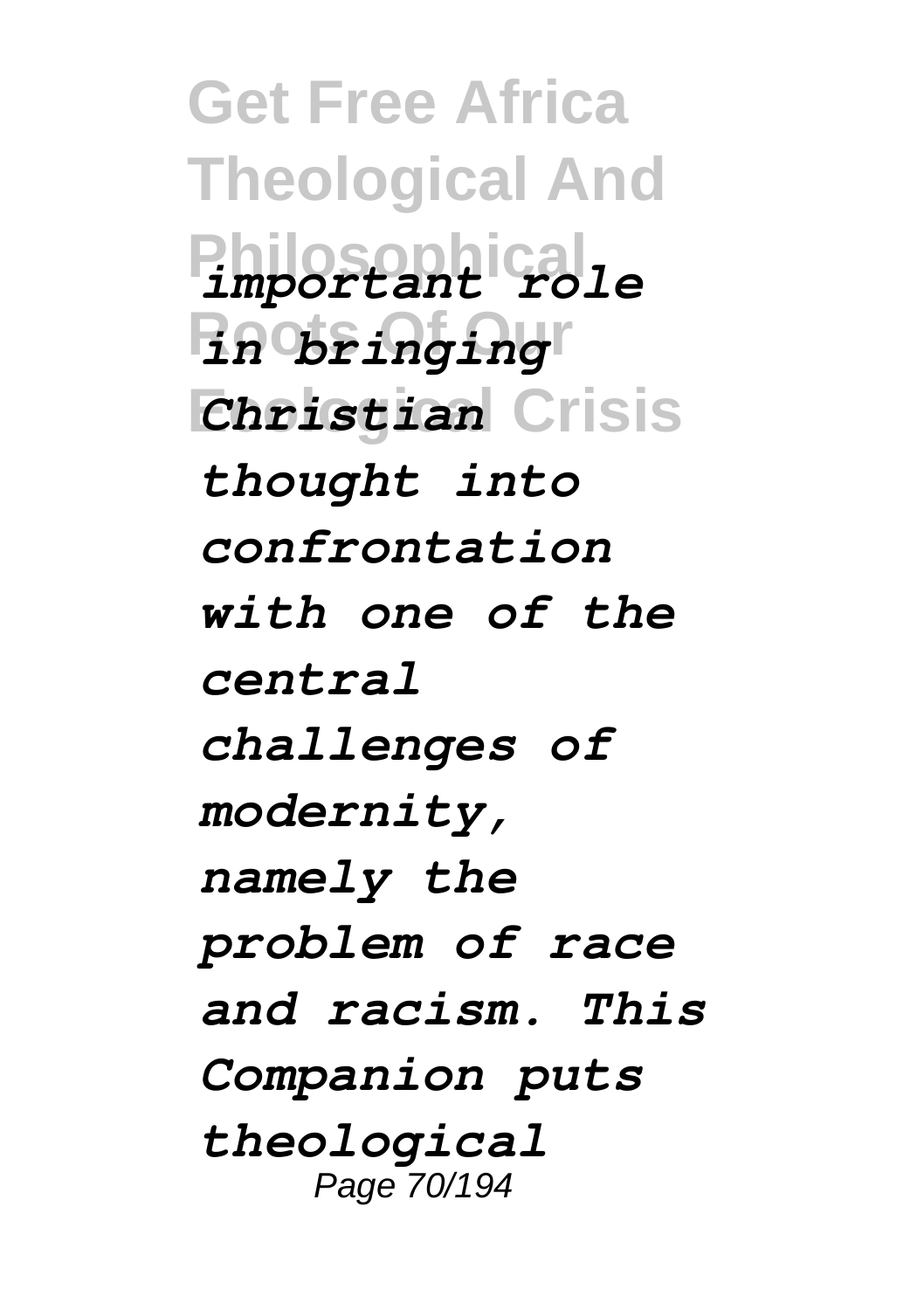*important role in bringing Christian thought into confrontation with one of the central challenges of modernity, namely the problem of race and racism. This Companion puts theological*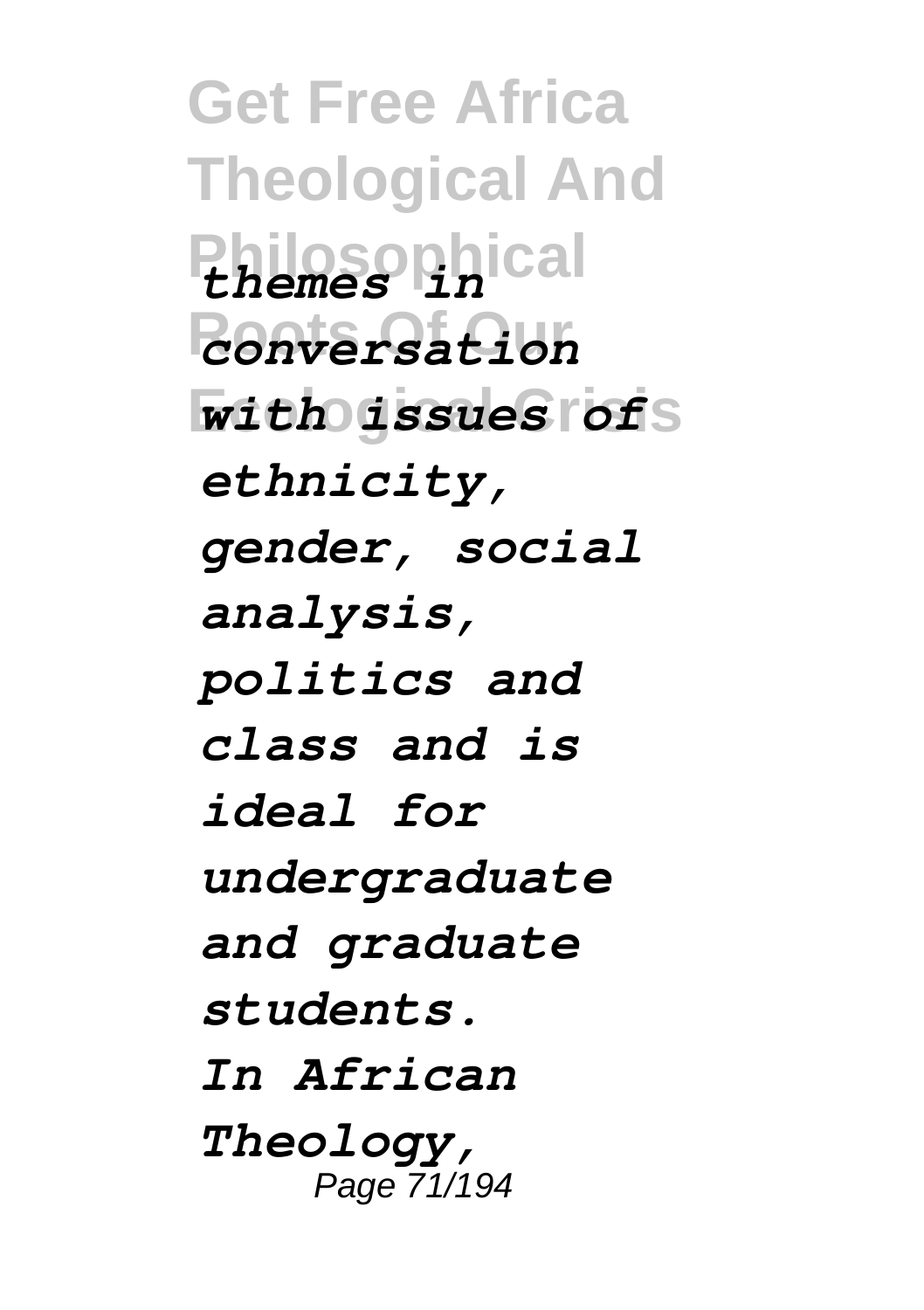*themes in conversation with issues of ethnicity, gender, social analysis, politics and class and is ideal for undergraduate and graduate students.*

*In African Theology,*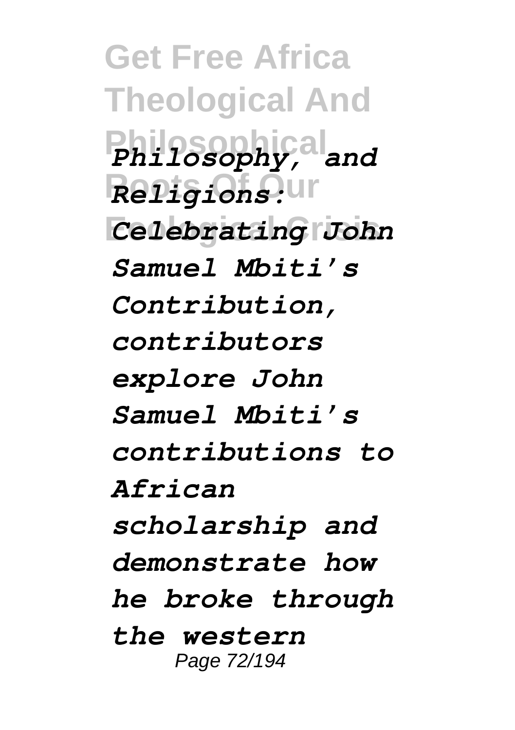*Philosophy, and Religions: Celebrating John Samuel Mbiti's Contribution, contributors explore John Samuel Mbiti's contributions to African scholarship and demonstrate how he broke through the western*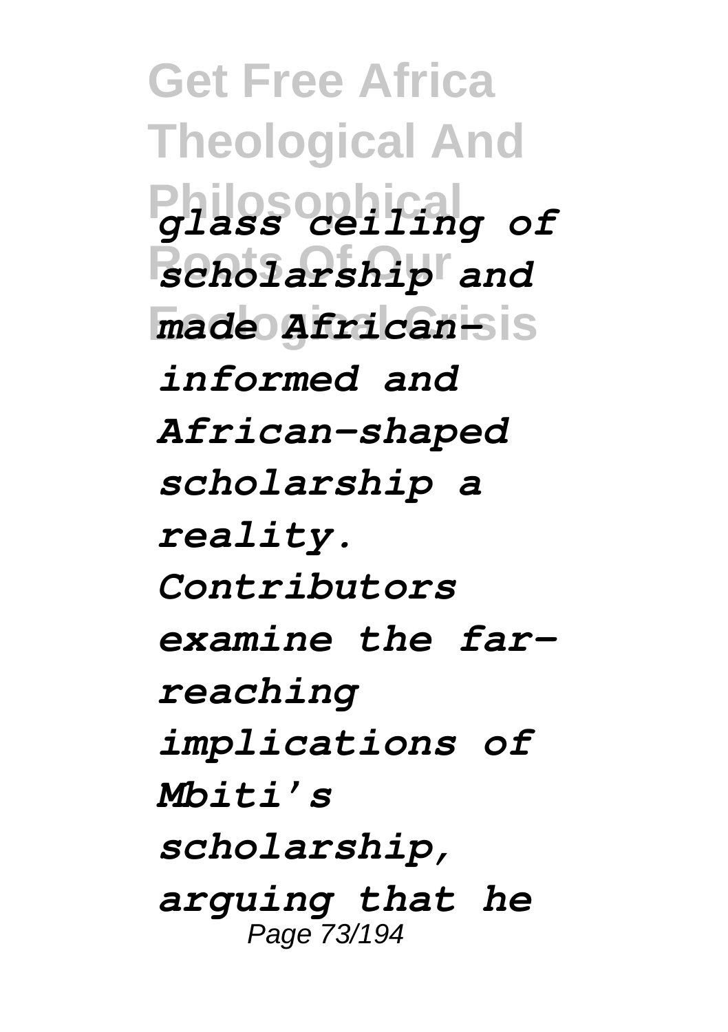*glass ceiling of scholarship and made African-informed and African-shaped scholarship a reality. Contributors examine the far-reaching implications of Mbiti's scholarship, arguing that he*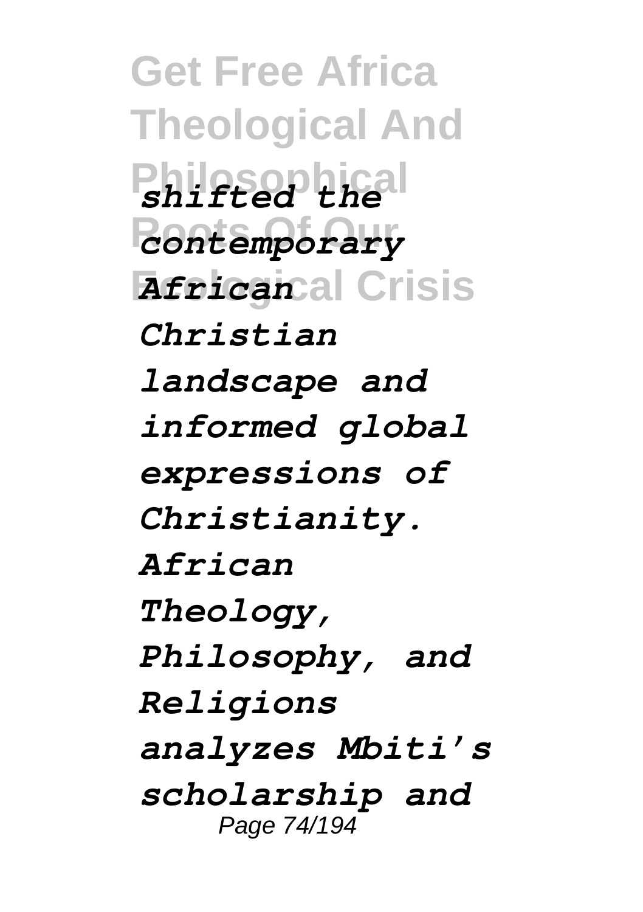*shifted the contemporary African Christian landscape and informed global expressions of Christianity. African Theology, Philosophy, and Religions analyzes Mbiti's scholarship and*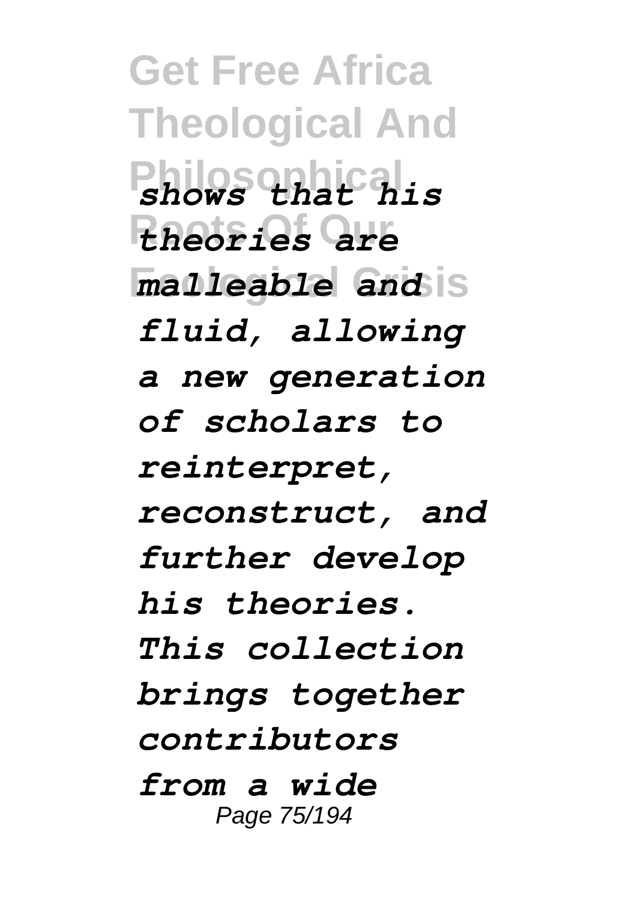*shows that his theories are malleable and fluid, allowing a new generation of scholars to reinterpret, reconstruct, and further develop his theories. This collection brings together contributors from a wide*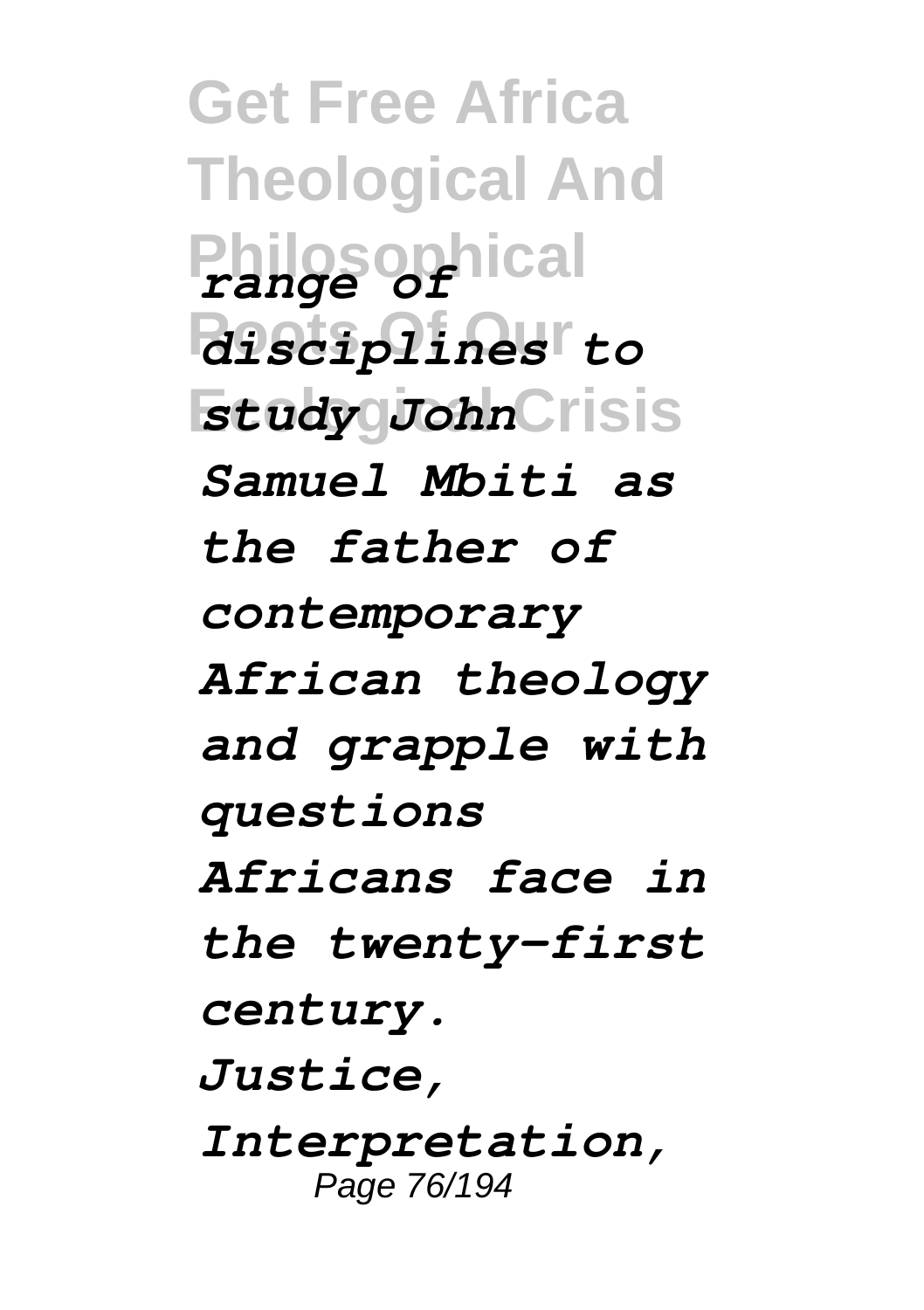*range of disciplines to study John Samuel Mbiti as the father of contemporary African theology and grapple with questions Africans face in the twenty-first century. Justice, Interpretation,*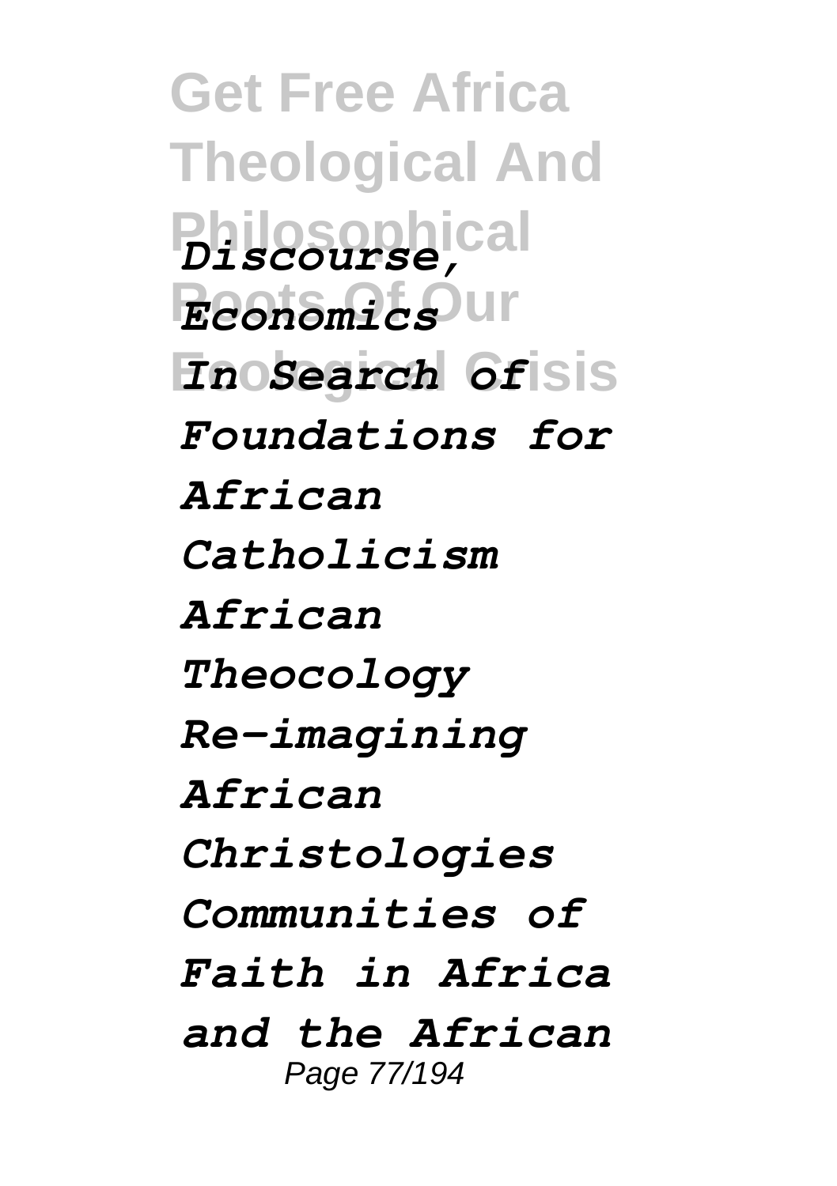*Discourse, Economics*

*In Search of Foundations for African Catholicism*

*African Theocology*

*Re-imagining African Christologies*

*Communities of Faith in Africa and the African*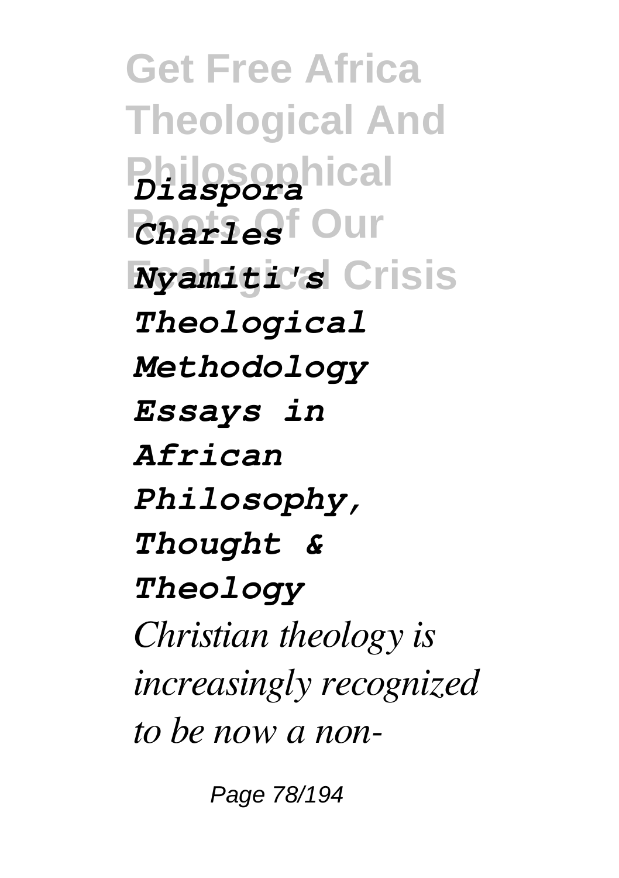*Diaspora*

*Charles Nyamiti's Theological Methodology*

*Essays in African Philosophy, Thought & Theology*

*Christian theology is increasingly recognized to be now a non-*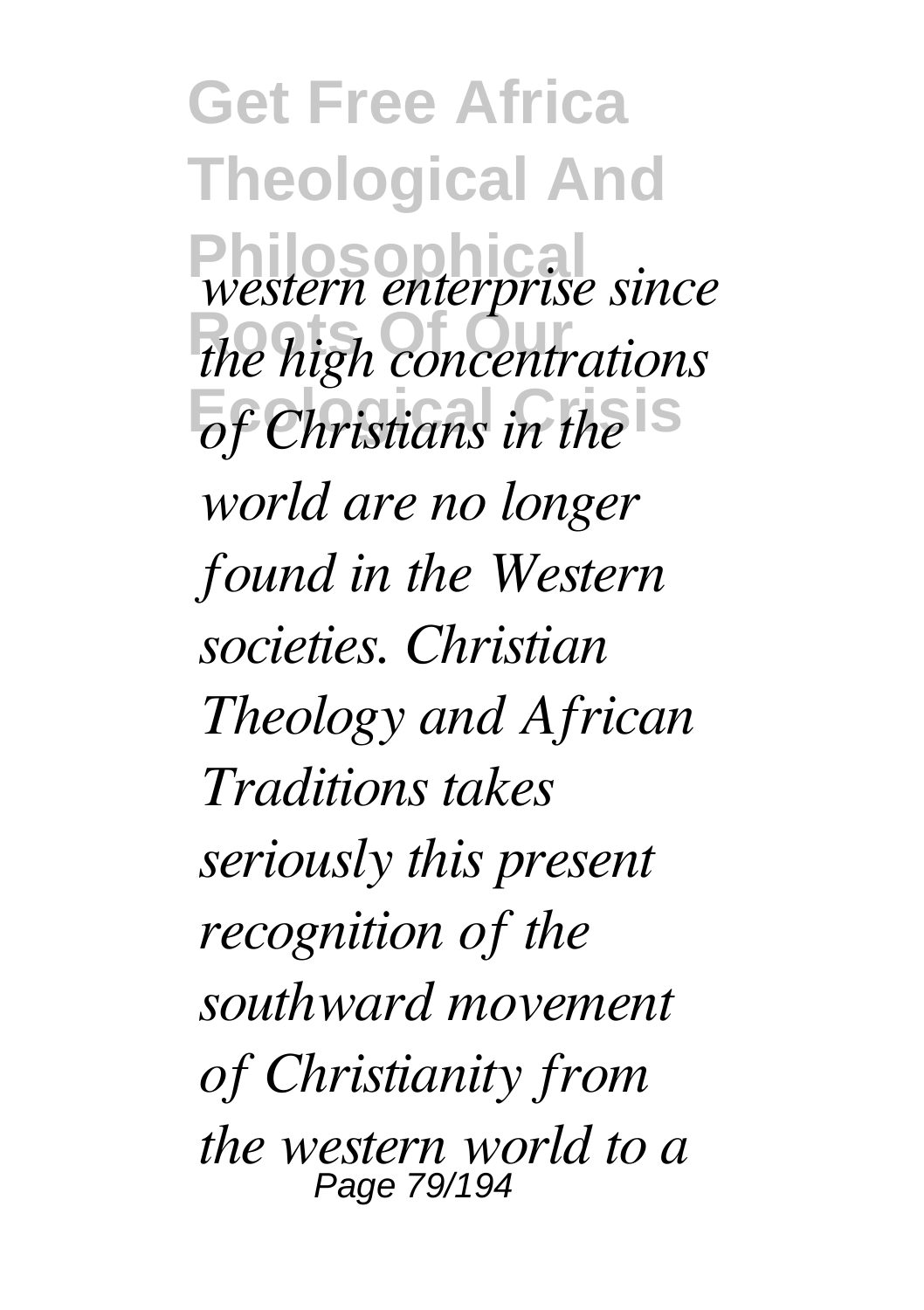*western enterprise since the high concentrations of Christians in the world are no longer found in the Western societies. Christian Theology and African Traditions takes seriously this present recognition of the southward movement of Christianity from the western world to a*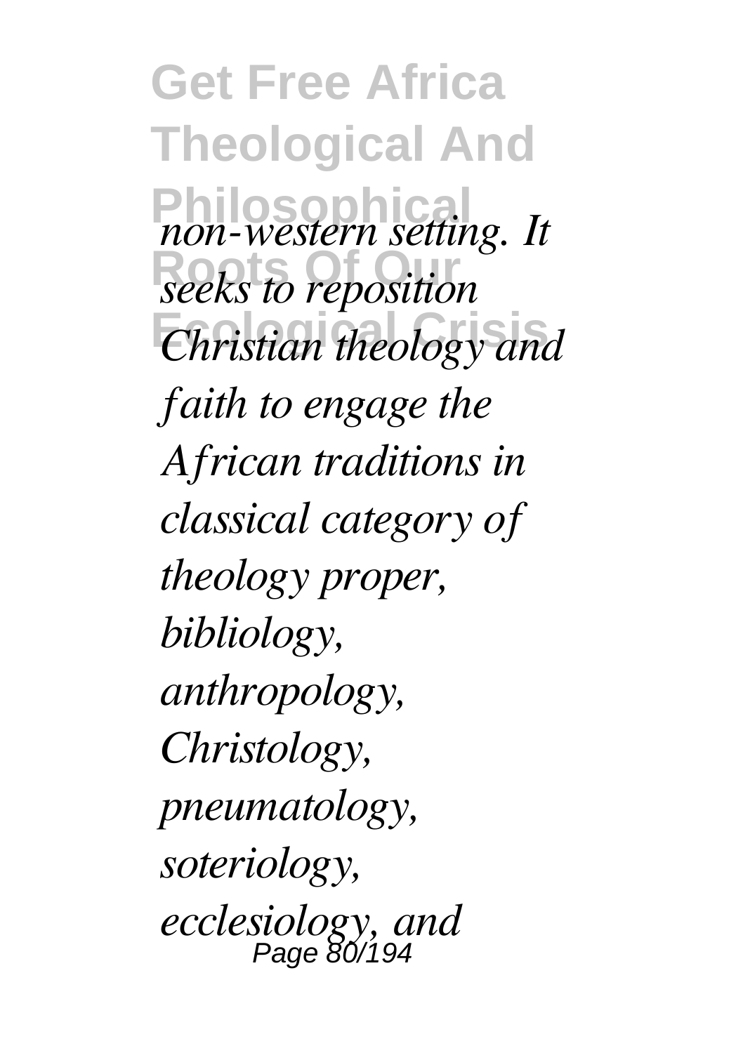*non-western setting. It seeks to reposition Christian theology and faith to engage the African traditions in classical category of theology proper, bibliology, anthropology, Christology, pneumatology, soteriology, ecclesiology, and*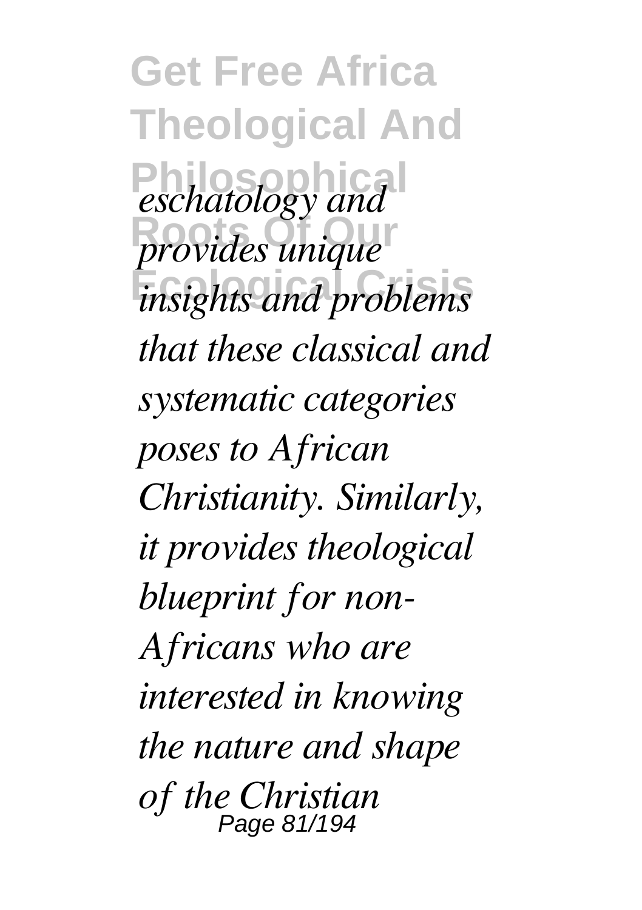*eschatology and provides unique insights and problems that these classical and systematic categories poses to African Christianity. Similarly, it provides theological blueprint for non-Africans who are interested in knowing the nature and shape of the Christian*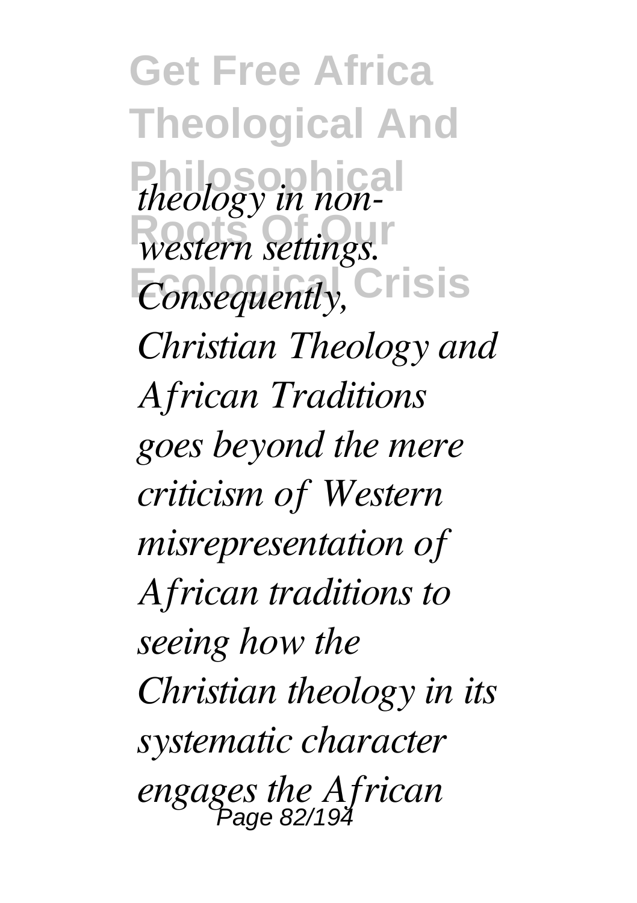*theology in non-western settings. Consequently, Christian Theology and African Traditions goes beyond the mere criticism of Western misrepresentation of African traditions to seeing how the Christian theology in its systematic character engages the African*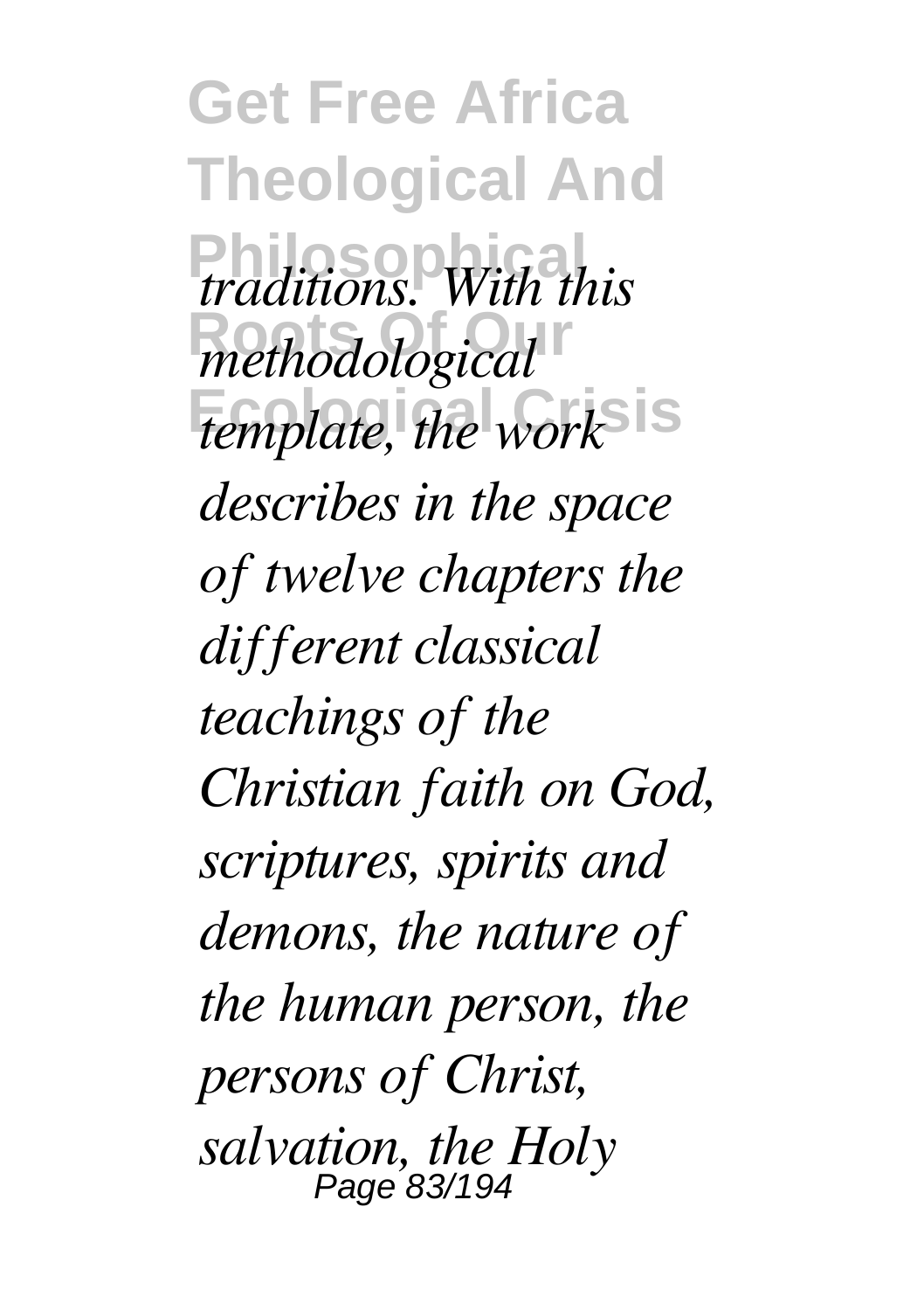*traditions. With this methodological template, the work describes in the space of twelve chapters the different classical teachings of the Christian faith on God, scriptures, spirits and demons, the nature of the human person, the persons of Christ, salvation, the Holy*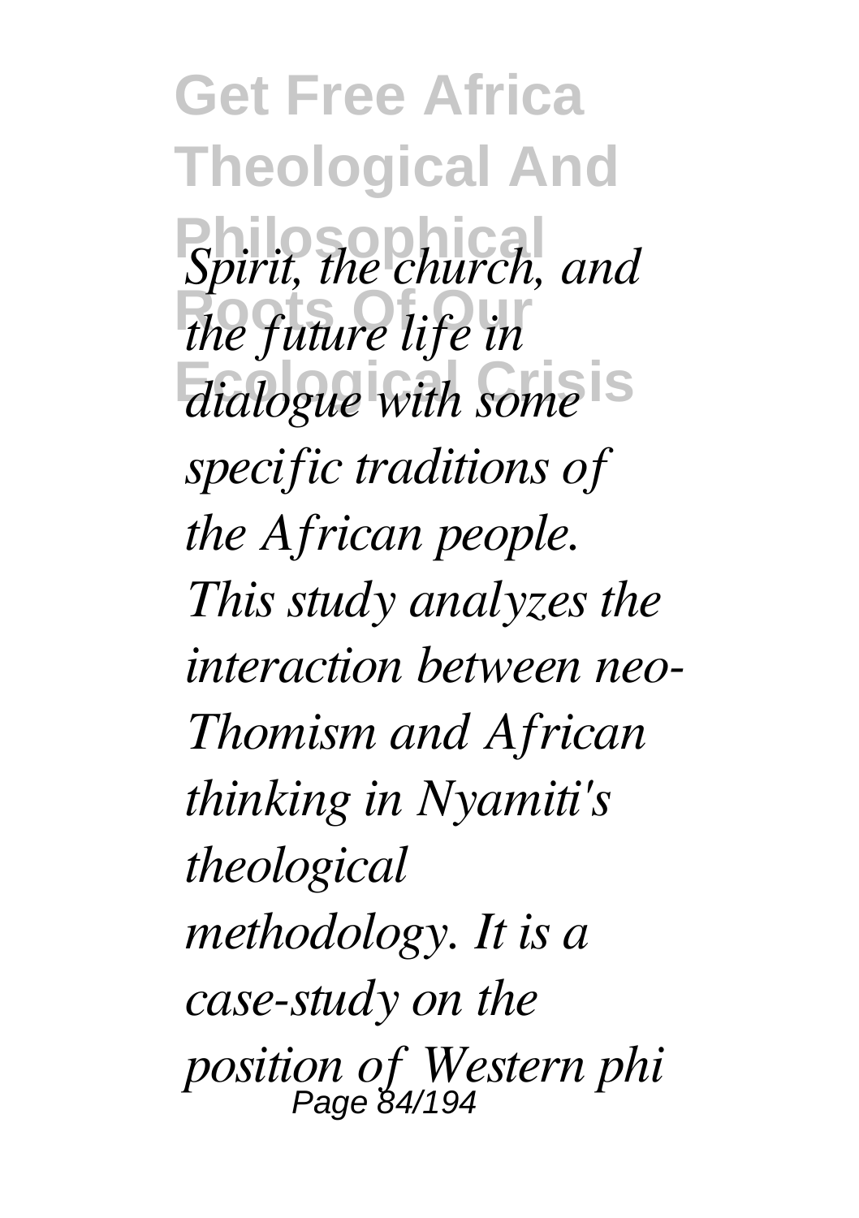*Spirit, the church, and the future life in dialogue with some specific traditions of the African people. This study analyzes the interaction between neo-Thomism and African thinking in Nyamiti's theological methodology. It is a case-study on the position of Western phi*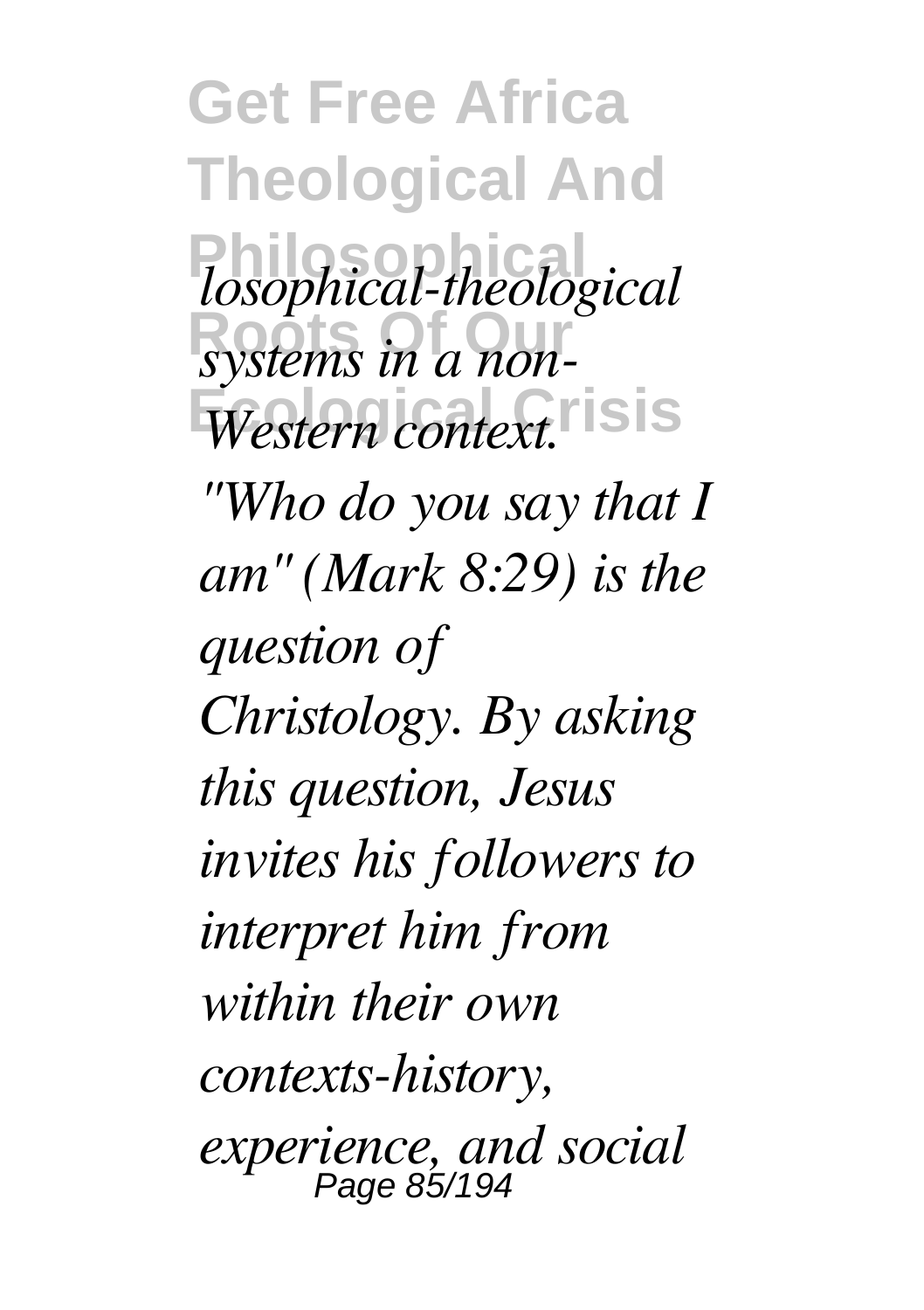*losophical-theological systems in a non-Western context.*

*"Who do you say that I am" (Mark 8:29) is the question of Christology. By asking this question, Jesus invites his followers to interpret him from within their own contexts-history, experience, and social*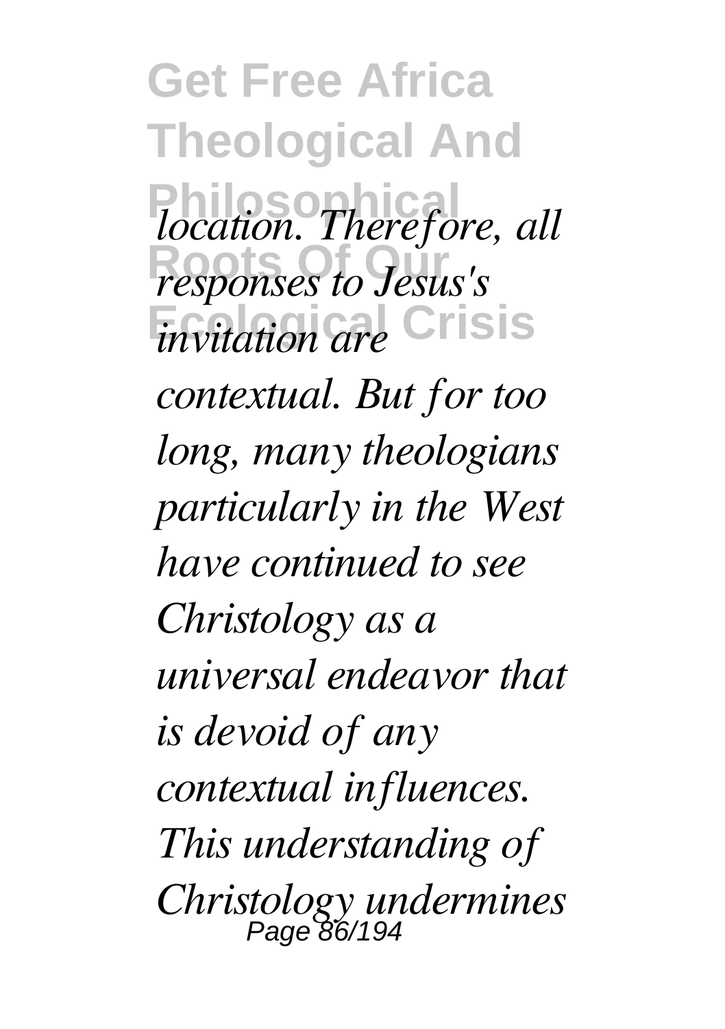*location. Therefore, all responses to Jesus's invitation are contextual. But for too long, many theologians particularly in the West have continued to see Christology as a universal endeavor that is devoid of any contextual influences. This understanding of Christology undermines*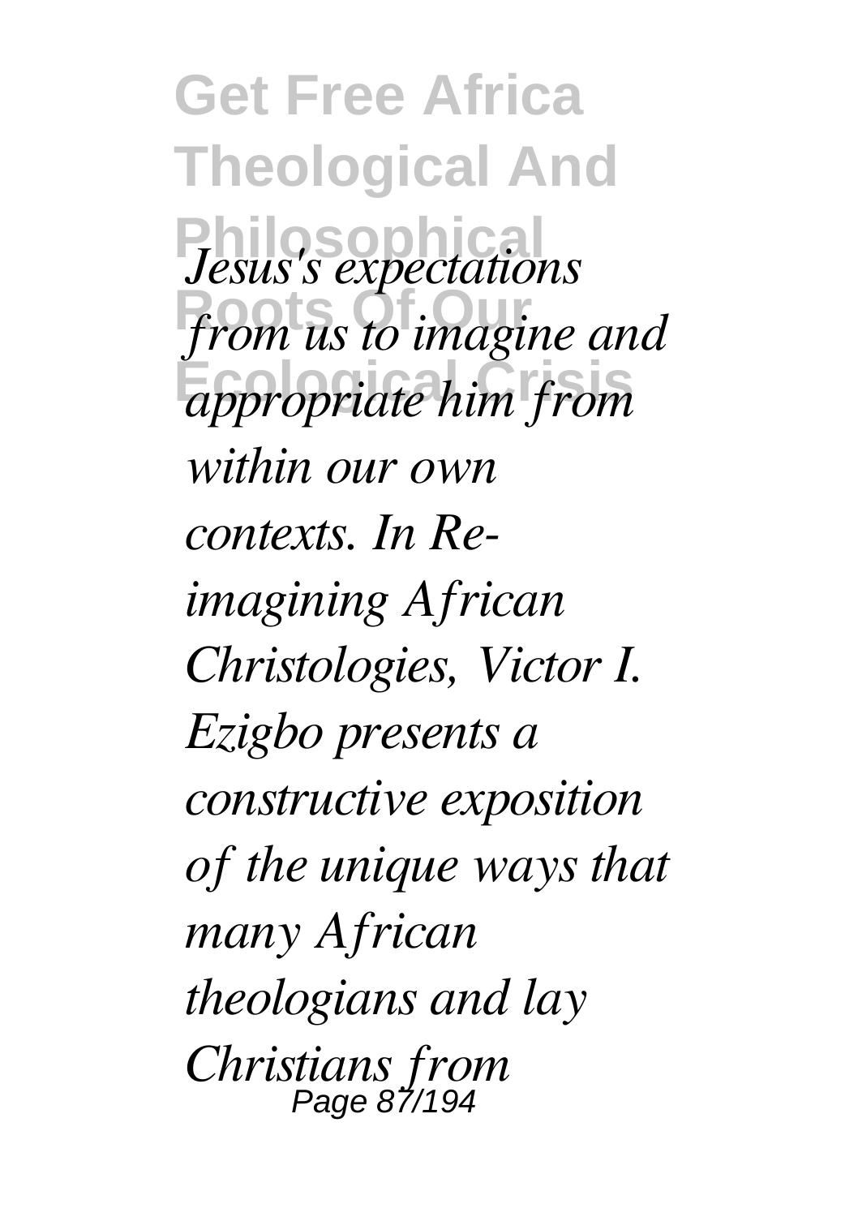*Jesus's expectations from us to imagine and appropriate him from within our own contexts. In Re-imagining African Christologies, Victor I. Ezigbo presents a constructive exposition of the unique ways that many African theologians and lay Christians from*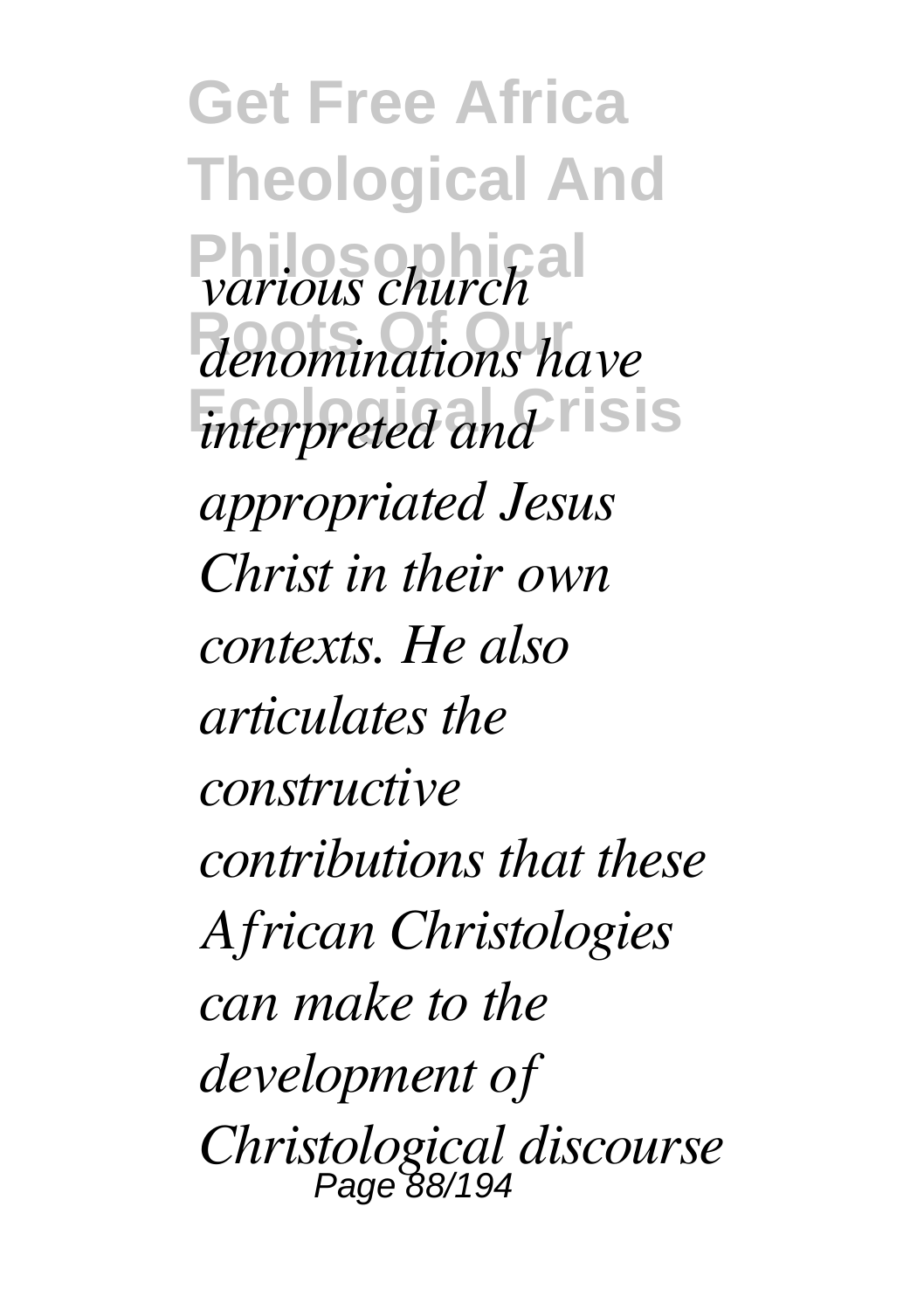*various church denominations have interpreted and appropriated Jesus Christ in their own contexts. He also articulates the constructive contributions that these African Christologies can make to the development of Christological discourse*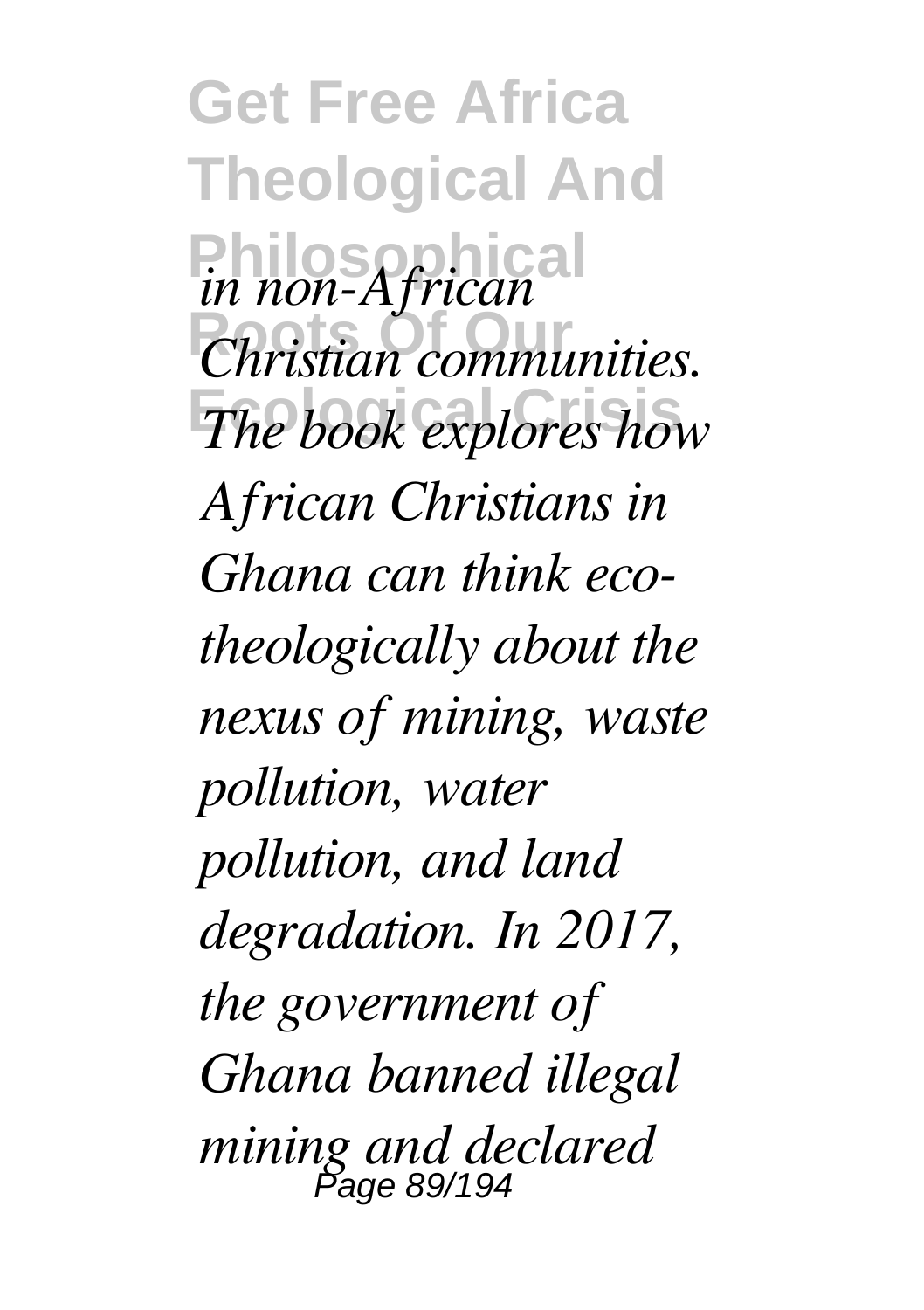*in non-African Christian communities. The book explores how African Christians in Ghana can think eco-theologically about the nexus of mining, waste pollution, water pollution, and land degradation. In 2017, the government of Ghana banned illegal mining and declared*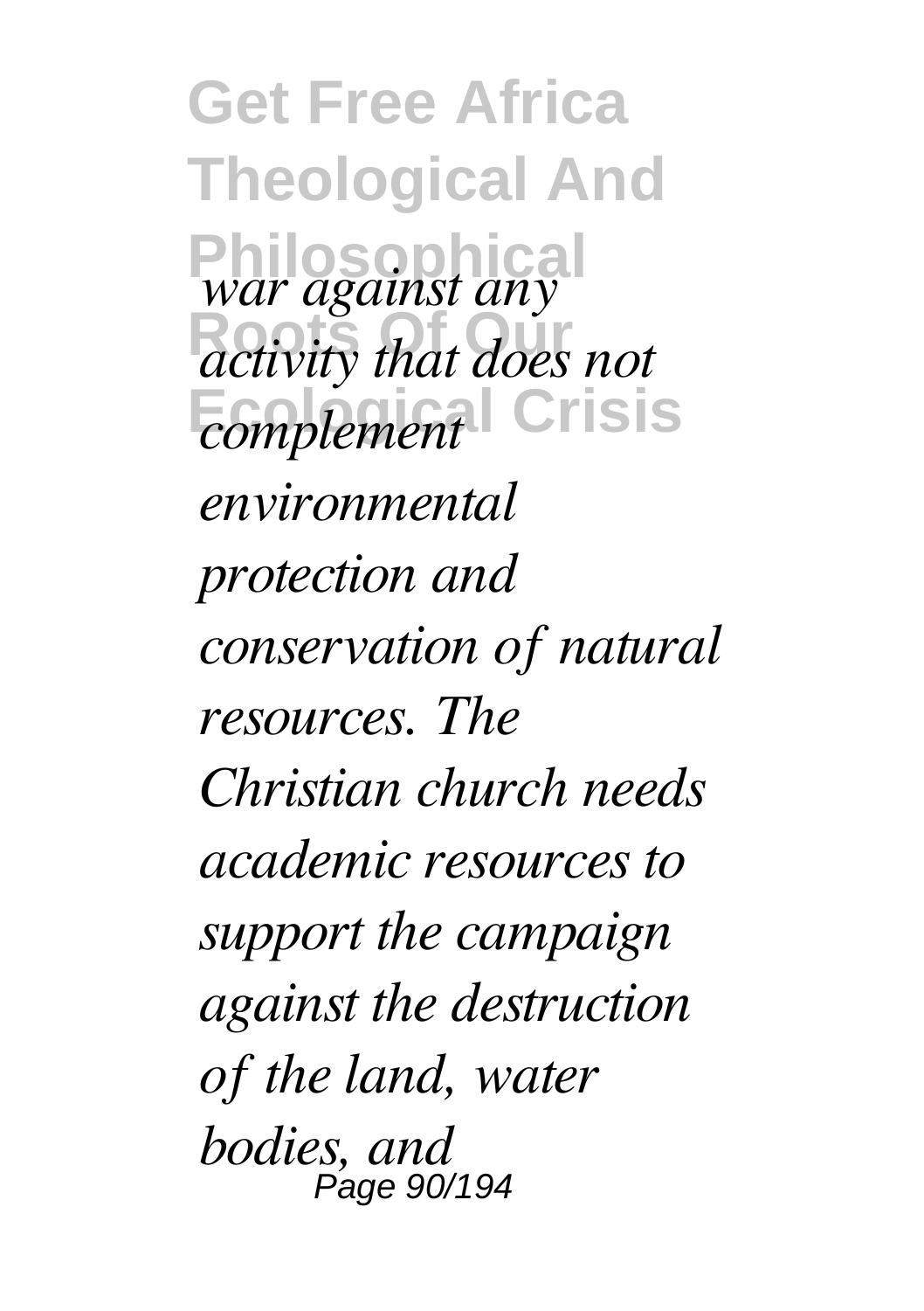*war against any activity that does not complement environmental protection and conservation of natural resources. The Christian church needs academic resources to support the campaign against the destruction of the land, water bodies, and*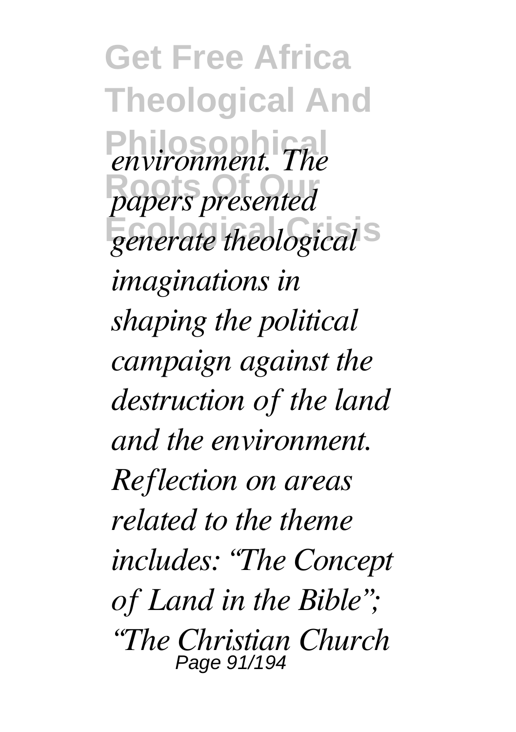*environment. The papers presented generate theological imaginations in shaping the political campaign against the destruction of the land and the environment. Reflection on areas related to the theme includes: "The Concept of Land in the Bible"; "The Christian Church*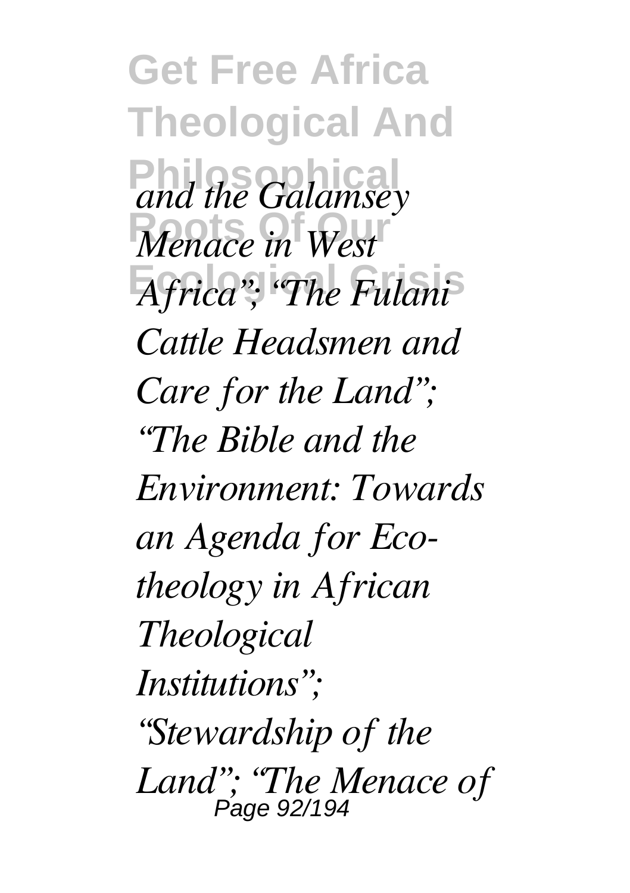*and the Galamsey Menace in West Africa"; "The Fulani Cattle Headsmen and Care for the Land"; "The Bible and the Environment: Towards an Agenda for Eco-theology in African Theological Institutions"; "Stewardship of the Land"; "The Menace of*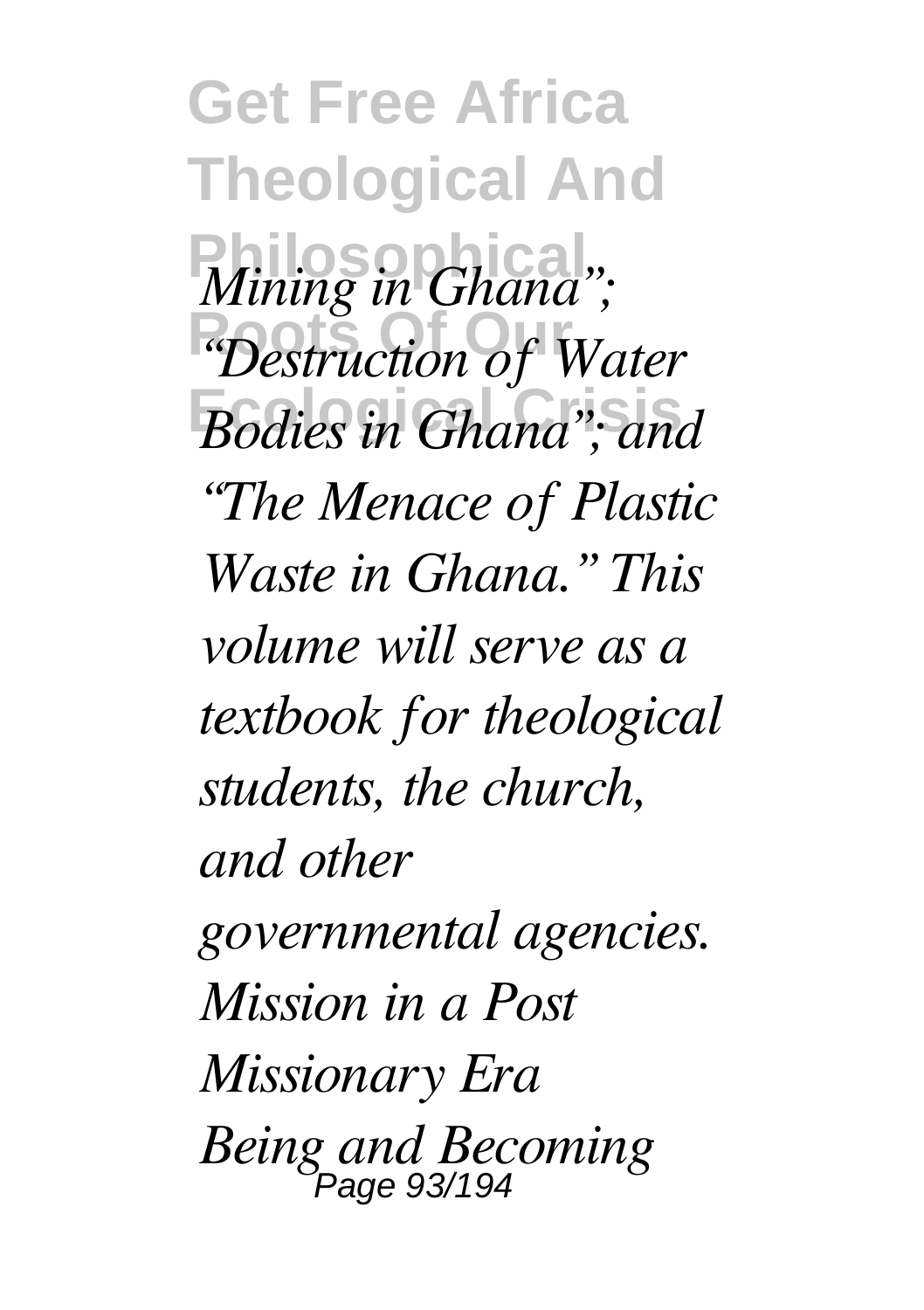*Mining in Ghana"; "Destruction of Water Bodies in Ghana"; and "The Menace of Plastic Waste in Ghana." This volume will serve as a textbook for theological students, the church, and other governmental agencies.*

*Mission in a Post Missionary Era*

*Being and Becoming*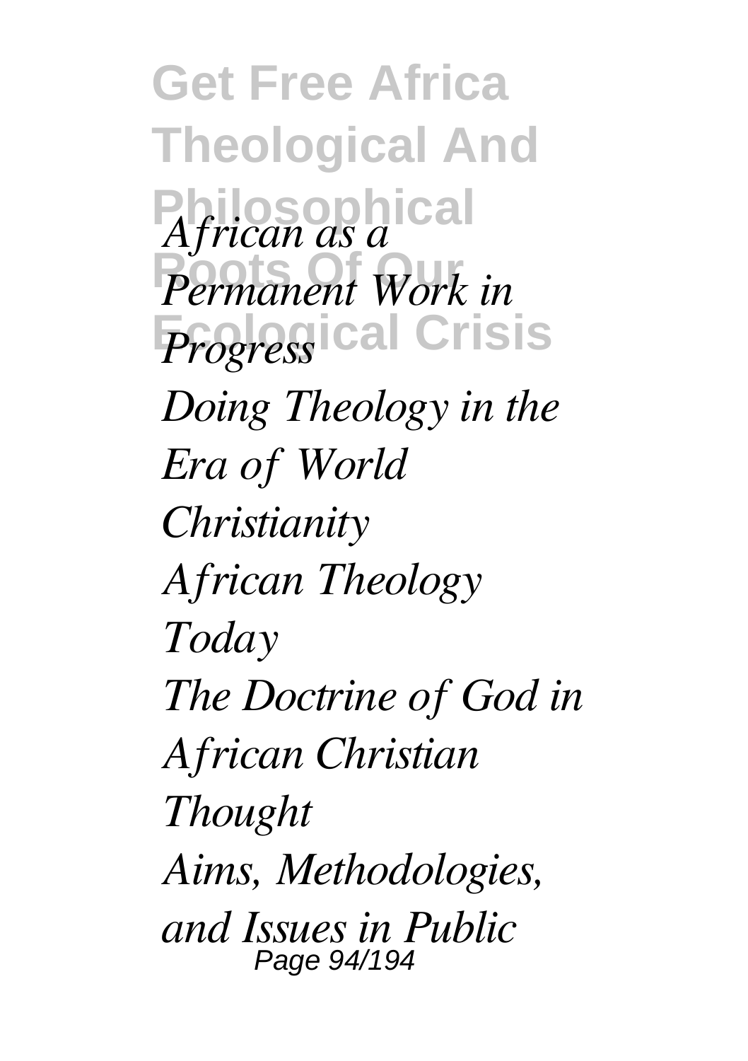*African as a Permanent Work in Progress*

*Doing Theology in the Era of World Christianity*

*African Theology Today*

*The Doctrine of God in African Christian Thought*

*Aims, Methodologies, and Issues in Public*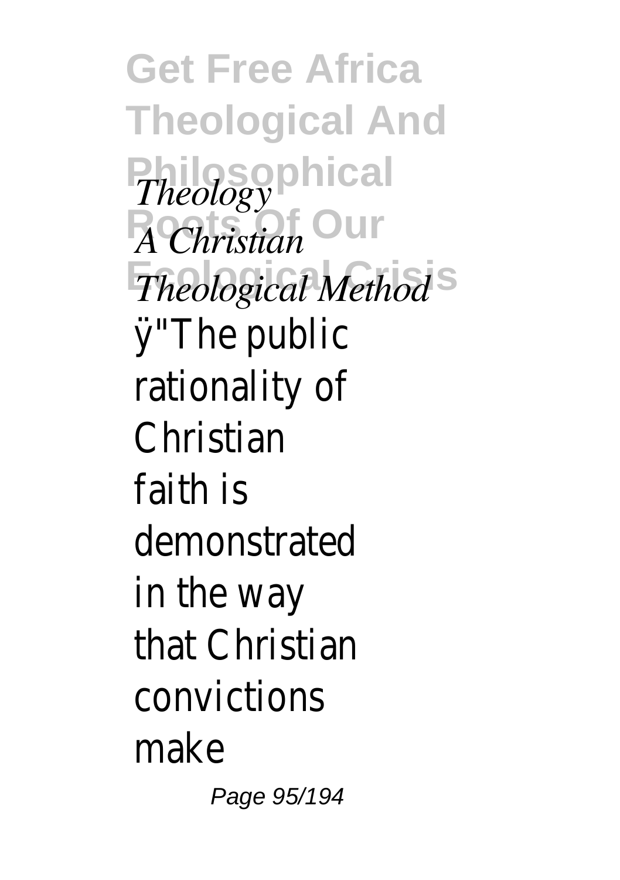*Theology*
*A Christian*
*Theological Method*

ÿ"The public rationality of Christian faith is demonstrated in the way that Christian convictions make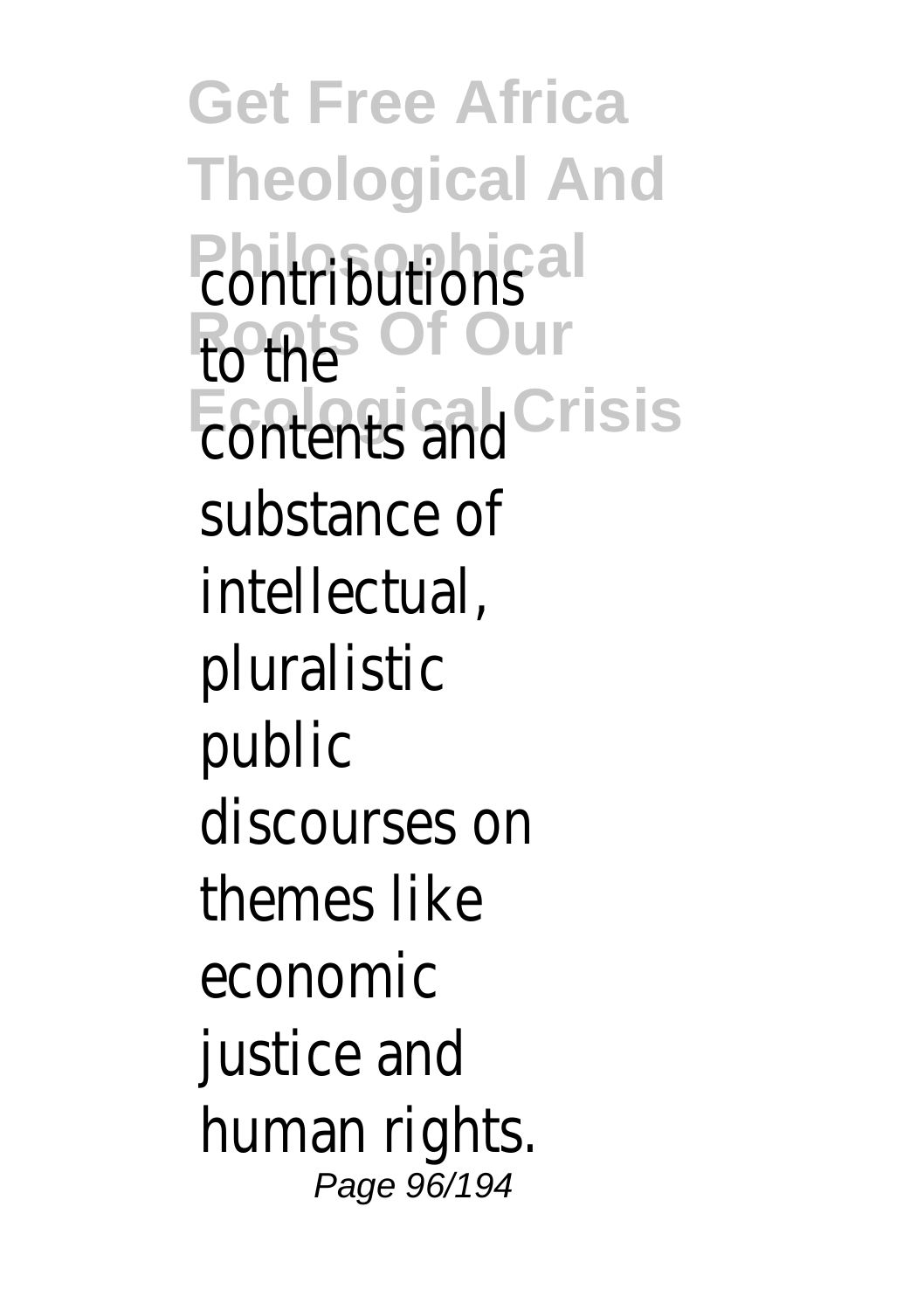contributions to the contents and substance of intellectual, pluralistic public discourses on themes like economic justice and human rights.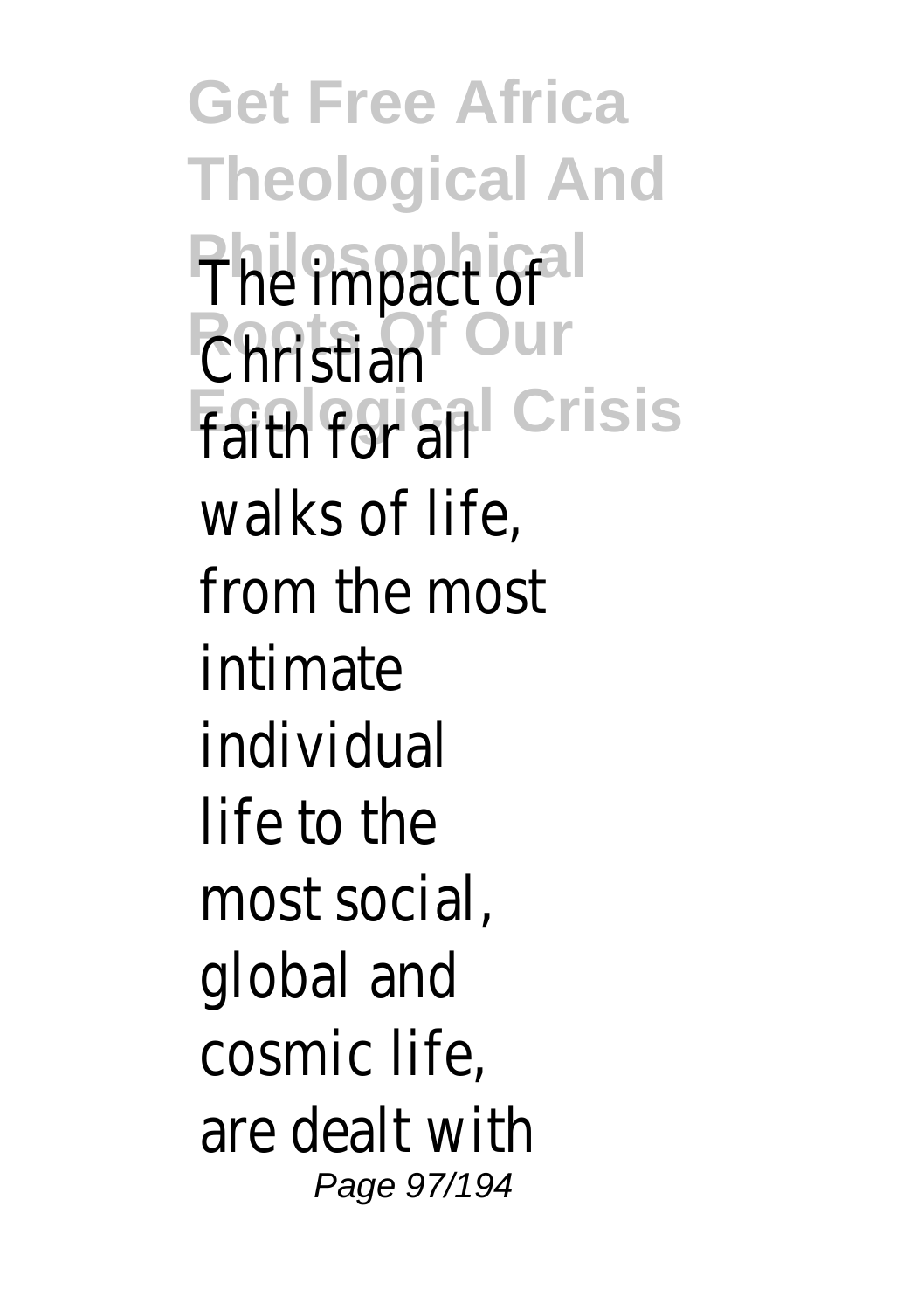The impact of Christian faith for all walks of life, from the most intimate individual life to the most social, global and cosmic life, are dealt with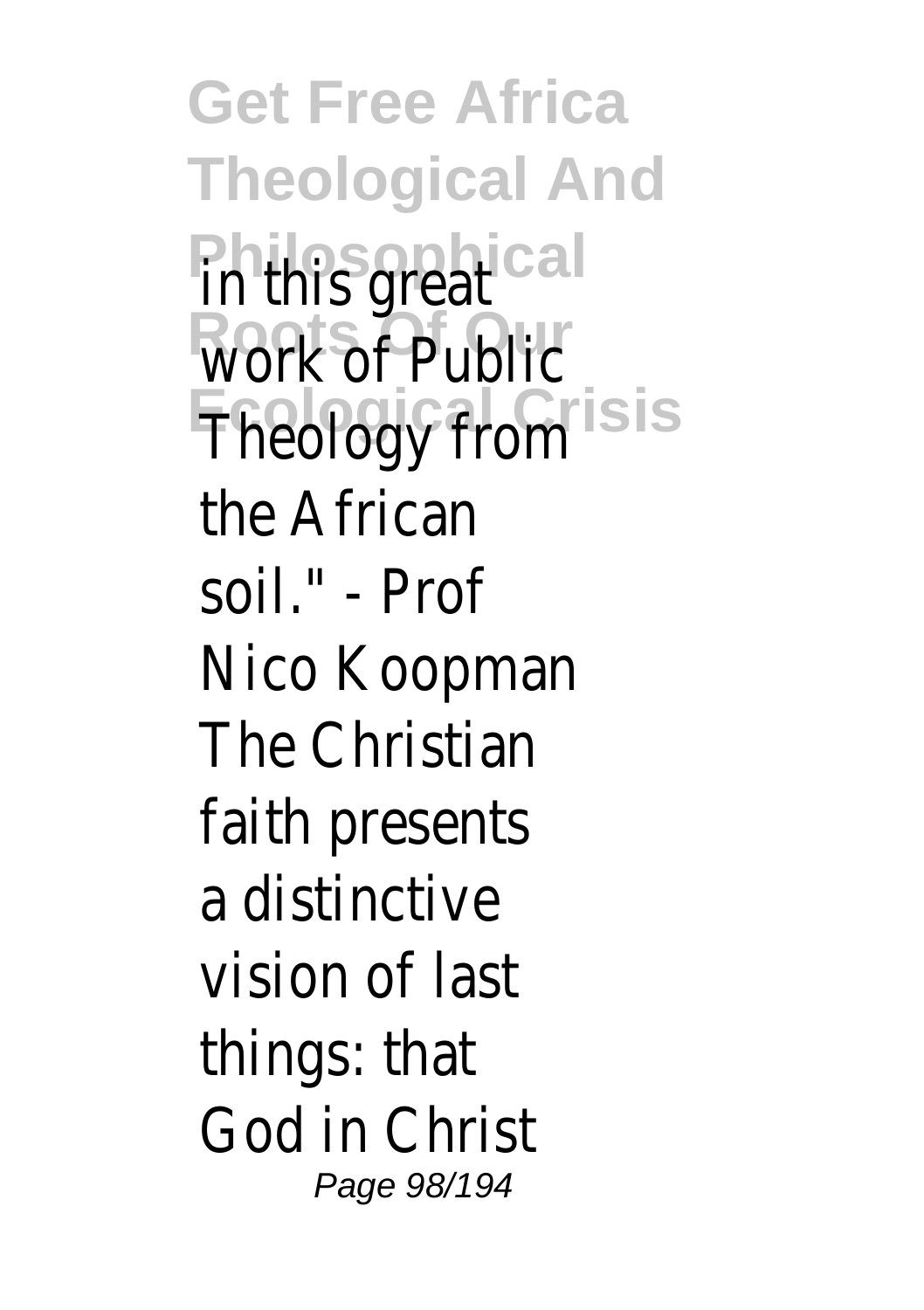in this great work of Public Theology from the African soil." - Prof Nico Koopman The Christian faith presents a distinctive vision of last things: that God in Christ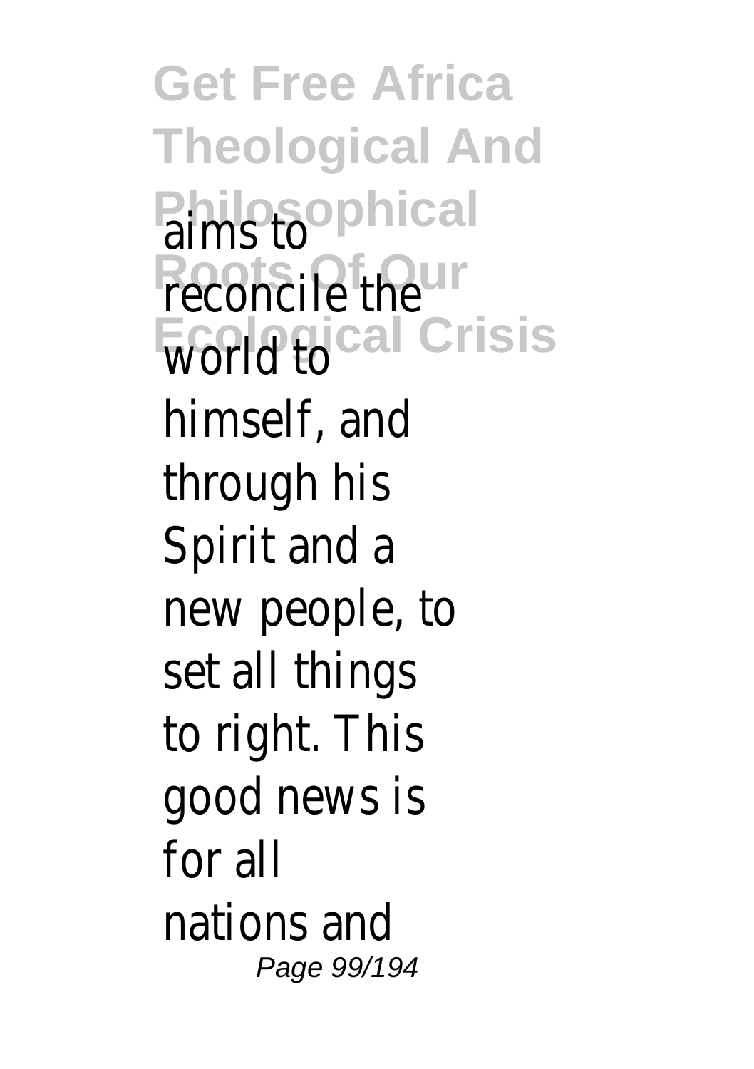aims to reconcile the world to himself, and through his Spirit and a new people, to set all things to right. This good news is for all nations and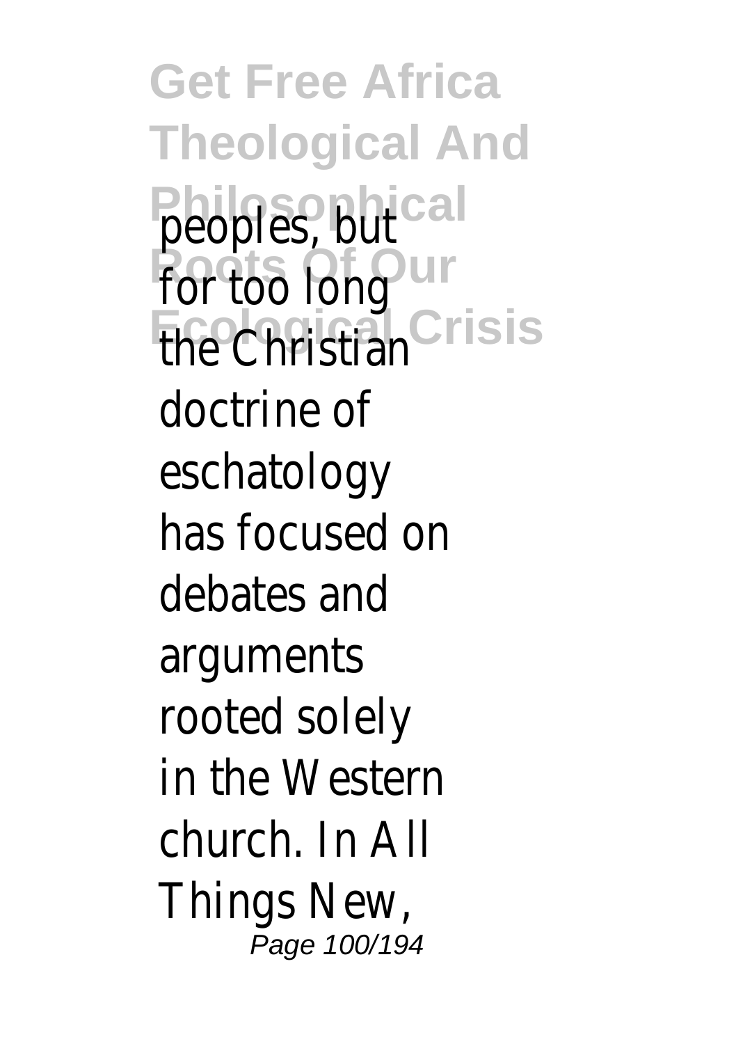peoples, but for too long the Christian doctrine of eschatology has focused on debates and arguments rooted solely in the Western church. In All Things New,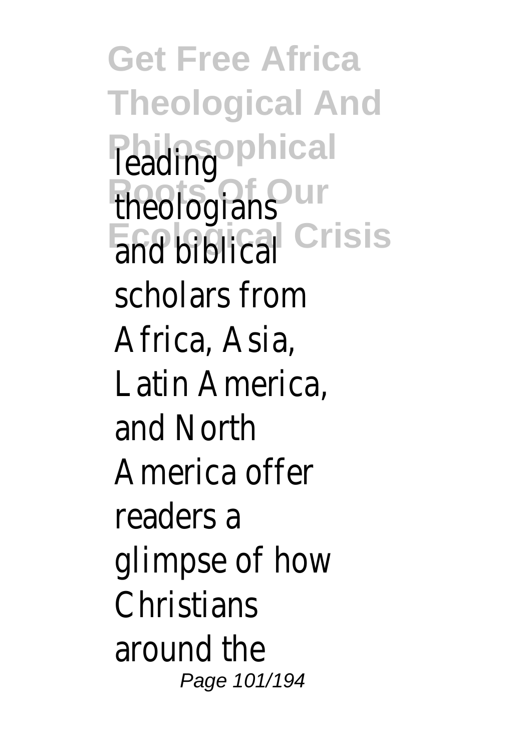leading theologians and biblical scholars from Africa, Asia, Latin America, and North America offer readers a glimpse of how Christians around the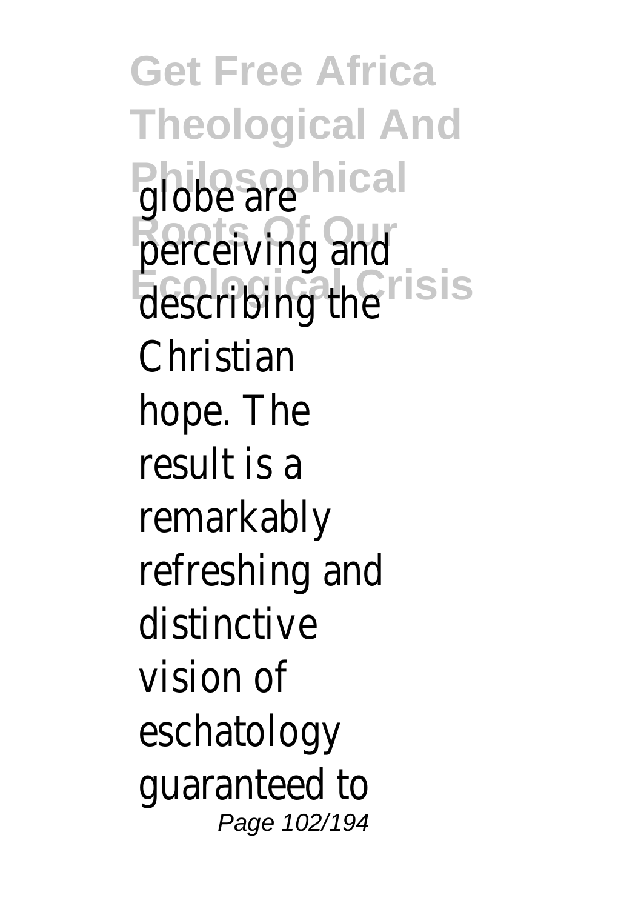globe are perceiving and describing the Christian hope. The result is a remarkably refreshing and distinctive vision of eschatology guaranteed to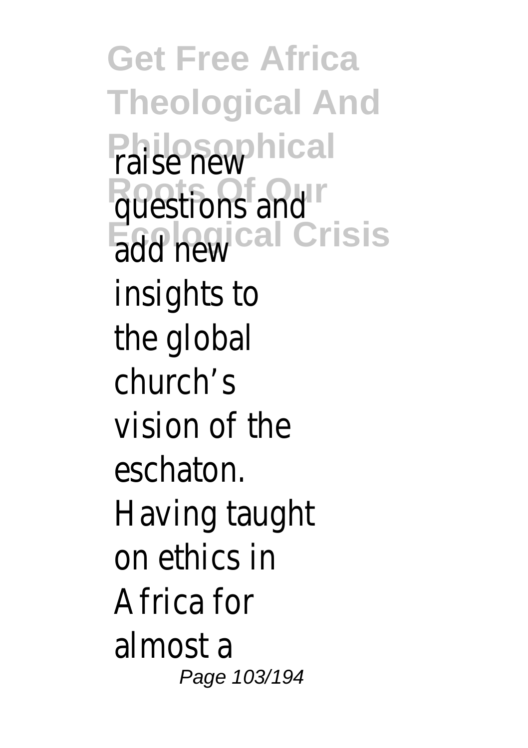raise new questions and add new insights to the global church's vision of the eschaton. Having taught on ethics in Africa for almost a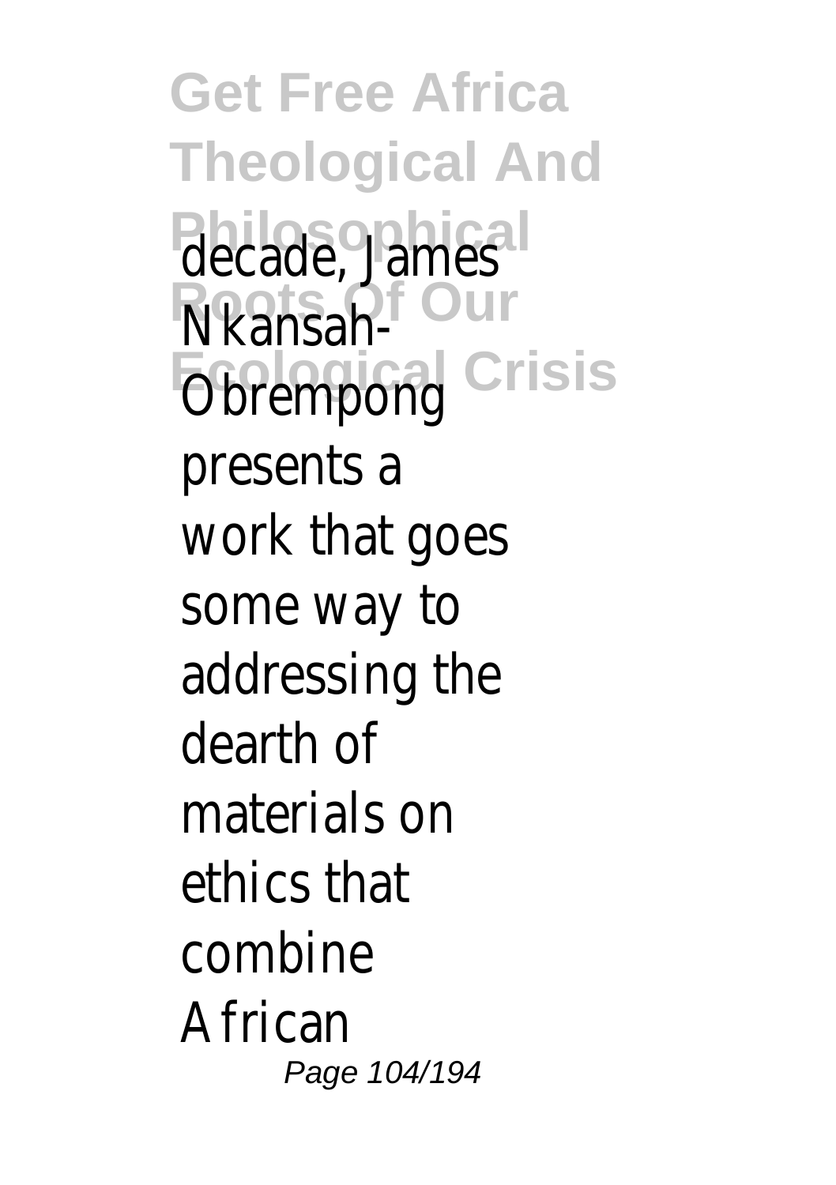decade, James Nkansah-Obrempong presents a work that goes some way to addressing the dearth of materials on ethics that combine African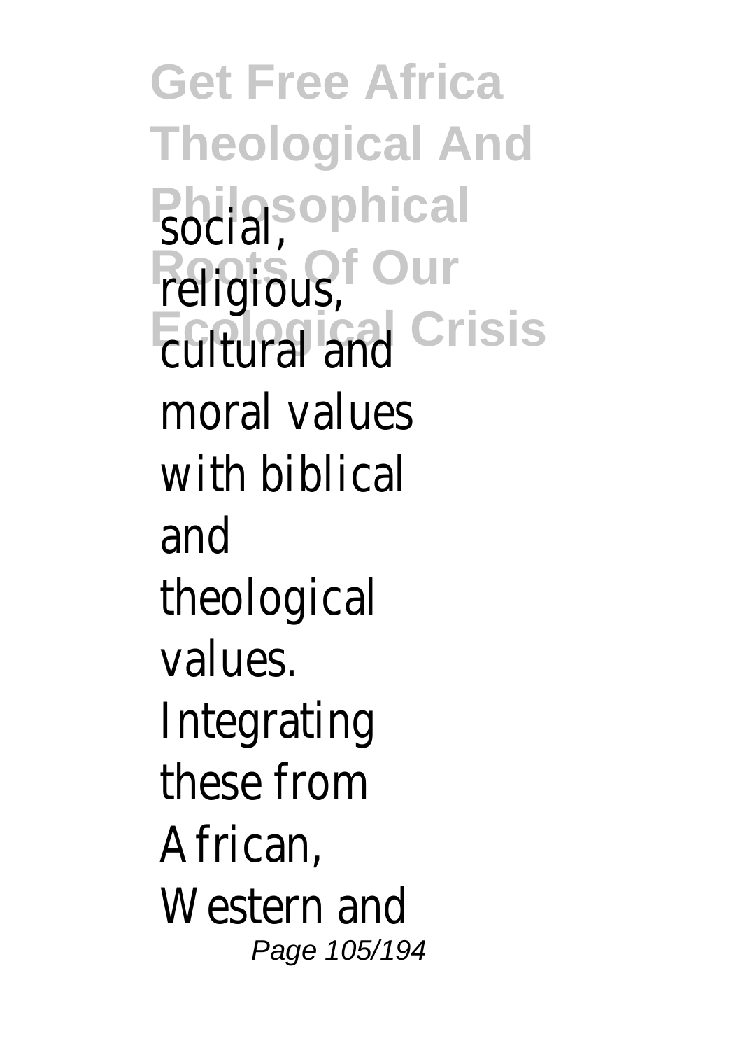social, religious, cultural and moral values with biblical and theological values. Integrating these from African, Western and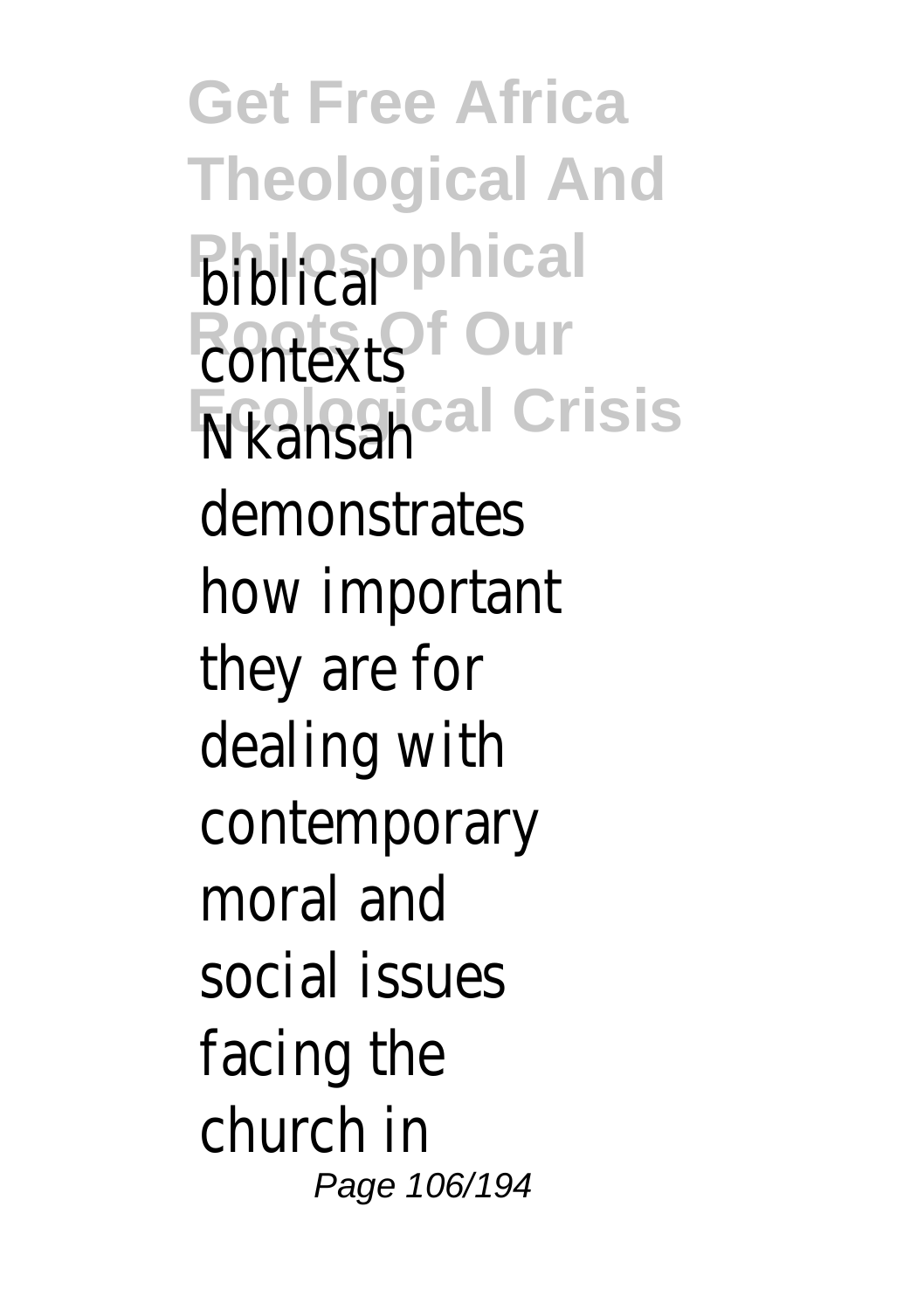biblical contexts Nkansah demonstrates how important they are for dealing with contemporary moral and social issues facing the church in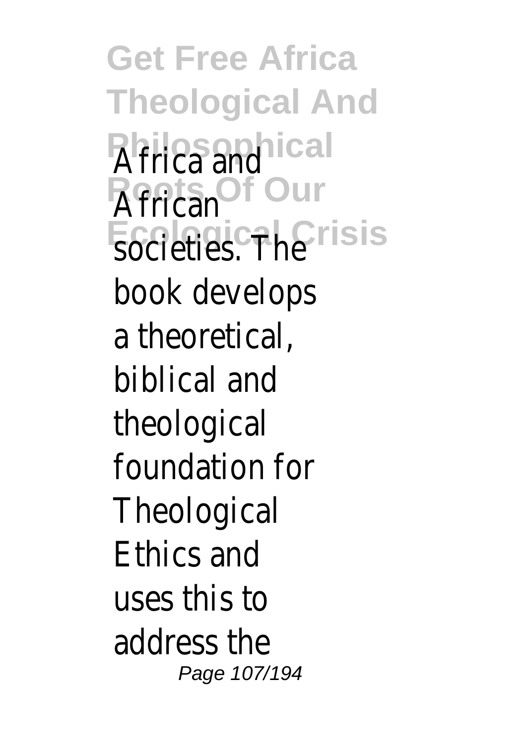Africa and African societies. The book develops a theoretical, biblical and theological foundation for Theological Ethics and uses this to address the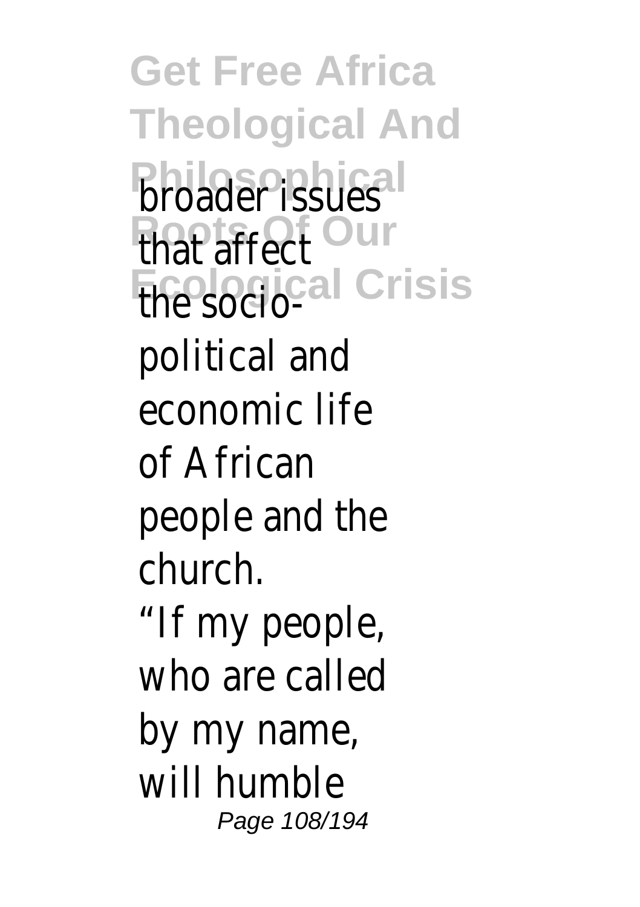broader issues that affect the socio-political and economic life of African people and the church.

"If my people, who are called by my name, will humble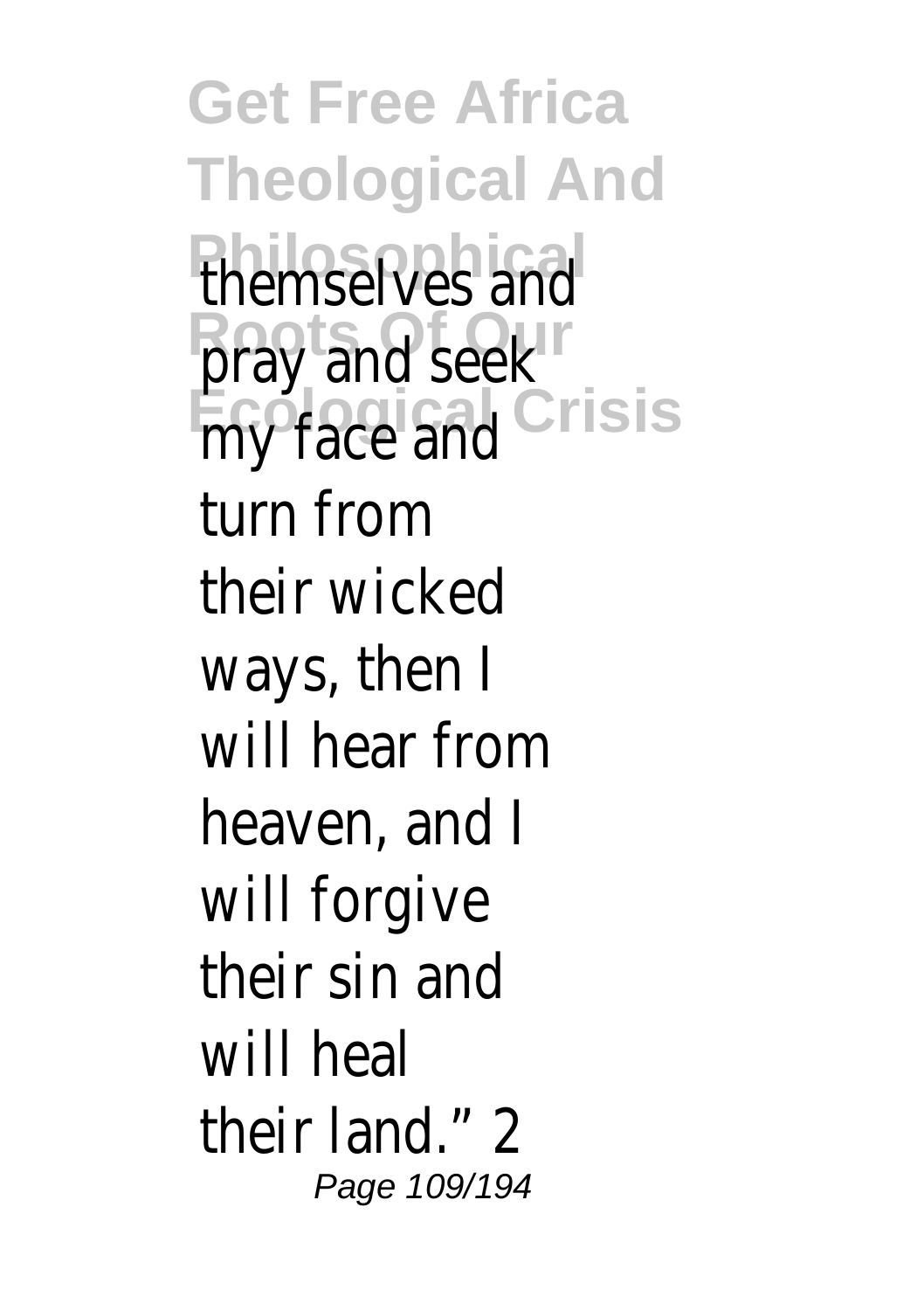themselves and pray and seek my face and turn from their wicked ways, then I will hear from heaven, and I will forgive their sin and will heal their land." 2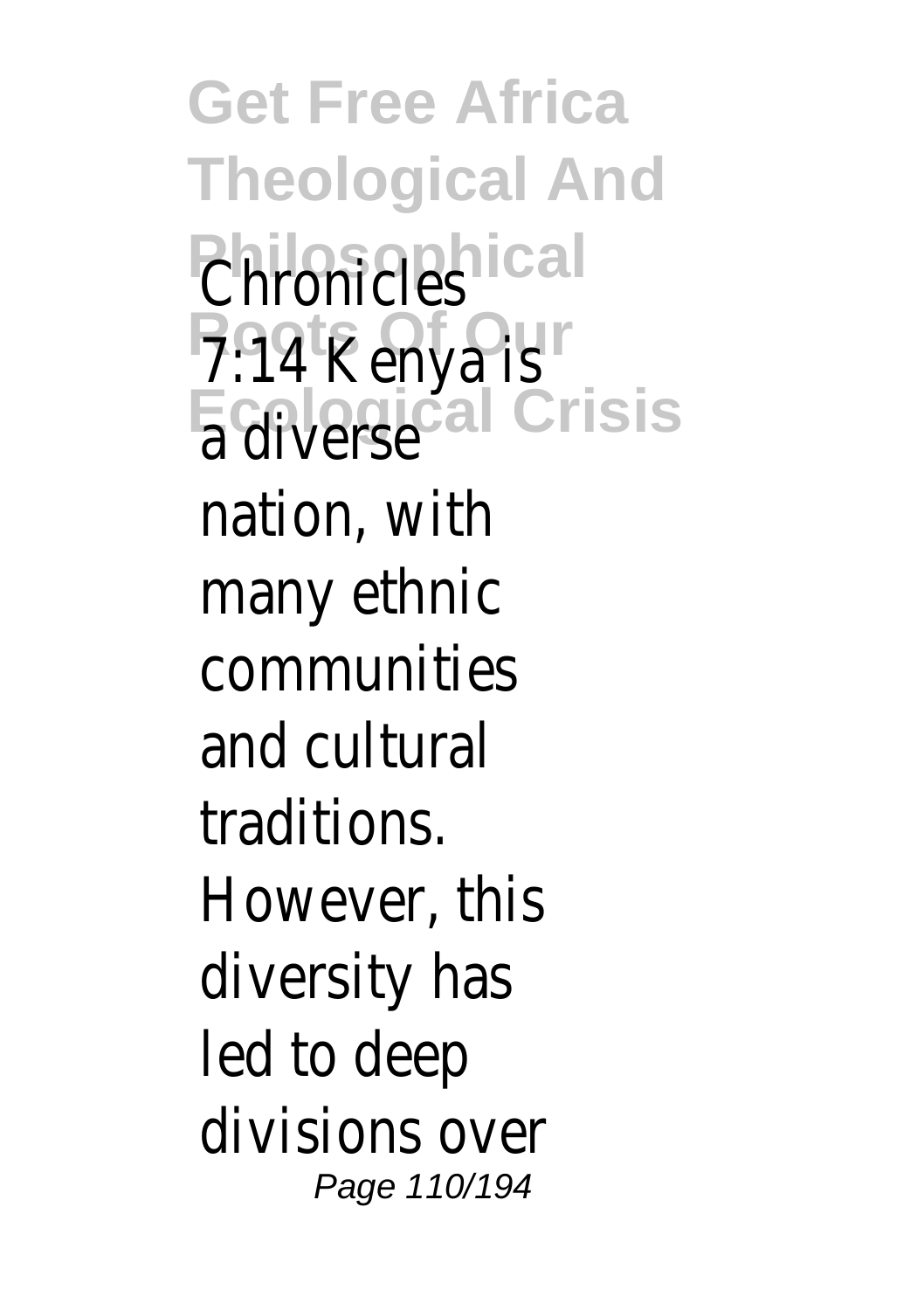Chronicles 7:14 Kenya is a diverse nation, with many ethnic communities and cultural traditions. However, this diversity has led to deep divisions over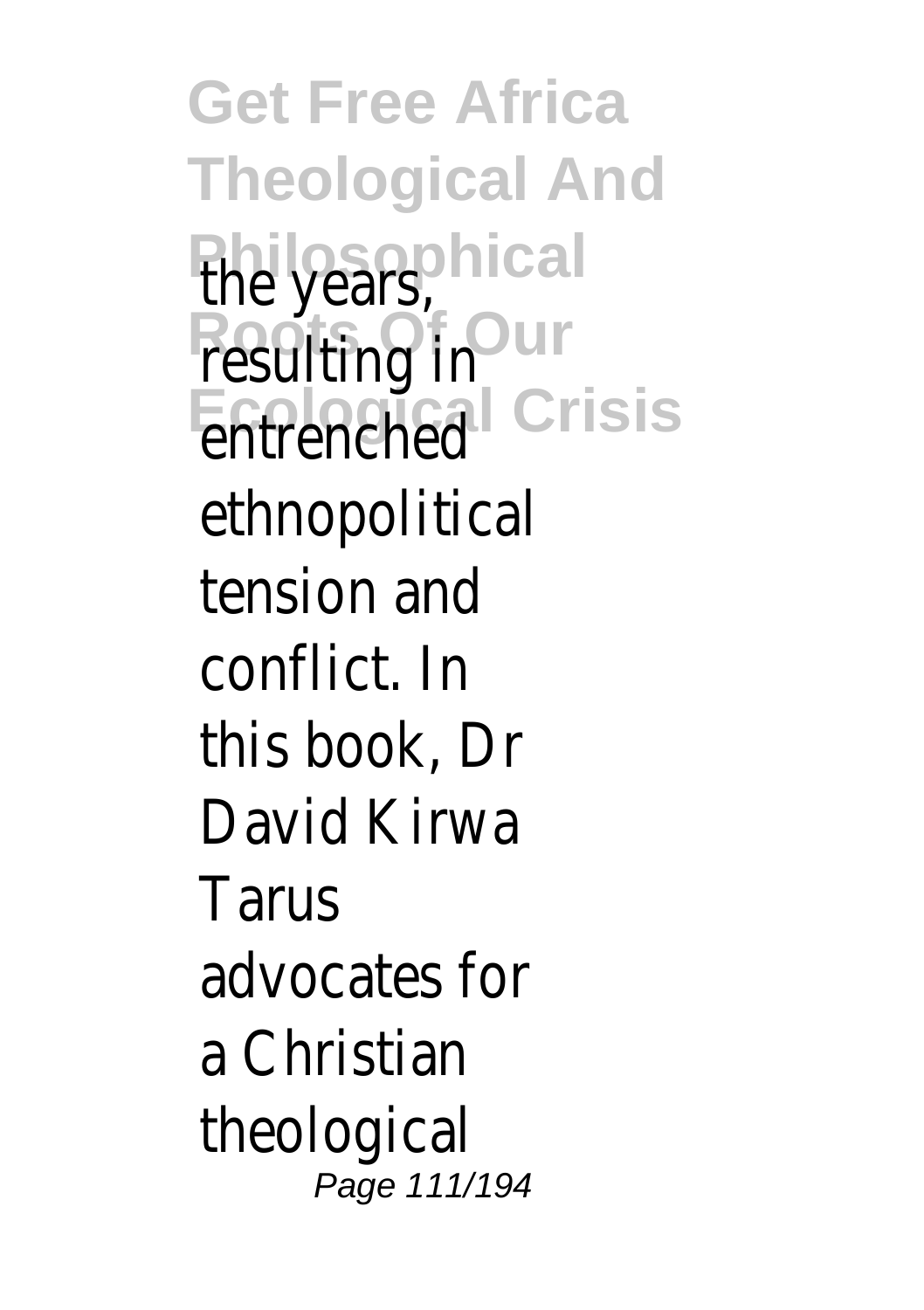the years, resulting in entrenched ethnopolitical tension and conflict. In this book, Dr David Kirwa Tarus advocates for a Christian theological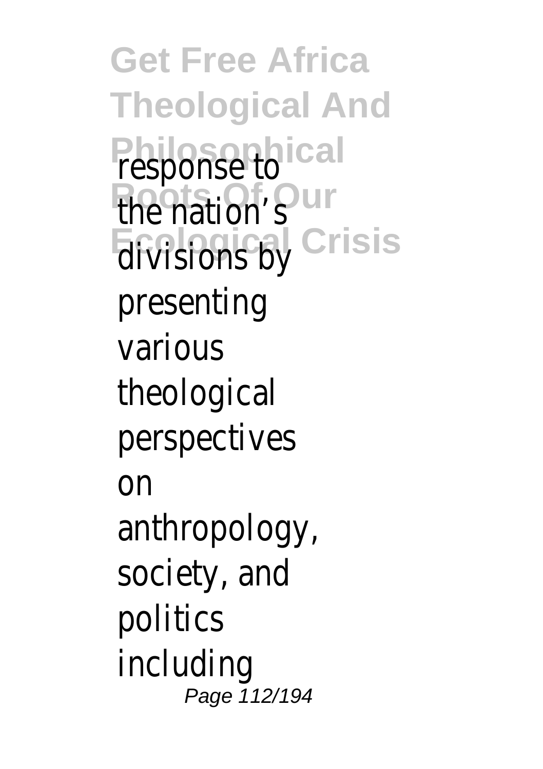response to the nation's divisions by presenting various theological perspectives on anthropology, society, and politics including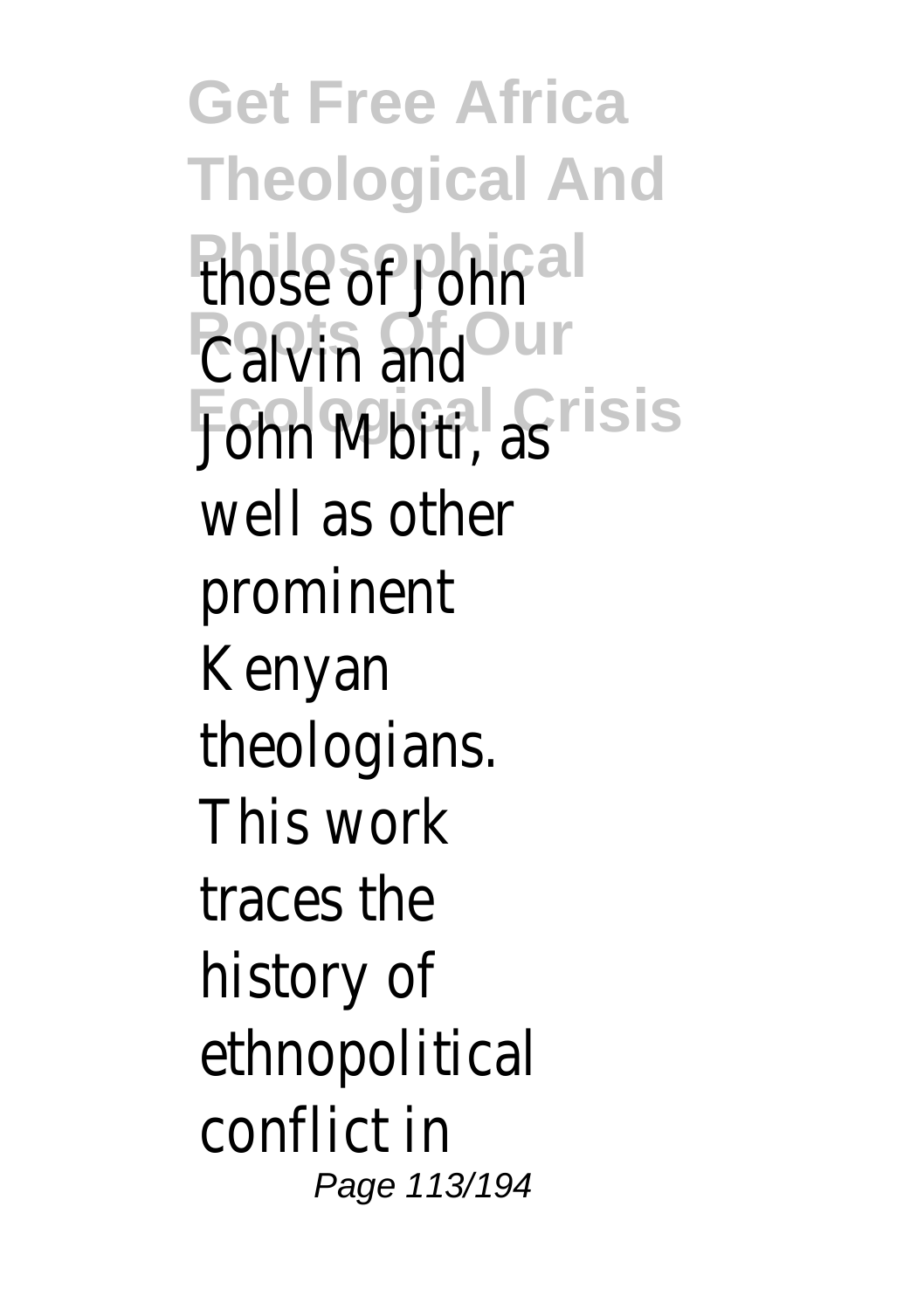those of John Calvin and John Mbiti, as well as other prominent Kenyan theologians. This work traces the history of ethnopolitical conflict in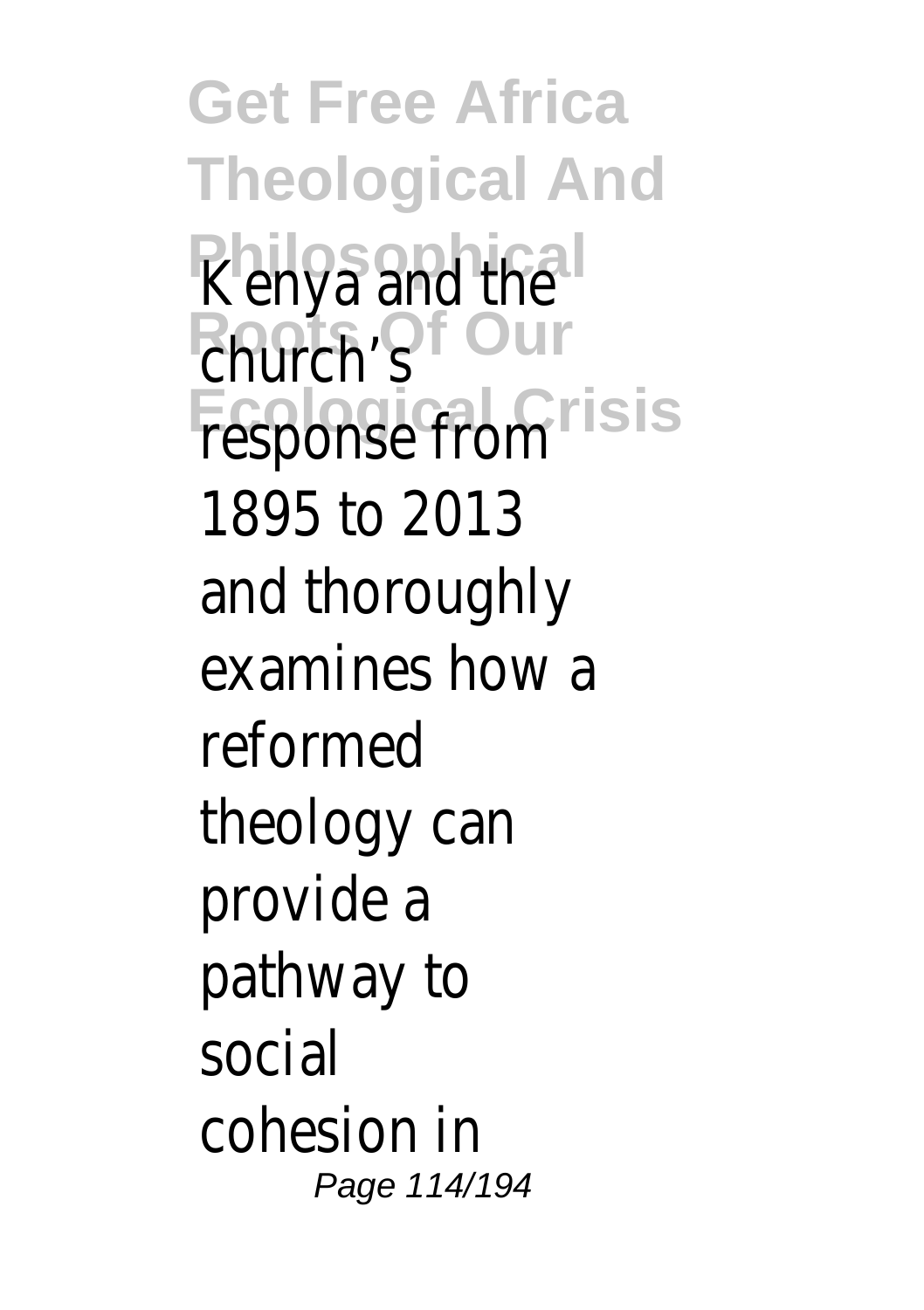Kenya and the church's response from 1895 to 2013 and thoroughly examines how a reformed theology can provide a pathway to social cohesion in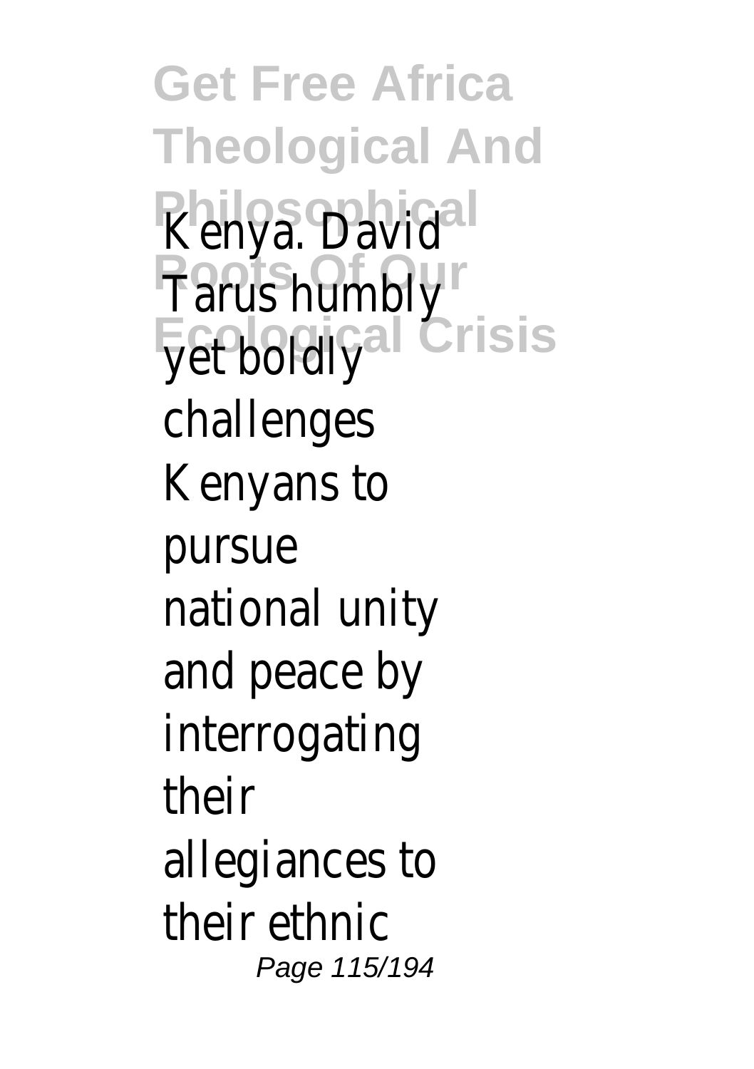Kenya. David Tarus humbly yet boldly challenges Kenyans to pursue national unity and peace by interrogating their allegiances to their ethnic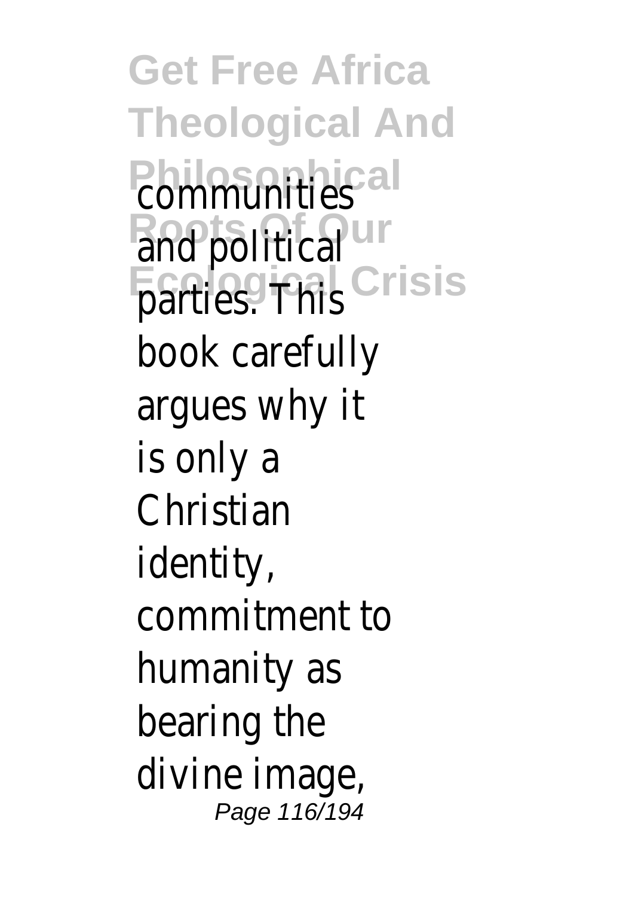communities and political parties. This book carefully argues why it is only a Christian identity, commitment to humanity as bearing the divine image,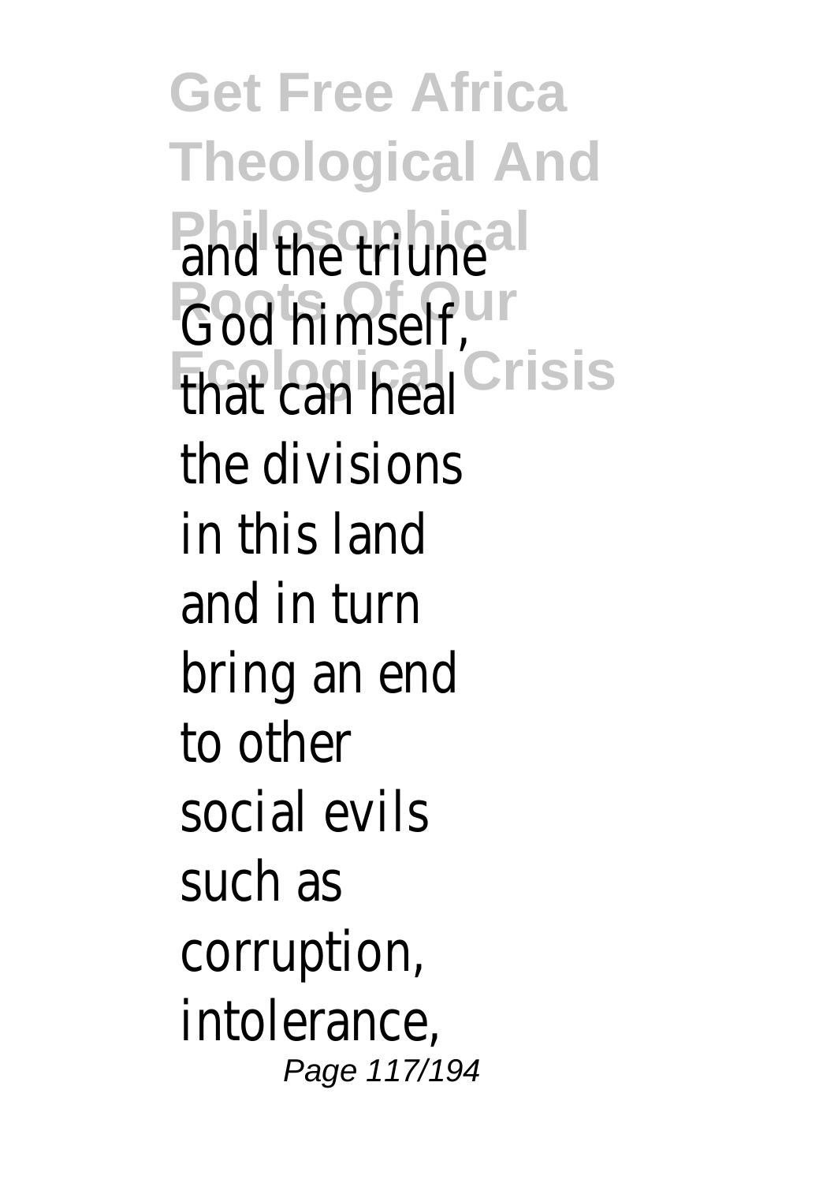and the triune God himself, that can heal the divisions in this land and in turn bring an end to other social evils such as corruption, intolerance,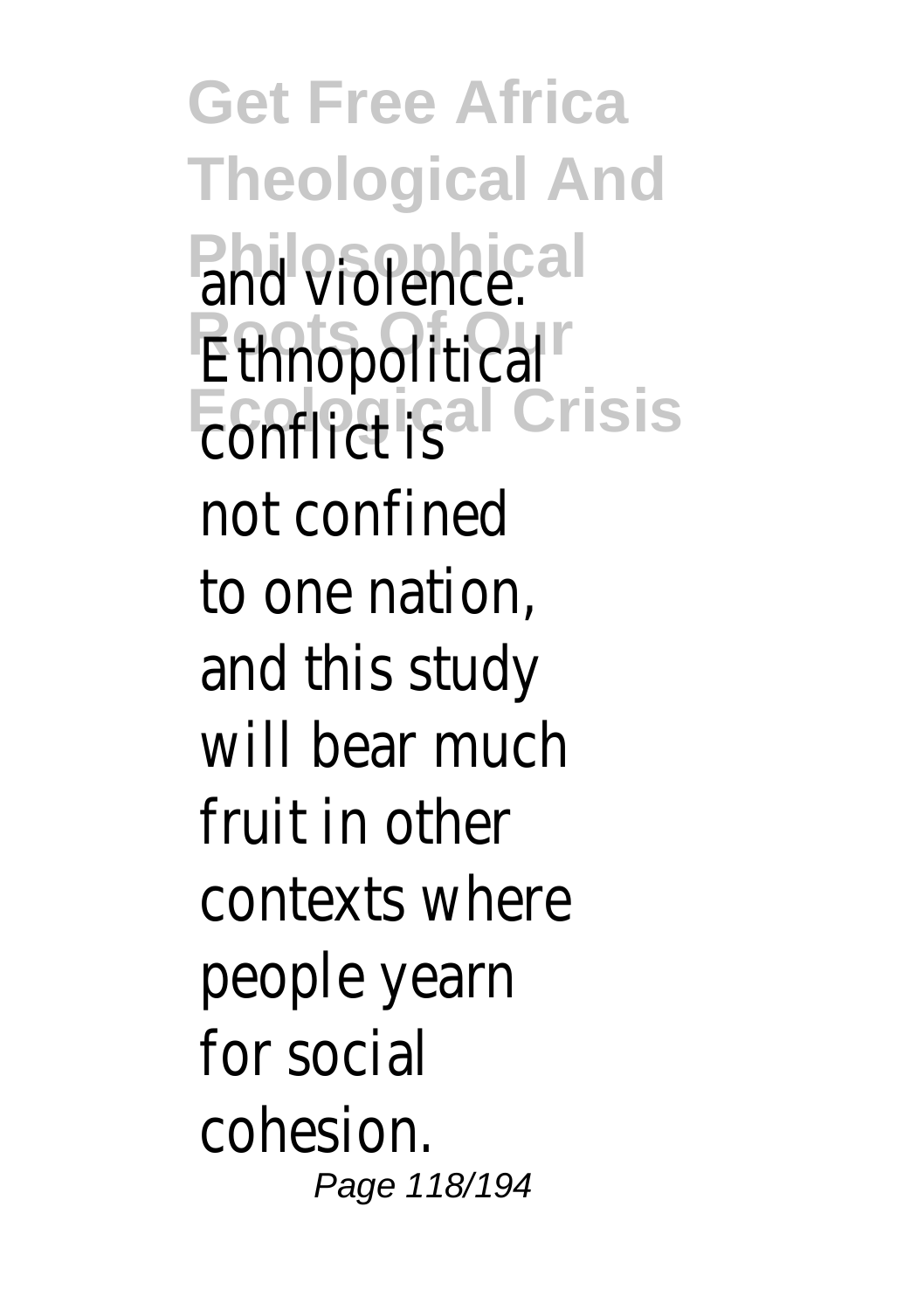and violence. Ethnopolitical conflict is not confined to one nation, and this study will bear much fruit in other contexts where people yearn for social cohesion.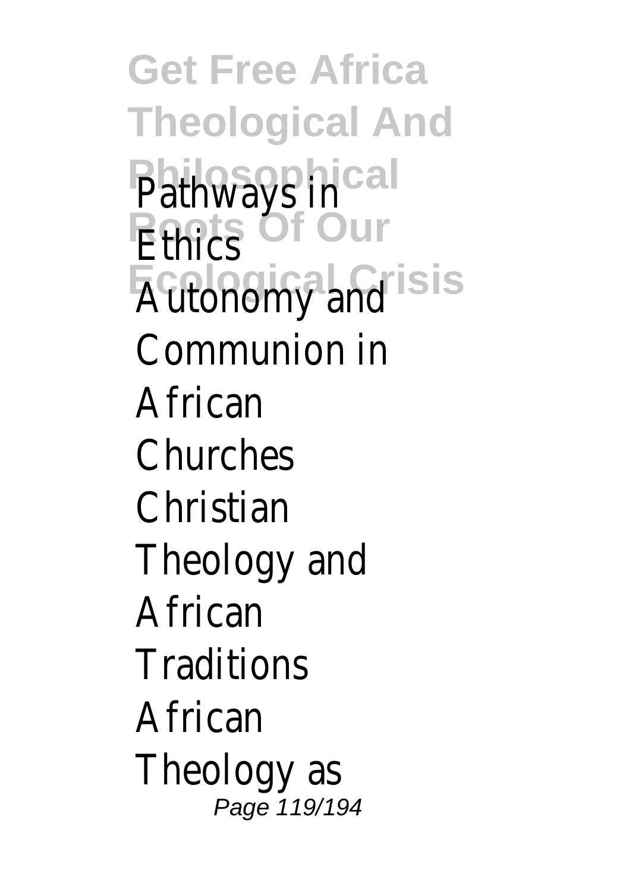Pathways in Ethics
Autonomy and Communion in African Churches
Christian Theology and African Traditions
African Theology as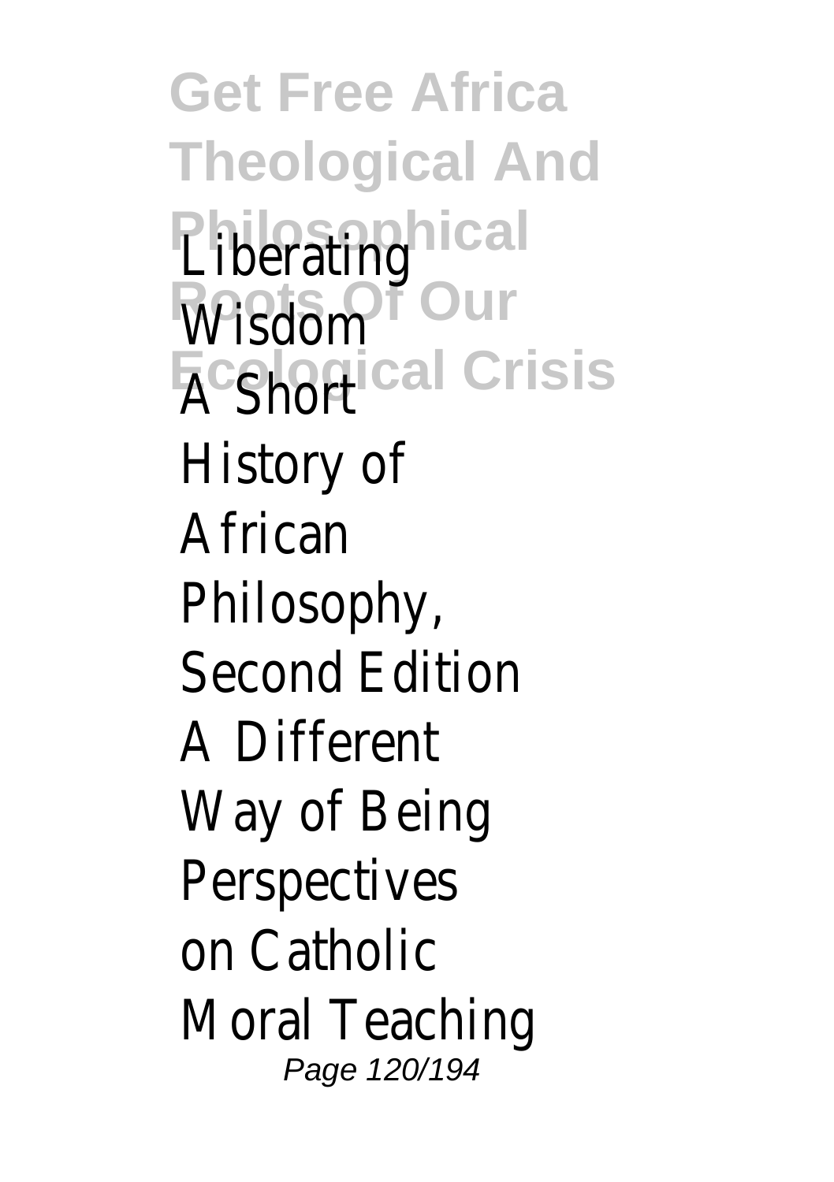Liberating Wisdom
A Short History of African Philosophy, Second Edition
A Different Way of Being
Perspectives on Catholic Moral Teaching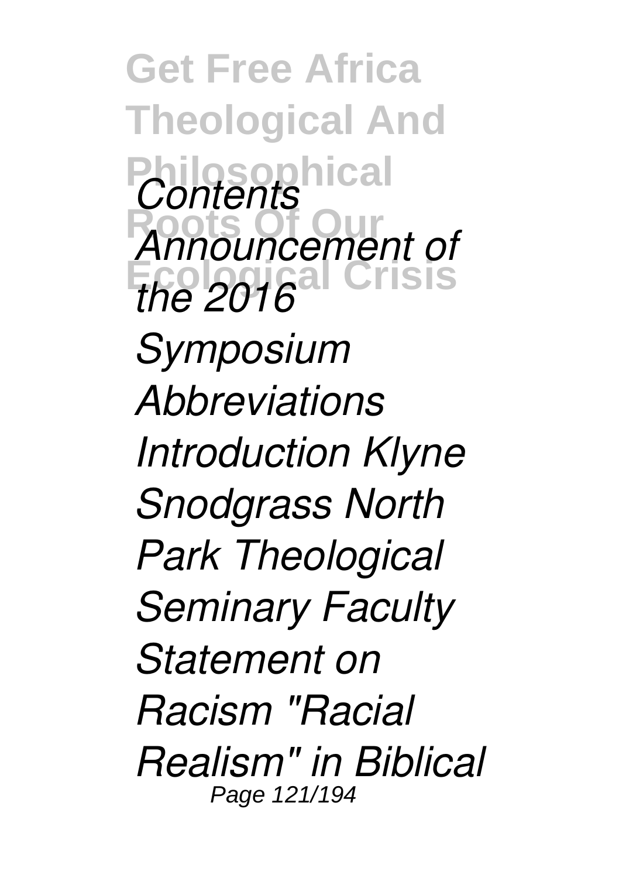*Contents Announcement of the 2016 Symposium Abbreviations Introduction Klyne Snodgrass North Park Theological Seminary Faculty Statement on Racism "Racial Realism" in Biblical*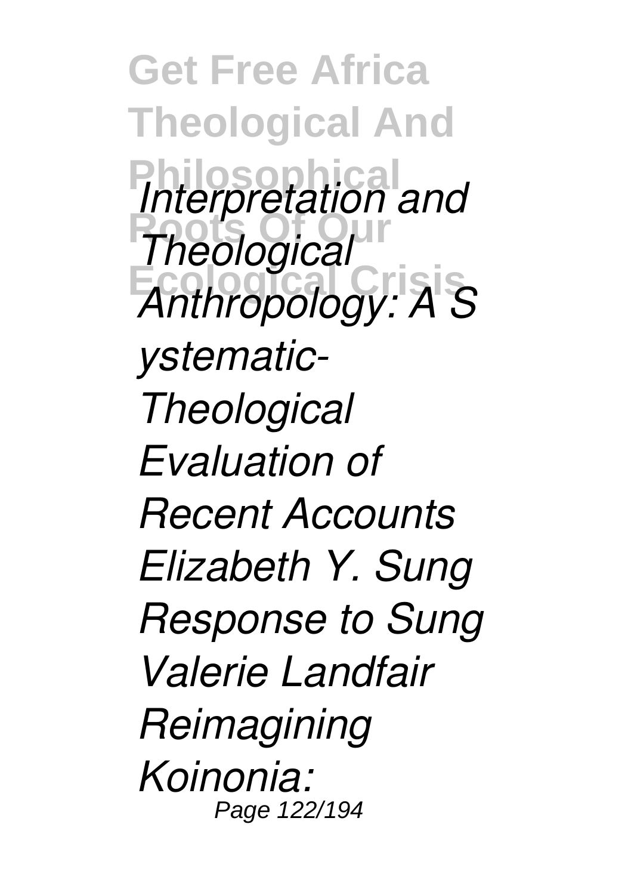*Interpretation and Theological Anthropology: A Systematic-Theological Evaluation of Recent Accounts Elizabeth Y. Sung Response to Sung Valerie Landfair Reimagining Koinonia:*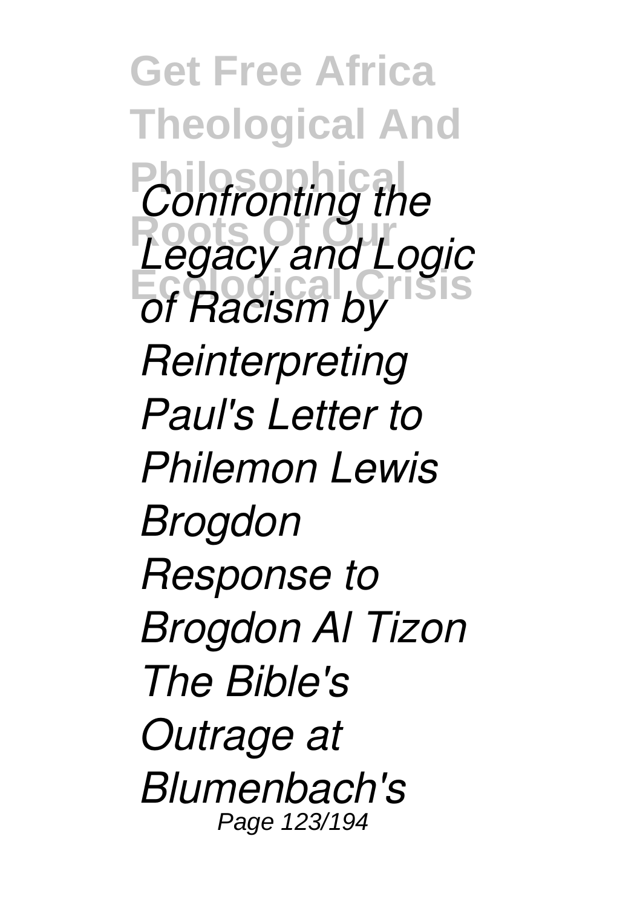*Confronting the Legacy and Logic of Racism by Reinterpreting Paul's Letter to Philemon Lewis Brogdon Response to Brogdon Al Tizon The Bible's Outrage at Blumenbach's*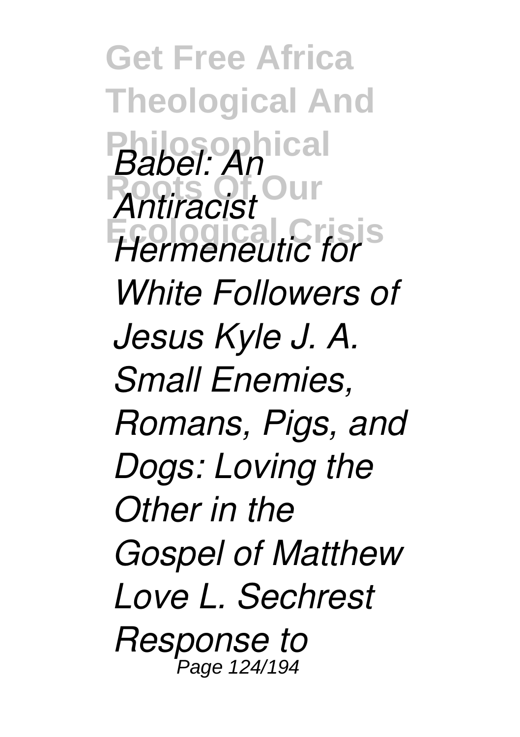*Babel: An Antiracist Hermeneutic for White Followers of Jesus Kyle J. A. Small Enemies, Romans, Pigs, and Dogs: Loving the Other in the Gospel of Matthew Love L. Sechrest Response to*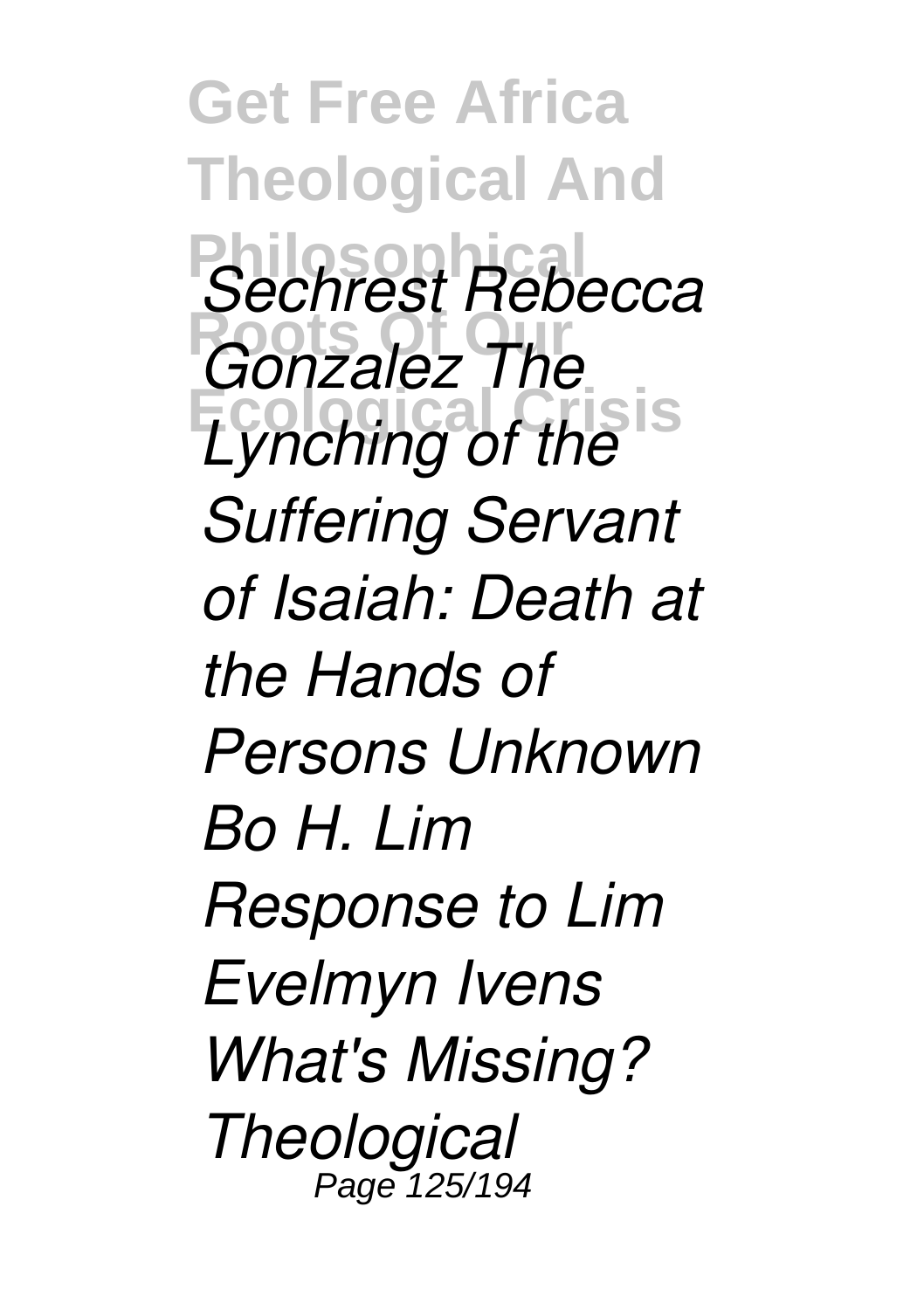*Sechrest Rebecca Gonzalez The Lynching of the Suffering Servant of Isaiah: Death at the Hands of Persons Unknown Bo H. Lim Response to Lim Evelmyn Ivens What's Missing? Theological*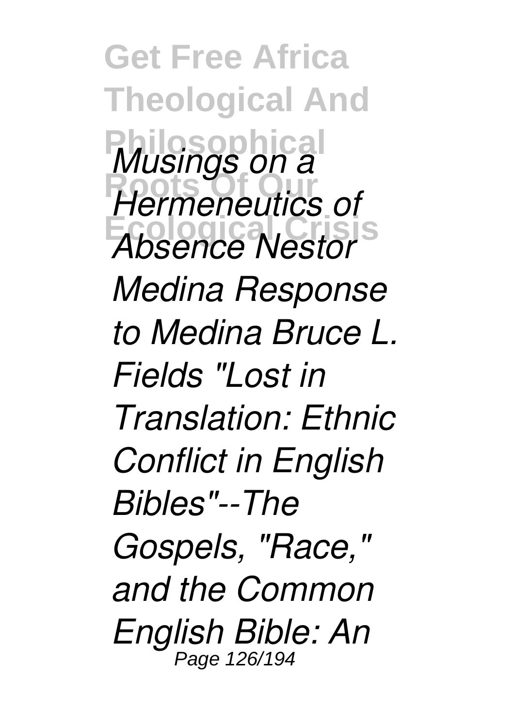*Musings on a Hermeneutics of Absence Nestor Medina Response to Medina Bruce L. Fields "Lost in Translation: Ethnic Conflict in English Bibles"--The Gospels, "Race," and the Common English Bible: An*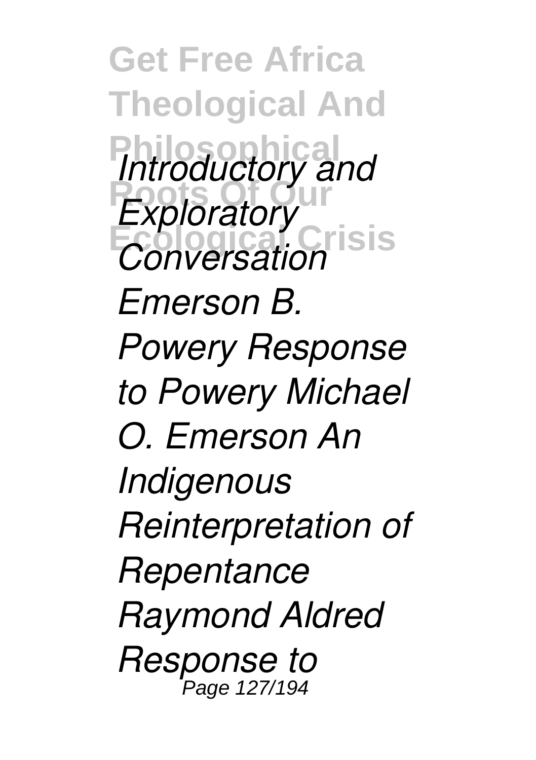*Introductory and Exploratory Conversation Emerson B. Powery Response to Powery Michael O. Emerson An Indigenous Reinterpretation of Repentance Raymond Aldred Response to*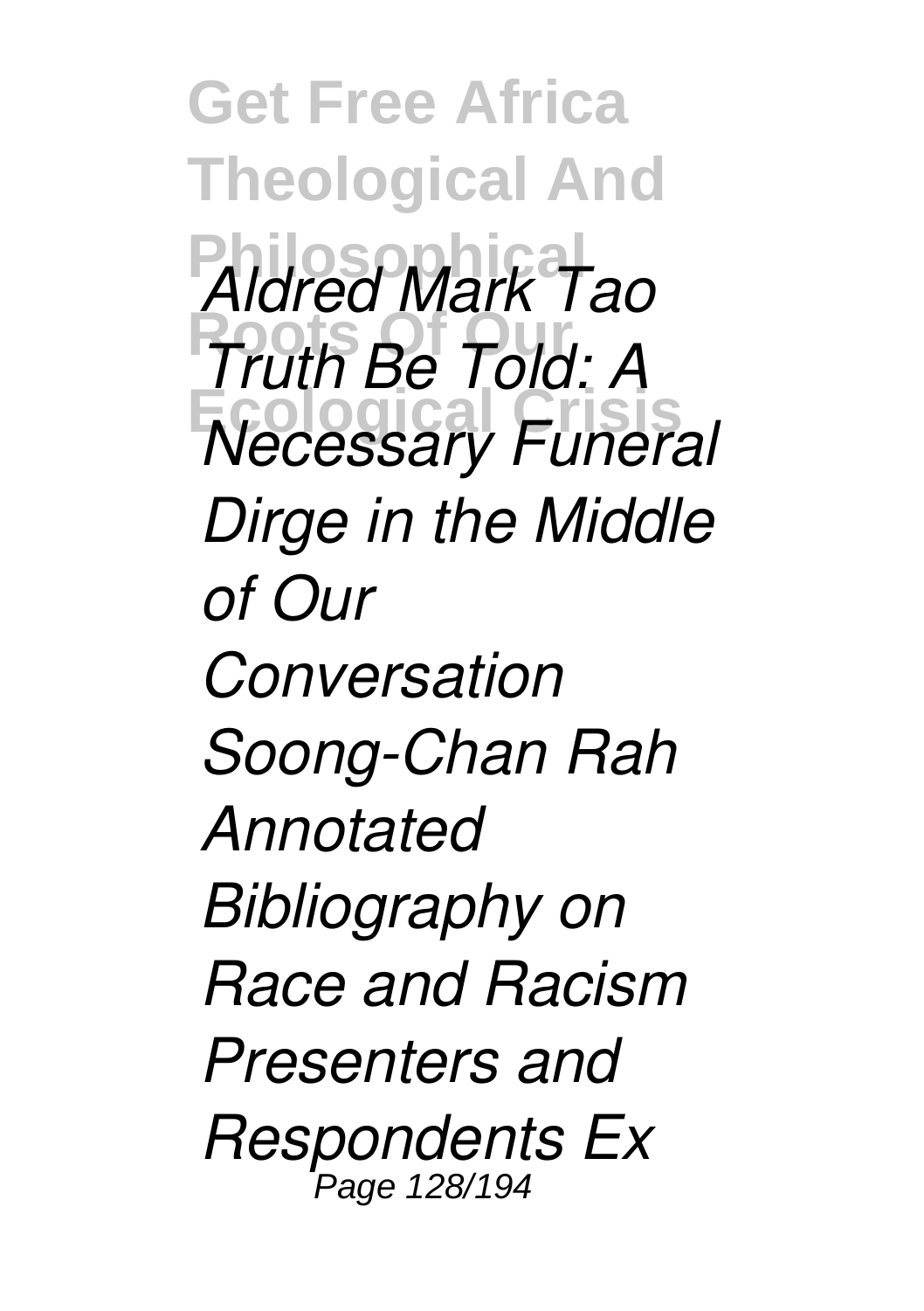*Aldred Mark Tao Truth Be Told: A Necessary Funeral Dirge in the Middle of Our Conversation Soong-Chan Rah Annotated Bibliography on Race and Racism Presenters and Respondents Ex*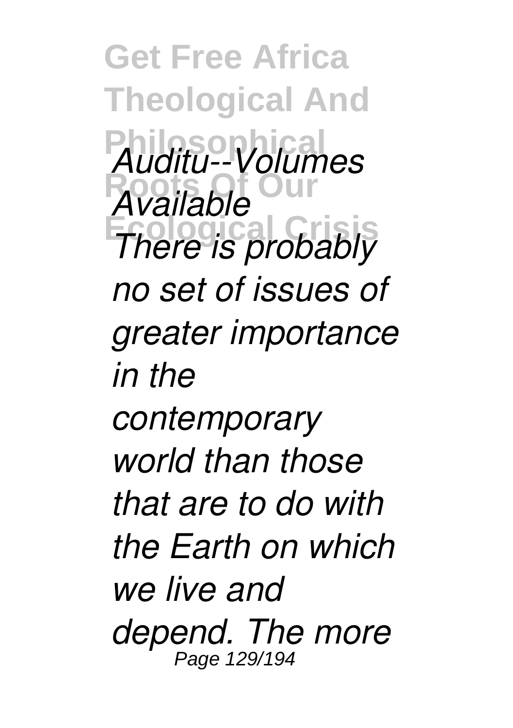*Auditu--Volumes Available*

*There is probably no set of issues of greater importance in the contemporary world than those that are to do with the Earth on which we live and depend. The more*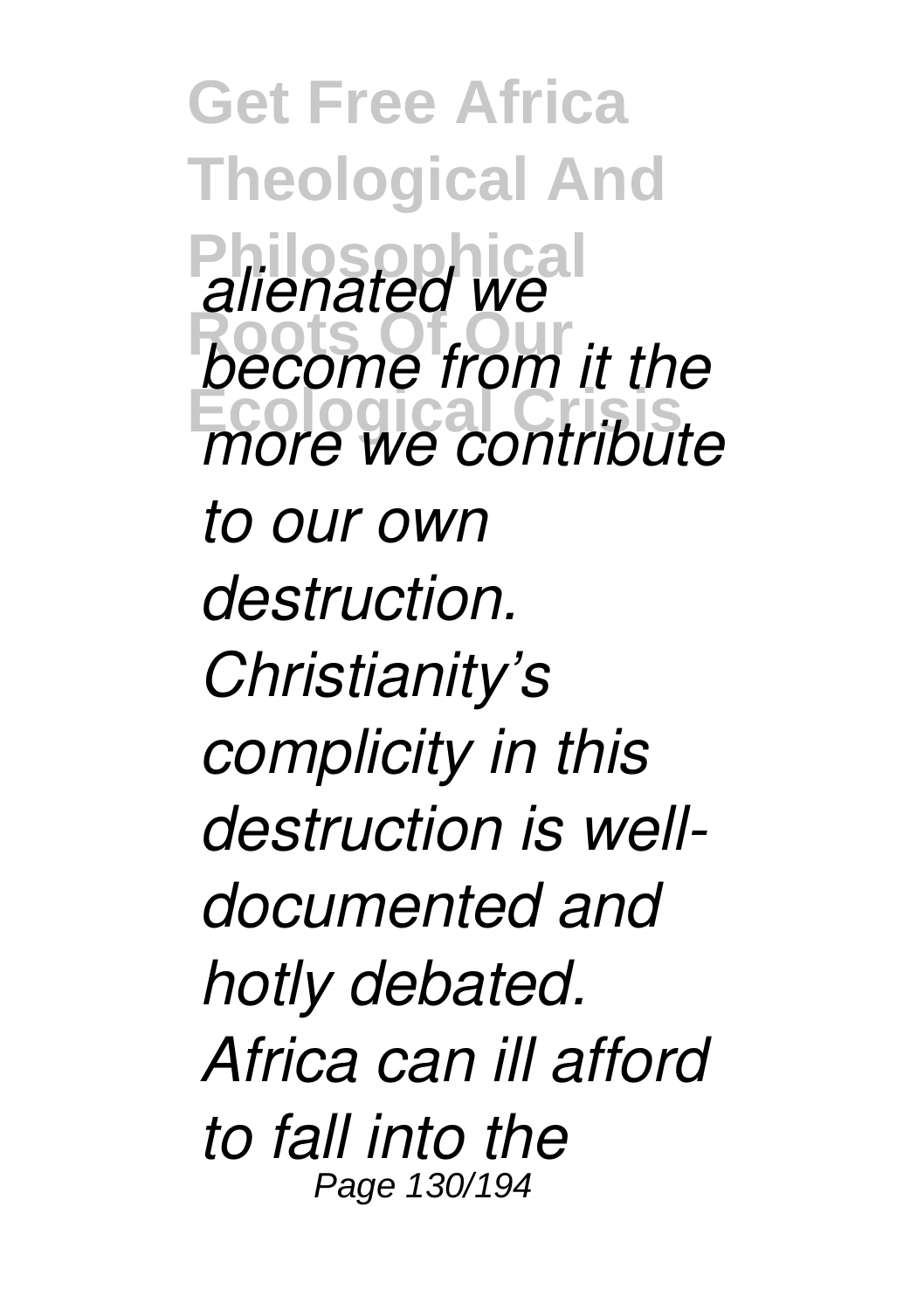*alienated we become from it the more we contribute to our own destruction. Christianity's complicity in this destruction is well-documented and hotly debated. Africa can ill afford to fall into the*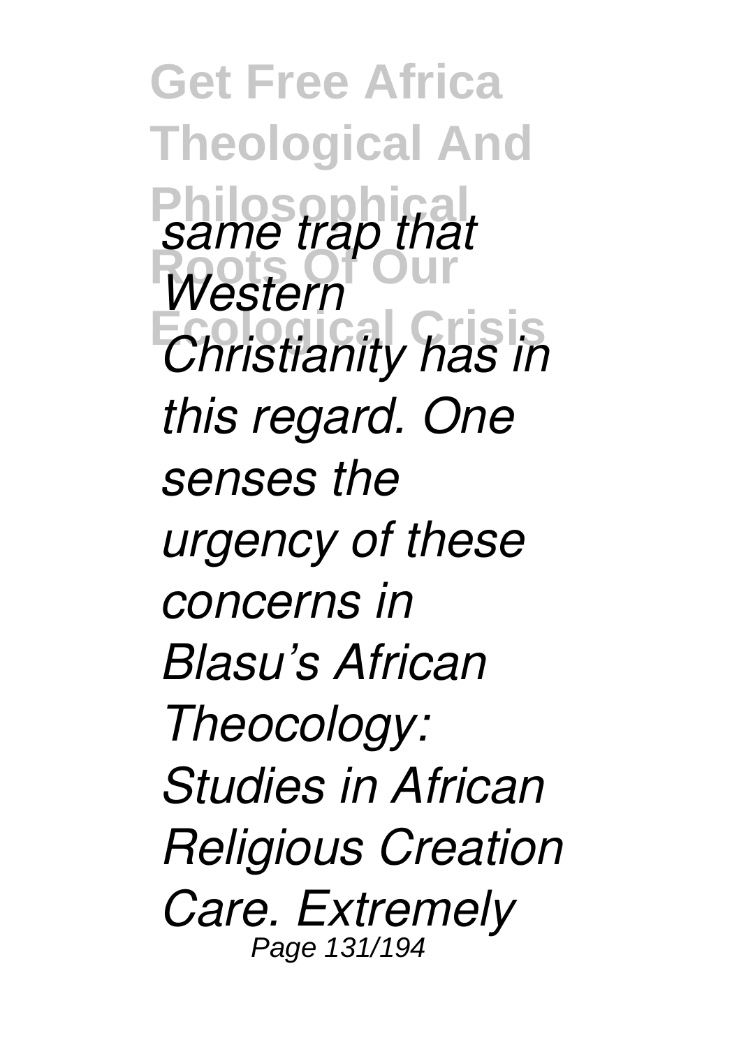*same trap that Western Christianity has in this regard. One senses the urgency of these concerns in Blasu's African Theocology: Studies in African Religious Creation Care. Extremely*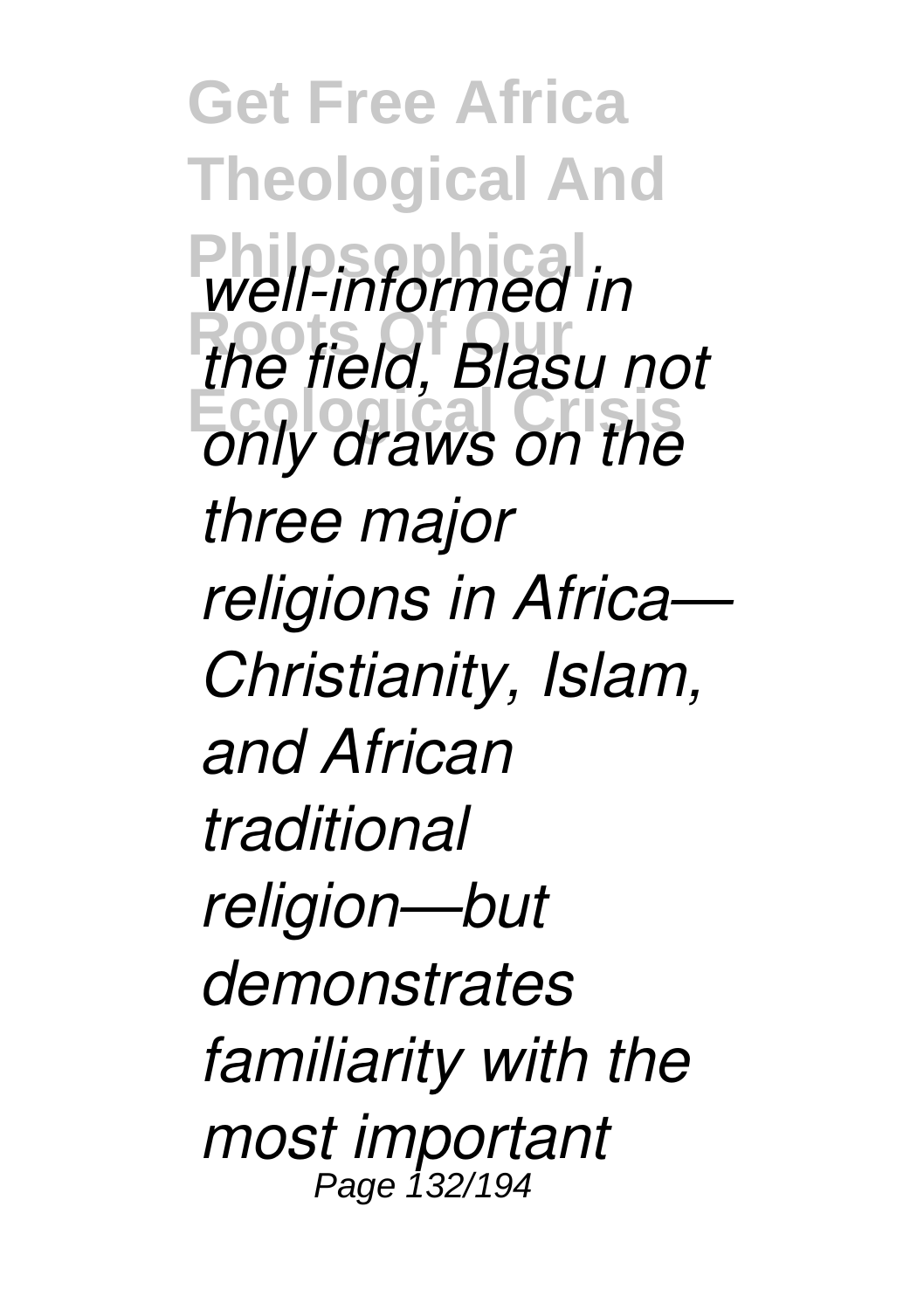*well-informed in the field, Blasu not only draws on the three major religions in Africa—Christianity, Islam, and African traditional religion—but demonstrates familiarity with the most important*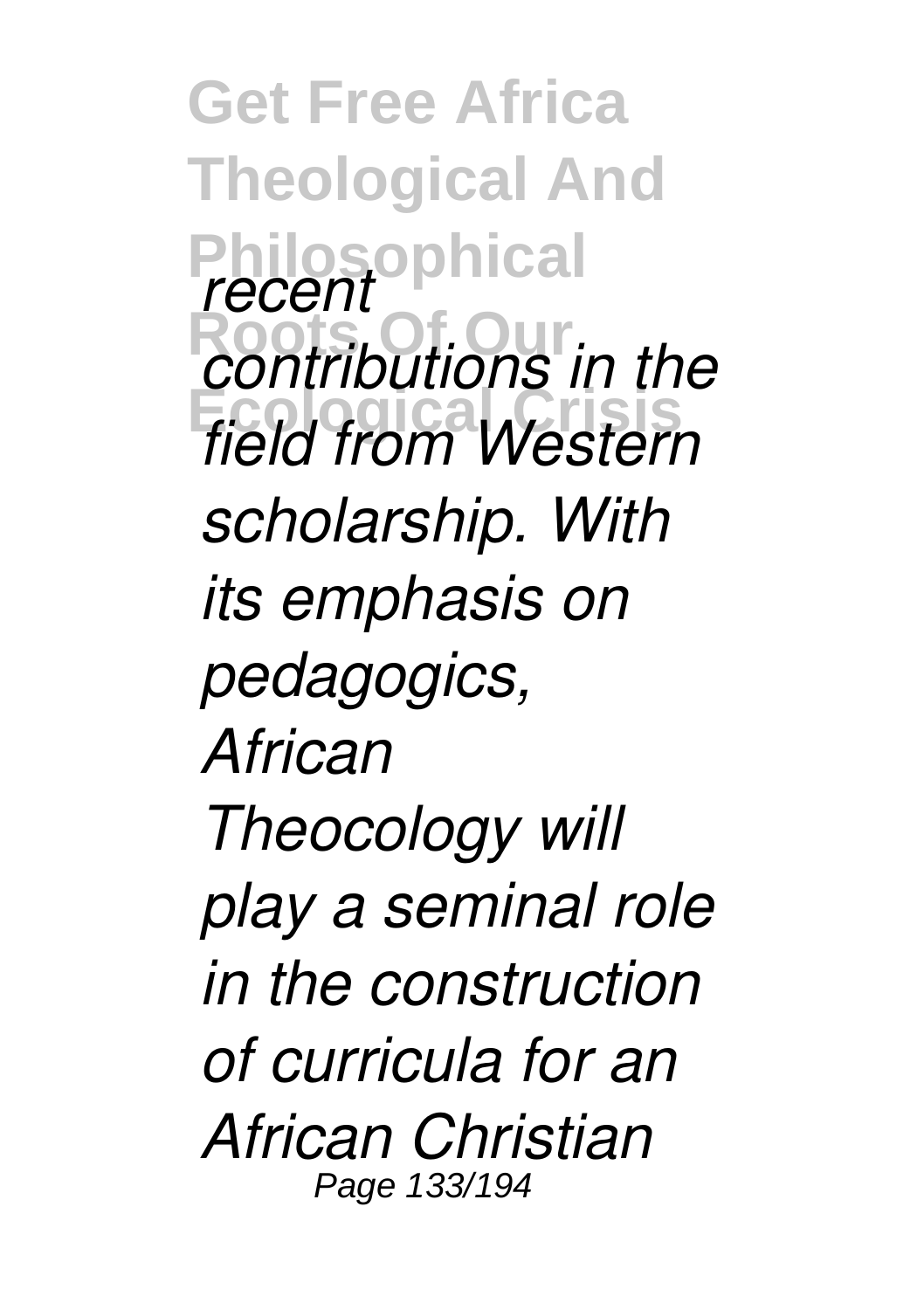*recent contributions in the field from Western scholarship. With its emphasis on pedagogics, African Theocology will play a seminal role in the construction of curricula for an African Christian*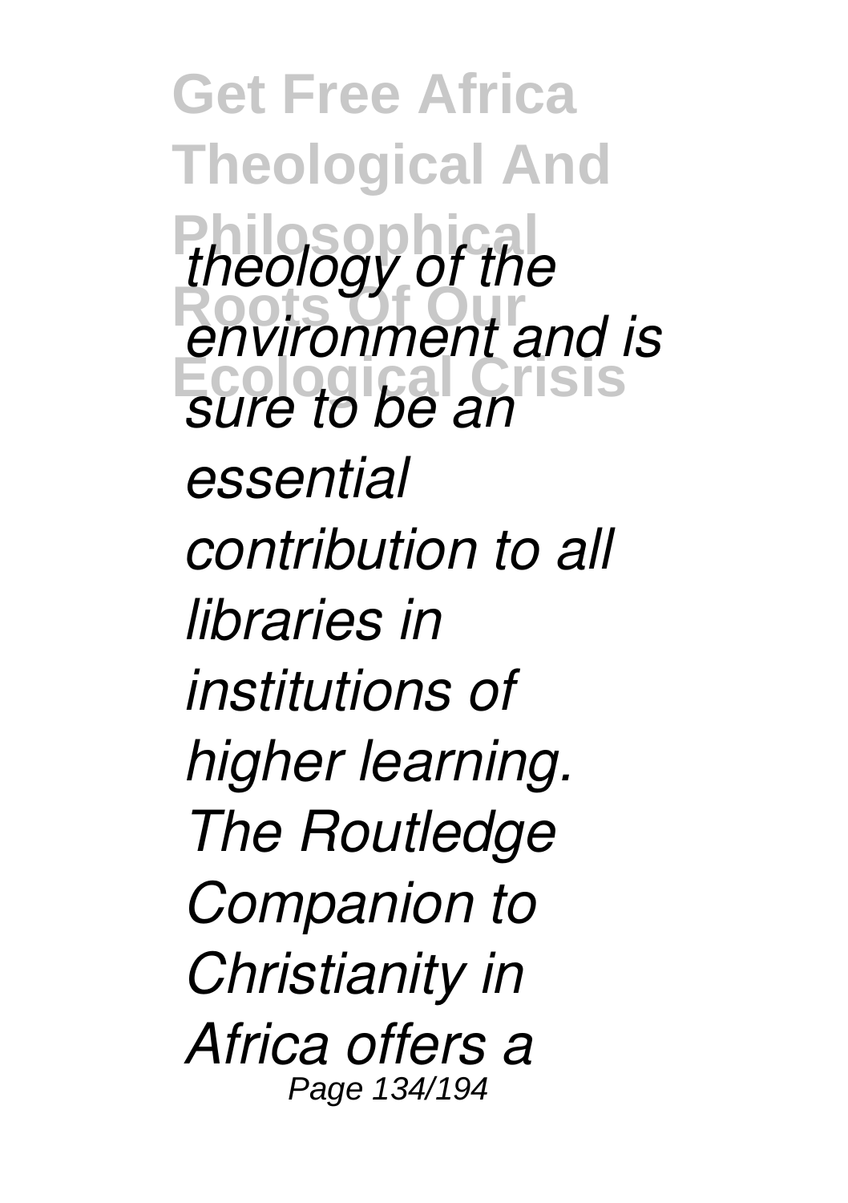*theology of the environment and is sure to be an essential contribution to all libraries in institutions of higher learning. The Routledge Companion to Christianity in Africa offers a*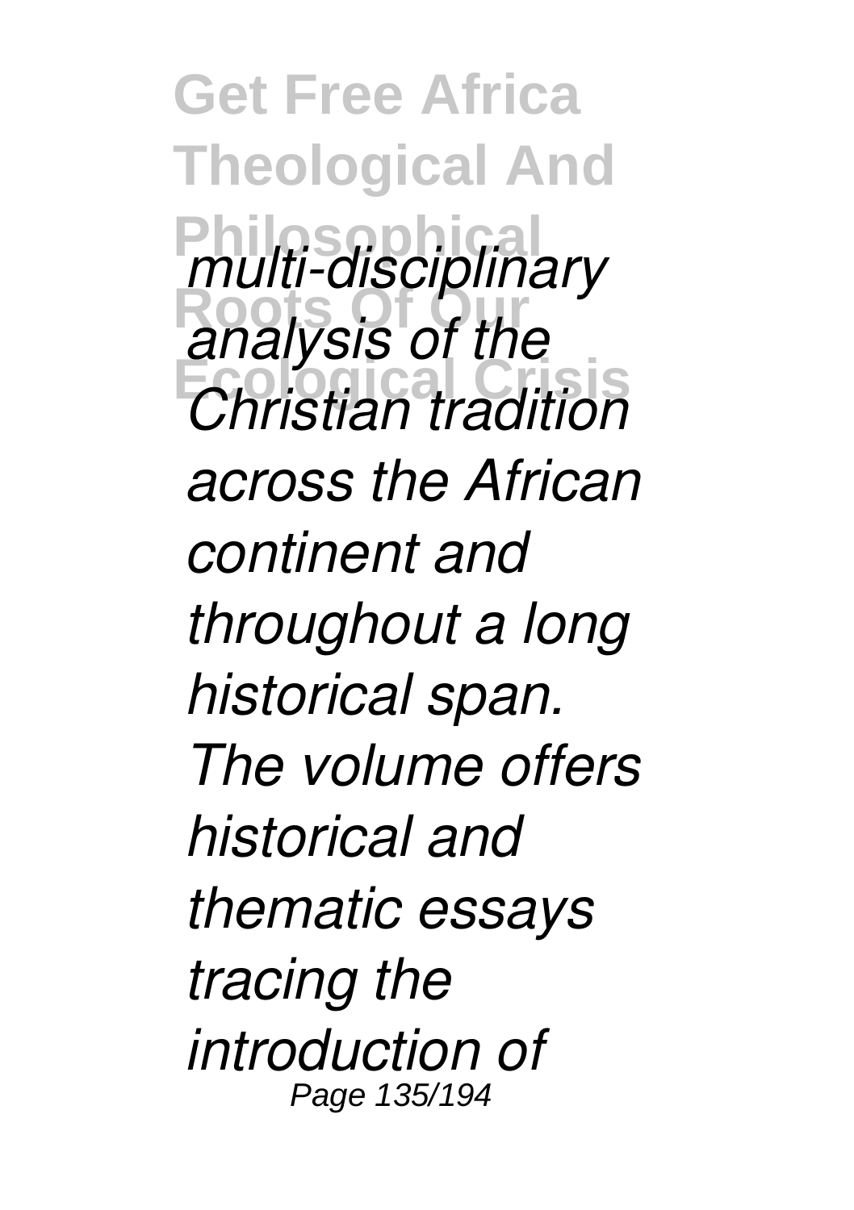*multi-disciplinary analysis of the Christian tradition across the African continent and throughout a long historical span. The volume offers historical and thematic essays tracing the introduction of*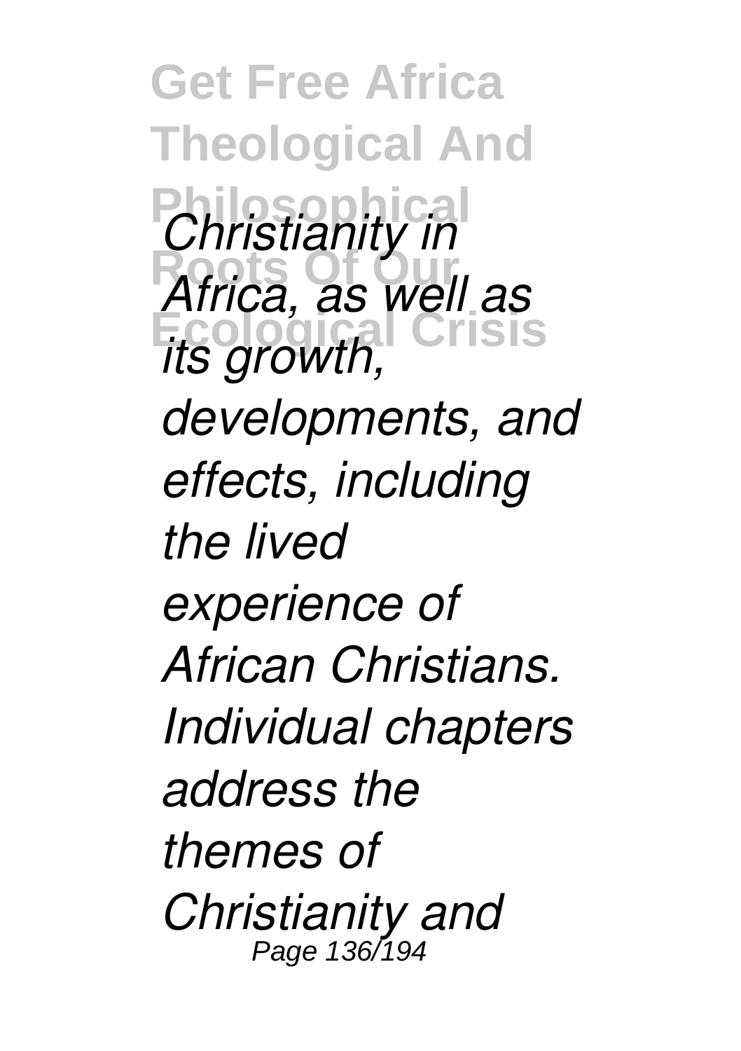*Christianity in Africa, as well as its growth, developments, and effects, including the lived experience of African Christians. Individual chapters address the themes of Christianity and*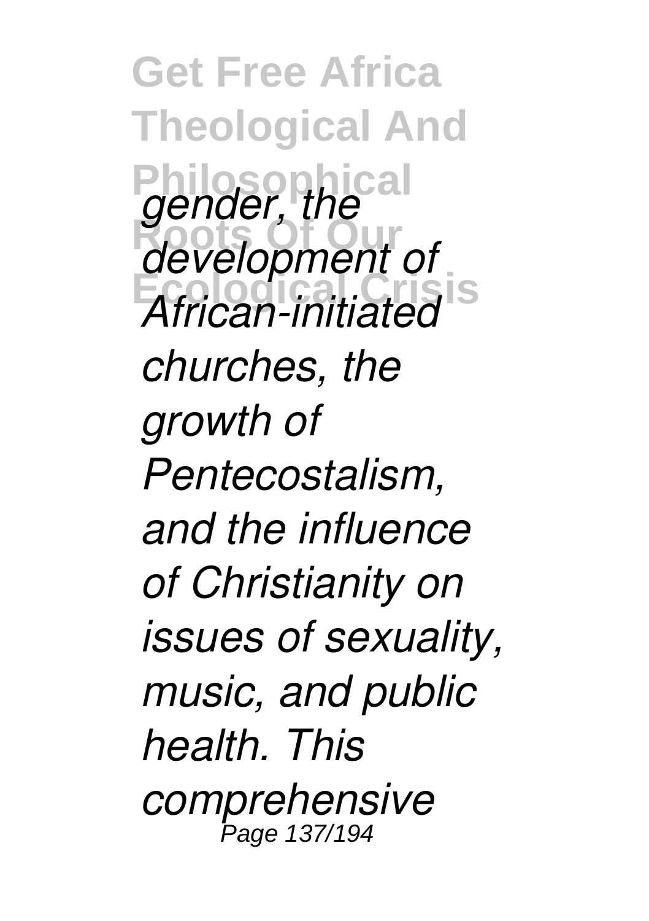*gender, the development of African-initiated churches, the growth of Pentecostalism, and the influence of Christianity on issues of sexuality, music, and public health. This comprehensive*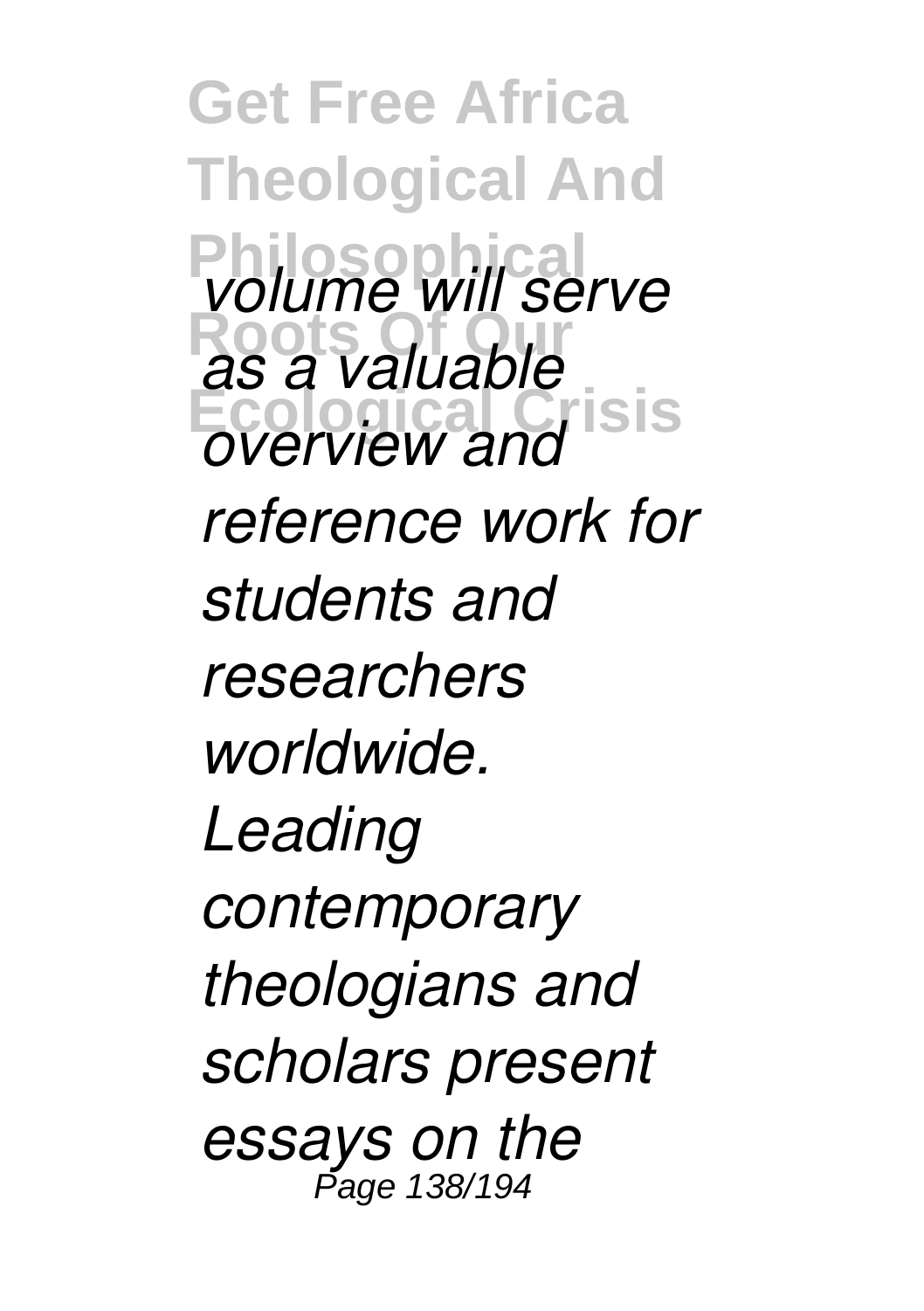*volume will serve as a valuable overview and reference work for students and researchers worldwide. Leading contemporary theologians and scholars present essays on the*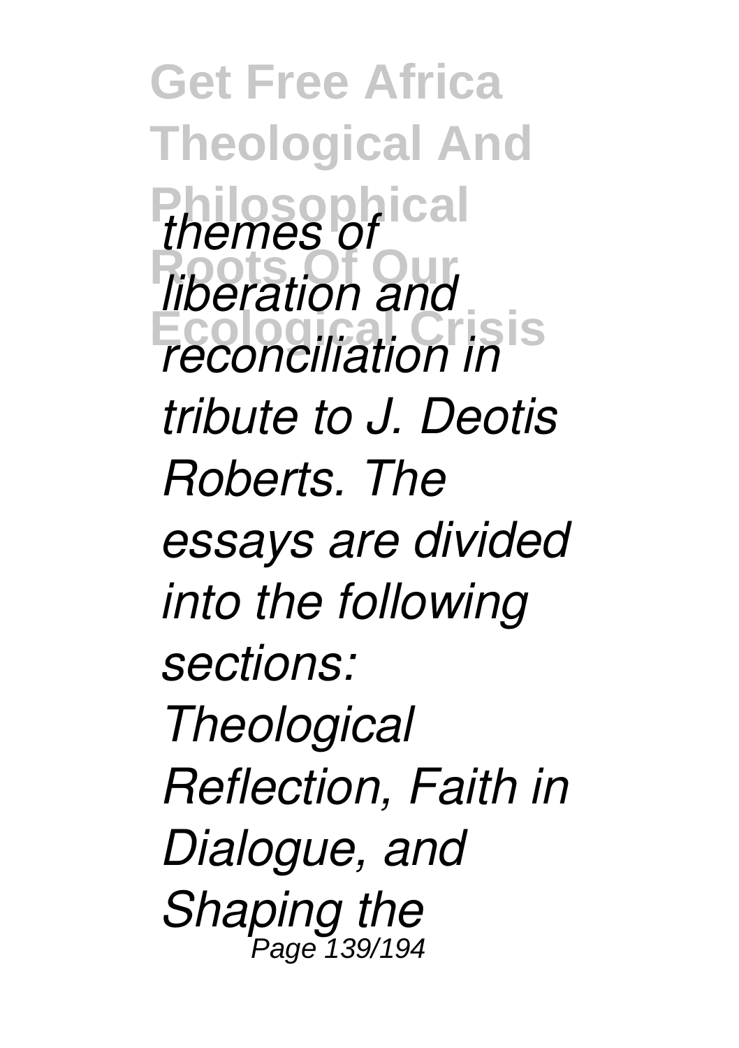*themes of liberation and reconciliation in tribute to J. Deotis Roberts. The essays are divided into the following sections: Theological Reflection, Faith in Dialogue, and Shaping the*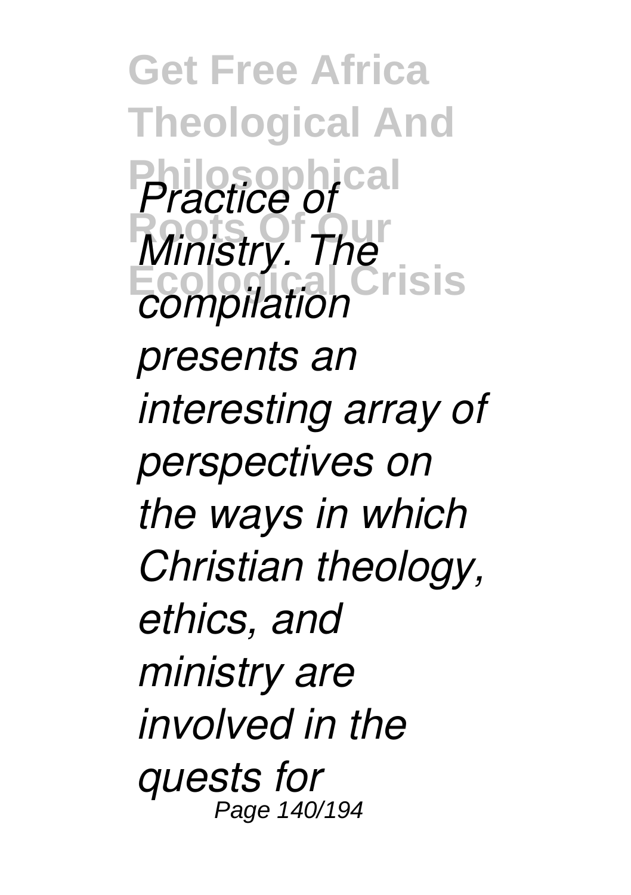*Practice of Ministry. The compilation presents an interesting array of perspectives on the ways in which Christian theology, ethics, and ministry are involved in the quests for*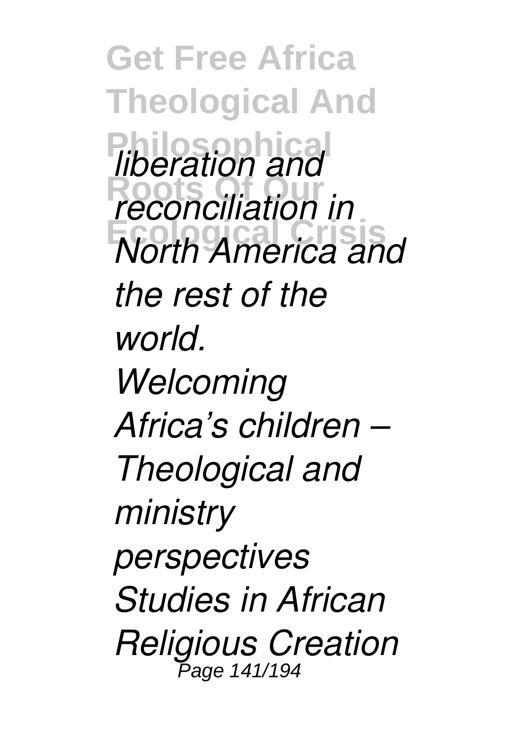*liberation and reconciliation in North America and the rest of the world.*

*Welcoming Africa's children – Theological and ministry perspectives*

*Studies in African Religious Creation*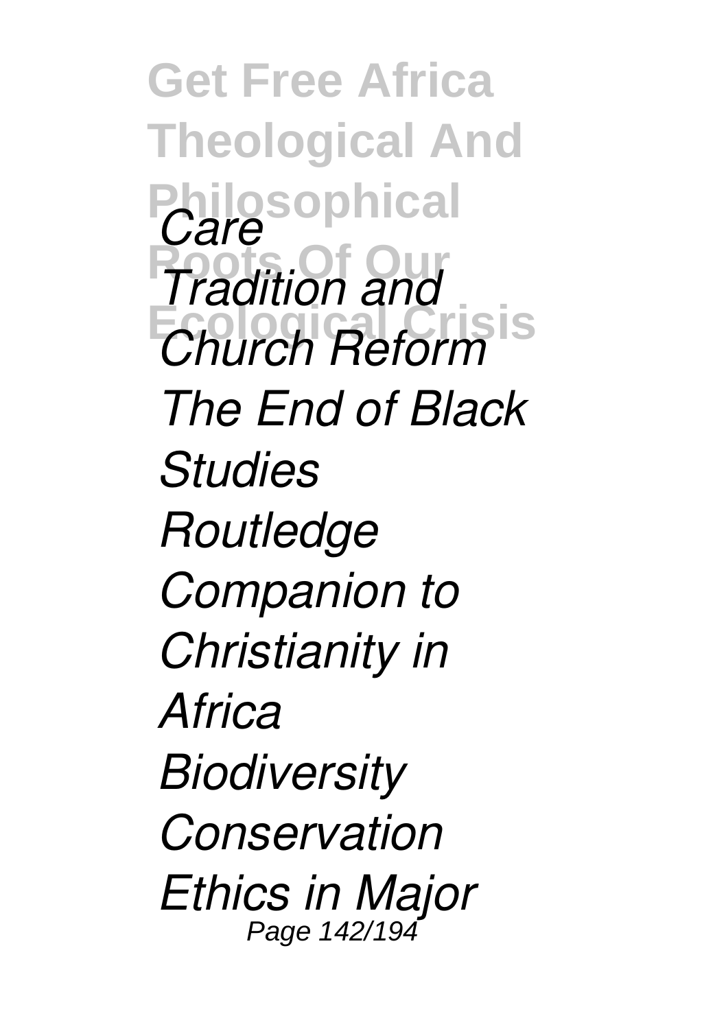*Care*

*Tradition and Church Reform*

*The End of Black Studies*

*Routledge Companion to Christianity in Africa*

*Biodiversity Conservation Ethics in Major*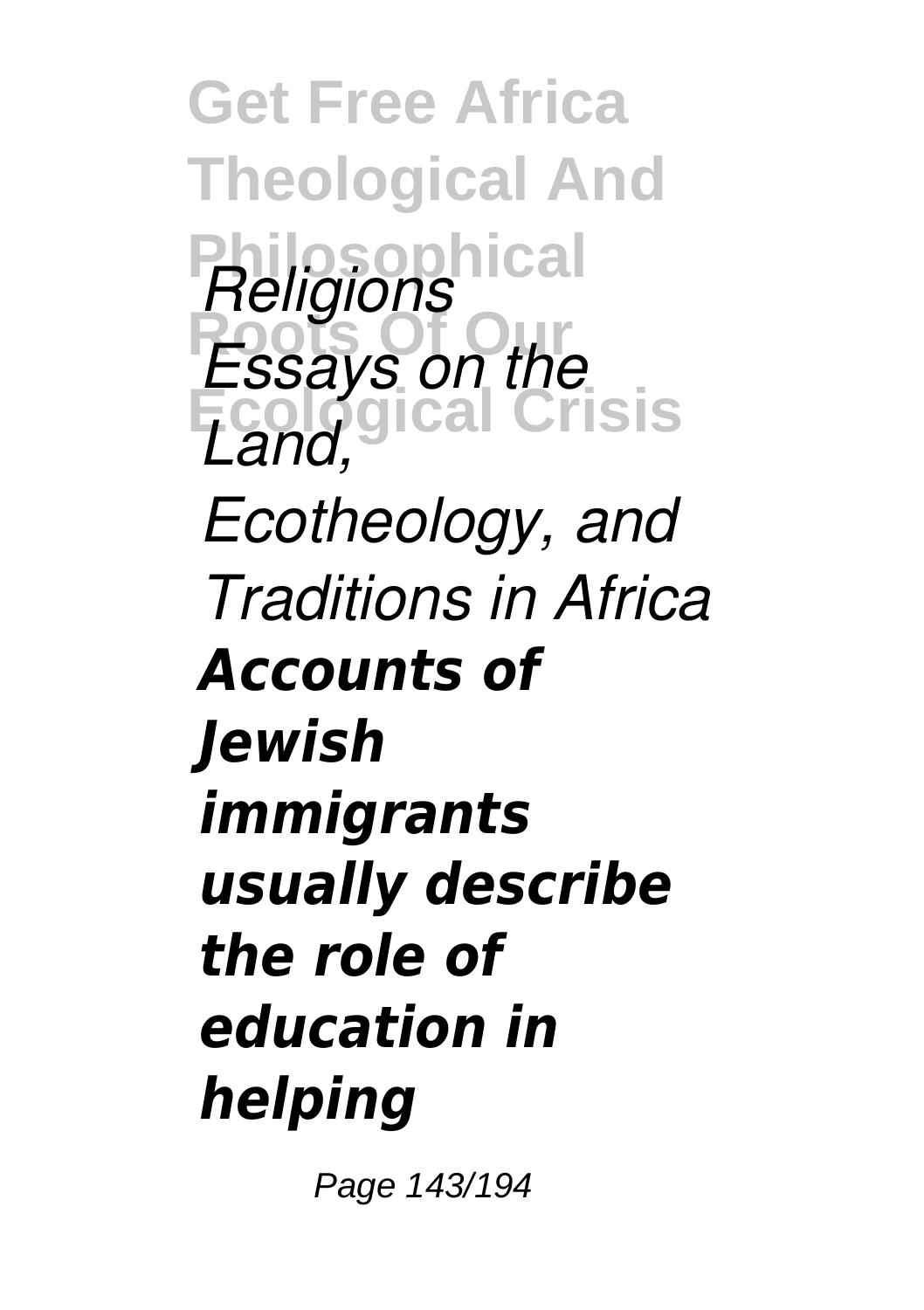*Religions*
*Essays on the Land, Ecotheology, and Traditions in Africa*

***Accounts of Jewish immigrants usually describe the role of education in helping***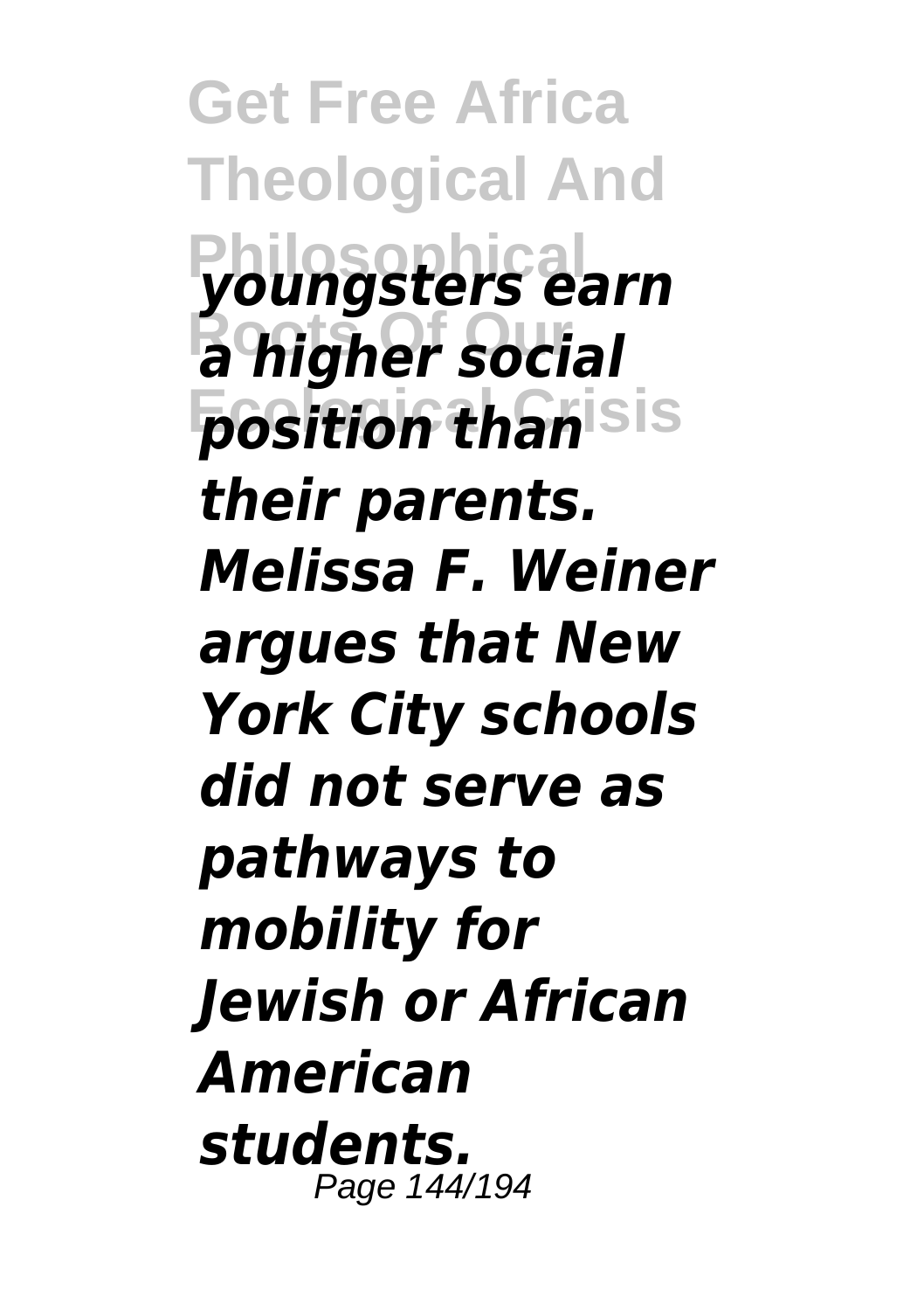*youngsters earn a higher social position than their parents. Melissa F. Weiner argues that New York City schools did not serve as pathways to mobility for Jewish or African American students.*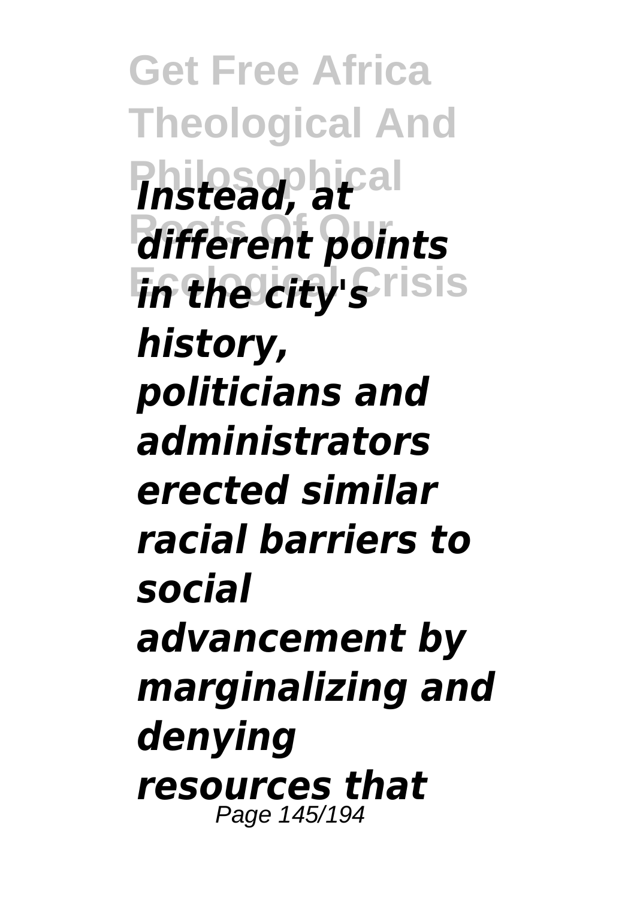*Instead, at different points in the city's history, politicians and administrators erected similar racial barriers to social advancement by marginalizing and denying resources that*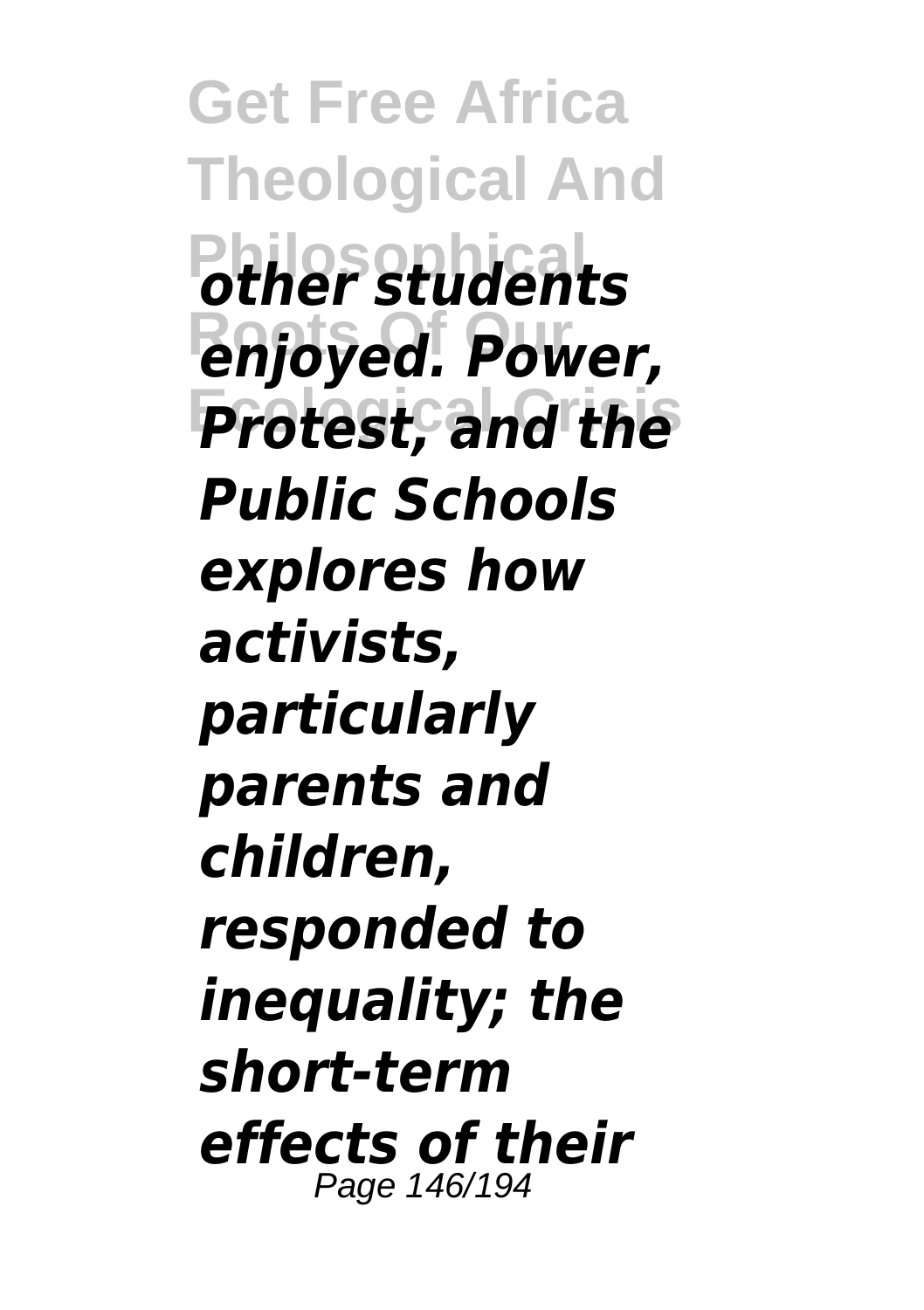*other students enjoyed. Power, Protest, and the Public Schools explores how activists, particularly parents and children, responded to inequality; the short-term effects of their*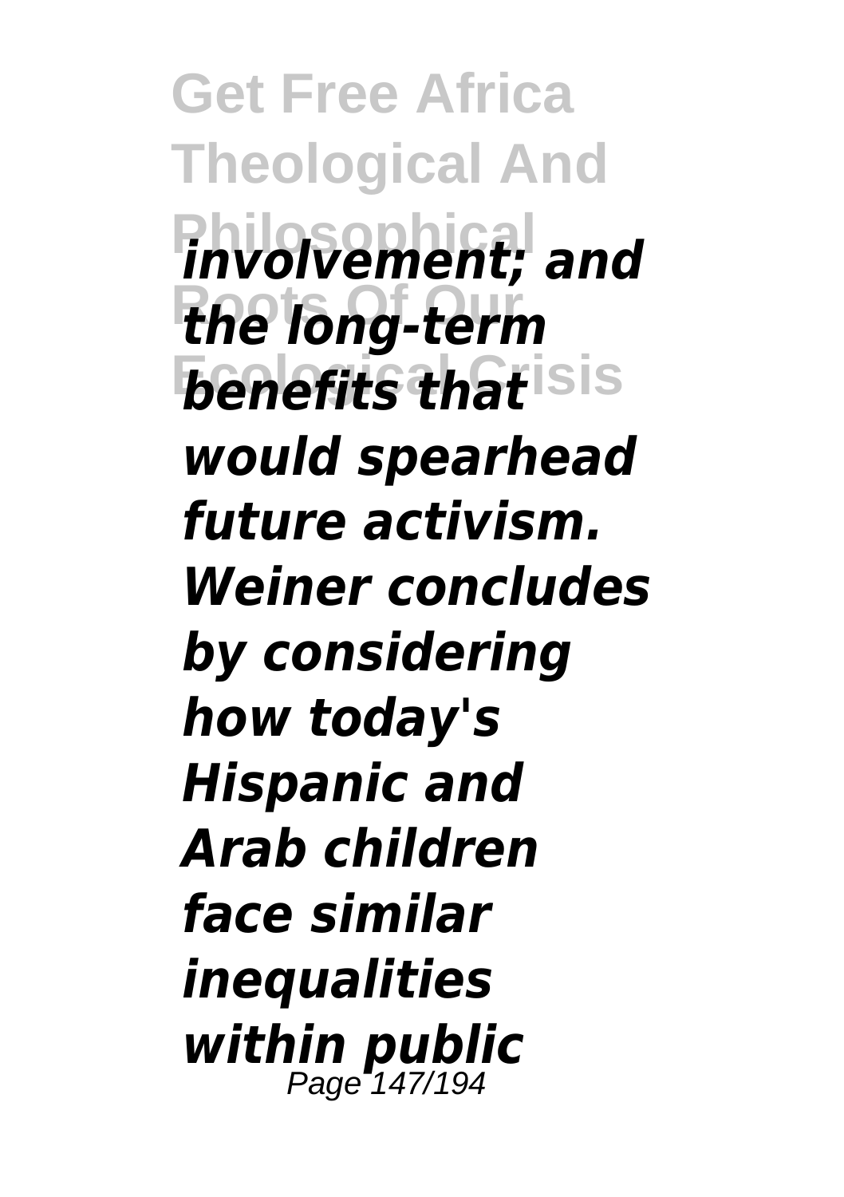*involvement; and the long-term benefits that would spearhead future activism. Weiner concludes by considering how today's Hispanic and Arab children face similar inequalities within public*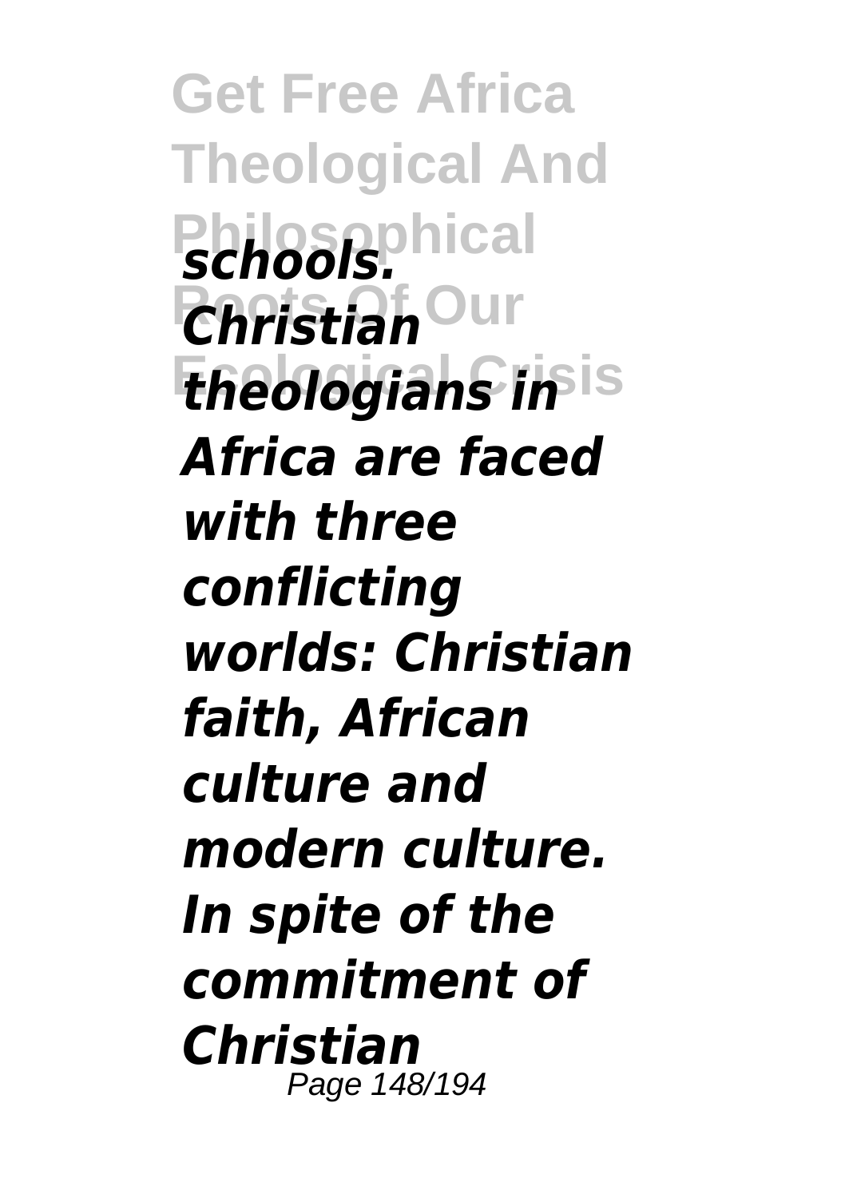*schools. Christian theologians in Africa are faced with three conflicting worlds: Christian faith, African culture and modern culture. In spite of the commitment of Christian*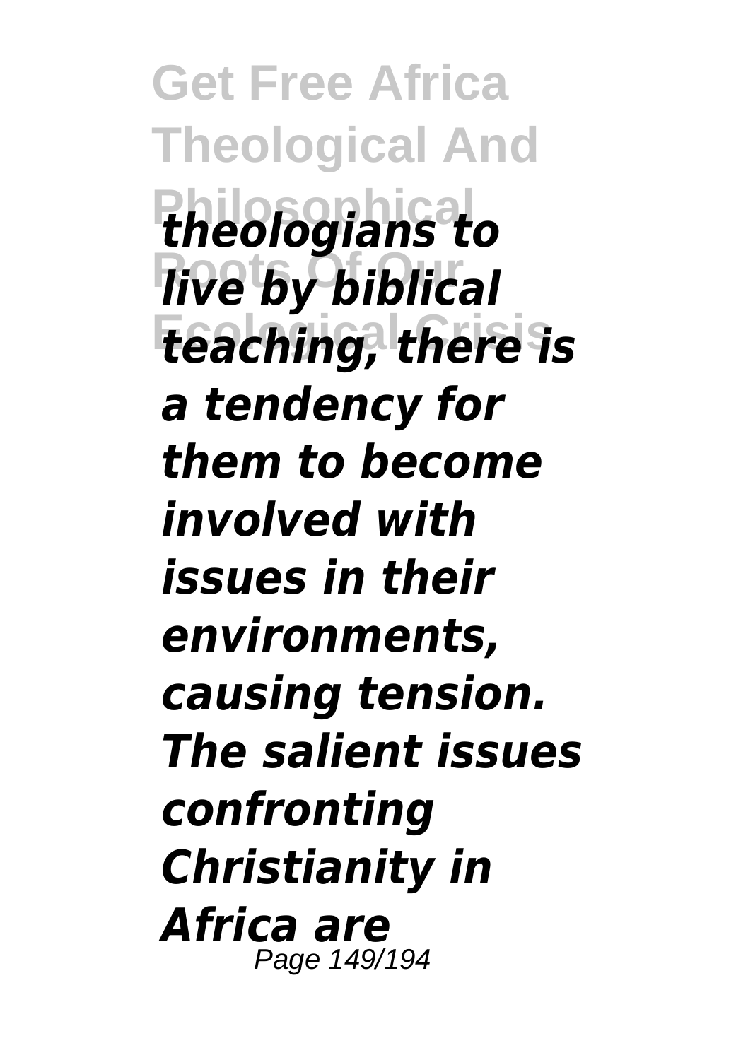*theologians to live by biblical teaching, there is a tendency for them to become involved with issues in their environments, causing tension. The salient issues confronting Christianity in Africa are*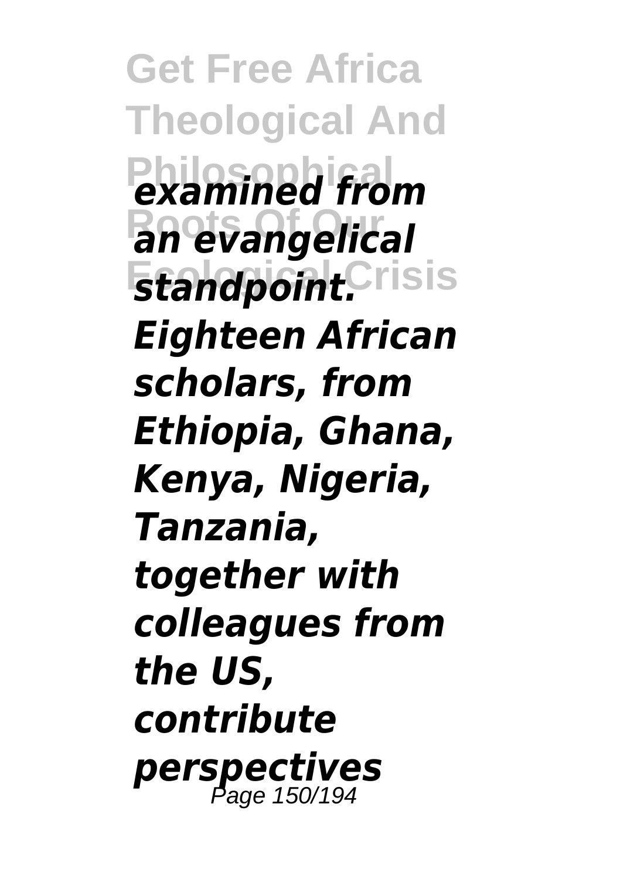*examined from an evangelical standpoint. Eighteen African scholars, from Ethiopia, Ghana, Kenya, Nigeria, Tanzania, together with colleagues from the US, contribute perspectives*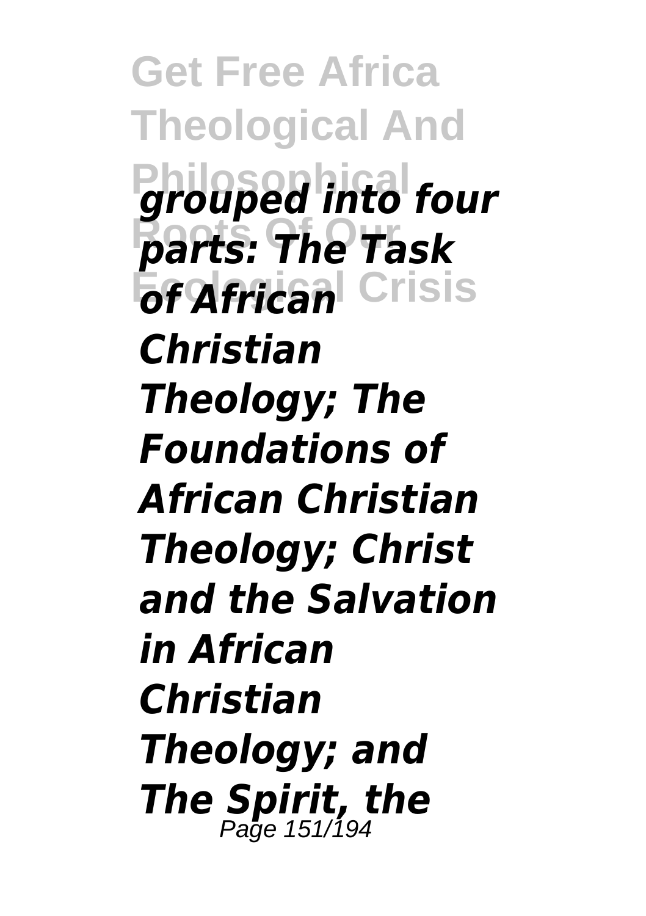*grouped into four parts: The Task of African Christian Theology; The Foundations of African Christian Theology; Christ and the Salvation in African Christian Theology; and The Spirit, the*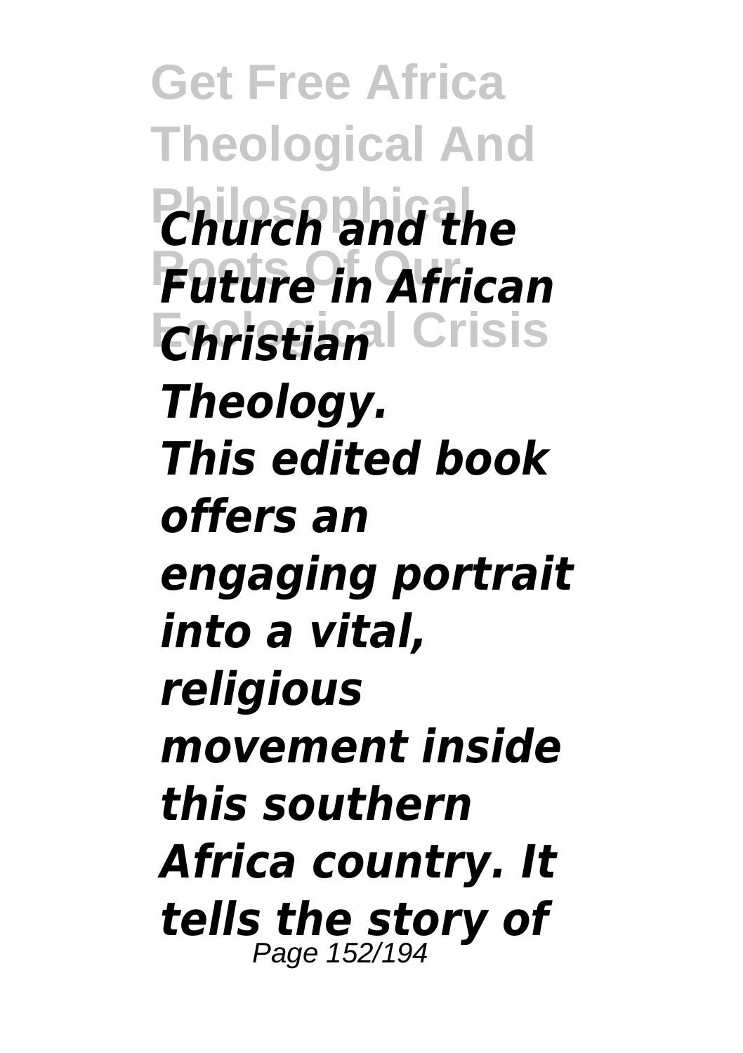*Church and the Future in African Christian Theology.*

*This edited book offers an engaging portrait into a vital, religious movement inside this southern Africa country. It tells the story of*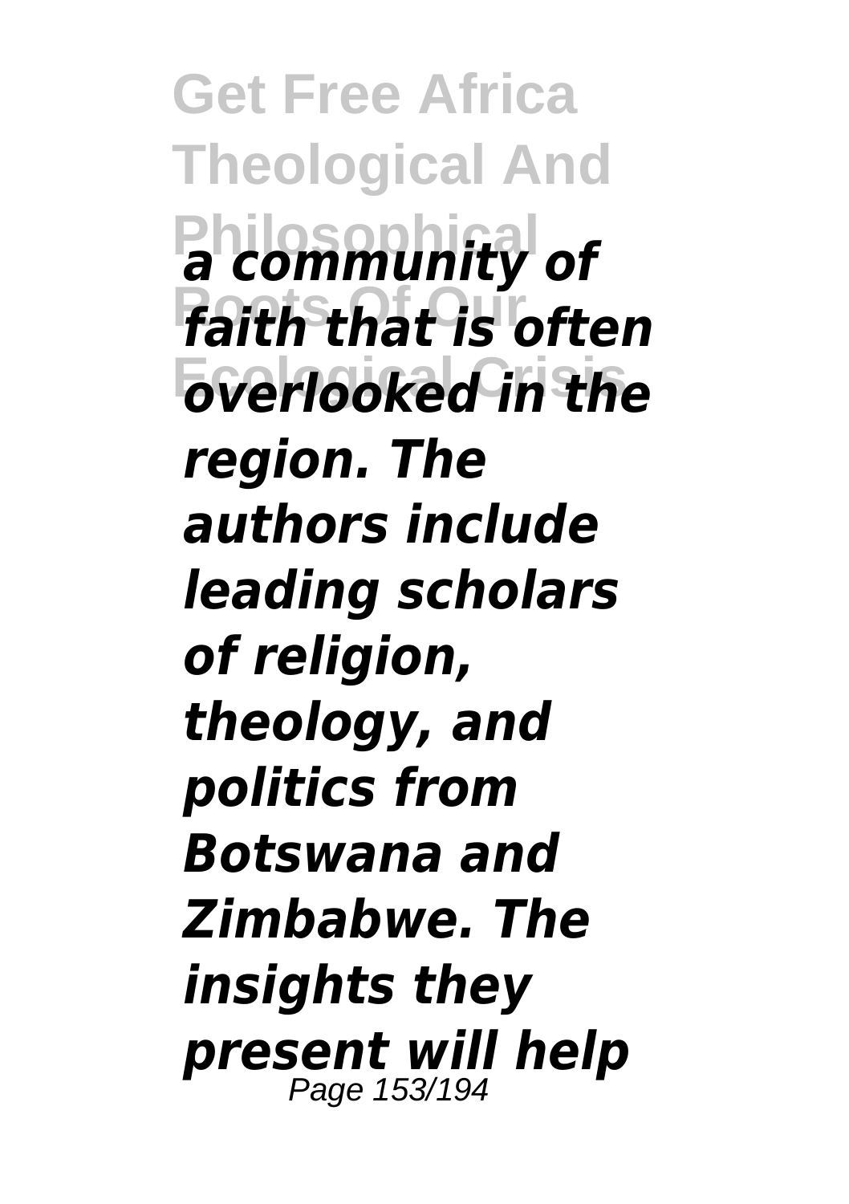*a community of faith that is often overlooked in the region. The authors include leading scholars of religion, theology, and politics from Botswana and Zimbabwe. The insights they present will help*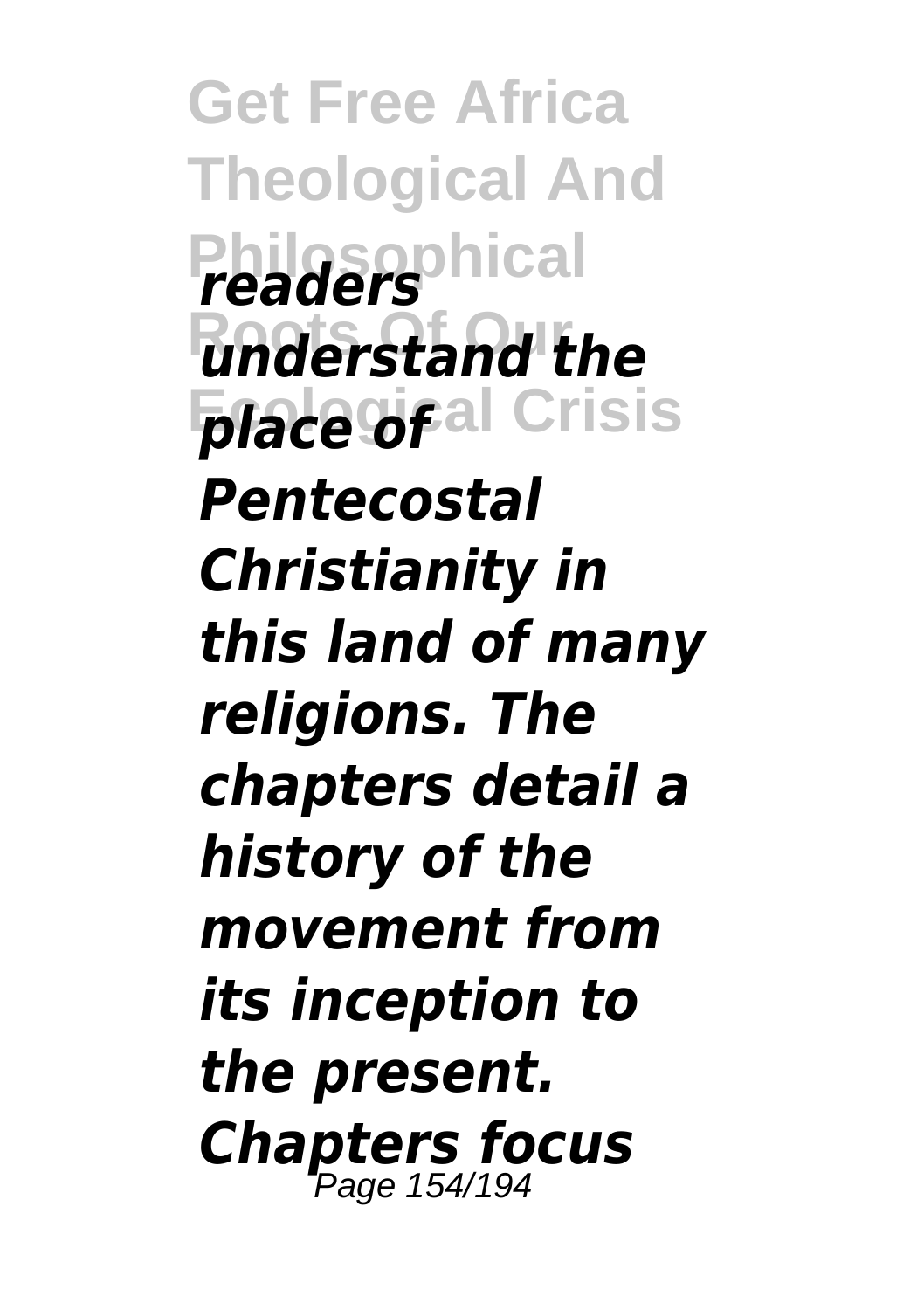*readers understand the place of Pentecostal Christianity in this land of many religions. The chapters detail a history of the movement from its inception to the present. Chapters focus*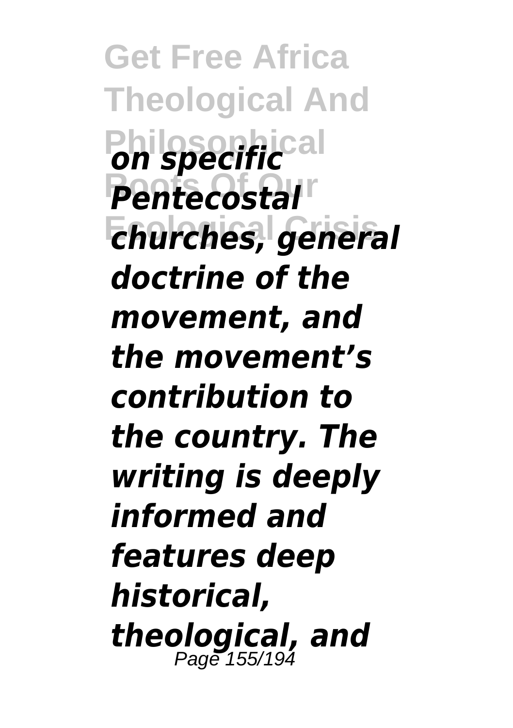*on specific Pentecostal churches, general doctrine of the movement, and the movement's contribution to the country. The writing is deeply informed and features deep historical, theological, and*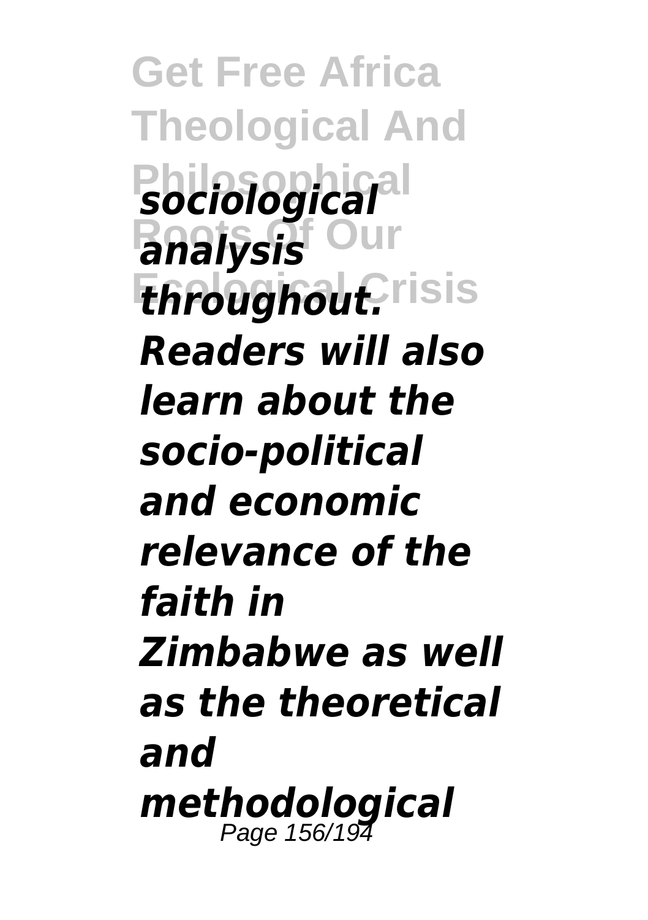*sociological analysis throughout. Readers will also learn about the socio-political and economic relevance of the faith in Zimbabwe as well as the theoretical and methodological*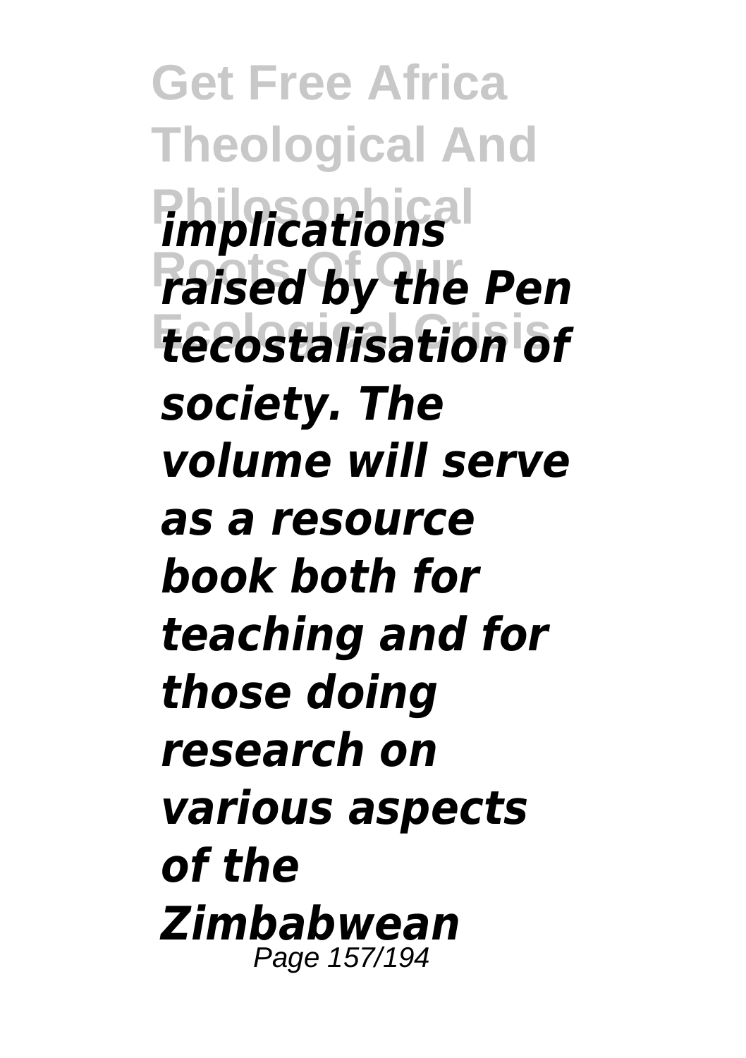*implications raised by the Pen tecostalisation of society. The volume will serve as a resource book both for teaching and for those doing research on various aspects of the Zimbabwean*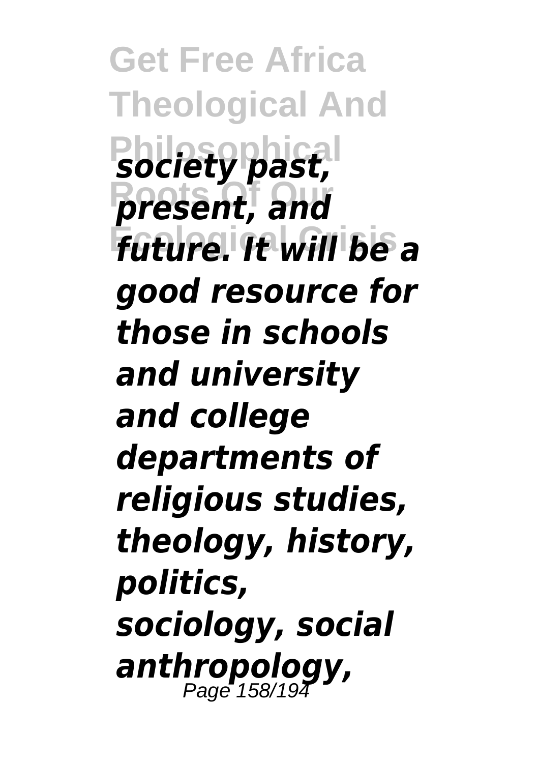*society past, present, and future. It will be a good resource for those in schools and university and college departments of religious studies, theology, history, politics, sociology, social anthropology,*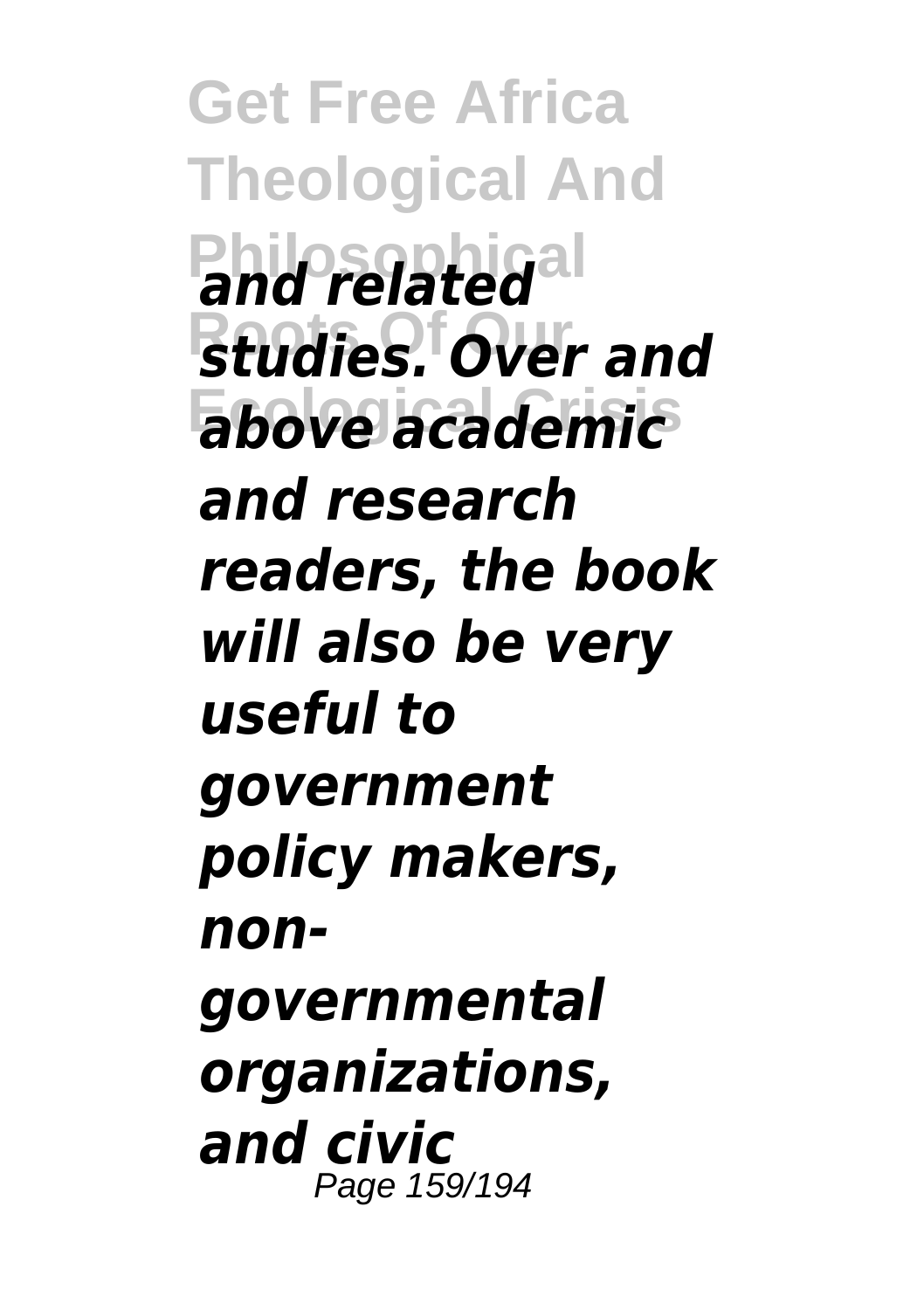*and related studies. Over and above academic and research readers, the book will also be very useful to government policy makers, non-governmental organizations, and civic*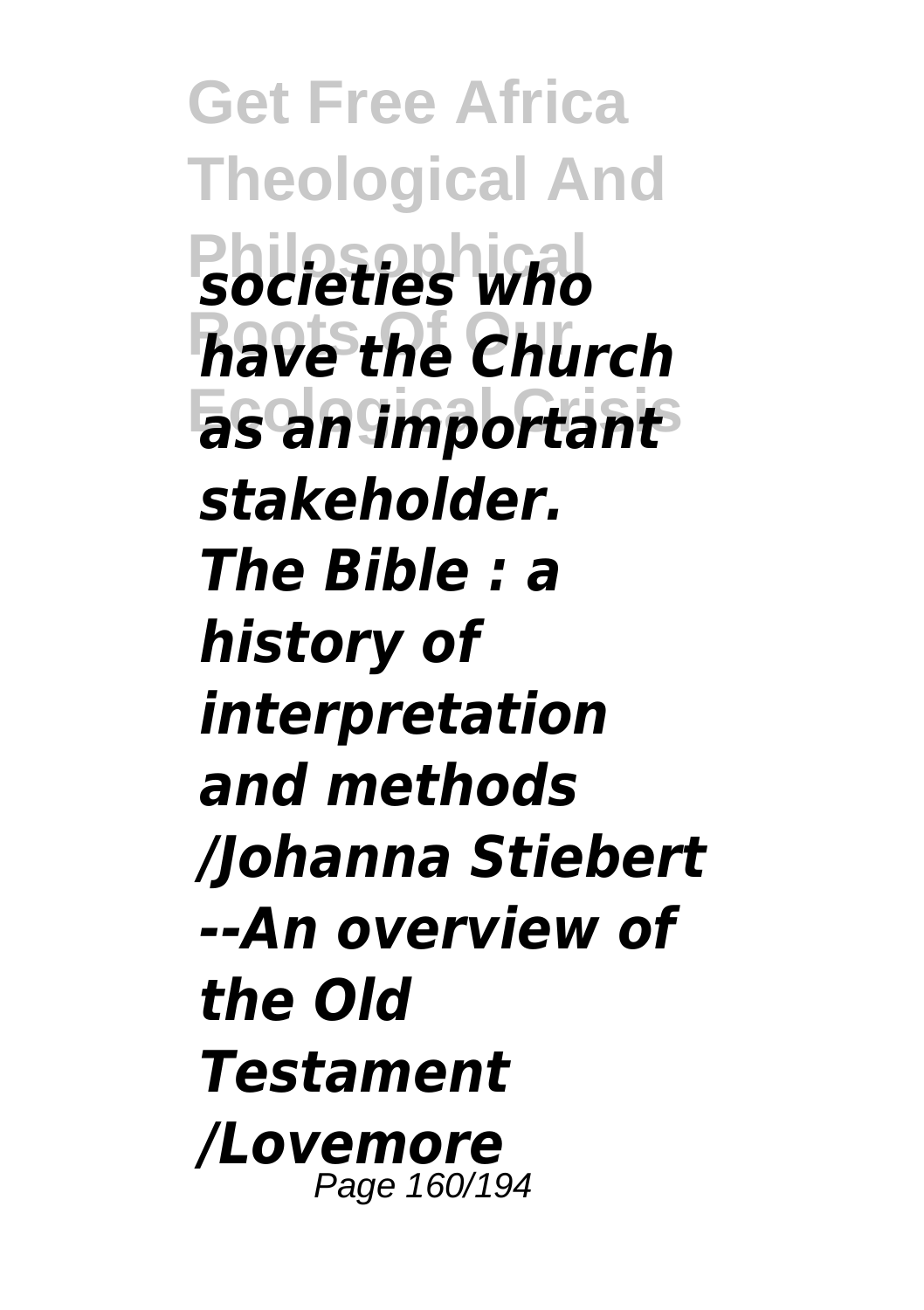*societies who have the Church as an important stakeholder.*

*The Bible : a history of interpretation and methods /Johanna Stiebert --An overview of the Old Testament /Lovemore*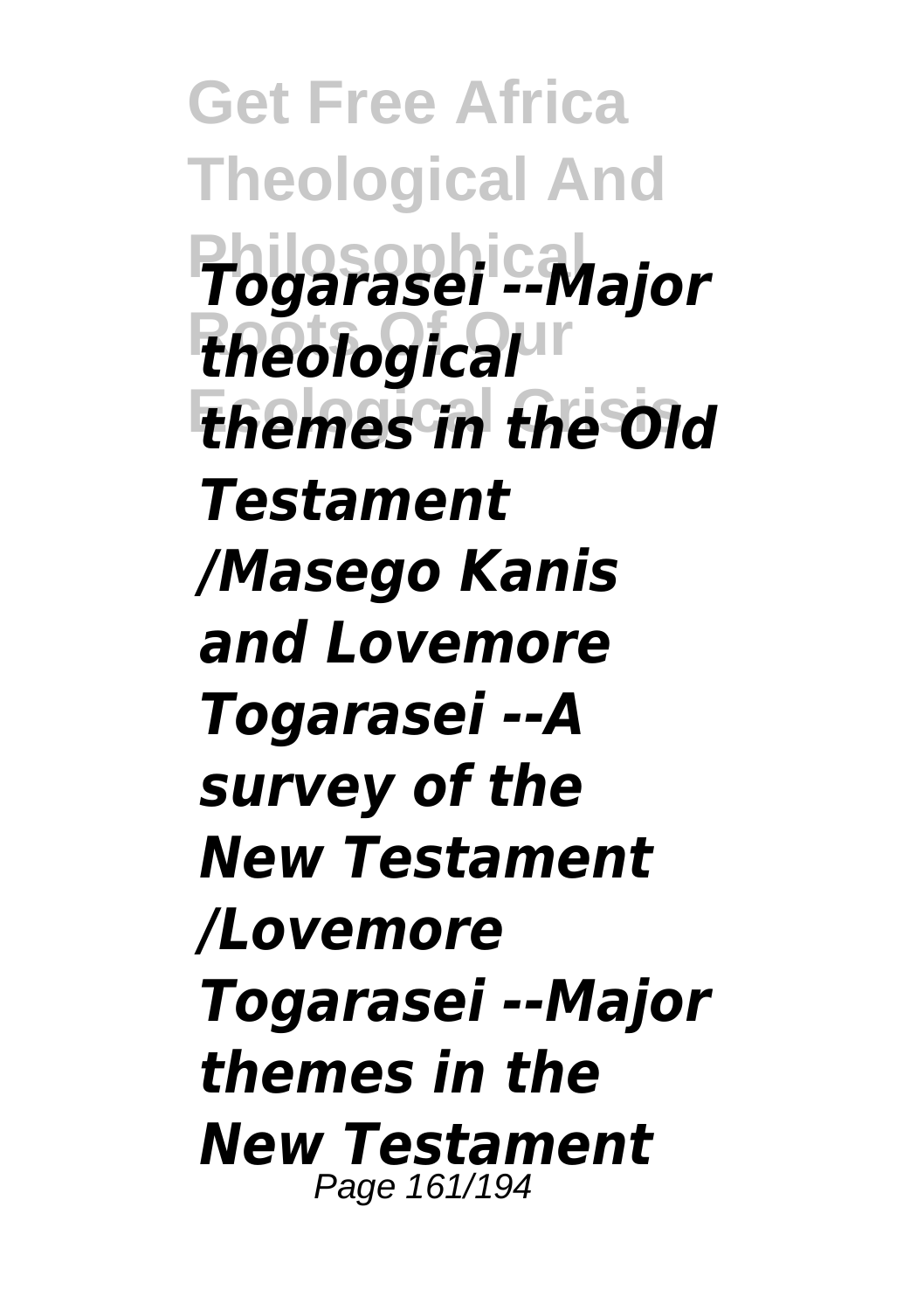***Togarasei --Major theological themes in the Old Testament /Masego Kanis and Lovemore Togarasei --A survey of the New Testament /Lovemore Togarasei --Major themes in the New Testament***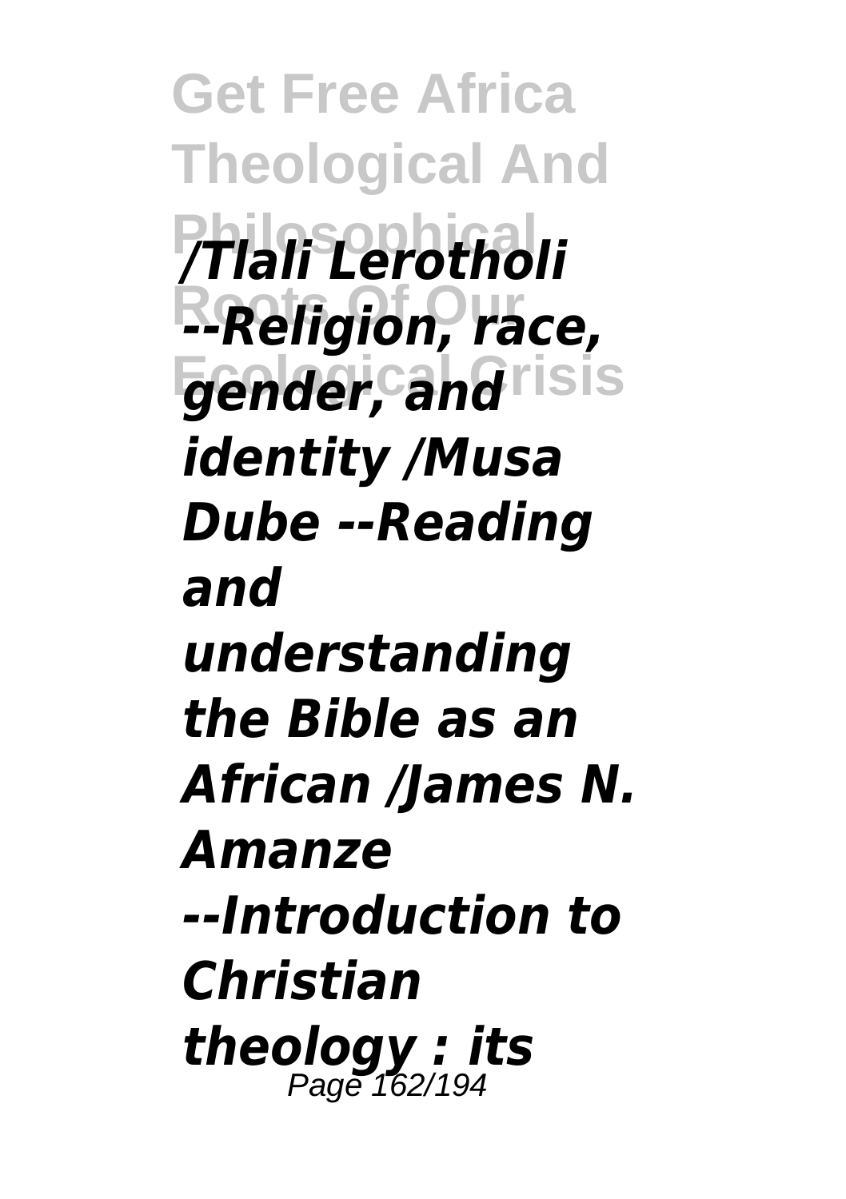*/Tlali Lerotholi --Religion, race, gender, and identity /Musa Dube --Reading and understanding the Bible as an African /James N. Amanze --Introduction to Christian theology : its*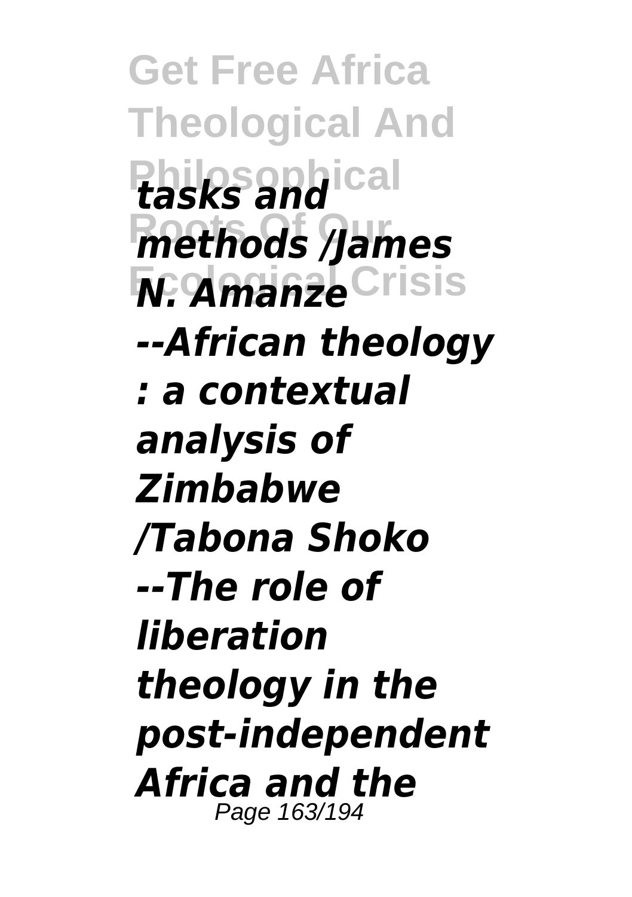*tasks and methods /James N. Amanze --African theology : a contextual analysis of Zimbabwe /Tabona Shoko --The role of liberation theology in the post-independent Africa and the*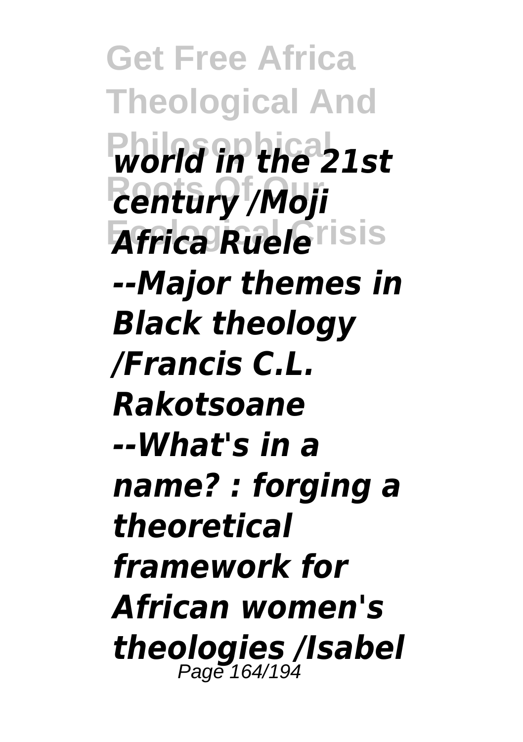*world in the 21st century /Moji Africa Ruele --Major themes in Black theology /Francis C.L. Rakotsoane --What's in a name? : forging a theoretical framework for African women's theologies /Isabel*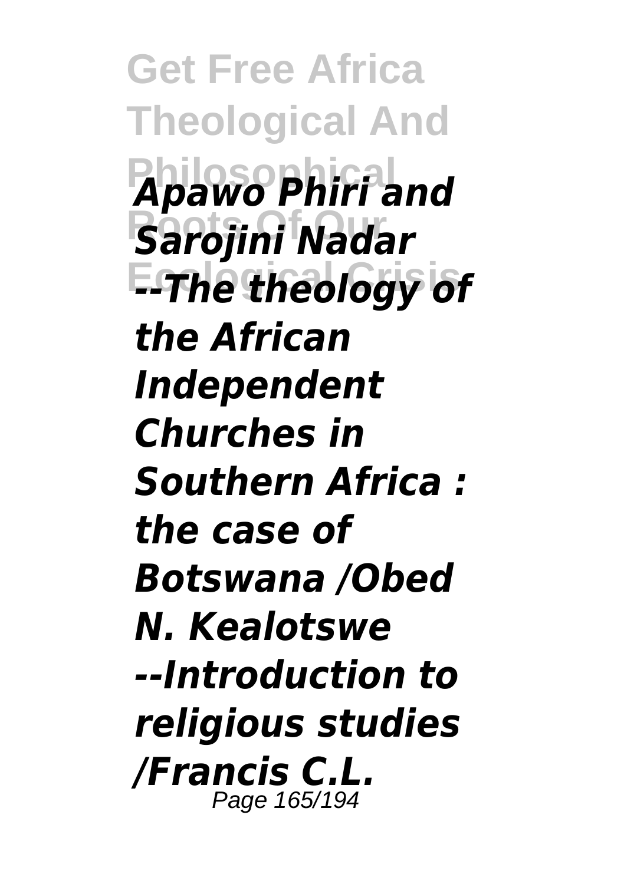*Apawo Phiri and Sarojini Nadar --The theology of the African Independent Churches in Southern Africa : the case of Botswana /Obed N. Kealotswe --Introduction to religious studies /Francis C.L.*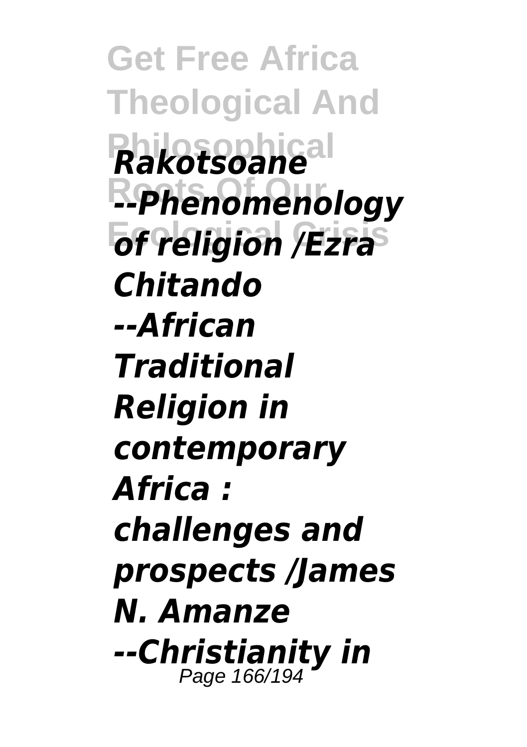*Rakotsoane --Phenomenology of religion /Ezra Chitando --African Traditional Religion in contemporary Africa : challenges and prospects /James N. Amanze --Christianity in*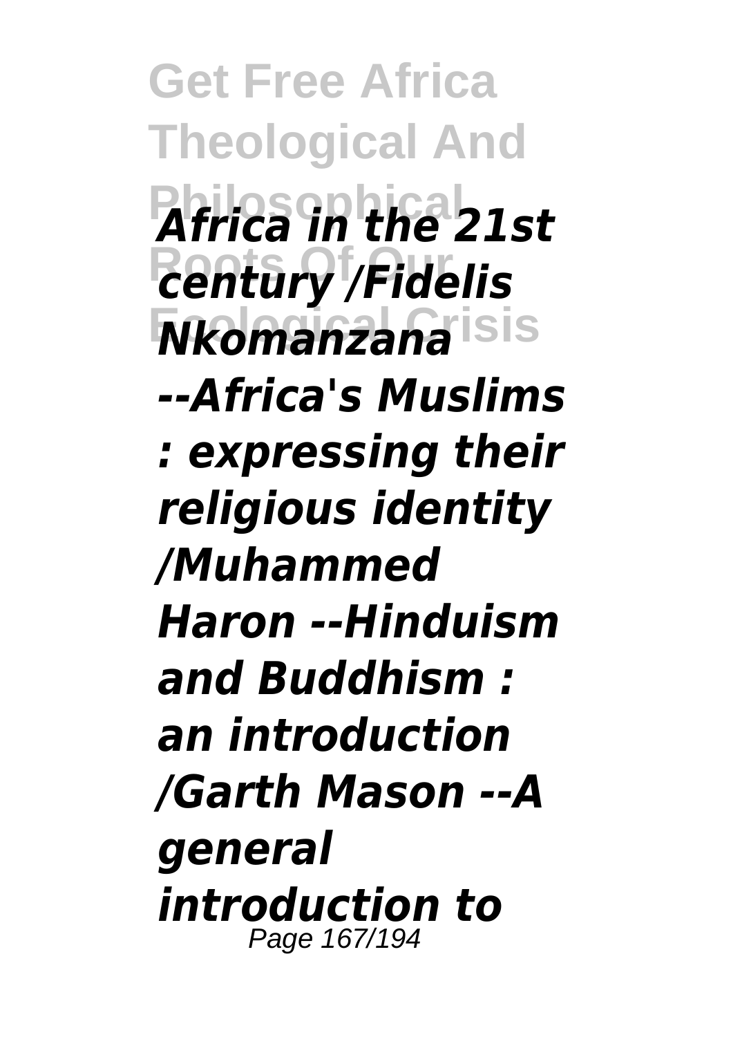*Africa in the 21st century /Fidelis Nkomanzana --Africa's Muslims : expressing their religious identity /Muhammed Haron --Hinduism and Buddhism : an introduction /Garth Mason --A general introduction to*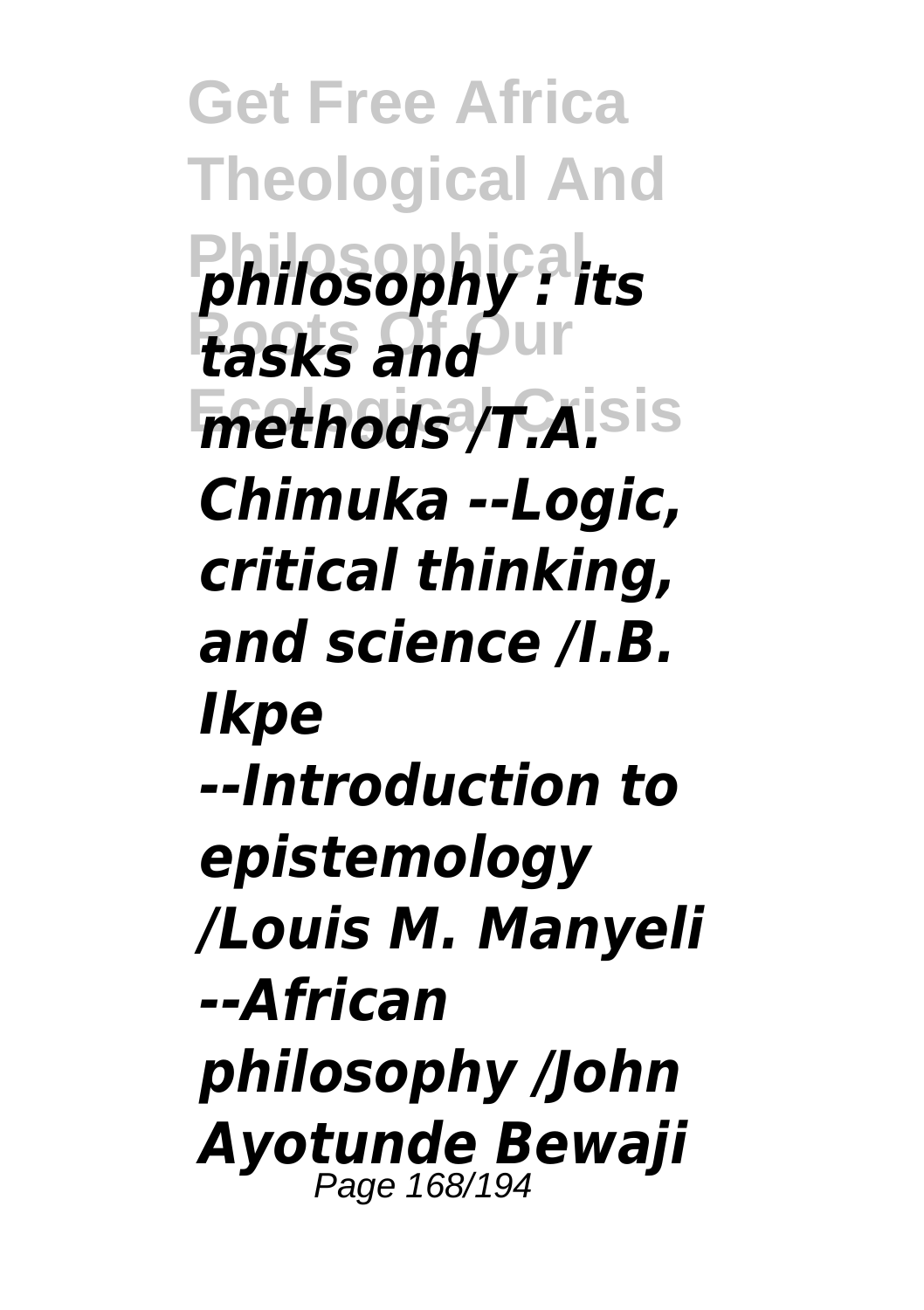*philosophy : its tasks and methods /T.A. Chimuka --Logic, critical thinking, and science /I.B. Ikpe --Introduction to epistemology /Louis M. Manyeli --African philosophy /John Ayotunde Bewaji*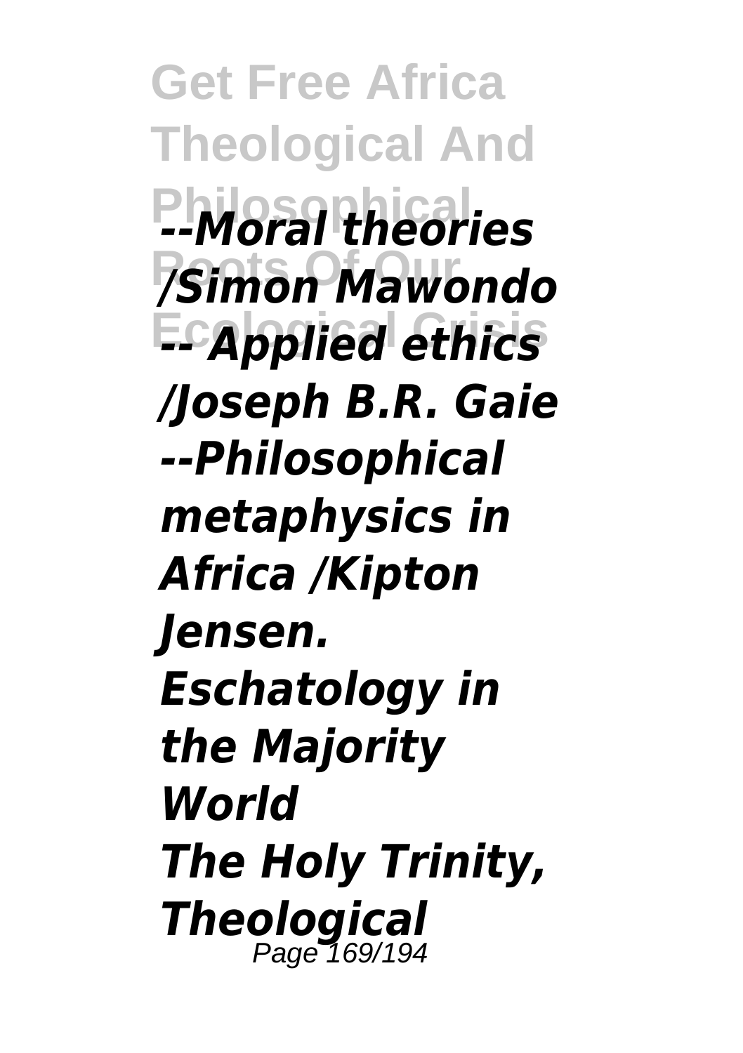*--Moral theories /Simon Mawondo -- Applied ethics /Joseph B.R. Gaie --Philosophical metaphysics in Africa /Kipton Jensen.*

***Eschatology in the Majority World***

***The Holy Trinity, Theological***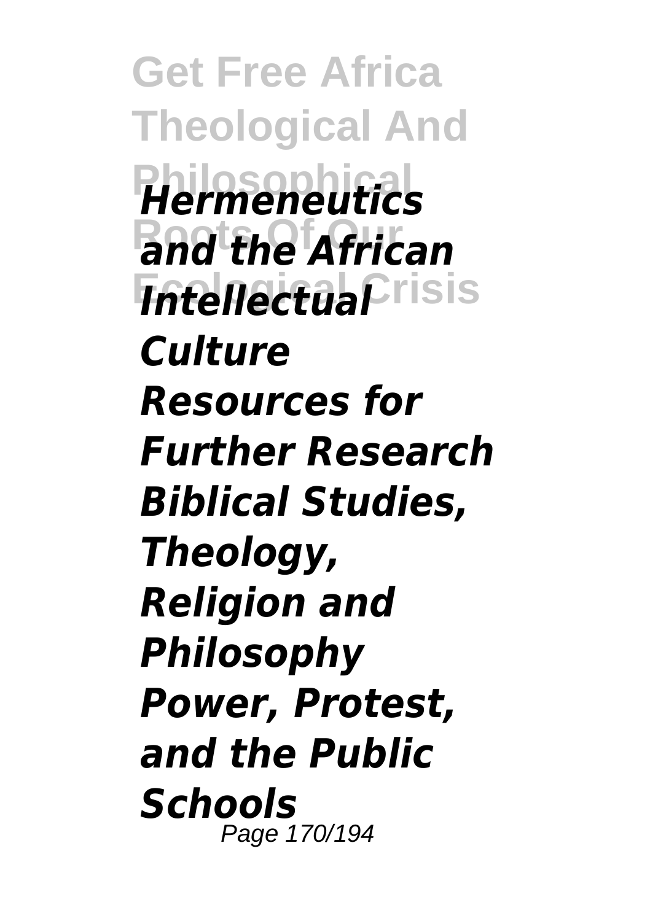*Hermeneutics and the African Intellectual Culture*

*Resources for Further Research*

*Biblical Studies, Theology, Religion and Philosophy*

*Power, Protest, and the Public Schools*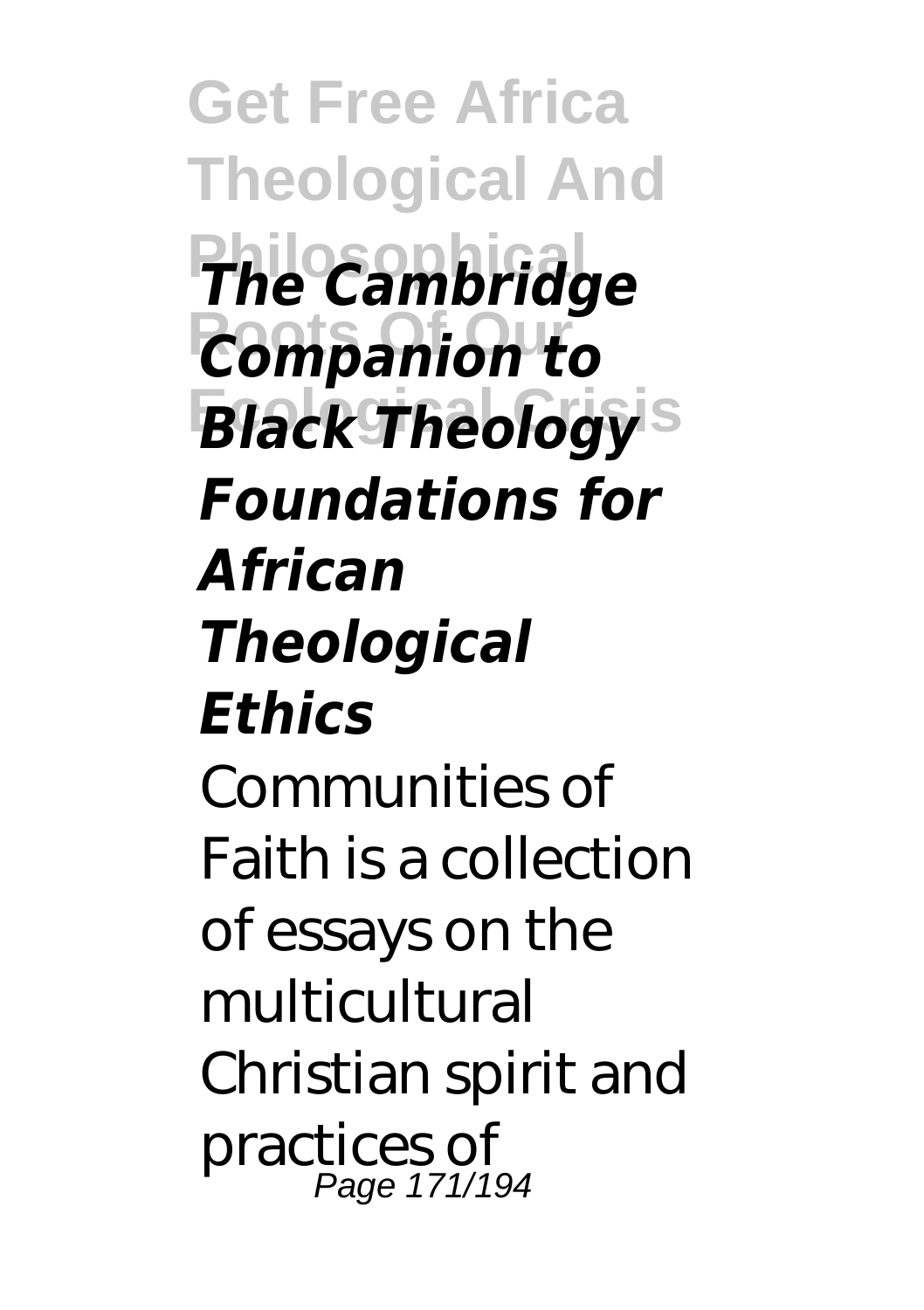***The Cambridge Companion to Black Theology***

***Foundations for African Theological Ethics***

Communities of Faith is a collection of essays on the multicultural Christian spirit and practices of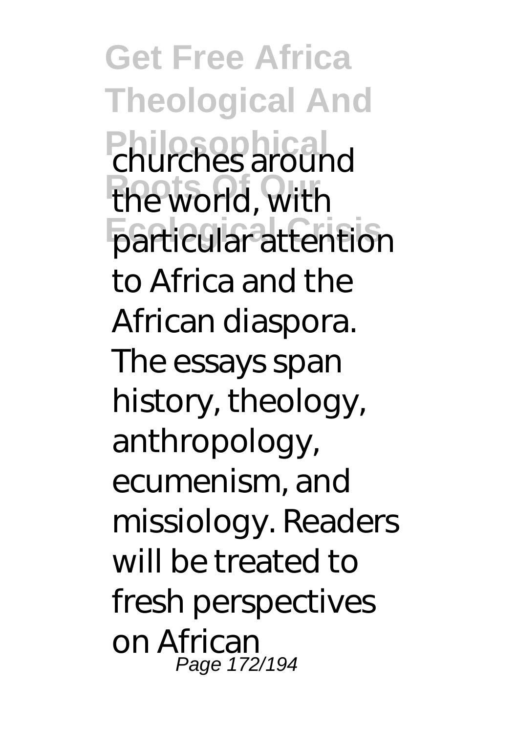churches around the world, with particular attention to Africa and the African diaspora. The essays span history, theology, anthropology, ecumenism, and missiology. Readers will be treated to fresh perspectives on African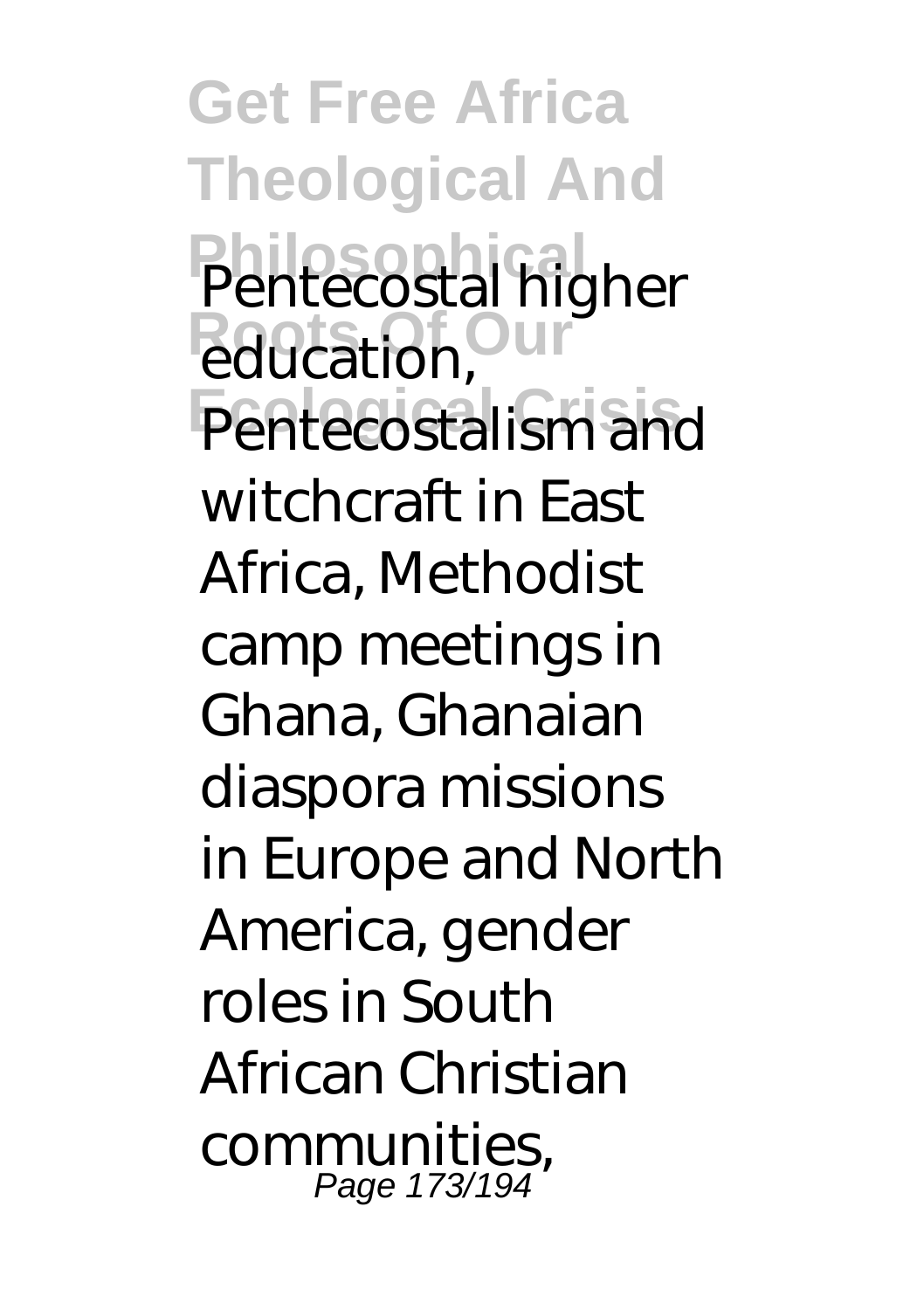Pentecostal higher education, Pentecostalism and witchcraft in East Africa, Methodist camp meetings in Ghana, Ghanaian diaspora missions in Europe and North America, gender roles in South African Christian communities,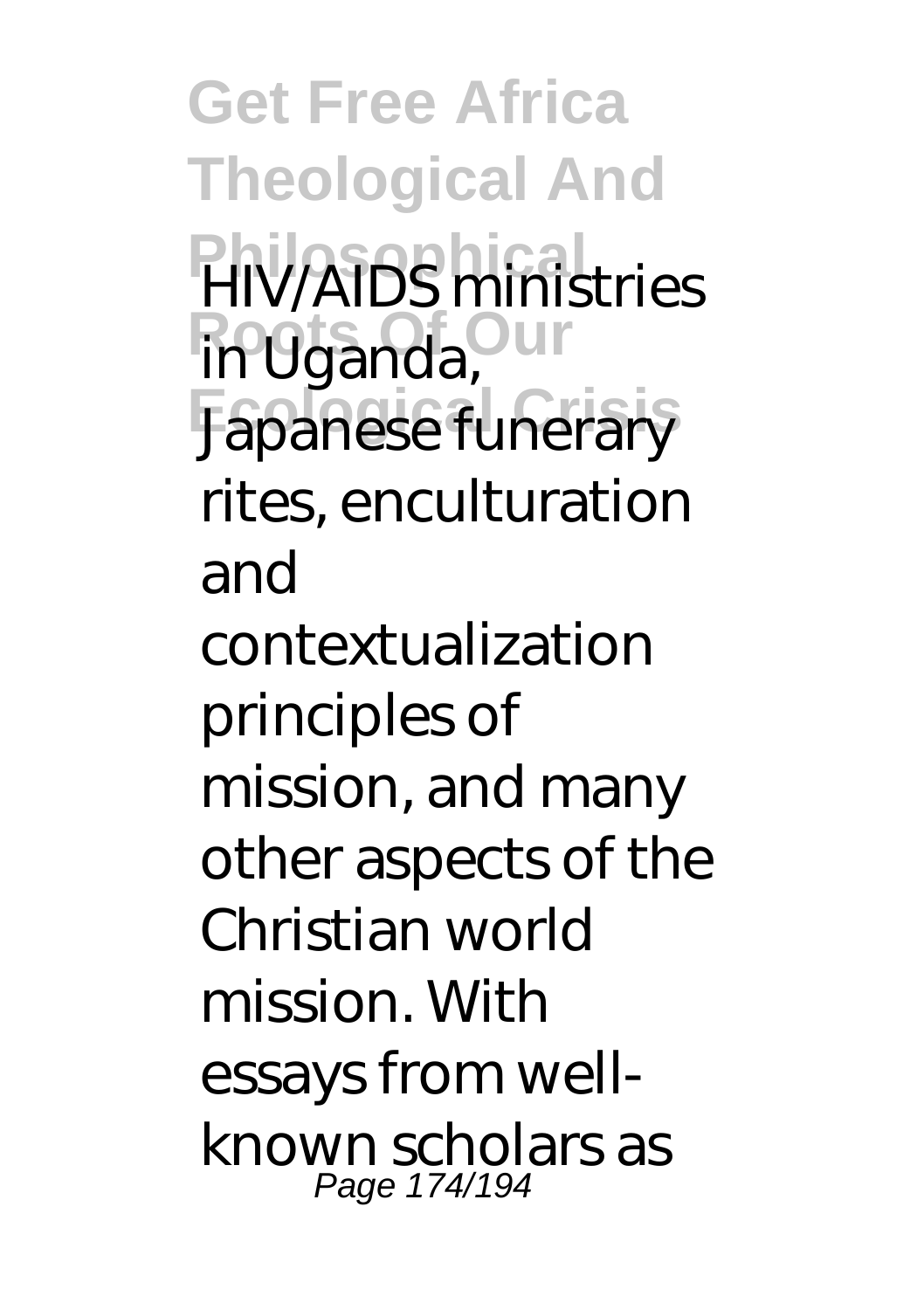HIV/AIDS ministries in Uganda, Japanese funerary rites, enculturation and contextualization principles of mission, and many other aspects of the Christian world mission. With essays from well-known scholars as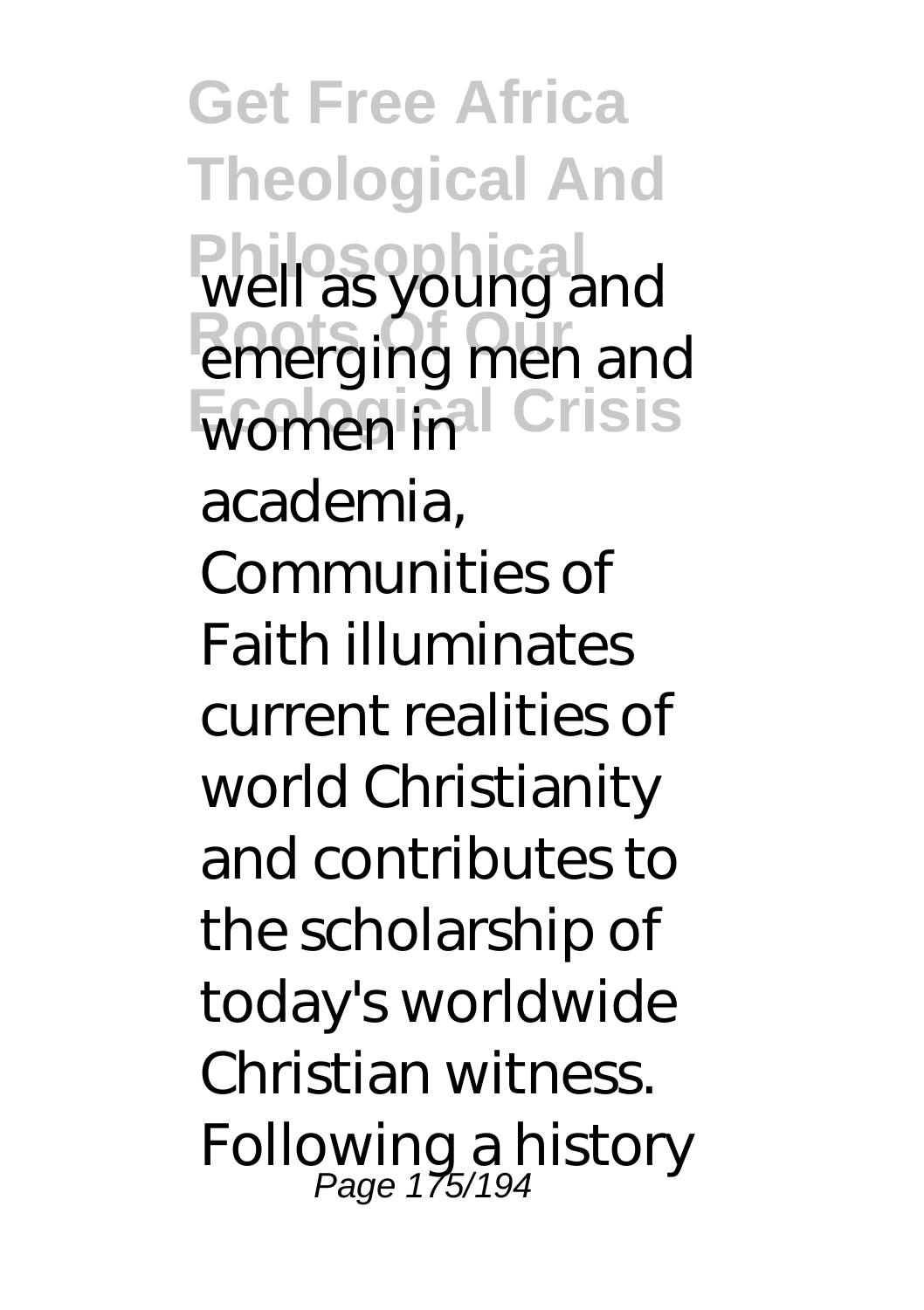well as young and emerging men and women in academia, Communities of Faith illuminates current realities of world Christianity and contributes to the scholarship of today's worldwide Christian witness. Following a history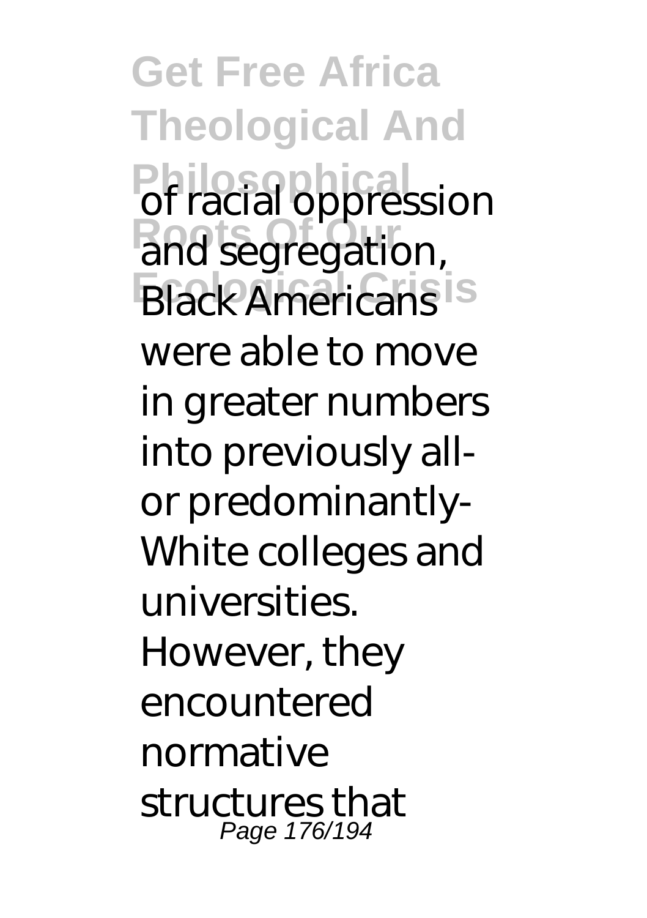of racial oppression and segregation, Black Americans were able to move in greater numbers into previously all- or predominantly-White colleges and universities. However, they encountered normative structures that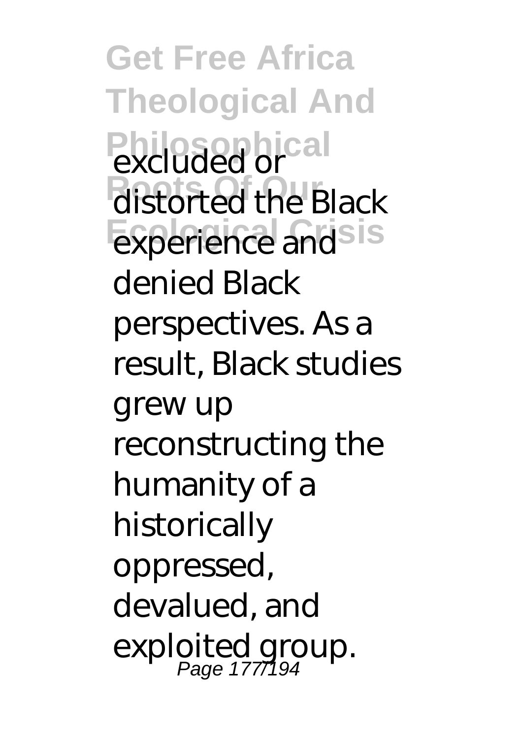excluded or distorted the Black experience and denied Black perspectives. As a result, Black studies grew up reconstructing the humanity of a historically oppressed, devalued, and exploited group.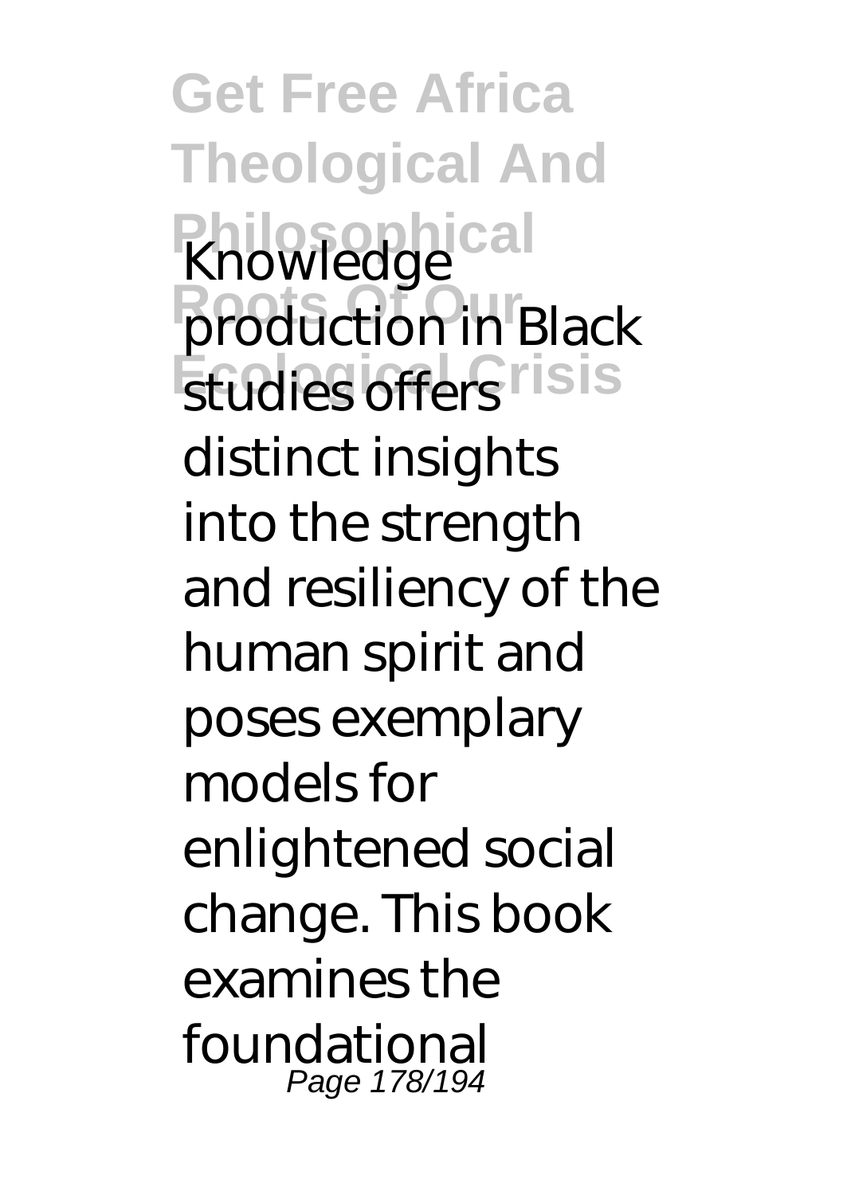Knowledge production in Black studies offers distinct insights into the strength and resiliency of the human spirit and poses exemplary models for enlightened social change. This book examines the foundational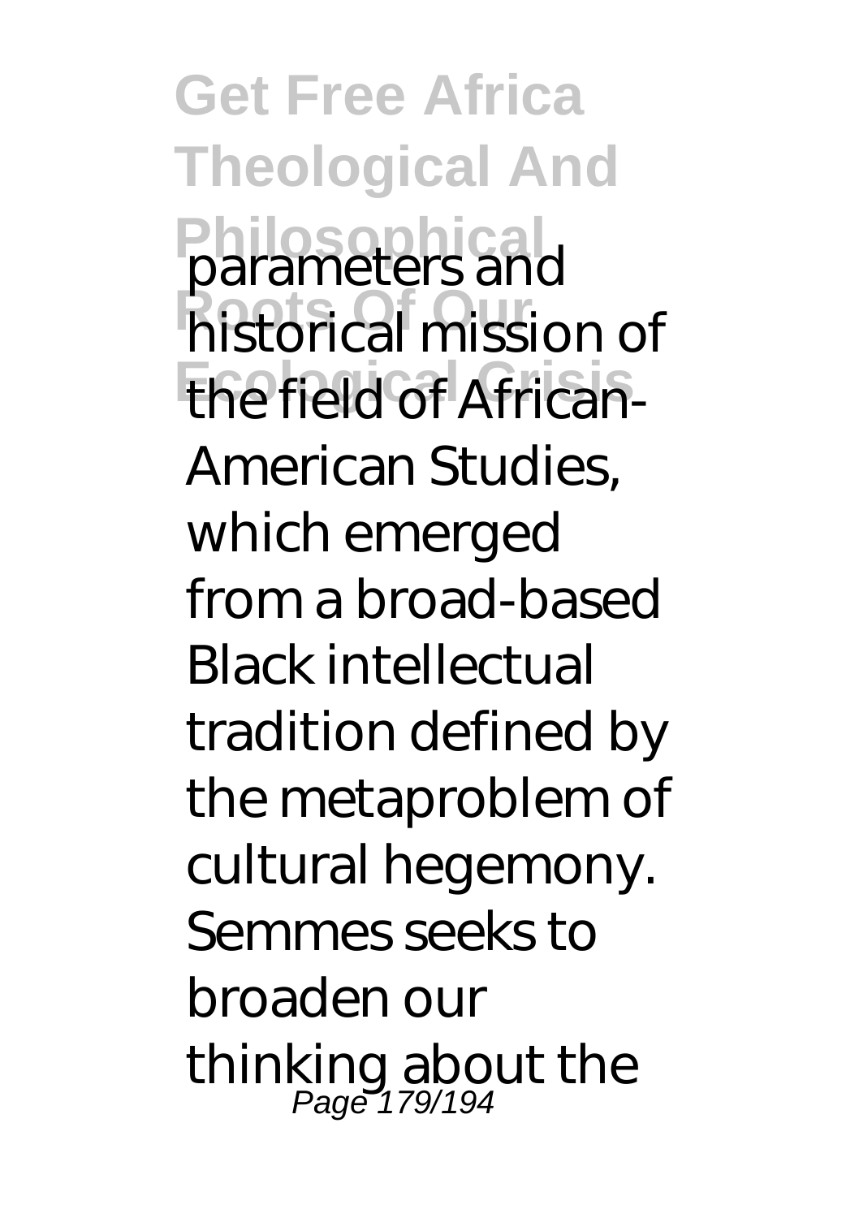parameters and historical mission of the field of African-American Studies, which emerged from a broad-based Black intellectual tradition defined by the metaproblem of cultural hegemony. Semmes seeks to broaden our thinking about the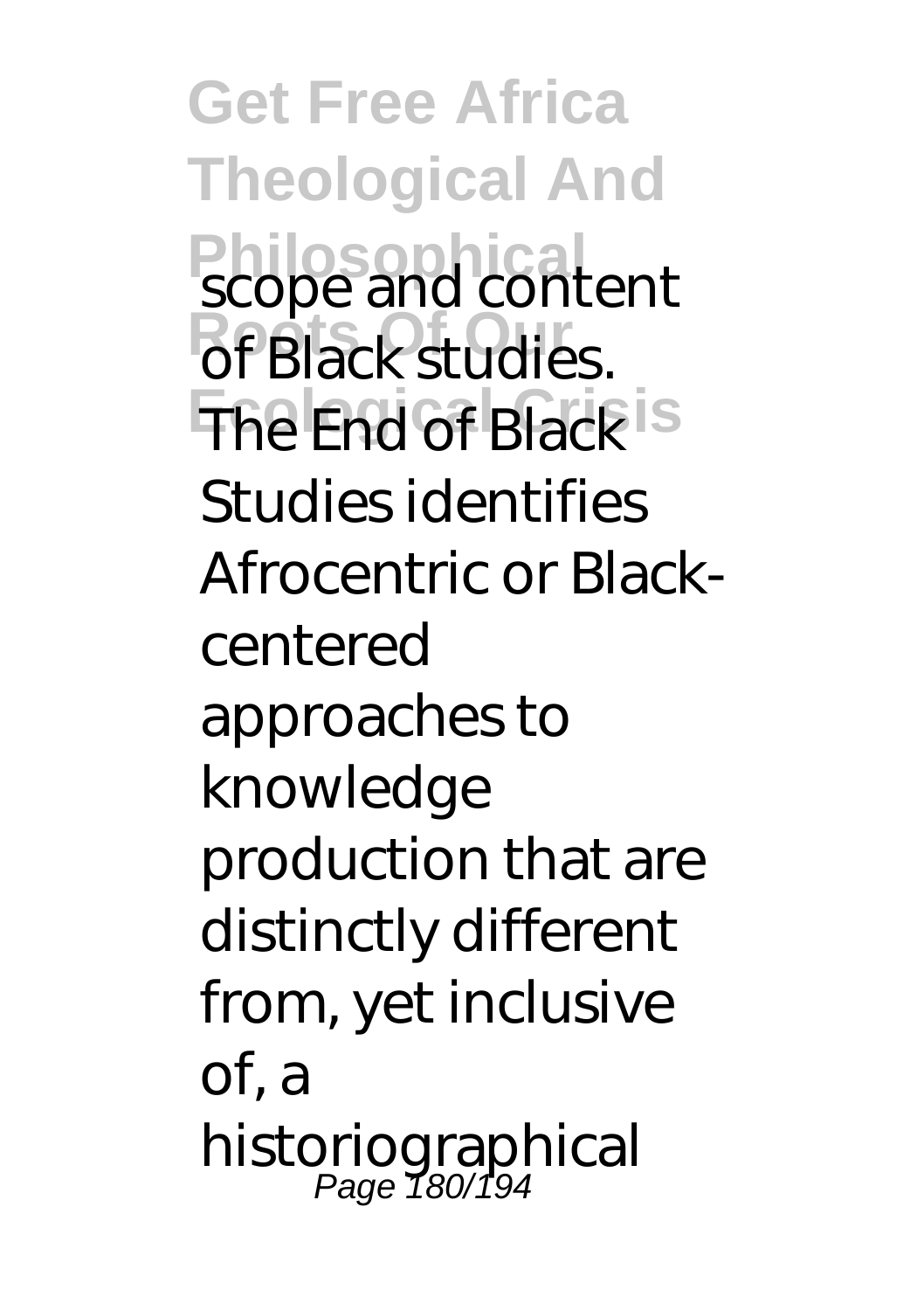scope and content of Black studies. The End of Black Studies identifies Afrocentric or Black-centered approaches to knowledge production that are distinctly different from, yet inclusive of, a historiographical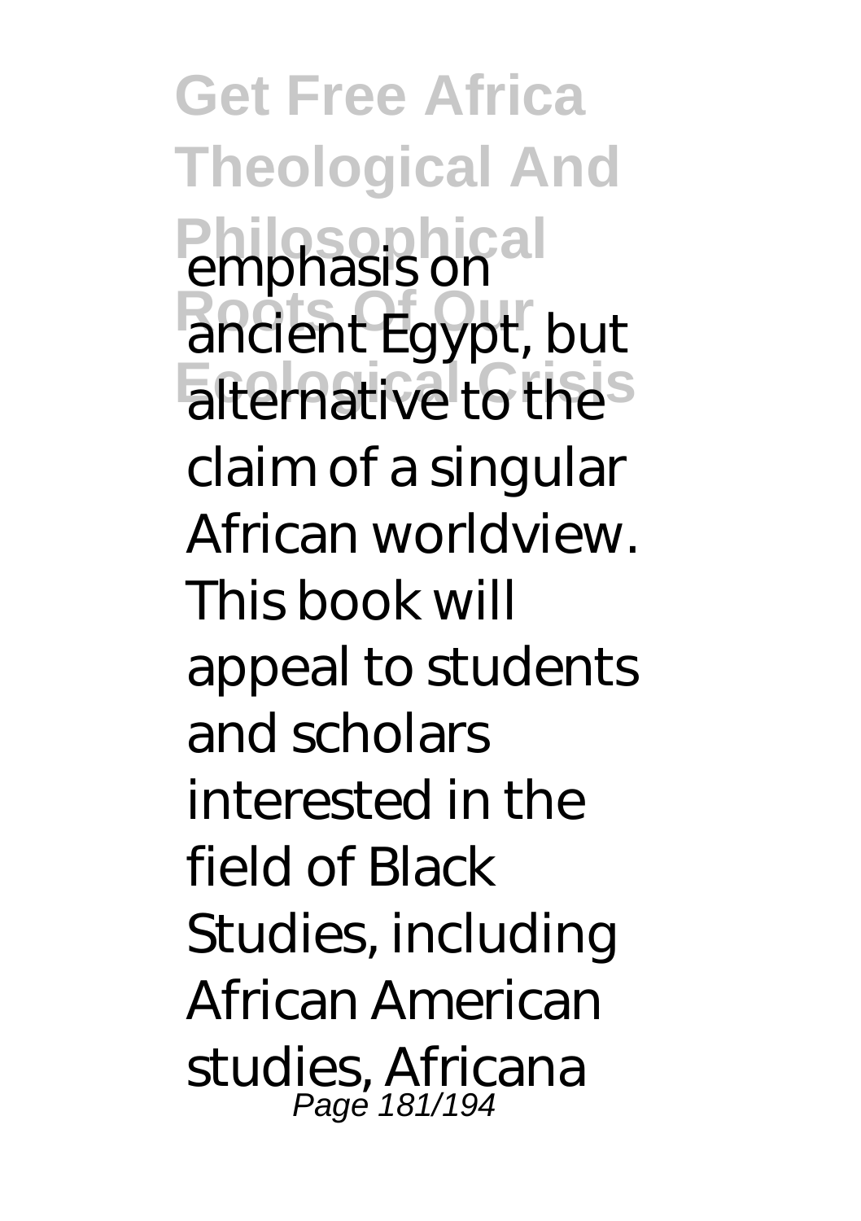emphasis on ancient Egypt, but alternative to the claim of a singular African worldview. This book will appeal to students and scholars interested in the field of Black Studies, including African American studies, Africana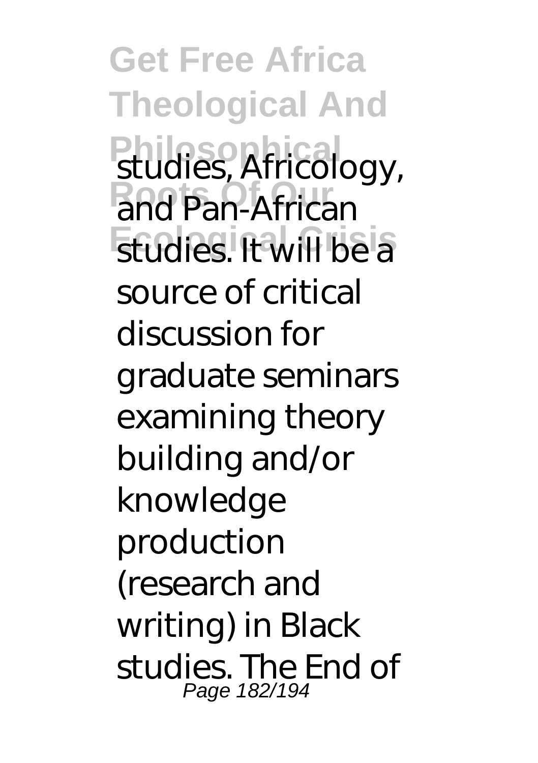studies, Africology, and Pan-African studies. It will be a source of critical discussion for graduate seminars examining theory building and/or knowledge production (research and writing) in Black studies. The End of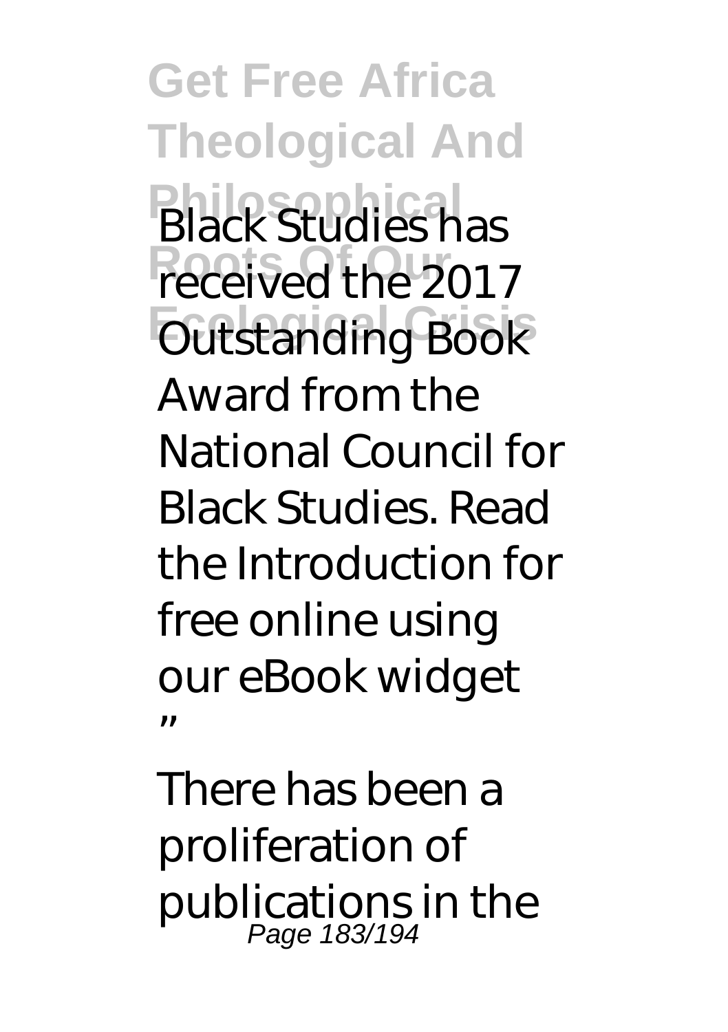Black Studies has received the 2017 Outstanding Book Award from the National Council for Black Studies. Read the Introduction for free online using our eBook widget "

There has been a proliferation of publications in the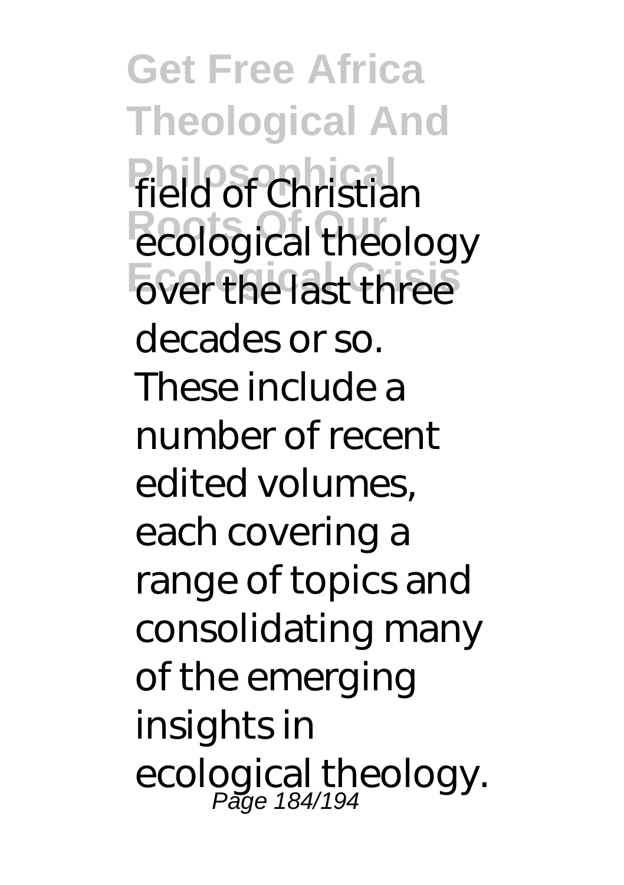field of Christian ecological theology over the last three decades or so. These include a number of recent edited volumes, each covering a range of topics and consolidating many of the emerging insights in ecological theology.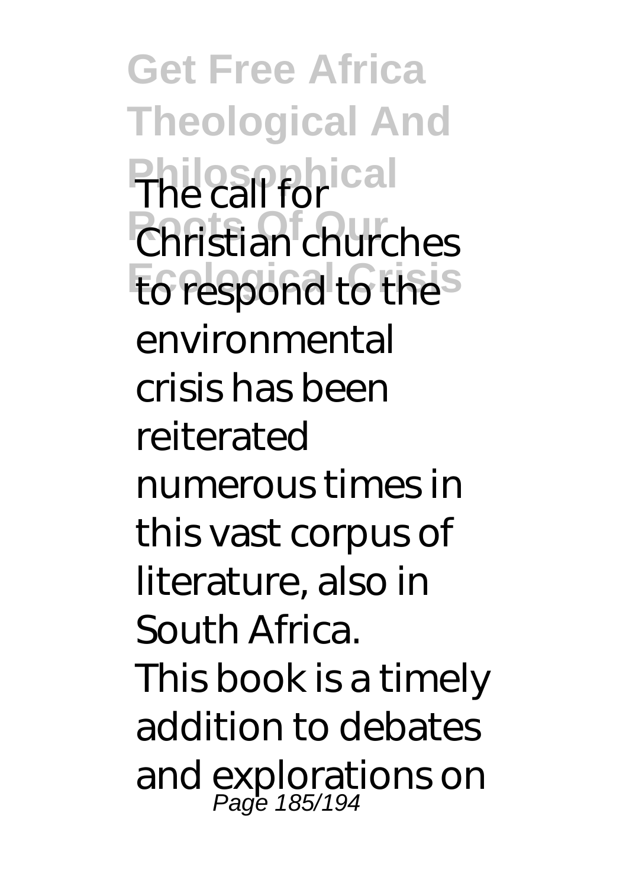The call for Christian churches to respond to the environmental crisis has been reiterated numerous times in this vast corpus of literature, also in South Africa.

This book is a timely addition to debates and explorations on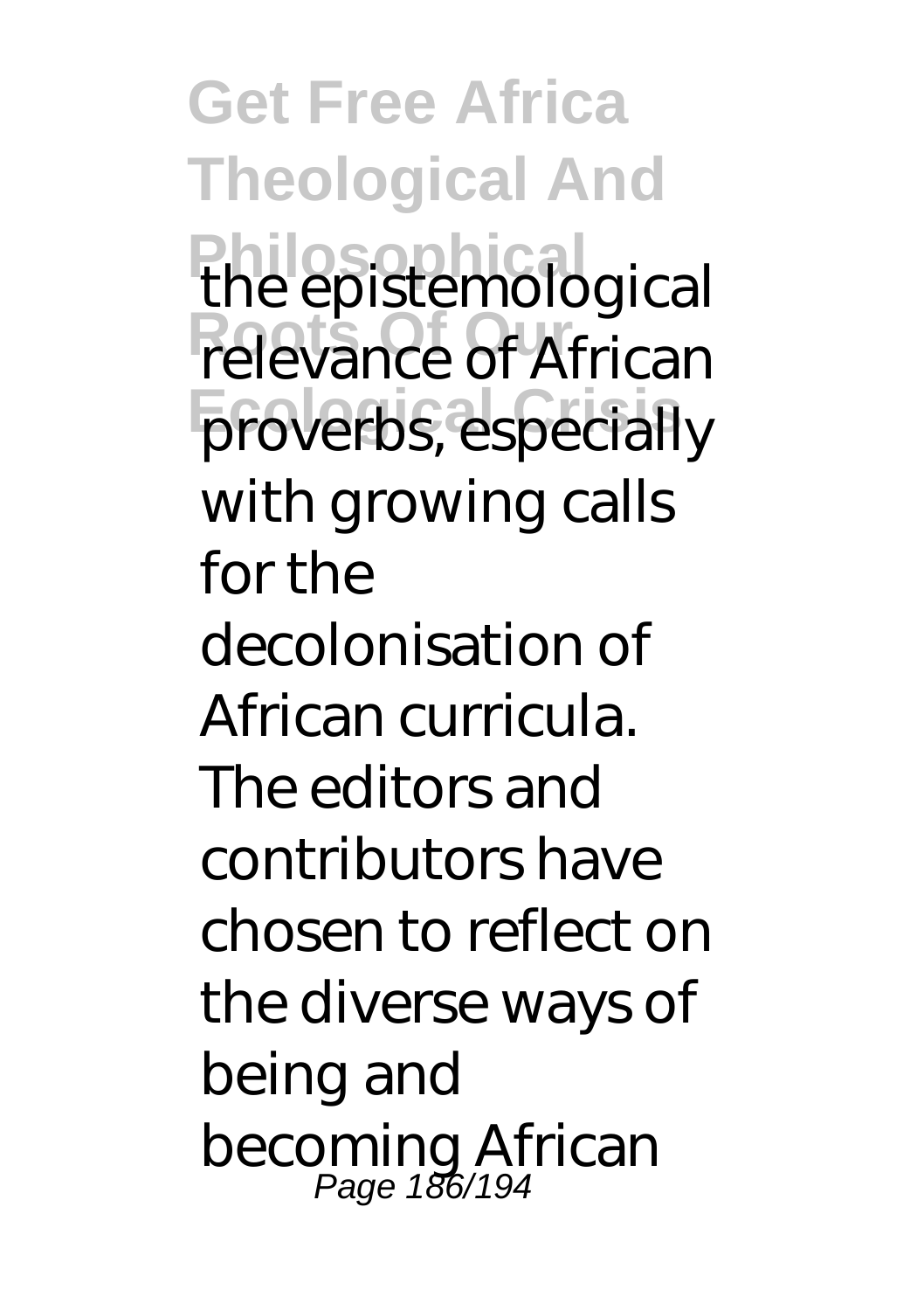the epistemological relevance of African proverbs, especially with growing calls for the decolonisation of African curricula. The editors and contributors have chosen to reflect on the diverse ways of being and becoming African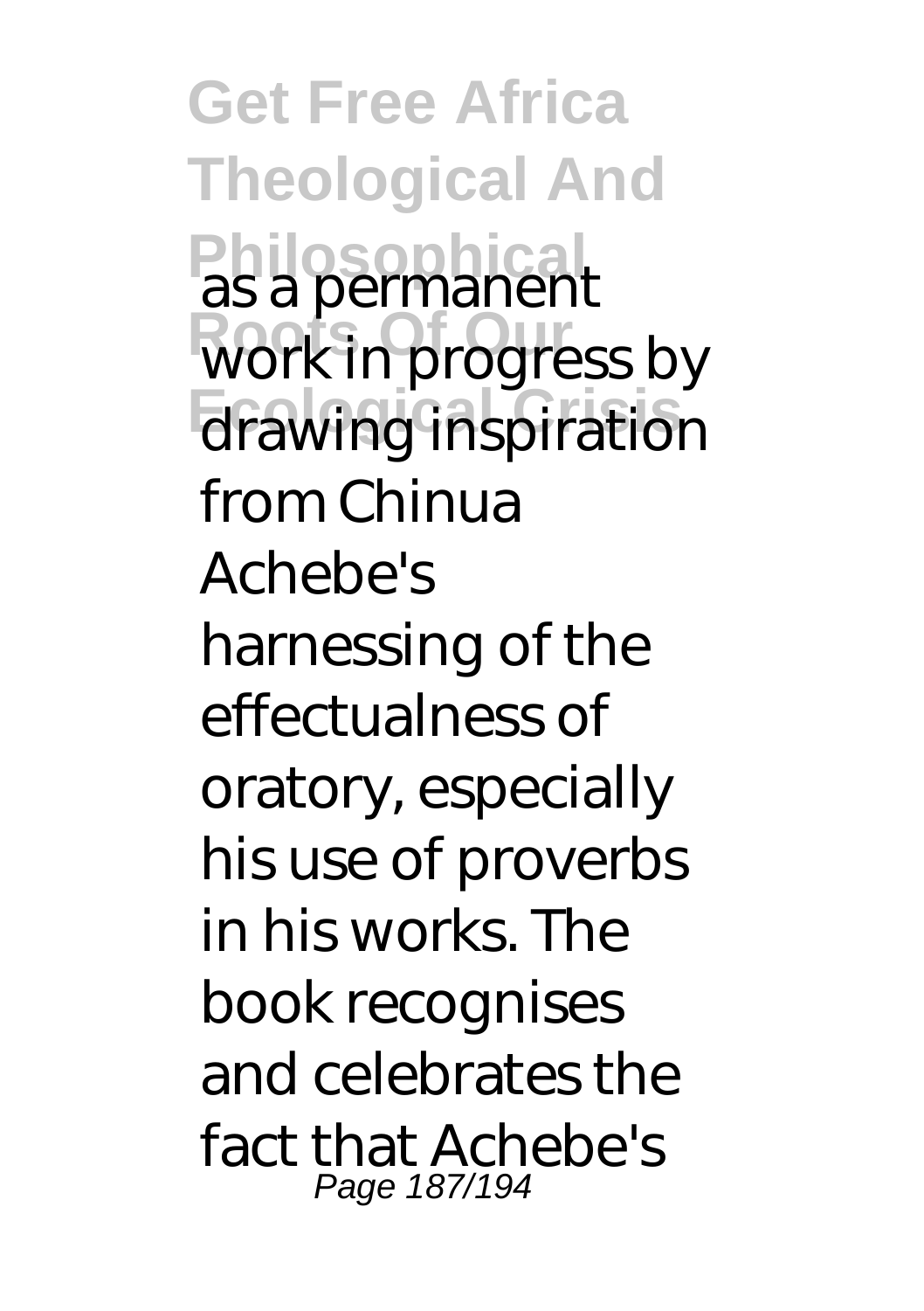as a permanent work in progress by drawing inspiration from Chinua Achebe's harnessing of the effectualness of oratory, especially his use of proverbs in his works. The book recognises and celebrates the fact that Achebe's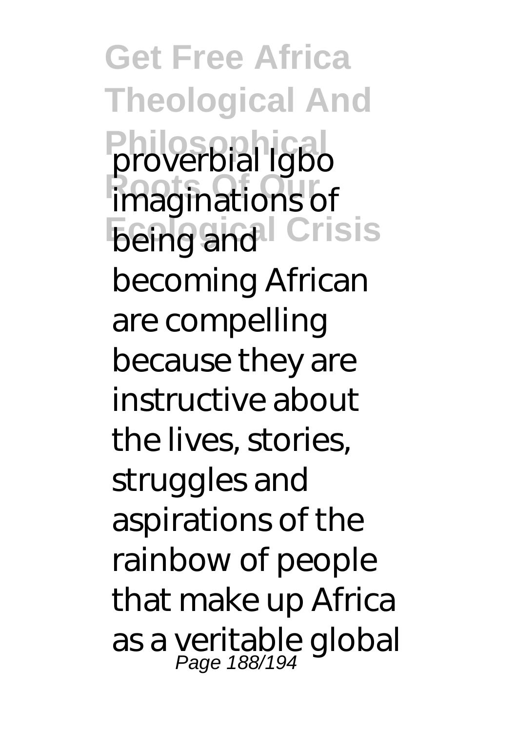proverbial Igbo imaginations of being and becoming African are compelling because they are instructive about the lives, stories, struggles and aspirations of the rainbow of people that make up Africa as a veritable global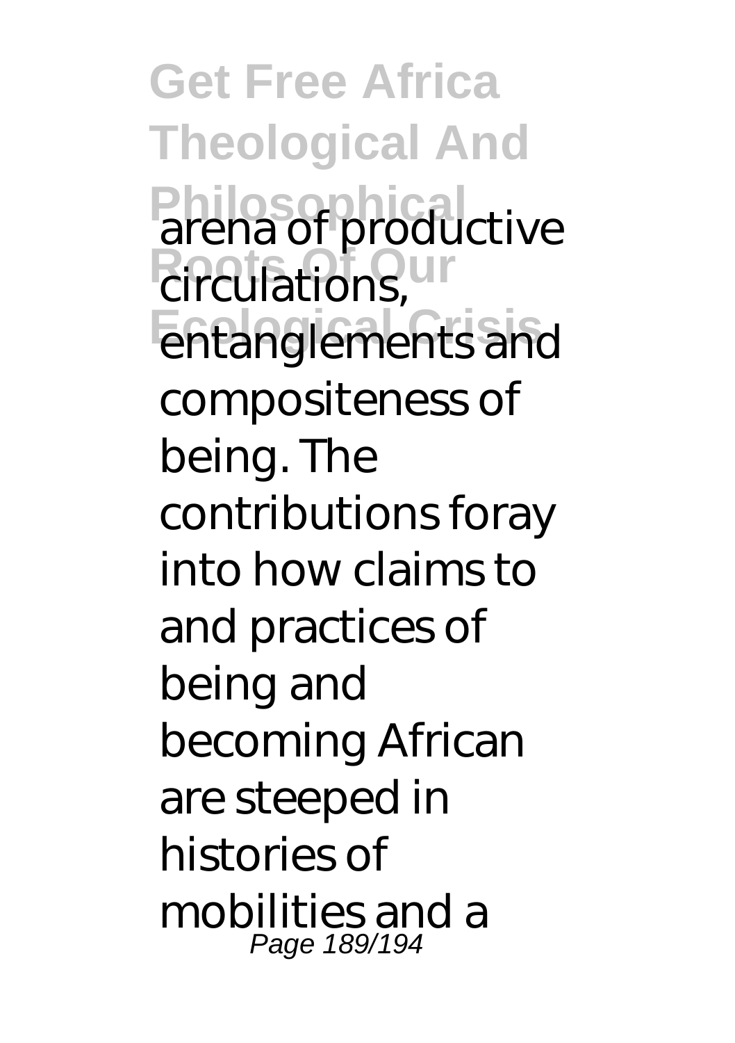arena of productive circulations, entanglements and compositeness of being. The contributions foray into how claims to and practices of being and becoming African are steeped in histories of mobilities and a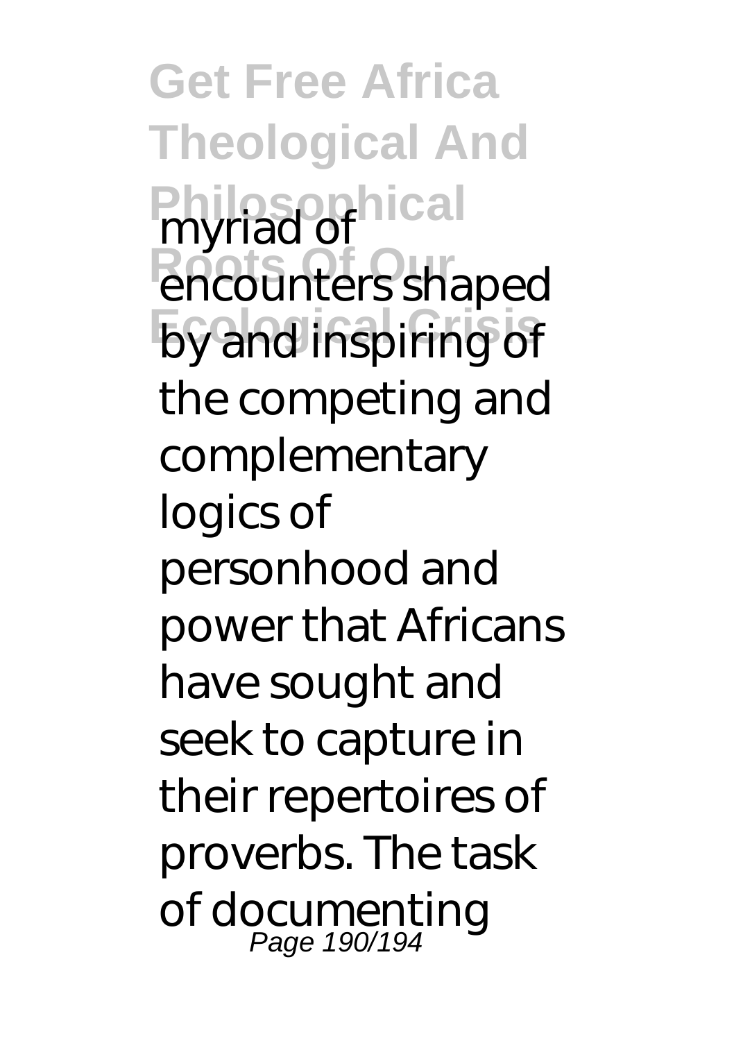myriad of encounters shaped by and inspiring of the competing and complementary logics of personhood and power that Africans have sought and seek to capture in their repertoires of proverbs. The task of documenting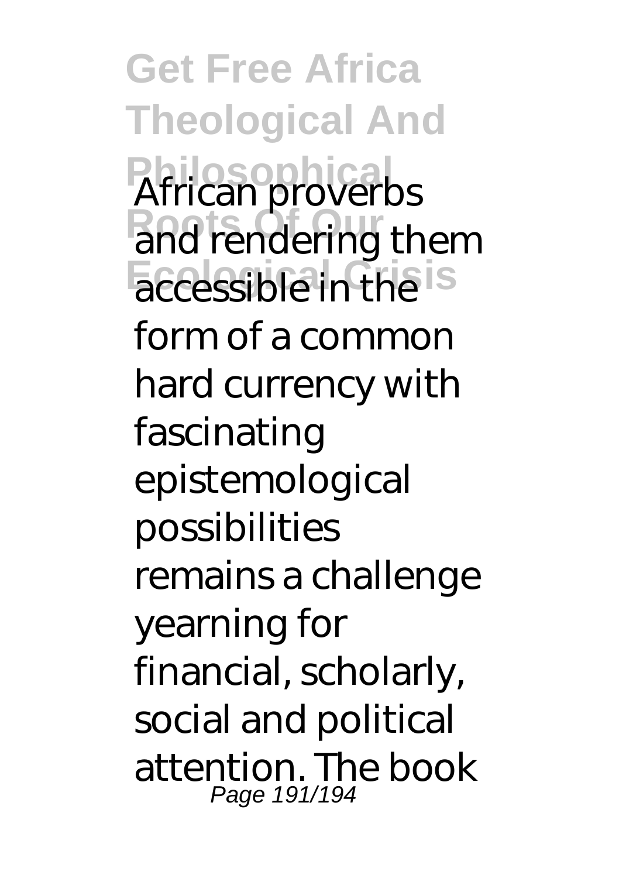African proverbs and rendering them accessible in the form of a common hard currency with fascinating epistemological possibilities remains a challenge yearning for financial, scholarly, social and political attention. The book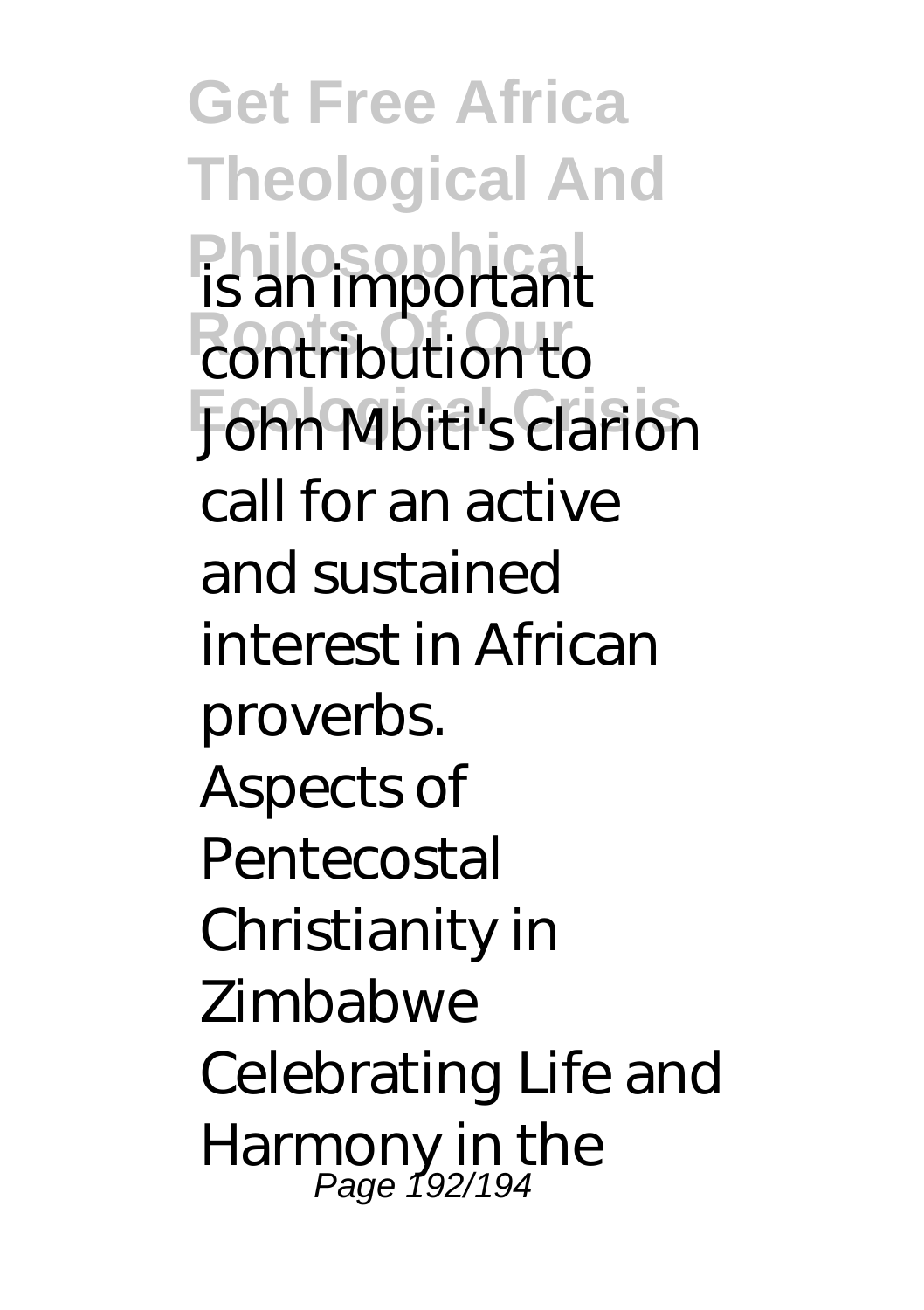is an important contribution to John Mbiti's clarion call for an active and sustained interest in African proverbs.

Aspects of Pentecostal Christianity in Zimbabwe

Celebrating Life and Harmony in the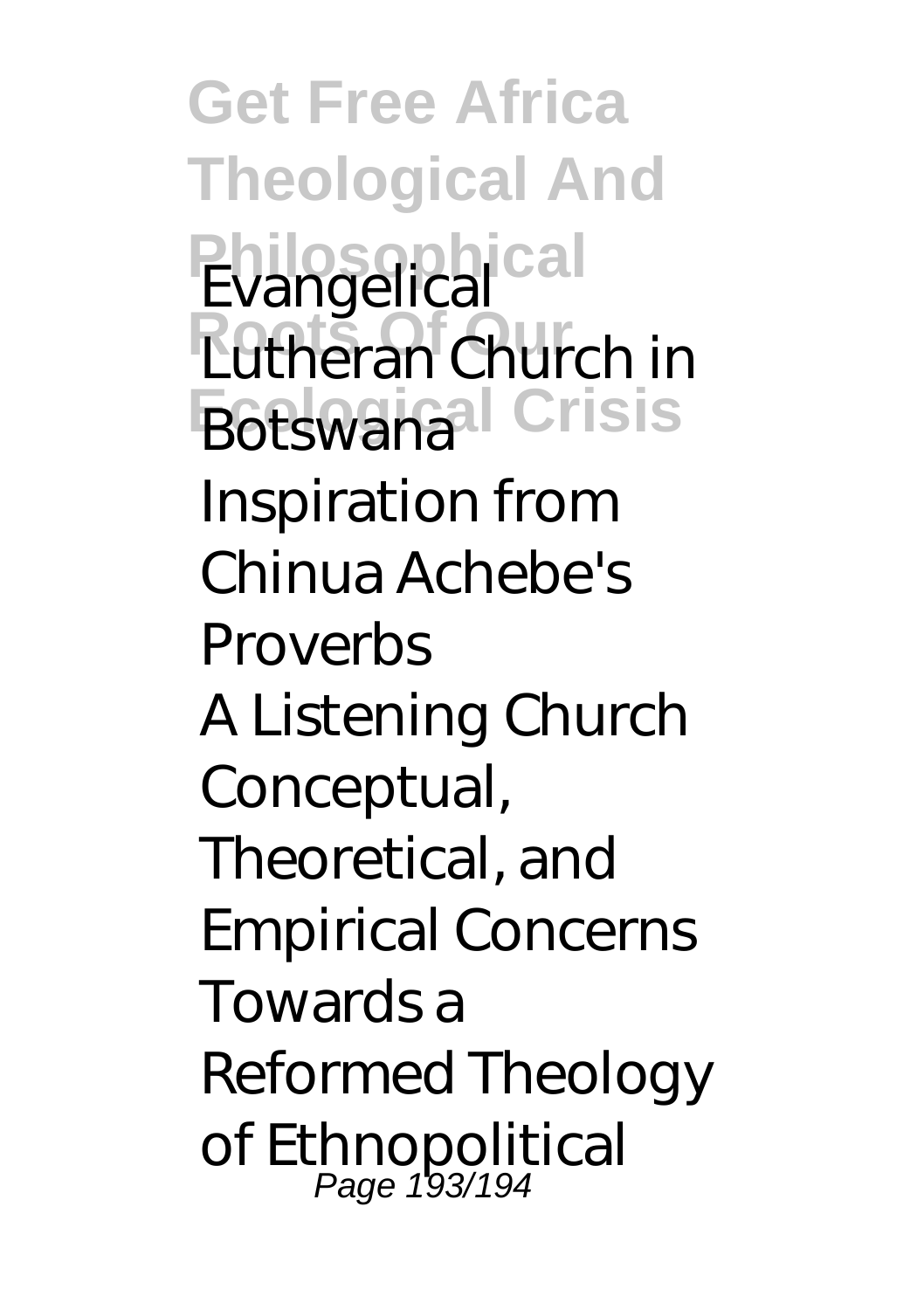Evangelical Lutheran Church in Botswana

Inspiration from Chinua Achebe's Proverbs

A Listening Church

Conceptual, Theoretical, and Empirical Concerns

Towards a Reformed Theology of Ethnopolitical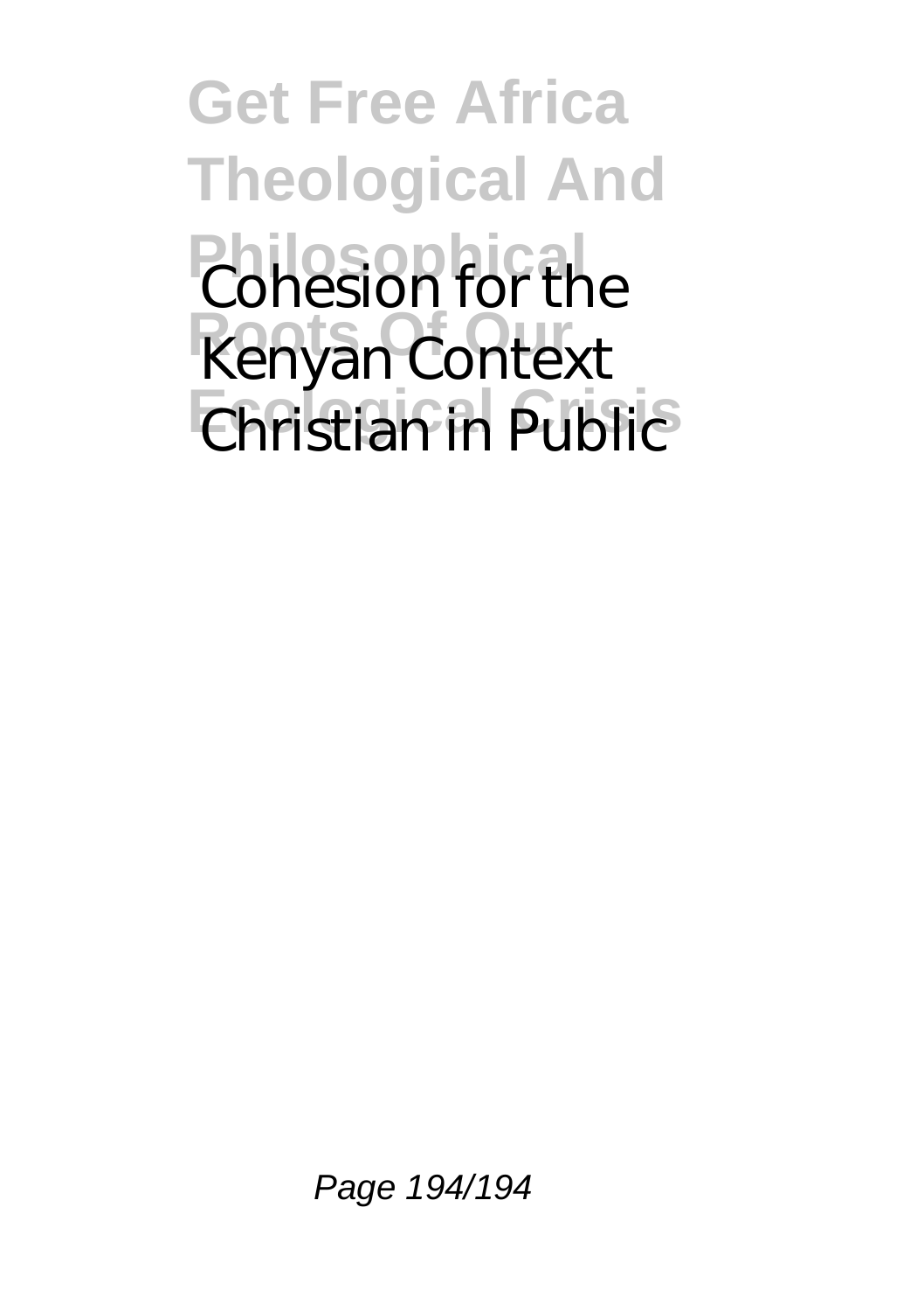Cohesion for the Kenyan Context
Christian in Public